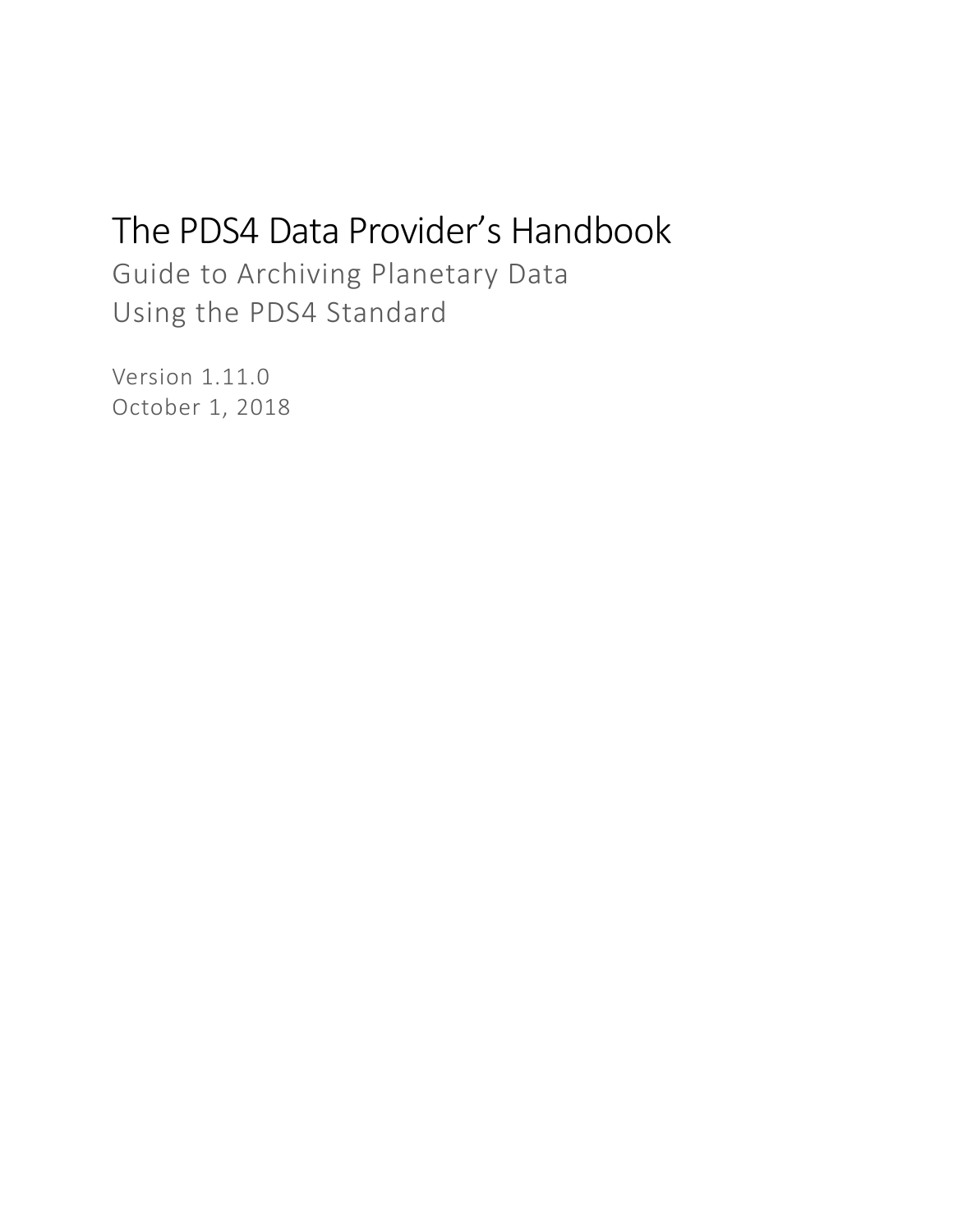# The PDS4 Data Provider's Handbook

Guide to Archiving Planetary Data
Using the PDS4 Standard

Version 1.11.0
October 1, 2018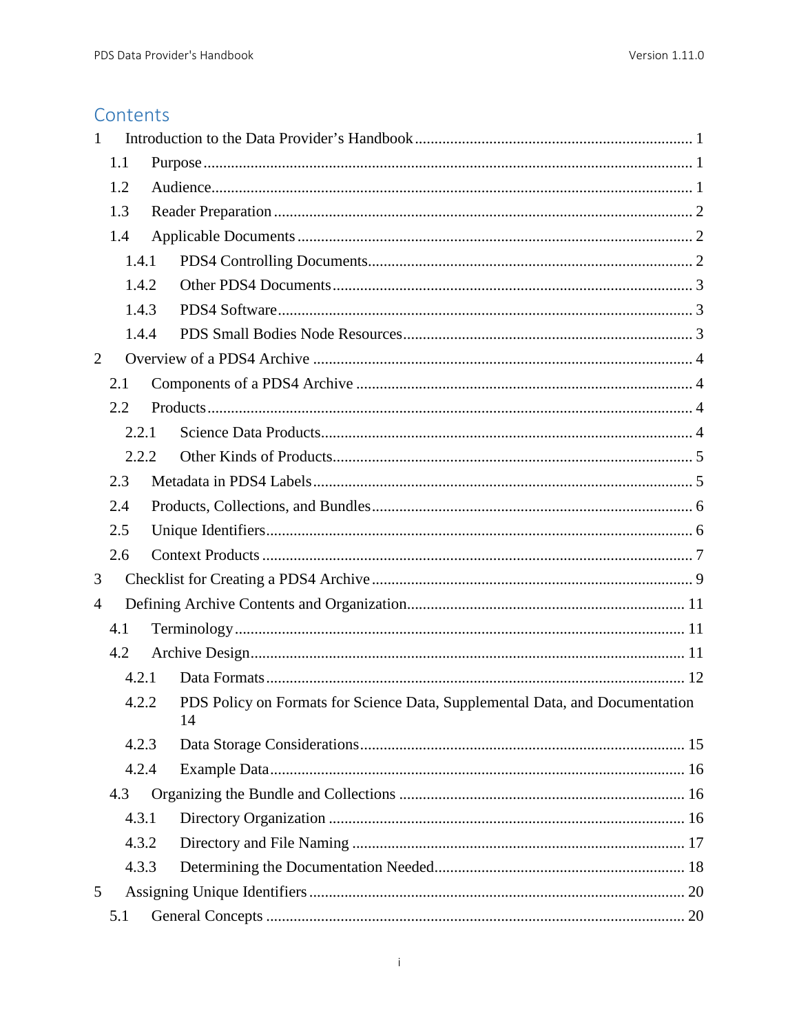# Contents

1 Introduction to the Data Provider's Handbook ..... 1
  1.1 Purpose ..... 1
  1.2 Audience ..... 1
  1.3 Reader Preparation ..... 2
  1.4 Applicable Documents ..... 2
    1.4.1 PDS4 Controlling Documents ..... 2
    1.4.2 Other PDS4 Documents ..... 3
    1.4.3 PDS4 Software ..... 3
    1.4.4 PDS Small Bodies Node Resources ..... 3
2 Overview of a PDS4 Archive ..... 4
  2.1 Components of a PDS4 Archive ..... 4
  2.2 Products ..... 4
    2.2.1 Science Data Products ..... 4
    2.2.2 Other Kinds of Products ..... 5
  2.3 Metadata in PDS4 Labels ..... 5
  2.4 Products, Collections, and Bundles ..... 6
  2.5 Unique Identifiers ..... 6
  2.6 Context Products ..... 7
3 Checklist for Creating a PDS4 Archive ..... 9
4 Defining Archive Contents and Organization ..... 11
  4.1 Terminology ..... 11
  4.2 Archive Design ..... 11
    4.2.1 Data Formats ..... 12
    4.2.2 PDS Policy on Formats for Science Data, Supplemental Data, and Documentation 14
    4.2.3 Data Storage Considerations ..... 15
    4.2.4 Example Data ..... 16
  4.3 Organizing the Bundle and Collections ..... 16
    4.3.1 Directory Organization ..... 16
    4.3.2 Directory and File Naming ..... 17
    4.3.3 Determining the Documentation Needed ..... 18
5 Assigning Unique Identifiers ..... 20
  5.1 General Concepts ..... 20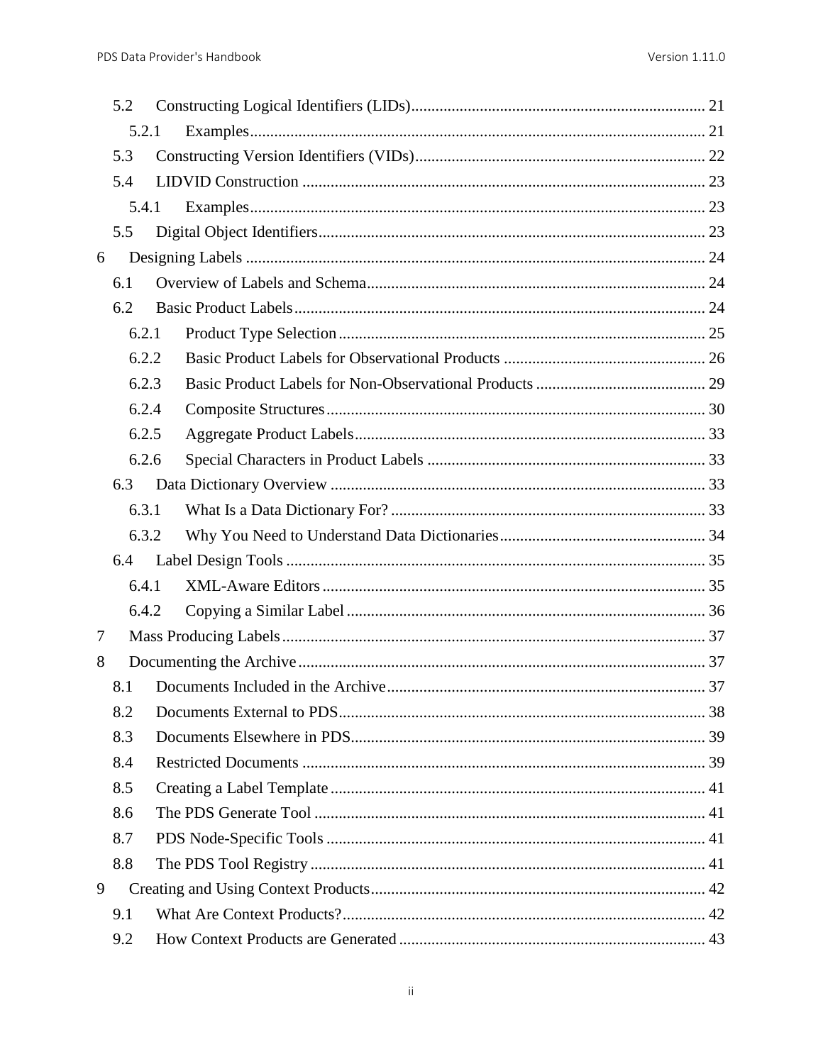- 5.2 Constructing Logical Identifiers (LIDs) ........ 21
  - 5.2.1 Examples ........ 21
- 5.3 Constructing Version Identifiers (VIDs) ........ 22
- 5.4 LIDVID Construction ........ 23
  - 5.4.1 Examples ........ 23
- 5.5 Digital Object Identifiers ........ 23

6 Designing Labels ........ 24

- 6.1 Overview of Labels and Schema ........ 24
- 6.2 Basic Product Labels ........ 24
  - 6.2.1 Product Type Selection ........ 25
  - 6.2.2 Basic Product Labels for Observational Products ........ 26
  - 6.2.3 Basic Product Labels for Non-Observational Products ........ 29
  - 6.2.4 Composite Structures ........ 30
  - 6.2.5 Aggregate Product Labels ........ 33
  - 6.2.6 Special Characters in Product Labels ........ 33
- 6.3 Data Dictionary Overview ........ 33
  - 6.3.1 What Is a Data Dictionary For? ........ 33
  - 6.3.2 Why You Need to Understand Data Dictionaries ........ 34
- 6.4 Label Design Tools ........ 35
  - 6.4.1 XML-Aware Editors ........ 35
  - 6.4.2 Copying a Similar Label ........ 36

7 Mass Producing Labels ........ 37

8 Documenting the Archive ........ 37

- 8.1 Documents Included in the Archive ........ 37
- 8.2 Documents External to PDS ........ 38
- 8.3 Documents Elsewhere in PDS ........ 39
- 8.4 Restricted Documents ........ 39
- 8.5 Creating a Label Template ........ 41
- 8.6 The PDS Generate Tool ........ 41
- 8.7 PDS Node-Specific Tools ........ 41
- 8.8 The PDS Tool Registry ........ 41

9 Creating and Using Context Products ........ 42

- 9.1 What Are Context Products? ........ 42
- 9.2 How Context Products are Generated ........ 43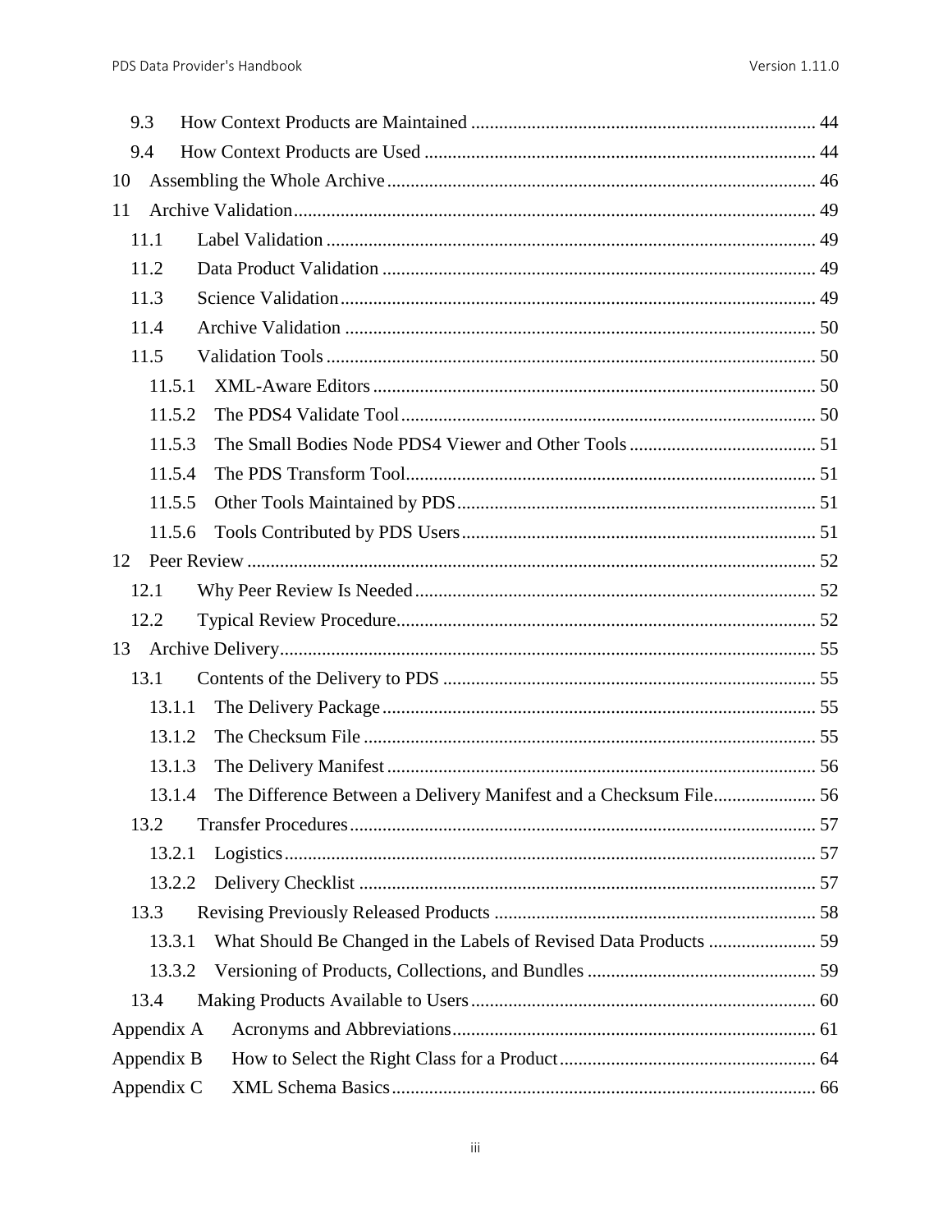9.3 How Context Products are Maintained ........................................................................ 44

9.4 How Context Products are Used ................................................................................. 44

10 Assembling the Whole Archive ........................................................................................ 46

11 Archive Validation ............................................................................................................ 49

11.1 Label Validation ........................................................................................................ 49

11.2 Data Product Validation ............................................................................................ 49

11.3 Science Validation ..................................................................................................... 49

11.4 Archive Validation .................................................................................................... 50

11.5 Validation Tools ........................................................................................................ 50

11.5.1 XML-Aware Editors ............................................................................................... 50

11.5.2 The PDS4 Validate Tool ......................................................................................... 50

11.5.3 The Small Bodies Node PDS4 Viewer and Other Tools ........................................ 51

11.5.4 The PDS Transform Tool ........................................................................................ 51

11.5.5 Other Tools Maintained by PDS ............................................................................ 51

11.5.6 Tools Contributed by PDS Users ........................................................................... 51

12 Peer Review ....................................................................................................................... 52

12.1 Why Peer Review Is Needed ..................................................................................... 52

12.2 Typical Review Procedure ......................................................................................... 52

13 Archive Delivery ................................................................................................................ 55

13.1 Contents of the Delivery to PDS ............................................................................... 55

13.1.1 The Delivery Package ............................................................................................ 55

13.1.2 The Checksum File ................................................................................................ 55

13.1.3 The Delivery Manifest ........................................................................................... 56

13.1.4 The Difference Between a Delivery Manifest and a Checksum File ...................... 56

13.2 Transfer Procedures .................................................................................................. 57

13.2.1 Logistics ................................................................................................................. 57

13.2.2 Delivery Checklist ................................................................................................. 57

13.3 Revising Previously Released Products .................................................................... 58

13.3.1 What Should Be Changed in the Labels of Revised Data Products ....................... 59

13.3.2 Versioning of Products, Collections, and Bundles ................................................. 59

13.4 Making Products Available to Users ......................................................................... 60

Appendix A Acronyms and Abbreviations ............................................................................. 61

Appendix B How to Select the Right Class for a Product ...................................................... 64

Appendix C XML Schema Basics .......................................................................................... 66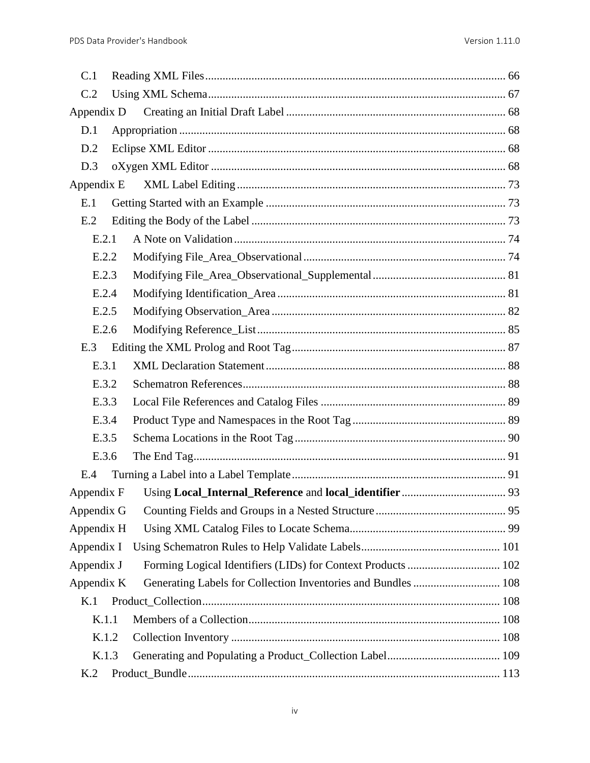C.1 Reading XML Files ........................................................................................................ 66

C.2 Using XML Schema ....................................................................................................... 67

Appendix D Creating an Initial Draft Label ............................................................................ 68

D.1 Appropriation ................................................................................................................ 68

D.2 Eclipse XML Editor ...................................................................................................... 68

D.3 oXygen XML Editor ..................................................................................................... 68

Appendix E XML Label Editing ............................................................................................. 73

E.1 Getting Started with an Example ................................................................................... 73

E.2 Editing the Body of the Label ........................................................................................ 73

E.2.1 A Note on Validation .............................................................................................. 74

E.2.2 Modifying File_Area_Observational ...................................................................... 74

E.2.3 Modifying File_Area_Observational_Supplemental .............................................. 81

E.2.4 Modifying Identification_Area ............................................................................... 81

E.2.5 Modifying Observation_Area ................................................................................. 82

E.2.6 Modifying Reference_List ...................................................................................... 85

E.3 Editing the XML Prolog and Root Tag .......................................................................... 87

E.3.1 XML Declaration Statement ................................................................................... 88

E.3.2 Schematron References ........................................................................................... 88

E.3.3 Local File References and Catalog Files ................................................................ 89

E.3.4 Product Type and Namespaces in the Root Tag ..................................................... 89

E.3.5 Schema Locations in the Root Tag ......................................................................... 90

E.3.6 The End Tag ............................................................................................................ 91

E.4 Turning a Label into a Label Template .......................................................................... 91

Appendix F Using **Local_Internal_Reference** and **local_identifier** .................................... 93

Appendix G Counting Fields and Groups in a Nested Structure ............................................. 95

Appendix H Using XML Catalog Files to Locate Schema ...................................................... 99

Appendix I Using Schematron Rules to Help Validate Labels ................................................ 101

Appendix J Forming Logical Identifiers (LIDs) for Context Products ................................. 102

Appendix K Generating Labels for Collection Inventories and Bundles .............................. 108

K.1 Product_Collection ....................................................................................................... 108

K.1.1 Members of a Collection ....................................................................................... 108

K.1.2 Collection Inventory ............................................................................................. 108

K.1.3 Generating and Populating a Product_Collection Label ....................................... 109

K.2 Product_Bundle ............................................................................................................ 113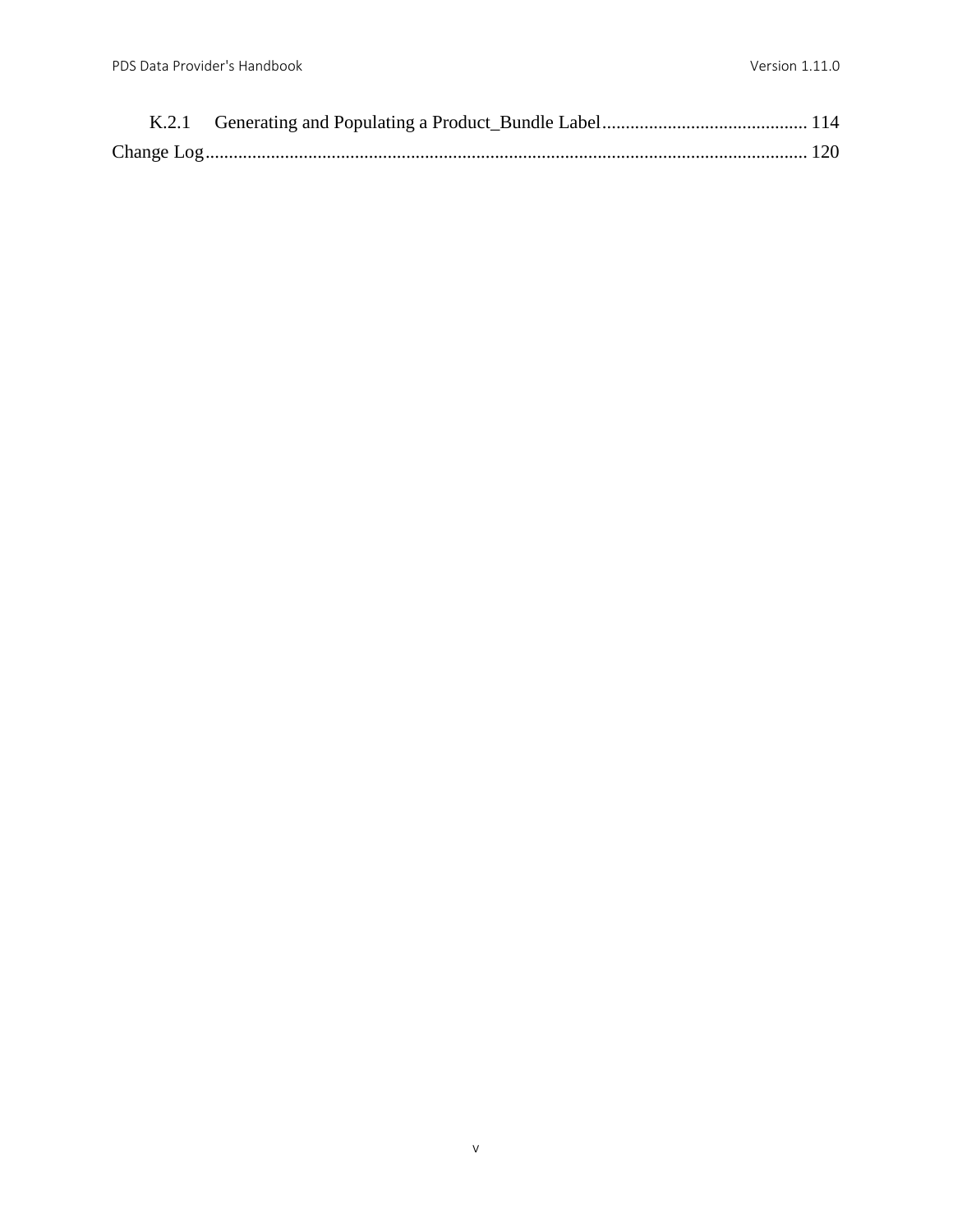K.2.1 Generating and Populating a Product_Bundle Label ............................................ 114

Change Log ................................................................................................................. 120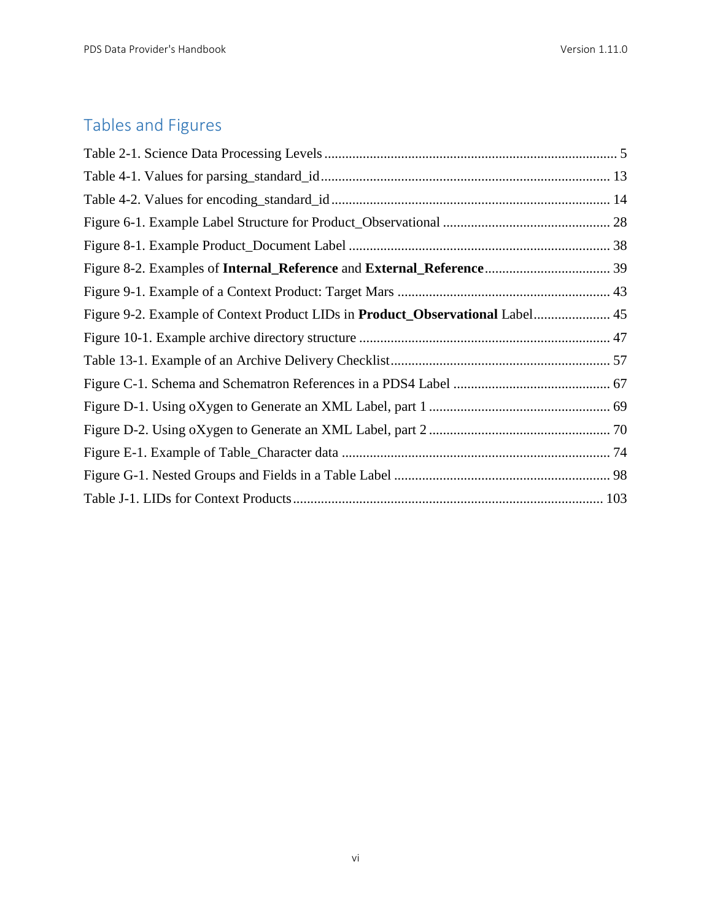## Tables and Figures

Table 2-1. Science Data Processing Levels .................................................................................... 5

Table 4-1. Values for parsing_standard_id .................................................................................. 13

Table 4-2. Values for encoding_standard_id ................................................................................ 14

Figure 6-1. Example Label Structure for Product_Observational ................................................ 28

Figure 8-1. Example Product_Document Label ........................................................................... 38

Figure 8-2. Examples of **Internal_Reference** and **External_Reference** .................................... 39

Figure 9-1. Example of a Context Product: Target Mars ............................................................. 43

Figure 9-2. Example of Context Product LIDs in **Product_Observational** Label ...................... 45

Figure 10-1. Example archive directory structure ........................................................................ 47

Table 13-1. Example of an Archive Delivery Checklist ............................................................... 57

Figure C-1. Schema and Schematron References in a PDS4 Label ............................................. 67

Figure D-1. Using oXygen to Generate an XML Label, part 1 .................................................... 69

Figure D-2. Using oXygen to Generate an XML Label, part 2 .................................................... 70

Figure E-1. Example of Table_Character data ............................................................................. 74

Figure G-1. Nested Groups and Fields in a Table Label .............................................................. 98

Table J-1. LIDs for Context Products ......................................................................................... 103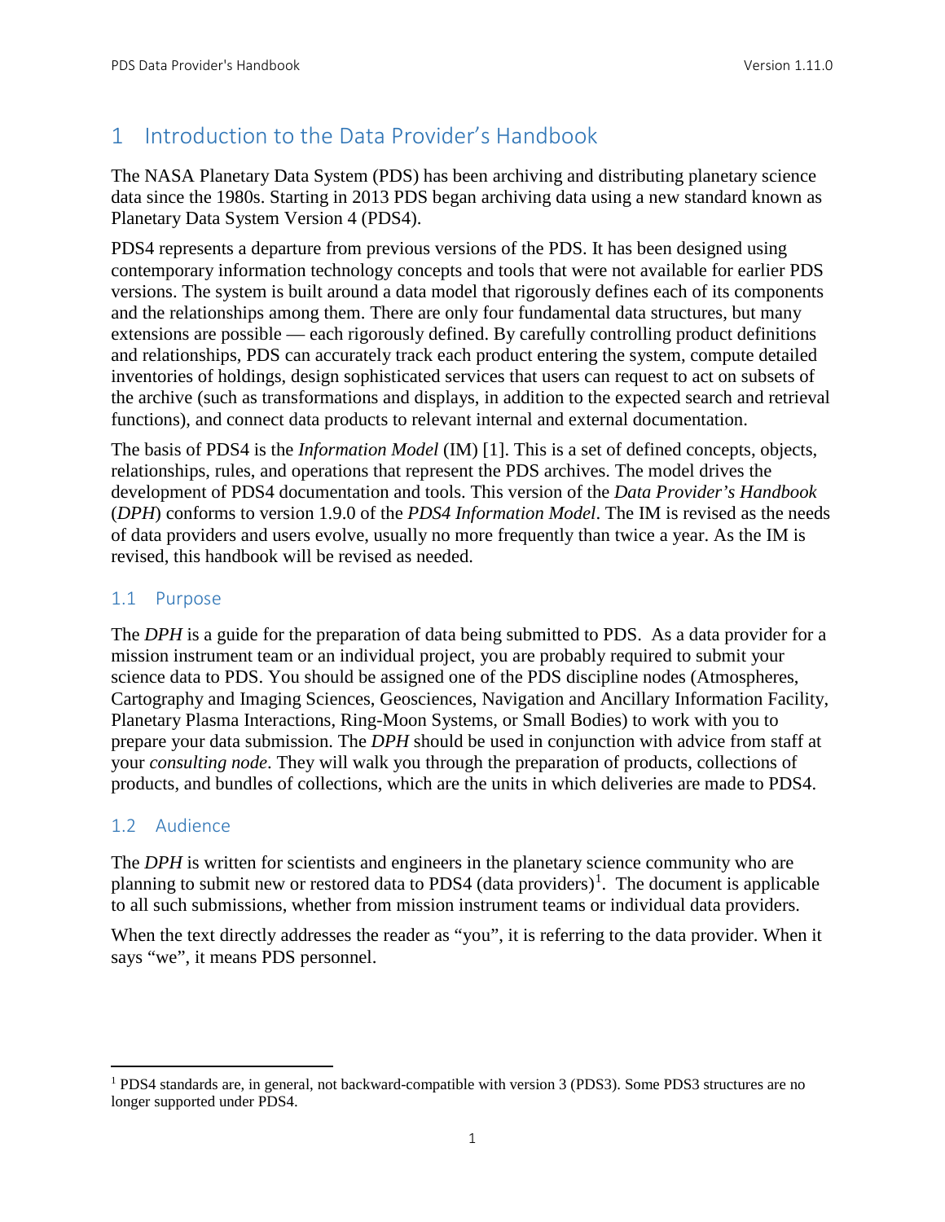# 1 Introduction to the Data Provider's Handbook

The NASA Planetary Data System (PDS) has been archiving and distributing planetary science data since the 1980s. Starting in 2013 PDS began archiving data using a new standard known as Planetary Data System Version 4 (PDS4).

PDS4 represents a departure from previous versions of the PDS. It has been designed using contemporary information technology concepts and tools that were not available for earlier PDS versions. The system is built around a data model that rigorously defines each of its components and the relationships among them. There are only four fundamental data structures, but many extensions are possible — each rigorously defined. By carefully controlling product definitions and relationships, PDS can accurately track each product entering the system, compute detailed inventories of holdings, design sophisticated services that users can request to act on subsets of the archive (such as transformations and displays, in addition to the expected search and retrieval functions), and connect data products to relevant internal and external documentation.

The basis of PDS4 is the *Information Model* (IM) [1]. This is a set of defined concepts, objects, relationships, rules, and operations that represent the PDS archives. The model drives the development of PDS4 documentation and tools. This version of the *Data Provider's Handbook* (*DPH*) conforms to version 1.9.0 of the *PDS4 Information Model*. The IM is revised as the needs of data providers and users evolve, usually no more frequently than twice a year. As the IM is revised, this handbook will be revised as needed.

## 1.1 Purpose

The *DPH* is a guide for the preparation of data being submitted to PDS. As a data provider for a mission instrument team or an individual project, you are probably required to submit your science data to PDS. You should be assigned one of the PDS discipline nodes (Atmospheres, Cartography and Imaging Sciences, Geosciences, Navigation and Ancillary Information Facility, Planetary Plasma Interactions, Ring-Moon Systems, or Small Bodies) to work with you to prepare your data submission. The *DPH* should be used in conjunction with advice from staff at your *consulting node*. They will walk you through the preparation of products, collections of products, and bundles of collections, which are the units in which deliveries are made to PDS4.

## 1.2 Audience

The *DPH* is written for scientists and engineers in the planetary science community who are planning to submit new or restored data to PDS4 (data providers)[1]. The document is applicable to all such submissions, whether from mission instrument teams or individual data providers.

When the text directly addresses the reader as "you", it is referring to the data provider. When it says "we", it means PDS personnel.

---

[1] PDS4 standards are, in general, not backward-compatible with version 3 (PDS3). Some PDS3 structures are no longer supported under PDS4.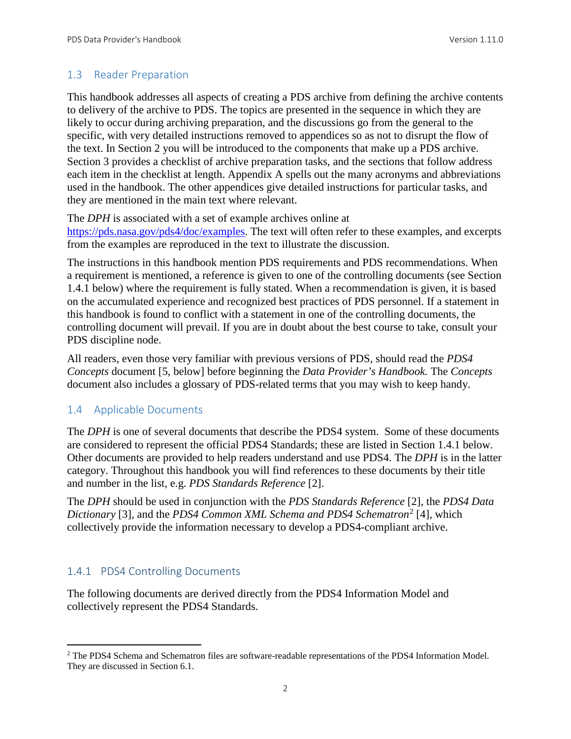## 1.3 Reader Preparation

This handbook addresses all aspects of creating a PDS archive from defining the archive contents to delivery of the archive to PDS. The topics are presented in the sequence in which they are likely to occur during archiving preparation, and the discussions go from the general to the specific, with very detailed instructions removed to appendices so as not to disrupt the flow of the text. In Section 2 you will be introduced to the components that make up a PDS archive. Section 3 provides a checklist of archive preparation tasks, and the sections that follow address each item in the checklist at length. Appendix A spells out the many acronyms and abbreviations used in the handbook. The other appendices give detailed instructions for particular tasks, and they are mentioned in the main text where relevant.

The *DPH* is associated with a set of example archives online at https://pds.nasa.gov/pds4/doc/examples. The text will often refer to these examples, and excerpts from the examples are reproduced in the text to illustrate the discussion.

The instructions in this handbook mention PDS requirements and PDS recommendations. When a requirement is mentioned, a reference is given to one of the controlling documents (see Section 1.4.1 below) where the requirement is fully stated. When a recommendation is given, it is based on the accumulated experience and recognized best practices of PDS personnel. If a statement in this handbook is found to conflict with a statement in one of the controlling documents, the controlling document will prevail. If you are in doubt about the best course to take, consult your PDS discipline node.

All readers, even those very familiar with previous versions of PDS, should read the *PDS4 Concepts* document [5, below] before beginning the *Data Provider's Handbook.* The *Concepts* document also includes a glossary of PDS-related terms that you may wish to keep handy.

## 1.4 Applicable Documents

The *DPH* is one of several documents that describe the PDS4 system. Some of these documents are considered to represent the official PDS4 Standards; these are listed in Section 1.4.1 below. Other documents are provided to help readers understand and use PDS4. The *DPH* is in the latter category. Throughout this handbook you will find references to these documents by their title and number in the list, e.g. *PDS Standards Reference* [2].

The *DPH* should be used in conjunction with the *PDS Standards Reference* [2], the *PDS4 Data Dictionary* [3], and the *PDS4 Common XML Schema and PDS4 Schematron*[2] [4], which collectively provide the information necessary to develop a PDS4-compliant archive.

### 1.4.1 PDS4 Controlling Documents

The following documents are derived directly from the PDS4 Information Model and collectively represent the PDS4 Standards.

---

[2] The PDS4 Schema and Schematron files are software-readable representations of the PDS4 Information Model. They are discussed in Section 6.1.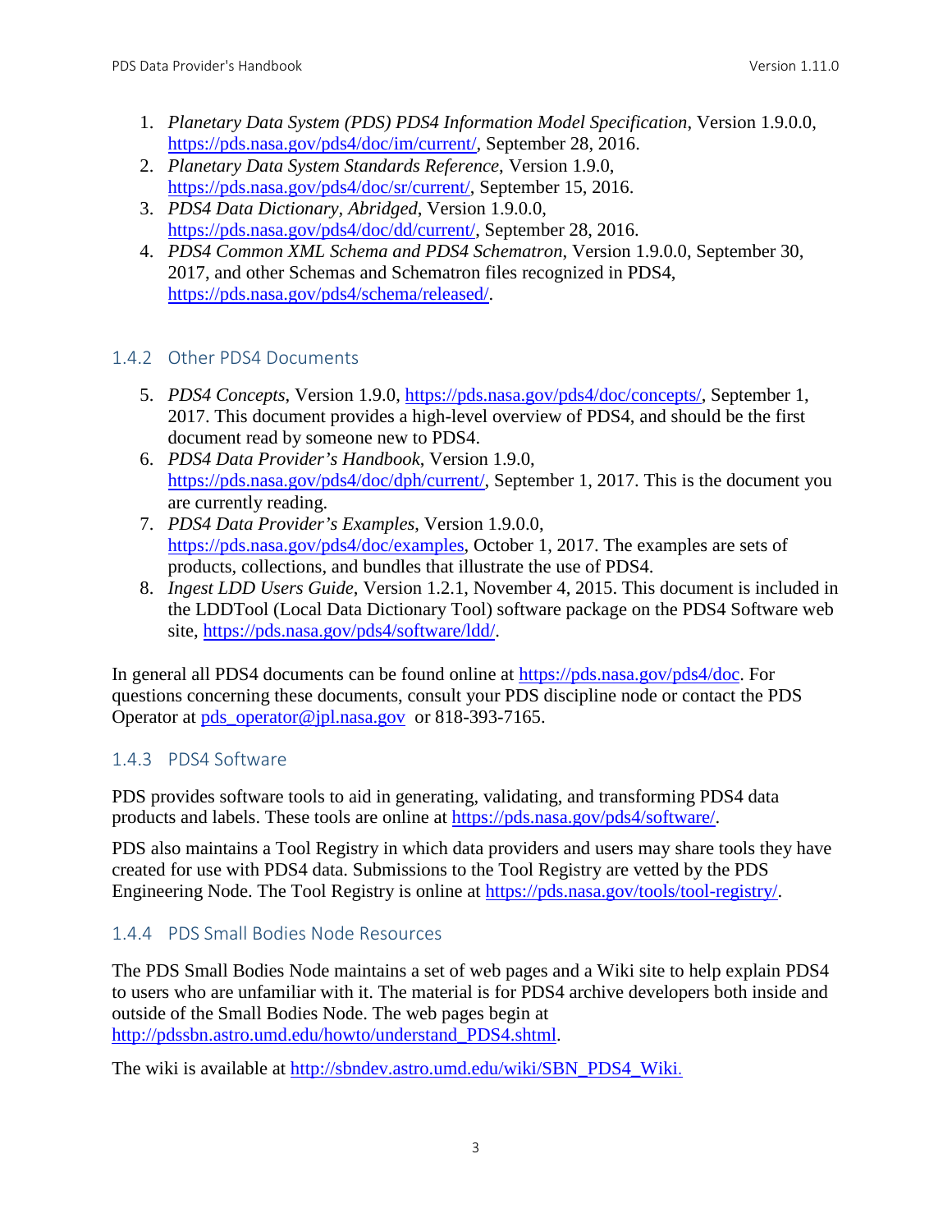1. *Planetary Data System (PDS) PDS4 Information Model Specification*, Version 1.9.0.0, https://pds.nasa.gov/pds4/doc/im/current/, September 28, 2016.
2. *Planetary Data System Standards Reference*, Version 1.9.0, https://pds.nasa.gov/pds4/doc/sr/current/, September 15, 2016.
3. *PDS4 Data Dictionary, Abridged*, Version 1.9.0.0, https://pds.nasa.gov/pds4/doc/dd/current/, September 28, 2016.
4. *PDS4 Common XML Schema and PDS4 Schematron*, Version 1.9.0.0, September 30, 2017, and other Schemas and Schematron files recognized in PDS4, https://pds.nasa.gov/pds4/schema/released/.

### 1.4.2 Other PDS4 Documents

5. *PDS4 Concepts*, Version 1.9.0, https://pds.nasa.gov/pds4/doc/concepts/, September 1, 2017. This document provides a high-level overview of PDS4, and should be the first document read by someone new to PDS4.
6. *PDS4 Data Provider's Handbook*, Version 1.9.0, https://pds.nasa.gov/pds4/doc/dph/current/, September 1, 2017. This is the document you are currently reading.
7. *PDS4 Data Provider's Examples*, Version 1.9.0.0, https://pds.nasa.gov/pds4/doc/examples, October 1, 2017. The examples are sets of products, collections, and bundles that illustrate the use of PDS4.
8. *Ingest LDD Users Guide*, Version 1.2.1, November 4, 2015. This document is included in the LDDTool (Local Data Dictionary Tool) software package on the PDS4 Software web site, https://pds.nasa.gov/pds4/software/ldd/.

In general all PDS4 documents can be found online at https://pds.nasa.gov/pds4/doc. For questions concerning these documents, consult your PDS discipline node or contact the PDS Operator at pds_operator@jpl.nasa.gov or 818-393-7165.

### 1.4.3 PDS4 Software

PDS provides software tools to aid in generating, validating, and transforming PDS4 data products and labels. These tools are online at https://pds.nasa.gov/pds4/software/.

PDS also maintains a Tool Registry in which data providers and users may share tools they have created for use with PDS4 data. Submissions to the Tool Registry are vetted by the PDS Engineering Node. The Tool Registry is online at https://pds.nasa.gov/tools/tool-registry/.

### 1.4.4 PDS Small Bodies Node Resources

The PDS Small Bodies Node maintains a set of web pages and a Wiki site to help explain PDS4 to users who are unfamiliar with it. The material is for PDS4 archive developers both inside and outside of the Small Bodies Node. The web pages begin at http://pdssbn.astro.umd.edu/howto/understand_PDS4.shtml.

The wiki is available at http://sbndev.astro.umd.edu/wiki/SBN_PDS4_Wiki.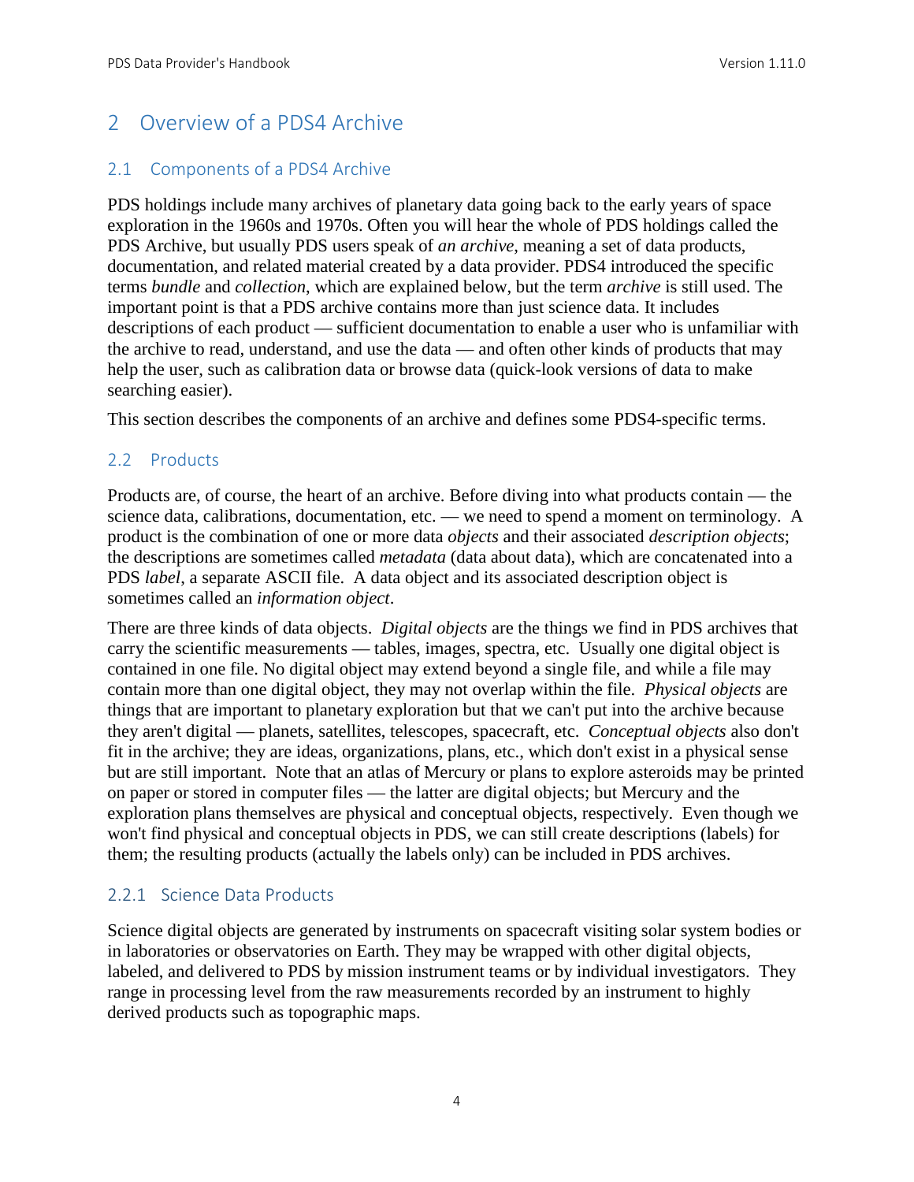# 2 Overview of a PDS4 Archive

## 2.1 Components of a PDS4 Archive

PDS holdings include many archives of planetary data going back to the early years of space exploration in the 1960s and 1970s. Often you will hear the whole of PDS holdings called the PDS Archive, but usually PDS users speak of *an archive*, meaning a set of data products, documentation, and related material created by a data provider. PDS4 introduced the specific terms *bundle* and *collection*, which are explained below, but the term *archive* is still used. The important point is that a PDS archive contains more than just science data. It includes descriptions of each product — sufficient documentation to enable a user who is unfamiliar with the archive to read, understand, and use the data — and often other kinds of products that may help the user, such as calibration data or browse data (quick-look versions of data to make searching easier).

This section describes the components of an archive and defines some PDS4-specific terms.

## 2.2 Products

Products are, of course, the heart of an archive. Before diving into what products contain — the science data, calibrations, documentation, etc. — we need to spend a moment on terminology. A product is the combination of one or more data *objects* and their associated *description objects*; the descriptions are sometimes called *metadata* (data about data), which are concatenated into a PDS *label*, a separate ASCII file. A data object and its associated description object is sometimes called an *information object*.

There are three kinds of data objects. *Digital objects* are the things we find in PDS archives that carry the scientific measurements — tables, images, spectra, etc. Usually one digital object is contained in one file. No digital object may extend beyond a single file, and while a file may contain more than one digital object, they may not overlap within the file. *Physical objects* are things that are important to planetary exploration but that we can't put into the archive because they aren't digital — planets, satellites, telescopes, spacecraft, etc. *Conceptual objects* also don't fit in the archive; they are ideas, organizations, plans, etc., which don't exist in a physical sense but are still important. Note that an atlas of Mercury or plans to explore asteroids may be printed on paper or stored in computer files — the latter are digital objects; but Mercury and the exploration plans themselves are physical and conceptual objects, respectively. Even though we won't find physical and conceptual objects in PDS, we can still create descriptions (labels) for them; the resulting products (actually the labels only) can be included in PDS archives.

### 2.2.1 Science Data Products

Science digital objects are generated by instruments on spacecraft visiting solar system bodies or in laboratories or observatories on Earth. They may be wrapped with other digital objects, labeled, and delivered to PDS by mission instrument teams or by individual investigators. They range in processing level from the raw measurements recorded by an instrument to highly derived products such as topographic maps.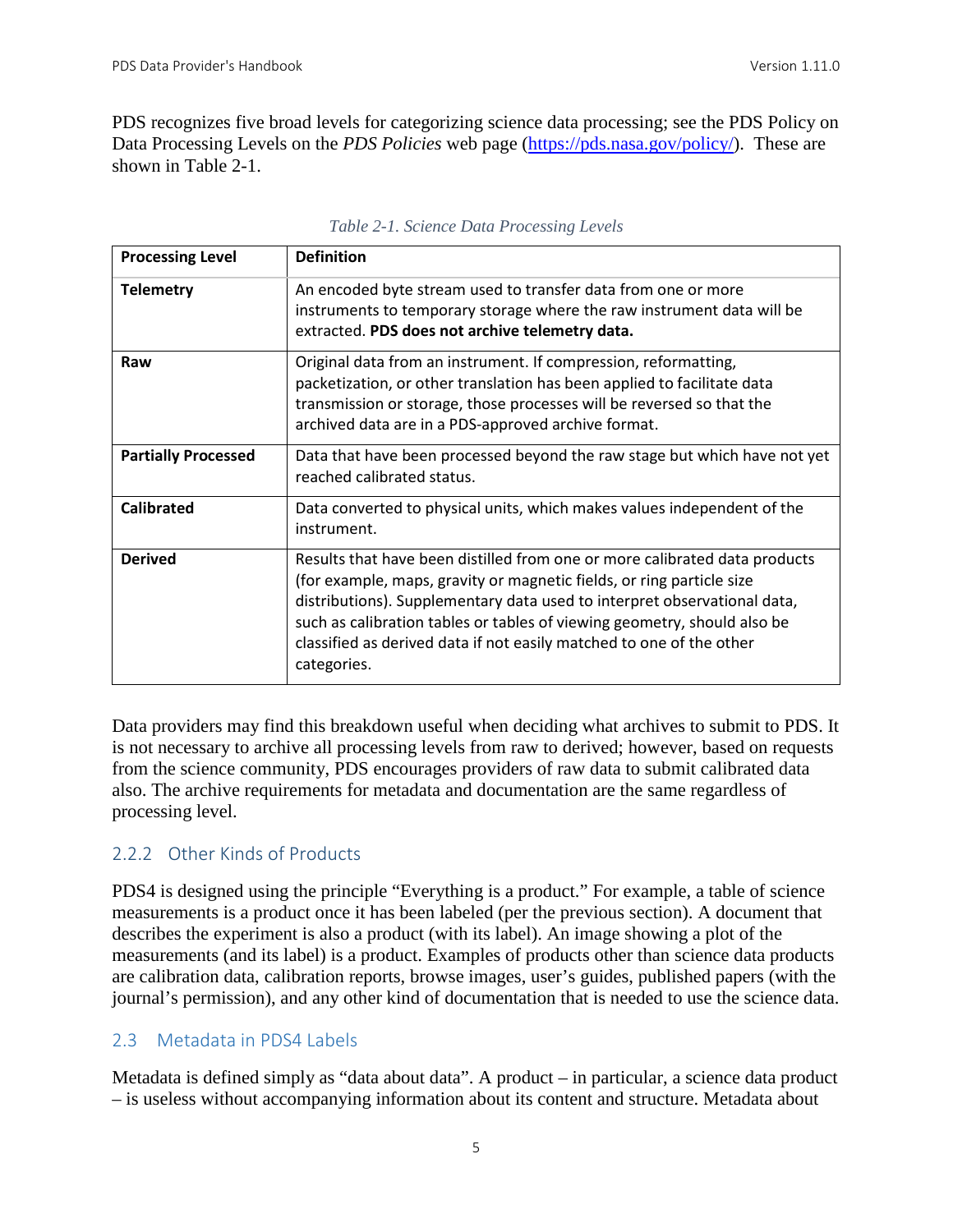PDS recognizes five broad levels for categorizing science data processing; see the PDS Policy on Data Processing Levels on the *PDS Policies* web page (https://pds.nasa.gov/policy/). These are shown in Table 2-1.

*Table 2-1. Science Data Processing Levels*

| Processing Level | Definition |
|---|---|
| **Telemetry** | An encoded byte stream used to transfer data from one or more instruments to temporary storage where the raw instrument data will be extracted. **PDS does not archive telemetry data.** |
| **Raw** | Original data from an instrument. If compression, reformatting, packetization, or other translation has been applied to facilitate data transmission or storage, those processes will be reversed so that the archived data are in a PDS-approved archive format. |
| **Partially Processed** | Data that have been processed beyond the raw stage but which have not yet reached calibrated status. |
| **Calibrated** | Data converted to physical units, which makes values independent of the instrument. |
| **Derived** | Results that have been distilled from one or more calibrated data products (for example, maps, gravity or magnetic fields, or ring particle size distributions). Supplementary data used to interpret observational data, such as calibration tables or tables of viewing geometry, should also be classified as derived data if not easily matched to one of the other categories. |

Data providers may find this breakdown useful when deciding what archives to submit to PDS. It is not necessary to archive all processing levels from raw to derived; however, based on requests from the science community, PDS encourages providers of raw data to submit calibrated data also. The archive requirements for metadata and documentation are the same regardless of processing level.

### 2.2.2 Other Kinds of Products

PDS4 is designed using the principle “Everything is a product.” For example, a table of science measurements is a product once it has been labeled (per the previous section). A document that describes the experiment is also a product (with its label). An image showing a plot of the measurements (and its label) is a product. Examples of products other than science data products are calibration data, calibration reports, browse images, user’s guides, published papers (with the journal’s permission), and any other kind of documentation that is needed to use the science data.

## 2.3 Metadata in PDS4 Labels

Metadata is defined simply as “data about data”. A product – in particular, a science data product – is useless without accompanying information about its content and structure. Metadata about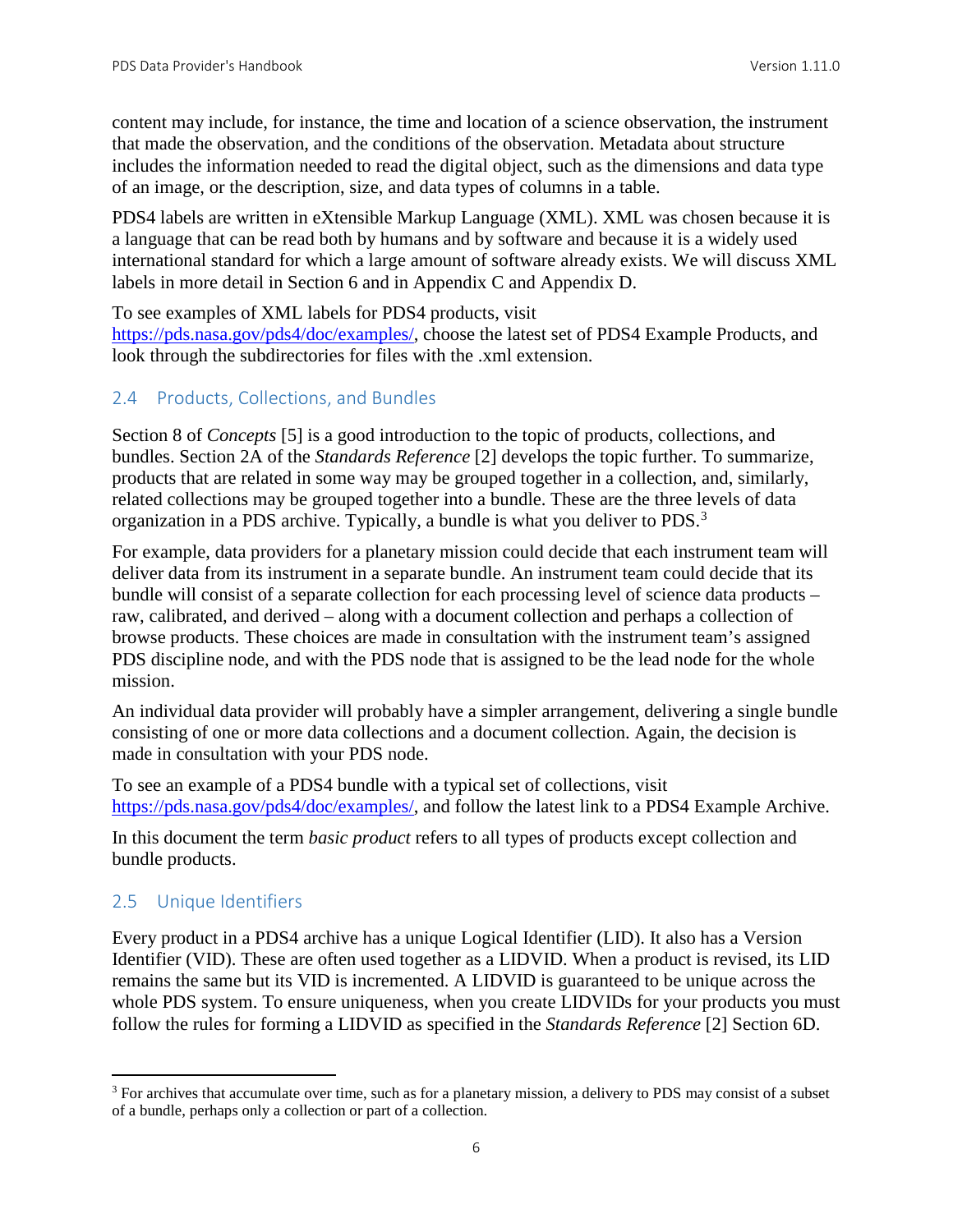content may include, for instance, the time and location of a science observation, the instrument that made the observation, and the conditions of the observation. Metadata about structure includes the information needed to read the digital object, such as the dimensions and data type of an image, or the description, size, and data types of columns in a table.

PDS4 labels are written in eXtensible Markup Language (XML). XML was chosen because it is a language that can be read both by humans and by software and because it is a widely used international standard for which a large amount of software already exists. We will discuss XML labels in more detail in Section 6 and in Appendix C and Appendix D.

To see examples of XML labels for PDS4 products, visit https://pds.nasa.gov/pds4/doc/examples/, choose the latest set of PDS4 Example Products, and look through the subdirectories for files with the .xml extension.

## 2.4 Products, Collections, and Bundles

Section 8 of *Concepts* [5] is a good introduction to the topic of products, collections, and bundles. Section 2A of the *Standards Reference* [2] develops the topic further. To summarize, products that are related in some way may be grouped together in a collection, and, similarly, related collections may be grouped together into a bundle. These are the three levels of data organization in a PDS archive. Typically, a bundle is what you deliver to PDS.[3]

For example, data providers for a planetary mission could decide that each instrument team will deliver data from its instrument in a separate bundle. An instrument team could decide that its bundle will consist of a separate collection for each processing level of science data products – raw, calibrated, and derived – along with a document collection and perhaps a collection of browse products. These choices are made in consultation with the instrument team's assigned PDS discipline node, and with the PDS node that is assigned to be the lead node for the whole mission.

An individual data provider will probably have a simpler arrangement, delivering a single bundle consisting of one or more data collections and a document collection. Again, the decision is made in consultation with your PDS node.

To see an example of a PDS4 bundle with a typical set of collections, visit https://pds.nasa.gov/pds4/doc/examples/, and follow the latest link to a PDS4 Example Archive.

In this document the term *basic product* refers to all types of products except collection and bundle products.

## 2.5 Unique Identifiers

Every product in a PDS4 archive has a unique Logical Identifier (LID). It also has a Version Identifier (VID). These are often used together as a LIDVID. When a product is revised, its LID remains the same but its VID is incremented. A LIDVID is guaranteed to be unique across the whole PDS system. To ensure uniqueness, when you create LIDVIDs for your products you must follow the rules for forming a LIDVID as specified in the *Standards Reference* [2] Section 6D.

[3] For archives that accumulate over time, such as for a planetary mission, a delivery to PDS may consist of a subset of a bundle, perhaps only a collection or part of a collection.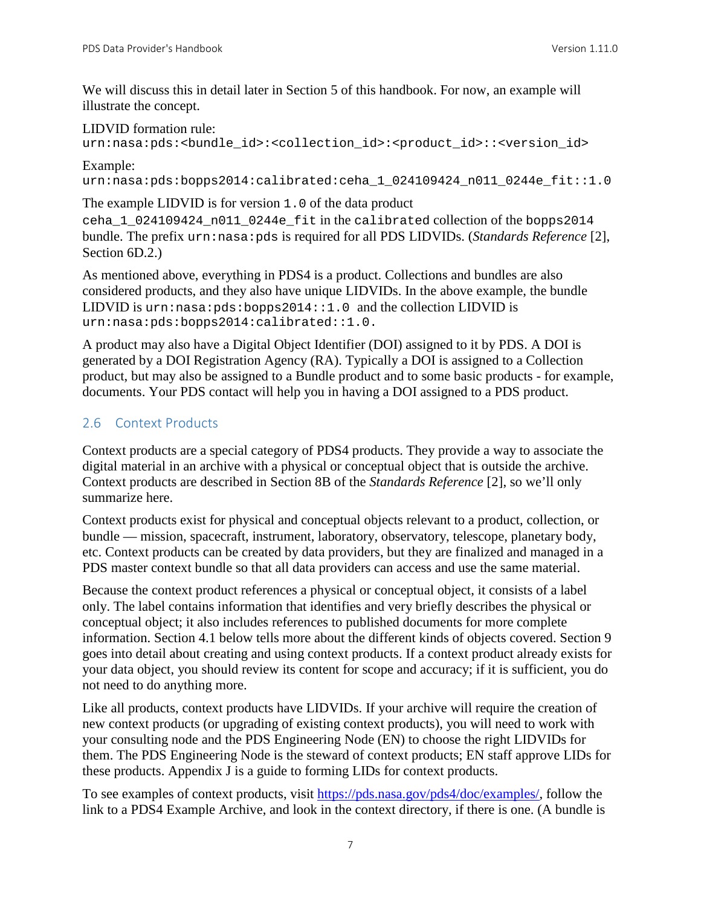We will discuss this in detail later in Section 5 of this handbook. For now, an example will illustrate the concept.

LIDVID formation rule:
`urn:nasa:pds:<bundle_id>:<collection_id>:<product_id>::<version_id>`

Example:
`urn:nasa:pds:bopps2014:calibrated:ceha_1_024109424_n011_0244e_fit::1.0`

The example LIDVID is for version `1.0` of the data product `ceha_1_024109424_n011_0244e_fit` in the `calibrated` collection of the `bopps2014` bundle. The prefix `urn:nasa:pds` is required for all PDS LIDVIDs. (*Standards Reference* [2], Section 6D.2.)

As mentioned above, everything in PDS4 is a product. Collections and bundles are also considered products, and they also have unique LIDVIDs. In the above example, the bundle LIDVID is `urn:nasa:pds:bopps2014::1.0` and the collection LIDVID is `urn:nasa:pds:bopps2014:calibrated::1.0.`

A product may also have a Digital Object Identifier (DOI) assigned to it by PDS. A DOI is generated by a DOI Registration Agency (RA). Typically a DOI is assigned to a Collection product, but may also be assigned to a Bundle product and to some basic products - for example, documents. Your PDS contact will help you in having a DOI assigned to a PDS product.

## 2.6 Context Products

Context products are a special category of PDS4 products. They provide a way to associate the digital material in an archive with a physical or conceptual object that is outside the archive. Context products are described in Section 8B of the *Standards Reference* [2], so we'll only summarize here.

Context products exist for physical and conceptual objects relevant to a product, collection, or bundle — mission, spacecraft, instrument, laboratory, observatory, telescope, planetary body, etc. Context products can be created by data providers, but they are finalized and managed in a PDS master context bundle so that all data providers can access and use the same material.

Because the context product references a physical or conceptual object, it consists of a label only. The label contains information that identifies and very briefly describes the physical or conceptual object; it also includes references to published documents for more complete information. Section 4.1 below tells more about the different kinds of objects covered. Section 9 goes into detail about creating and using context products. If a context product already exists for your data object, you should review its content for scope and accuracy; if it is sufficient, you do not need to do anything more.

Like all products, context products have LIDVIDs. If your archive will require the creation of new context products (or upgrading of existing context products), you will need to work with your consulting node and the PDS Engineering Node (EN) to choose the right LIDVIDs for them. The PDS Engineering Node is the steward of context products; EN staff approve LIDs for these products. Appendix J is a guide to forming LIDs for context products.

To see examples of context products, visit https://pds.nasa.gov/pds4/doc/examples/, follow the link to a PDS4 Example Archive, and look in the context directory, if there is one. (A bundle is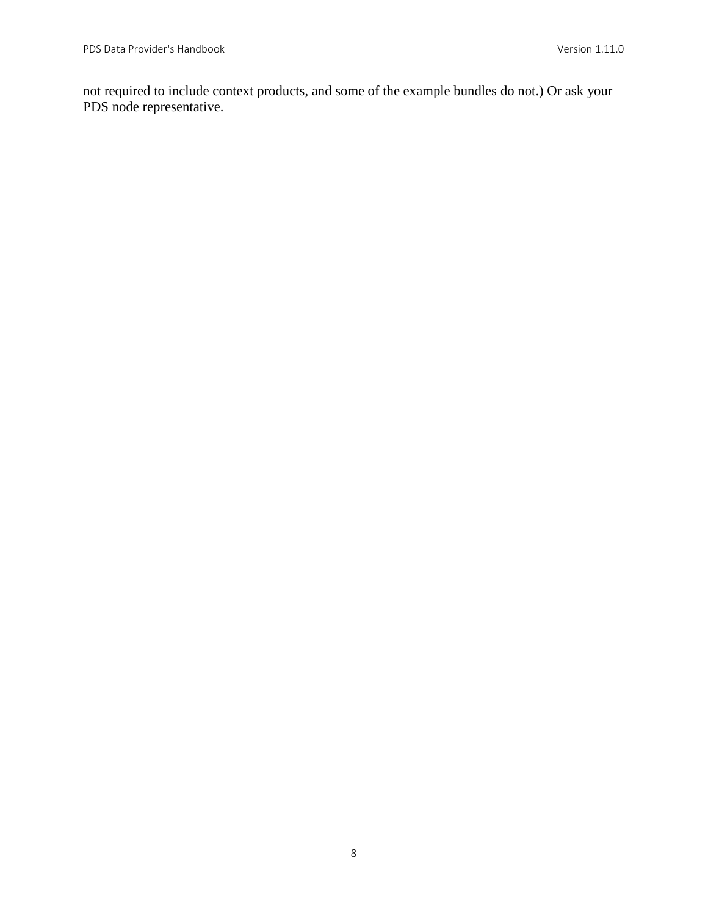not required to include context products, and some of the example bundles do not.) Or ask your PDS node representative.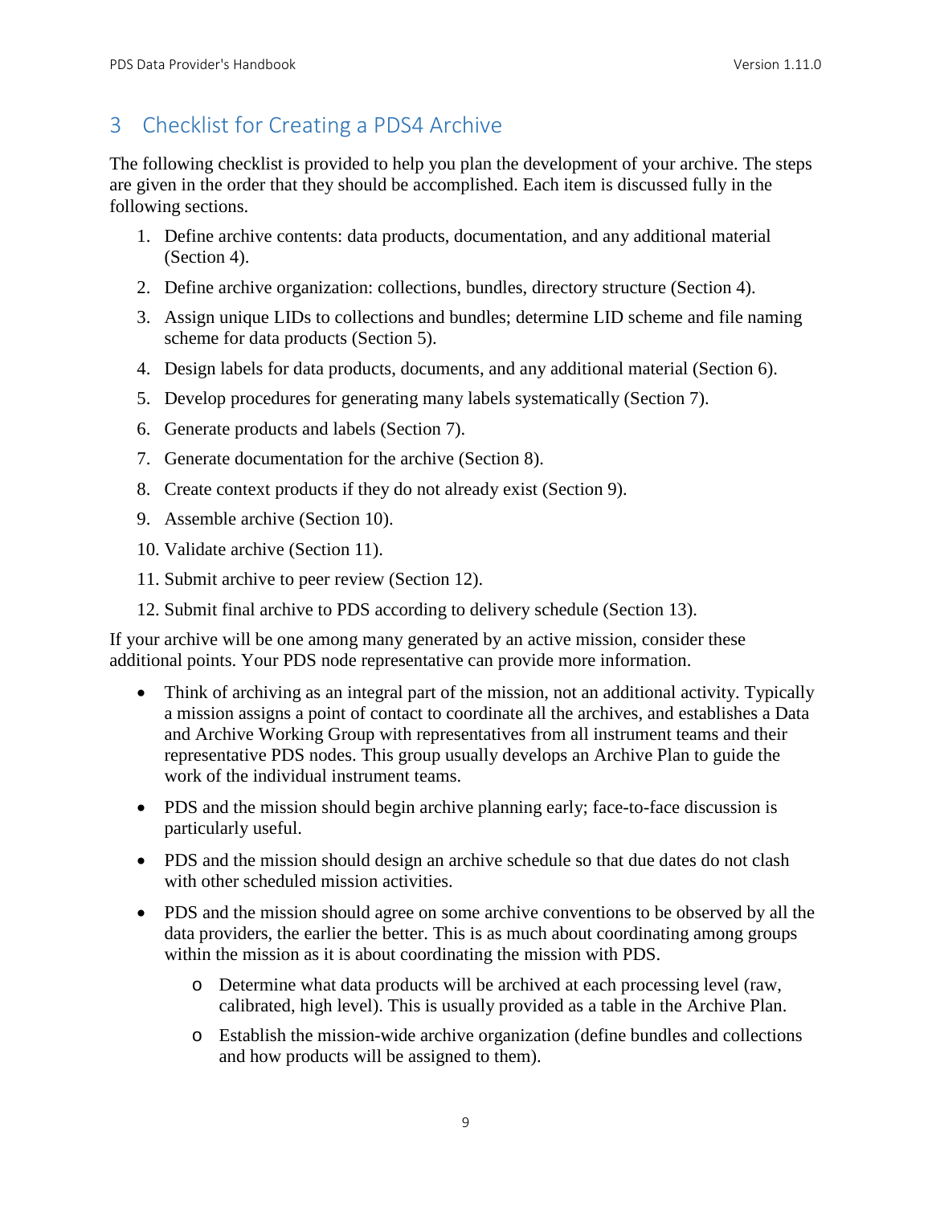# 3 Checklist for Creating a PDS4 Archive

The following checklist is provided to help you plan the development of your archive. The steps are given in the order that they should be accomplished. Each item is discussed fully in the following sections.

1. Define archive contents: data products, documentation, and any additional material (Section 4).
2. Define archive organization: collections, bundles, directory structure (Section 4).
3. Assign unique LIDs to collections and bundles; determine LID scheme and file naming scheme for data products (Section 5).
4. Design labels for data products, documents, and any additional material (Section 6).
5. Develop procedures for generating many labels systematically (Section 7).
6. Generate products and labels (Section 7).
7. Generate documentation for the archive (Section 8).
8. Create context products if they do not already exist (Section 9).
9. Assemble archive (Section 10).
10. Validate archive (Section 11).
11. Submit archive to peer review (Section 12).
12. Submit final archive to PDS according to delivery schedule (Section 13).

If your archive will be one among many generated by an active mission, consider these additional points. Your PDS node representative can provide more information.

- Think of archiving as an integral part of the mission, not an additional activity. Typically a mission assigns a point of contact to coordinate all the archives, and establishes a Data and Archive Working Group with representatives from all instrument teams and their representative PDS nodes. This group usually develops an Archive Plan to guide the work of the individual instrument teams.
- PDS and the mission should begin archive planning early; face-to-face discussion is particularly useful.
- PDS and the mission should design an archive schedule so that due dates do not clash with other scheduled mission activities.
- PDS and the mission should agree on some archive conventions to be observed by all the data providers, the earlier the better. This is as much about coordinating among groups within the mission as it is about coordinating the mission with PDS.
    - Determine what data products will be archived at each processing level (raw, calibrated, high level). This is usually provided as a table in the Archive Plan.
    - Establish the mission-wide archive organization (define bundles and collections and how products will be assigned to them).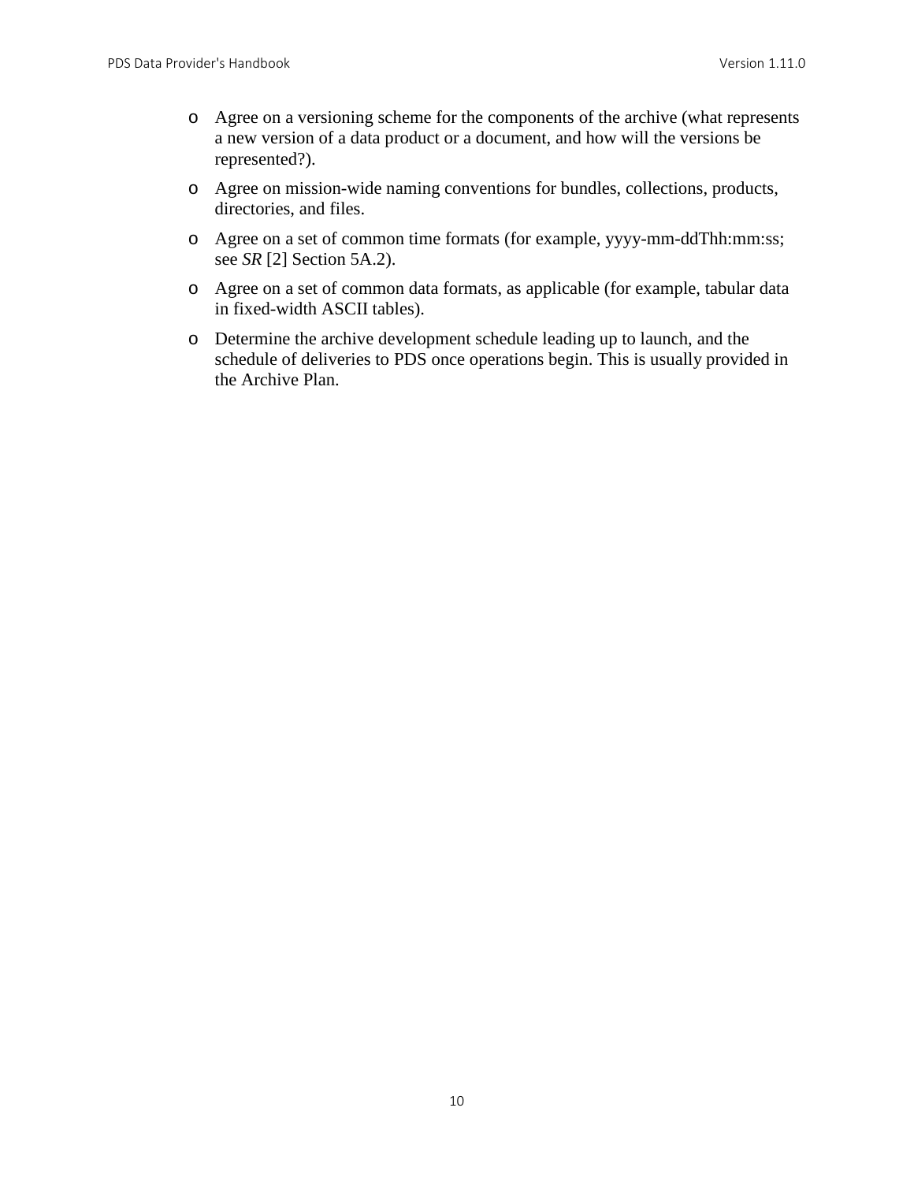- Agree on a versioning scheme for the components of the archive (what represents a new version of a data product or a document, and how will the versions be represented?).
- Agree on mission-wide naming conventions for bundles, collections, products, directories, and files.
- Agree on a set of common time formats (for example, yyyy-mm-ddThh:mm:ss; see *SR* [2] Section 5A.2).
- Agree on a set of common data formats, as applicable (for example, tabular data in fixed-width ASCII tables).
- Determine the archive development schedule leading up to launch, and the schedule of deliveries to PDS once operations begin. This is usually provided in the Archive Plan.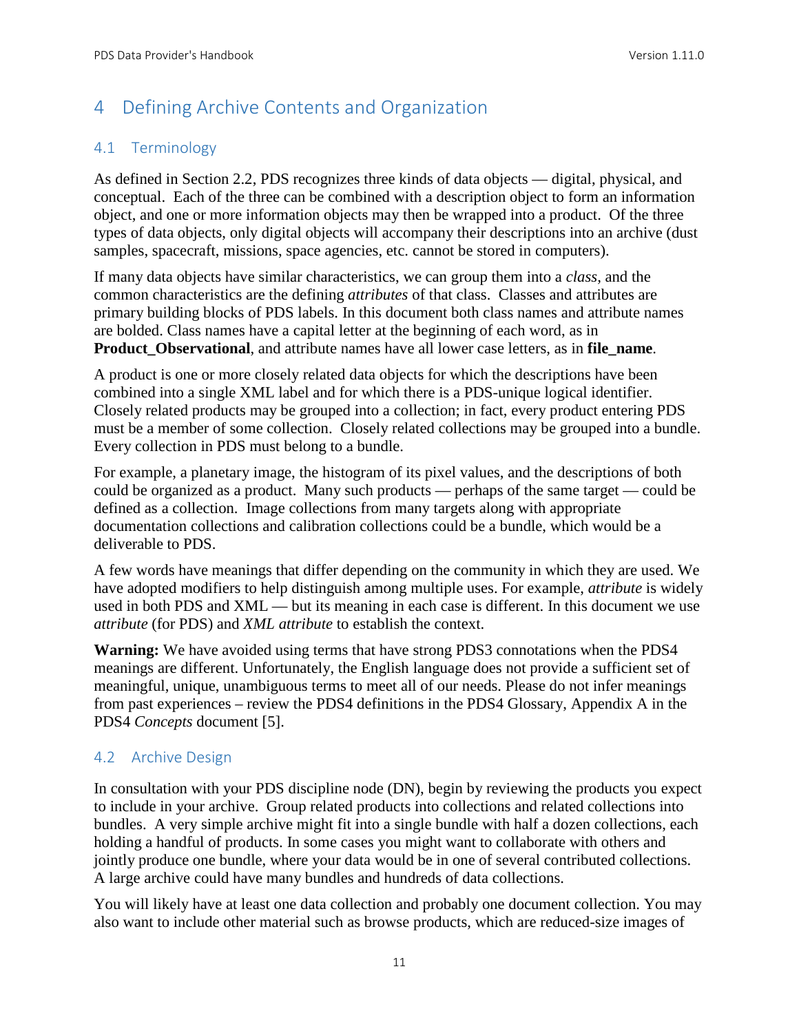# 4 Defining Archive Contents and Organization

## 4.1 Terminology

As defined in Section 2.2, PDS recognizes three kinds of data objects — digital, physical, and conceptual. Each of the three can be combined with a description object to form an information object, and one or more information objects may then be wrapped into a product. Of the three types of data objects, only digital objects will accompany their descriptions into an archive (dust samples, spacecraft, missions, space agencies, etc. cannot be stored in computers).

If many data objects have similar characteristics, we can group them into a *class*, and the common characteristics are the defining *attributes* of that class. Classes and attributes are primary building blocks of PDS labels. In this document both class names and attribute names are bolded. Class names have a capital letter at the beginning of each word, as in **Product_Observational**, and attribute names have all lower case letters, as in **file_name**.

A product is one or more closely related data objects for which the descriptions have been combined into a single XML label and for which there is a PDS-unique logical identifier. Closely related products may be grouped into a collection; in fact, every product entering PDS must be a member of some collection. Closely related collections may be grouped into a bundle. Every collection in PDS must belong to a bundle.

For example, a planetary image, the histogram of its pixel values, and the descriptions of both could be organized as a product. Many such products — perhaps of the same target — could be defined as a collection. Image collections from many targets along with appropriate documentation collections and calibration collections could be a bundle, which would be a deliverable to PDS.

A few words have meanings that differ depending on the community in which they are used. We have adopted modifiers to help distinguish among multiple uses. For example, *attribute* is widely used in both PDS and XML — but its meaning in each case is different. In this document we use *attribute* (for PDS) and *XML attribute* to establish the context.

**Warning:** We have avoided using terms that have strong PDS3 connotations when the PDS4 meanings are different. Unfortunately, the English language does not provide a sufficient set of meaningful, unique, unambiguous terms to meet all of our needs. Please do not infer meanings from past experiences – review the PDS4 definitions in the PDS4 Glossary, Appendix A in the PDS4 *Concepts* document [5].

## 4.2 Archive Design

In consultation with your PDS discipline node (DN), begin by reviewing the products you expect to include in your archive. Group related products into collections and related collections into bundles. A very simple archive might fit into a single bundle with half a dozen collections, each holding a handful of products. In some cases you might want to collaborate with others and jointly produce one bundle, where your data would be in one of several contributed collections. A large archive could have many bundles and hundreds of data collections.

You will likely have at least one data collection and probably one document collection. You may also want to include other material such as browse products, which are reduced-size images of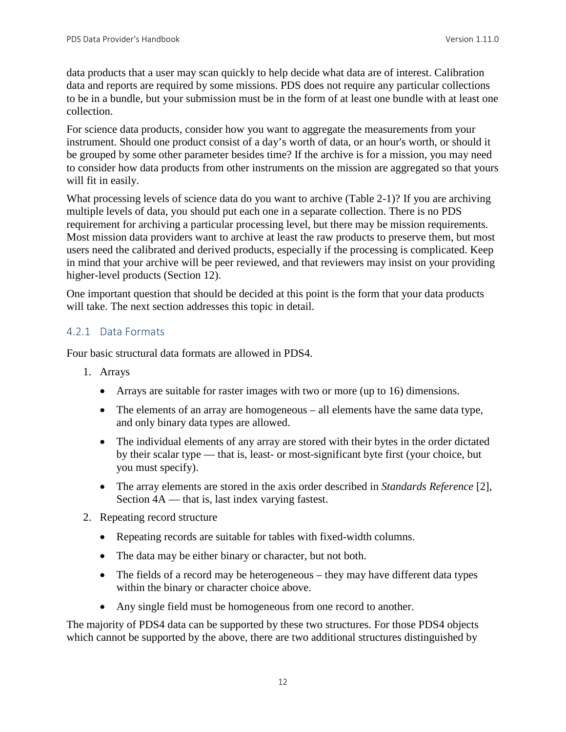data products that a user may scan quickly to help decide what data are of interest. Calibration data and reports are required by some missions. PDS does not require any particular collections to be in a bundle, but your submission must be in the form of at least one bundle with at least one collection.

For science data products, consider how you want to aggregate the measurements from your instrument. Should one product consist of a day's worth of data, or an hour's worth, or should it be grouped by some other parameter besides time? If the archive is for a mission, you may need to consider how data products from other instruments on the mission are aggregated so that yours will fit in easily.

What processing levels of science data do you want to archive (Table 2-1)? If you are archiving multiple levels of data, you should put each one in a separate collection. There is no PDS requirement for archiving a particular processing level, but there may be mission requirements. Most mission data providers want to archive at least the raw products to preserve them, but most users need the calibrated and derived products, especially if the processing is complicated. Keep in mind that your archive will be peer reviewed, and that reviewers may insist on your providing higher-level products (Section 12).

One important question that should be decided at this point is the form that your data products will take. The next section addresses this topic in detail.

### 4.2.1 Data Formats

Four basic structural data formats are allowed in PDS4.

1. Arrays
   - Arrays are suitable for raster images with two or more (up to 16) dimensions.
   - The elements of an array are homogeneous – all elements have the same data type, and only binary data types are allowed.
   - The individual elements of any array are stored with their bytes in the order dictated by their scalar type — that is, least- or most-significant byte first (your choice, but you must specify).
   - The array elements are stored in the axis order described in *Standards Reference* [2], Section 4A — that is, last index varying fastest.
2. Repeating record structure
   - Repeating records are suitable for tables with fixed-width columns.
   - The data may be either binary or character, but not both.
   - The fields of a record may be heterogeneous – they may have different data types within the binary or character choice above.
   - Any single field must be homogeneous from one record to another.

The majority of PDS4 data can be supported by these two structures. For those PDS4 objects which cannot be supported by the above, there are two additional structures distinguished by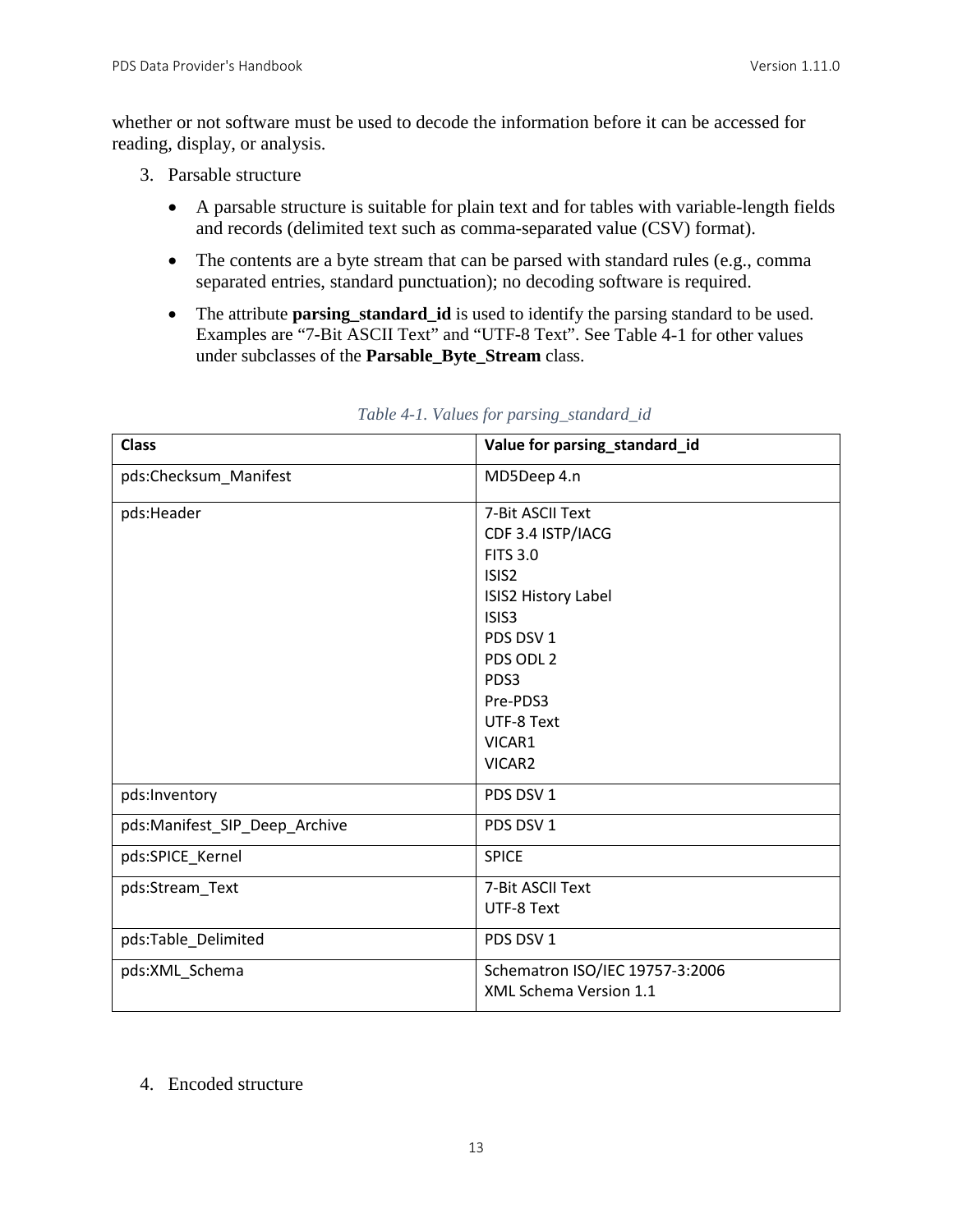whether or not software must be used to decode the information before it can be accessed for reading, display, or analysis.

3. Parsable structure

    - A parsable structure is suitable for plain text and for tables with variable-length fields and records (delimited text such as comma-separated value (CSV) format).
    - The contents are a byte stream that can be parsed with standard rules (e.g., comma separated entries, standard punctuation); no decoding software is required.
    - The attribute **parsing_standard_id** is used to identify the parsing standard to be used. Examples are "7-Bit ASCII Text" and "UTF-8 Text". See Table 4-1 for other values under subclasses of the **Parsable_Byte_Stream** class.

*Table 4-1. Values for parsing_standard_id*

| Class | Value for parsing_standard_id |
|---|---|
| pds:Checksum_Manifest | MD5Deep 4.n |
| pds:Header | 7-Bit ASCII Text<br>CDF 3.4 ISTP/IACG<br>FITS 3.0<br>ISIS2<br>ISIS2 History Label<br>ISIS3<br>PDS DSV 1<br>PDS ODL 2<br>PDS3<br>Pre-PDS3<br>UTF-8 Text<br>VICAR1<br>VICAR2 |
| pds:Inventory | PDS DSV 1 |
| pds:Manifest_SIP_Deep_Archive | PDS DSV 1 |
| pds:SPICE_Kernel | SPICE |
| pds:Stream_Text | 7-Bit ASCII Text<br>UTF-8 Text |
| pds:Table_Delimited | PDS DSV 1 |
| pds:XML_Schema | Schematron ISO/IEC 19757-3:2006<br>XML Schema Version 1.1 |

4. Encoded structure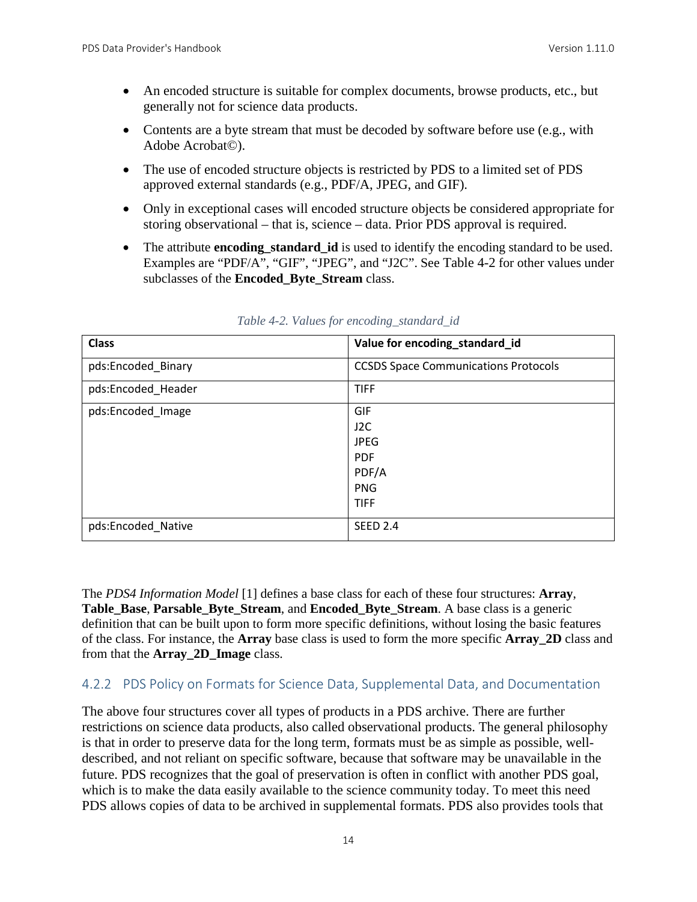- An encoded structure is suitable for complex documents, browse products, etc., but generally not for science data products.
- Contents are a byte stream that must be decoded by software before use (e.g., with Adobe Acrobat©).
- The use of encoded structure objects is restricted by PDS to a limited set of PDS approved external standards (e.g., PDF/A, JPEG, and GIF).
- Only in exceptional cases will encoded structure objects be considered appropriate for storing observational – that is, science – data. Prior PDS approval is required.
- The attribute **encoding_standard_id** is used to identify the encoding standard to be used. Examples are "PDF/A", "GIF", "JPEG", and "J2C". See Table 4-2 for other values under subclasses of the **Encoded_Byte_Stream** class.

*Table 4-2. Values for encoding_standard_id*

| Class | Value for encoding_standard_id |
|---|---|
| pds:Encoded_Binary | CCSDS Space Communications Protocols |
| pds:Encoded_Header | TIFF |
| pds:Encoded_Image | GIF<br>J2C<br>JPEG<br>PDF<br>PDF/A<br>PNG<br>TIFF |
| pds:Encoded_Native | SEED 2.4 |

The *PDS4 Information Model* [1] defines a base class for each of these four structures: **Array**, **Table_Base**, **Parsable_Byte_Stream**, and **Encoded_Byte_Stream**. A base class is a generic definition that can be built upon to form more specific definitions, without losing the basic features of the class. For instance, the **Array** base class is used to form the more specific **Array_2D** class and from that the **Array_2D_Image** class.

### 4.2.2 PDS Policy on Formats for Science Data, Supplemental Data, and Documentation

The above four structures cover all types of products in a PDS archive. There are further restrictions on science data products, also called observational products. The general philosophy is that in order to preserve data for the long term, formats must be as simple as possible, well-described, and not reliant on specific software, because that software may be unavailable in the future. PDS recognizes that the goal of preservation is often in conflict with another PDS goal, which is to make the data easily available to the science community today. To meet this need PDS allows copies of data to be archived in supplemental formats. PDS also provides tools that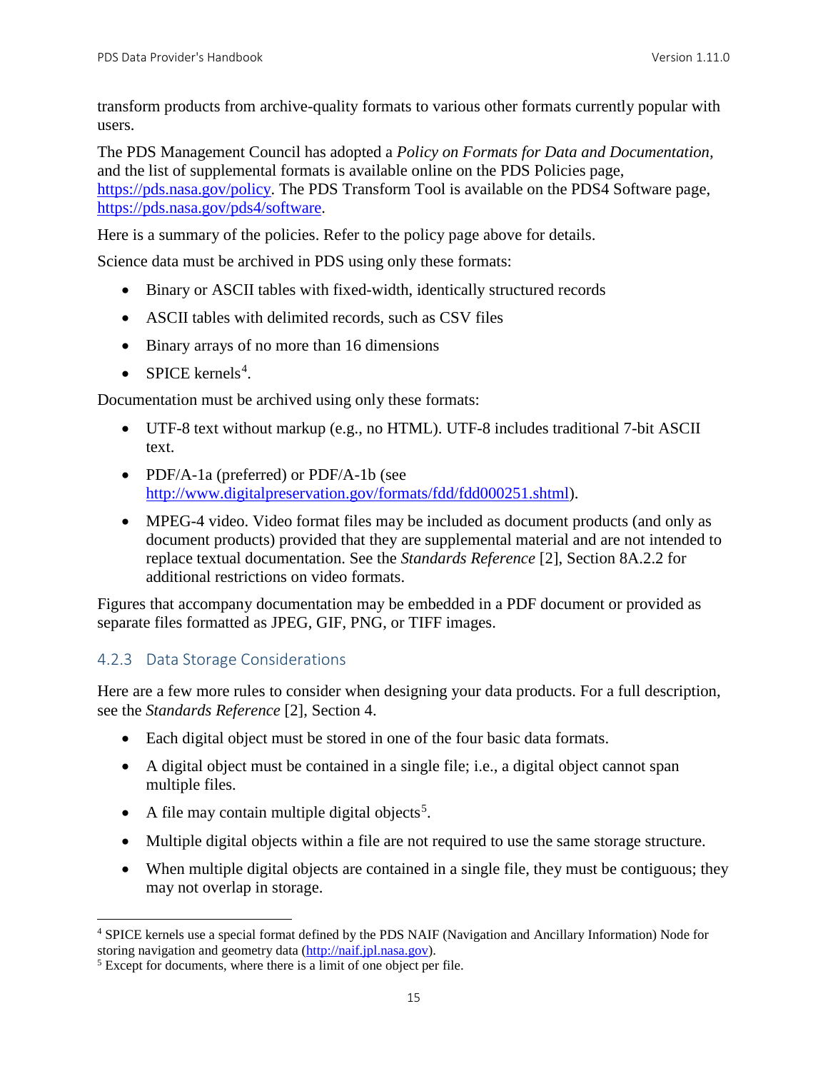transform products from archive-quality formats to various other formats currently popular with users.

The PDS Management Council has adopted a *Policy on Formats for Data and Documentation*, and the list of supplemental formats is available online on the PDS Policies page, https://pds.nasa.gov/policy. The PDS Transform Tool is available on the PDS4 Software page, https://pds.nasa.gov/pds4/software.

Here is a summary of the policies. Refer to the policy page above for details.

Science data must be archived in PDS using only these formats:

- Binary or ASCII tables with fixed-width, identically structured records
- ASCII tables with delimited records, such as CSV files
- Binary arrays of no more than 16 dimensions
- SPICE kernels[4].

Documentation must be archived using only these formats:

- UTF-8 text without markup (e.g., no HTML). UTF-8 includes traditional 7-bit ASCII text.
- PDF/A-1a (preferred) or PDF/A-1b (see http://www.digitalpreservation.gov/formats/fdd/fdd000251.shtml).
- MPEG-4 video. Video format files may be included as document products (and only as document products) provided that they are supplemental material and are not intended to replace textual documentation. See the *Standards Reference* [2], Section 8A.2.2 for additional restrictions on video formats.

Figures that accompany documentation may be embedded in a PDF document or provided as separate files formatted as JPEG, GIF, PNG, or TIFF images.

### 4.2.3 Data Storage Considerations

Here are a few more rules to consider when designing your data products. For a full description, see the *Standards Reference* [2], Section 4.

- Each digital object must be stored in one of the four basic data formats.
- A digital object must be contained in a single file; i.e., a digital object cannot span multiple files.
- A file may contain multiple digital objects[5].
- Multiple digital objects within a file are not required to use the same storage structure.
- When multiple digital objects are contained in a single file, they must be contiguous; they may not overlap in storage.

---

[4] SPICE kernels use a special format defined by the PDS NAIF (Navigation and Ancillary Information) Node for storing navigation and geometry data (http://naif.jpl.nasa.gov).

[5] Except for documents, where there is a limit of one object per file.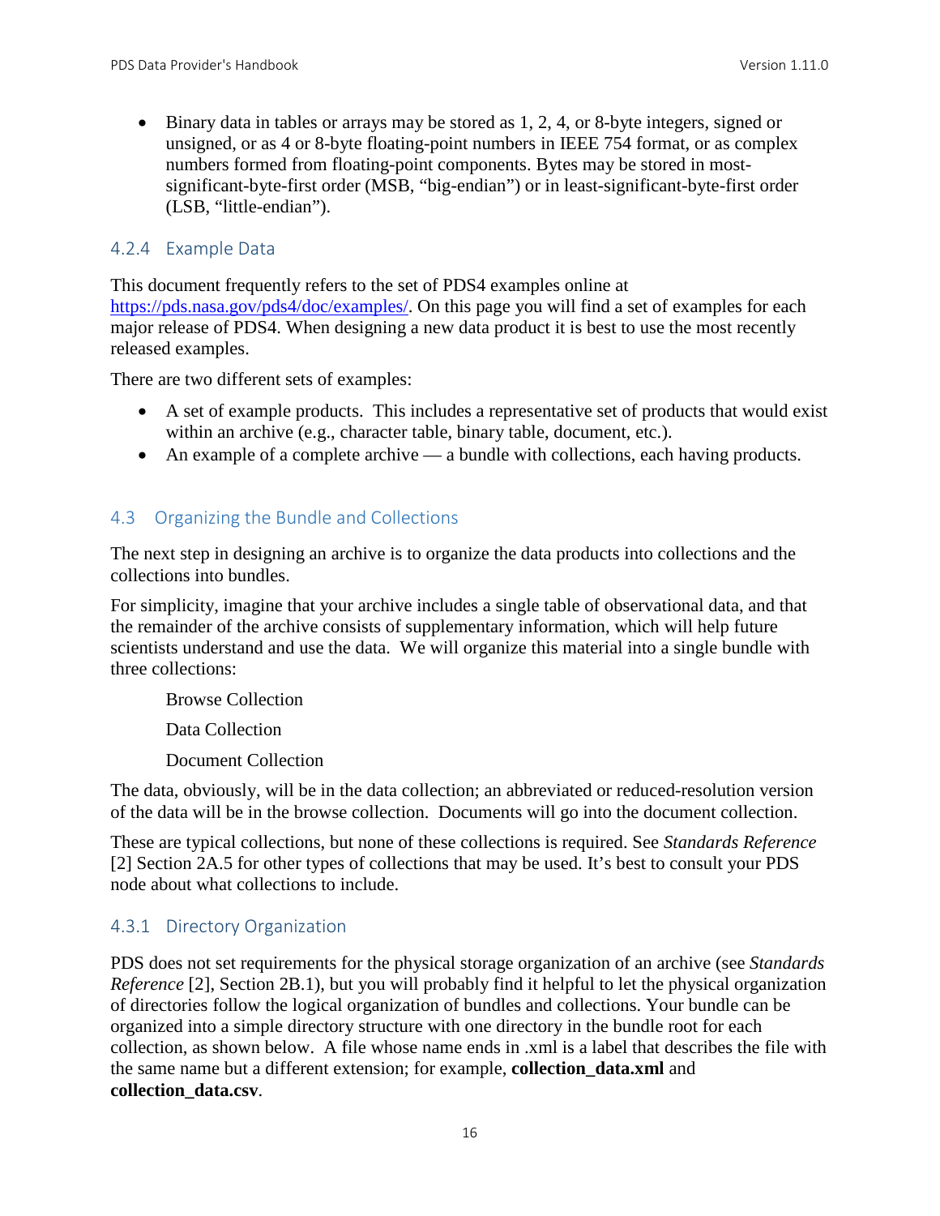- Binary data in tables or arrays may be stored as 1, 2, 4, or 8-byte integers, signed or unsigned, or as 4 or 8-byte floating-point numbers in IEEE 754 format, or as complex numbers formed from floating-point components. Bytes may be stored in most-significant-byte-first order (MSB, "big-endian") or in least-significant-byte-first order (LSB, "little-endian").

### 4.2.4 Example Data

This document frequently refers to the set of PDS4 examples online at https://pds.nasa.gov/pds4/doc/examples/. On this page you will find a set of examples for each major release of PDS4. When designing a new data product it is best to use the most recently released examples.

There are two different sets of examples:

- A set of example products. This includes a representative set of products that would exist within an archive (e.g., character table, binary table, document, etc.).
- An example of a complete archive — a bundle with collections, each having products.

## 4.3 Organizing the Bundle and Collections

The next step in designing an archive is to organize the data products into collections and the collections into bundles.

For simplicity, imagine that your archive includes a single table of observational data, and that the remainder of the archive consists of supplementary information, which will help future scientists understand and use the data. We will organize this material into a single bundle with three collections:

Browse Collection

Data Collection

Document Collection

The data, obviously, will be in the data collection; an abbreviated or reduced-resolution version of the data will be in the browse collection. Documents will go into the document collection.

These are typical collections, but none of these collections is required. See *Standards Reference* [2] Section 2A.5 for other types of collections that may be used. It's best to consult your PDS node about what collections to include.

### 4.3.1 Directory Organization

PDS does not set requirements for the physical storage organization of an archive (see *Standards Reference* [2], Section 2B.1), but you will probably find it helpful to let the physical organization of directories follow the logical organization of bundles and collections. Your bundle can be organized into a simple directory structure with one directory in the bundle root for each collection, as shown below. A file whose name ends in .xml is a label that describes the file with the same name but a different extension; for example, **collection_data.xml** and **collection_data.csv**.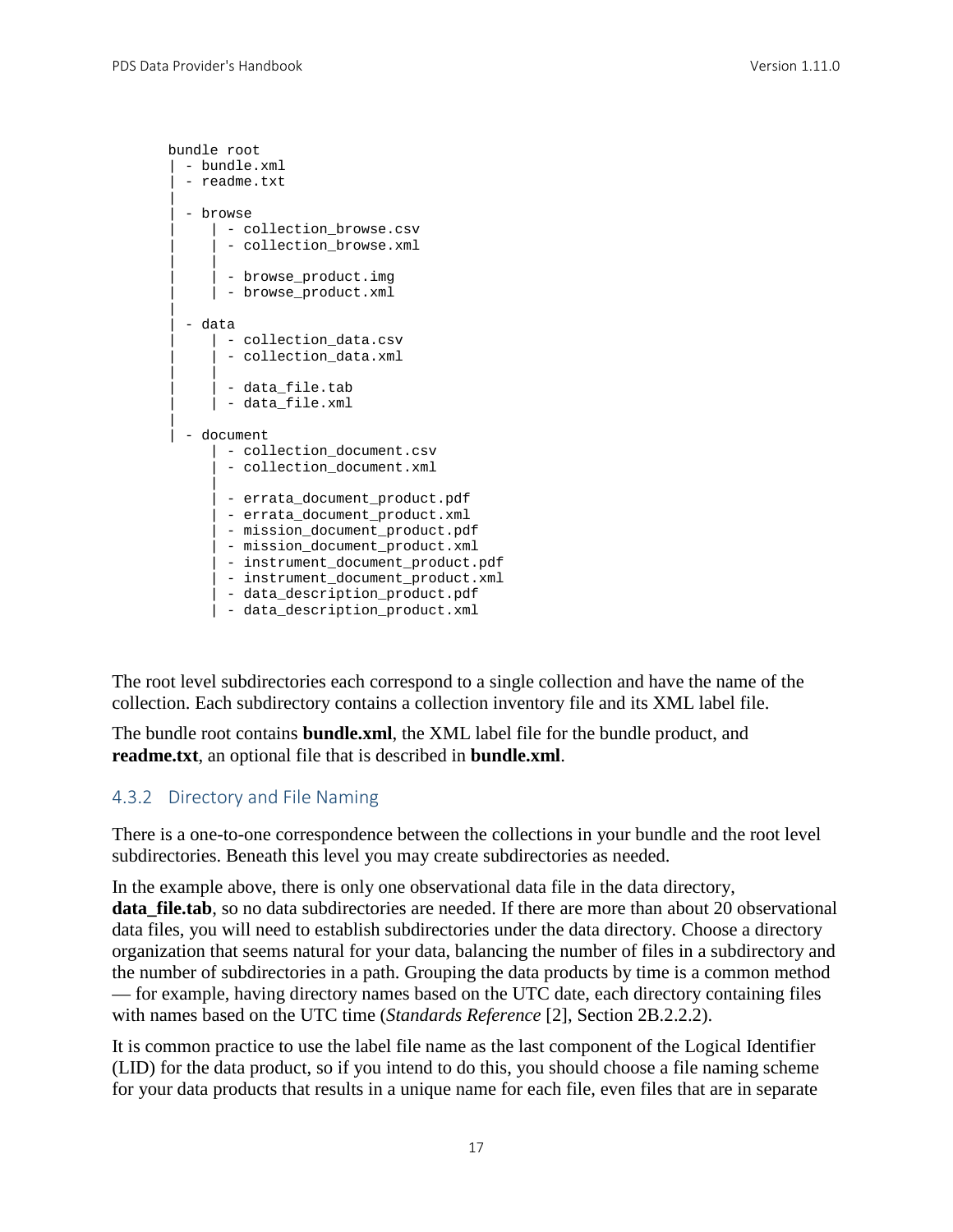```
bundle root
| - bundle.xml
| - readme.txt
|
| - browse
|     | - collection_browse.csv
|     | - collection_browse.xml
|     |
|     | - browse_product.img
|     | - browse_product.xml
|
| - data
|     | - collection_data.csv
|     | - collection_data.xml
|     |
|     | - data_file.tab
|     | - data_file.xml
|
| - document
      | - collection_document.csv
      | - collection_document.xml
      |
      | - errata_document_product.pdf
      | - errata_document_product.xml
      | - mission_document_product.pdf
      | - mission_document_product.xml
      | - instrument_document_product.pdf
      | - instrument_document_product.xml
      | - data_description_product.pdf
      | - data_description_product.xml
```

The root level subdirectories each correspond to a single collection and have the name of the collection. Each subdirectory contains a collection inventory file and its XML label file.

The bundle root contains **bundle.xml**, the XML label file for the bundle product, and **readme.txt**, an optional file that is described in **bundle.xml**.

### 4.3.2 Directory and File Naming

There is a one-to-one correspondence between the collections in your bundle and the root level subdirectories. Beneath this level you may create subdirectories as needed.

In the example above, there is only one observational data file in the data directory, **data_file.tab**, so no data subdirectories are needed. If there are more than about 20 observational data files, you will need to establish subdirectories under the data directory. Choose a directory organization that seems natural for your data, balancing the number of files in a subdirectory and the number of subdirectories in a path. Grouping the data products by time is a common method — for example, having directory names based on the UTC date, each directory containing files with names based on the UTC time (*Standards Reference* [2], Section 2B.2.2.2).

It is common practice to use the label file name as the last component of the Logical Identifier (LID) for the data product, so if you intend to do this, you should choose a file naming scheme for your data products that results in a unique name for each file, even files that are in separate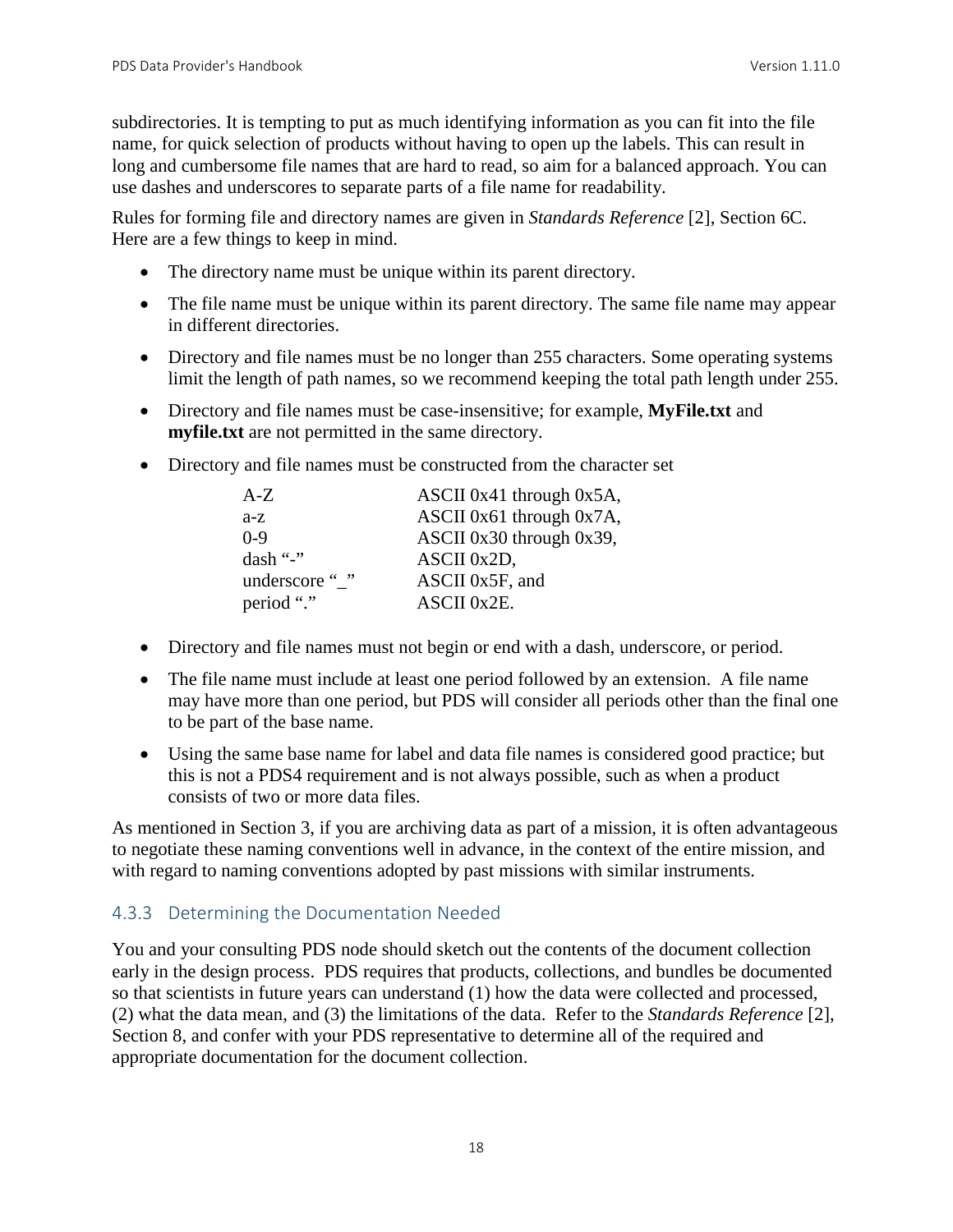subdirectories. It is tempting to put as much identifying information as you can fit into the file name, for quick selection of products without having to open up the labels. This can result in long and cumbersome file names that are hard to read, so aim for a balanced approach. You can use dashes and underscores to separate parts of a file name for readability.

Rules for forming file and directory names are given in *Standards Reference* [2], Section 6C. Here are a few things to keep in mind.

- The directory name must be unique within its parent directory.
- The file name must be unique within its parent directory. The same file name may appear in different directories.
- Directory and file names must be no longer than 255 characters. Some operating systems limit the length of path names, so we recommend keeping the total path length under 255.
- Directory and file names must be case-insensitive; for example, **MyFile.txt** and **myfile.txt** are not permitted in the same directory.
- Directory and file names must be constructed from the character set

| | |
|---|---|
| A-Z | ASCII 0x41 through 0x5A, |
| a-z | ASCII 0x61 through 0x7A, |
| 0-9 | ASCII 0x30 through 0x39, |
| dash "-" | ASCII 0x2D, |
| underscore "_" | ASCII 0x5F, and |
| period "." | ASCII 0x2E. |

- Directory and file names must not begin or end with a dash, underscore, or period.
- The file name must include at least one period followed by an extension. A file name may have more than one period, but PDS will consider all periods other than the final one to be part of the base name.
- Using the same base name for label and data file names is considered good practice; but this is not a PDS4 requirement and is not always possible, such as when a product consists of two or more data files.

As mentioned in Section 3, if you are archiving data as part of a mission, it is often advantageous to negotiate these naming conventions well in advance, in the context of the entire mission, and with regard to naming conventions adopted by past missions with similar instruments.

### 4.3.3 Determining the Documentation Needed

You and your consulting PDS node should sketch out the contents of the document collection early in the design process. PDS requires that products, collections, and bundles be documented so that scientists in future years can understand (1) how the data were collected and processed, (2) what the data mean, and (3) the limitations of the data. Refer to the *Standards Reference* [2], Section 8, and confer with your PDS representative to determine all of the required and appropriate documentation for the document collection.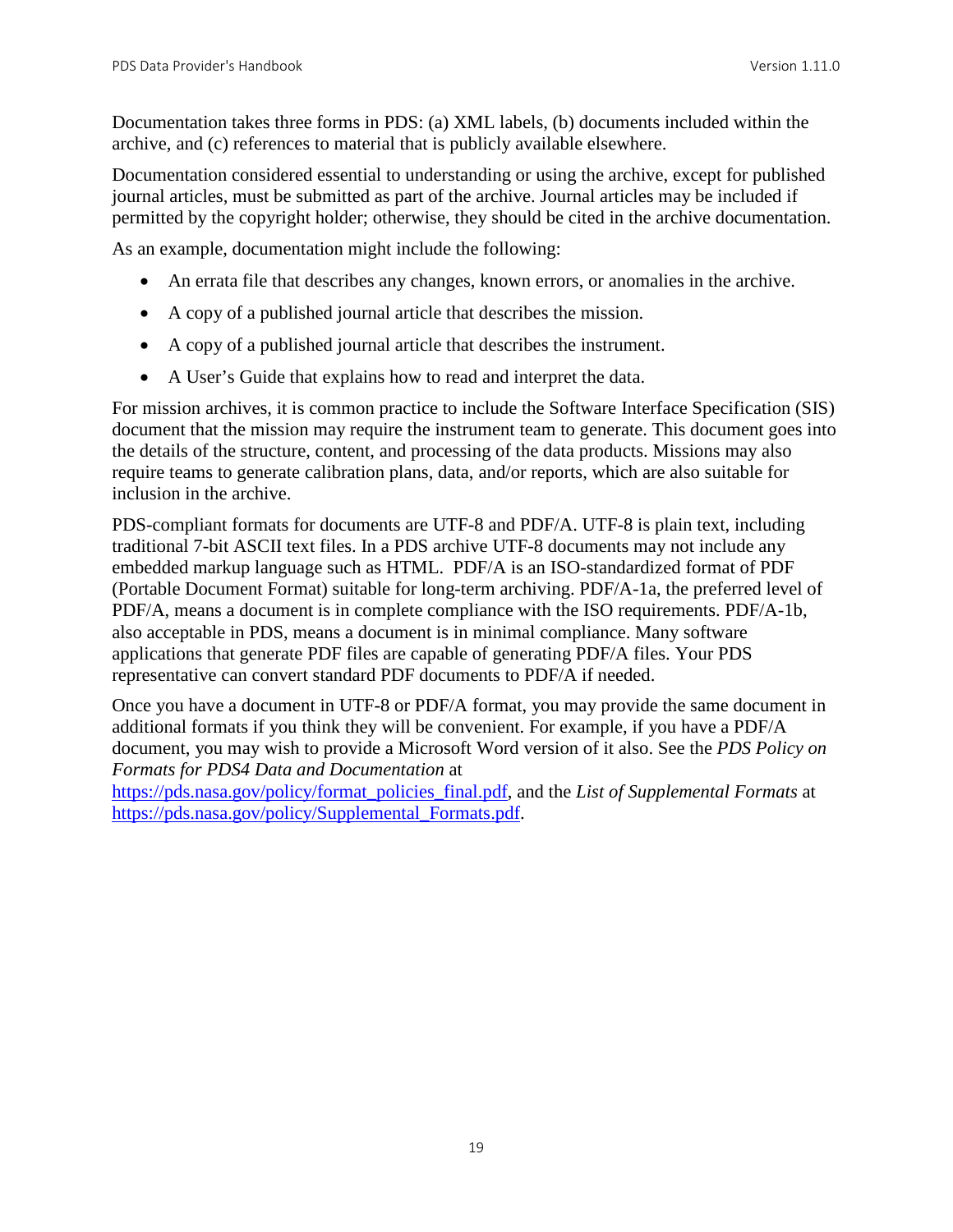Documentation takes three forms in PDS: (a) XML labels, (b) documents included within the archive, and (c) references to material that is publicly available elsewhere.

Documentation considered essential to understanding or using the archive, except for published journal articles, must be submitted as part of the archive. Journal articles may be included if permitted by the copyright holder; otherwise, they should be cited in the archive documentation.

As an example, documentation might include the following:

- An errata file that describes any changes, known errors, or anomalies in the archive.
- A copy of a published journal article that describes the mission.
- A copy of a published journal article that describes the instrument.
- A User's Guide that explains how to read and interpret the data.

For mission archives, it is common practice to include the Software Interface Specification (SIS) document that the mission may require the instrument team to generate. This document goes into the details of the structure, content, and processing of the data products. Missions may also require teams to generate calibration plans, data, and/or reports, which are also suitable for inclusion in the archive.

PDS-compliant formats for documents are UTF-8 and PDF/A. UTF-8 is plain text, including traditional 7-bit ASCII text files. In a PDS archive UTF-8 documents may not include any embedded markup language such as HTML. PDF/A is an ISO-standardized format of PDF (Portable Document Format) suitable for long-term archiving. PDF/A-1a, the preferred level of PDF/A, means a document is in complete compliance with the ISO requirements. PDF/A-1b, also acceptable in PDS, means a document is in minimal compliance. Many software applications that generate PDF files are capable of generating PDF/A files. Your PDS representative can convert standard PDF documents to PDF/A if needed.

Once you have a document in UTF-8 or PDF/A format, you may provide the same document in additional formats if you think they will be convenient. For example, if you have a PDF/A document, you may wish to provide a Microsoft Word version of it also. See the *PDS Policy on Formats for PDS4 Data and Documentation* at https://pds.nasa.gov/policy/format_policies_final.pdf, and the *List of Supplemental Formats* at https://pds.nasa.gov/policy/Supplemental_Formats.pdf.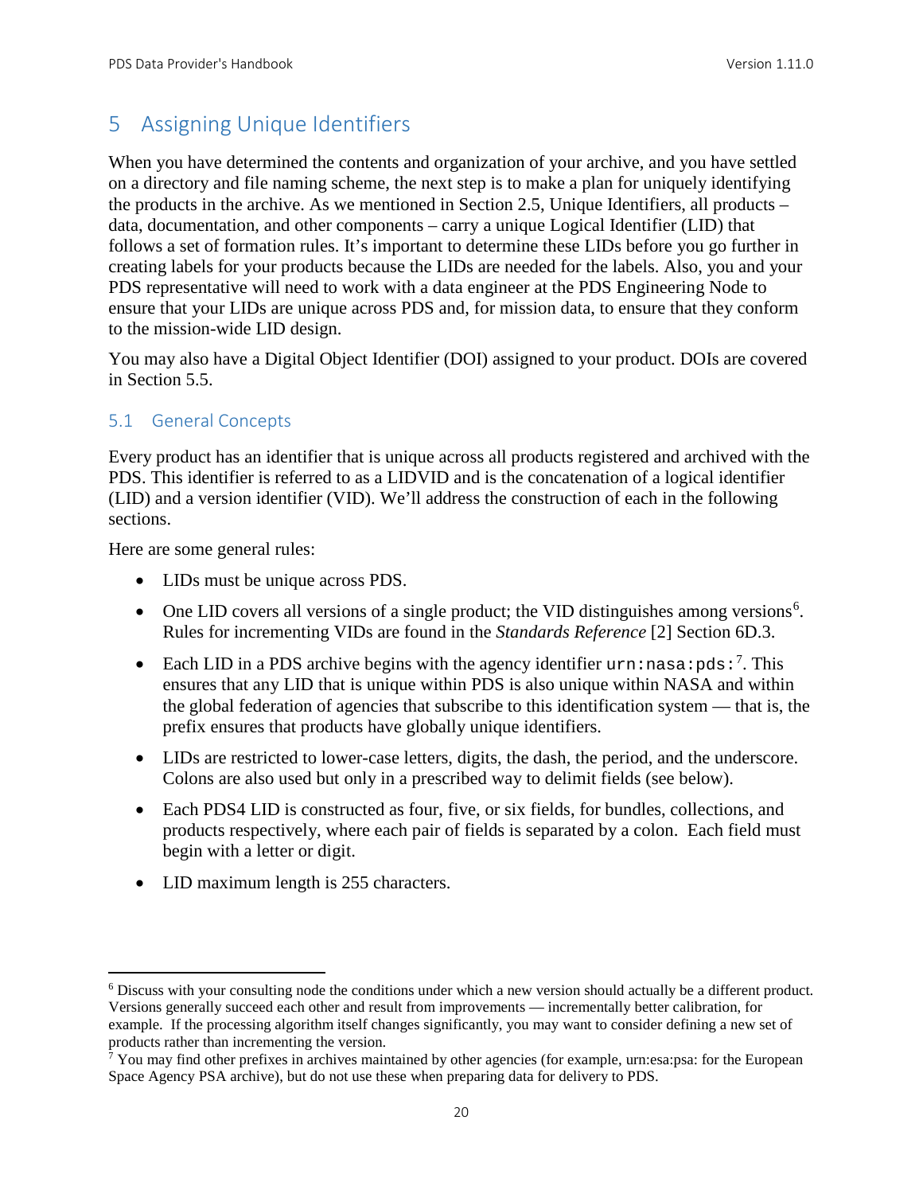# 5 Assigning Unique Identifiers

When you have determined the contents and organization of your archive, and you have settled on a directory and file naming scheme, the next step is to make a plan for uniquely identifying the products in the archive. As we mentioned in Section 2.5, Unique Identifiers, all products – data, documentation, and other components – carry a unique Logical Identifier (LID) that follows a set of formation rules. It's important to determine these LIDs before you go further in creating labels for your products because the LIDs are needed for the labels. Also, you and your PDS representative will need to work with a data engineer at the PDS Engineering Node to ensure that your LIDs are unique across PDS and, for mission data, to ensure that they conform to the mission-wide LID design.

You may also have a Digital Object Identifier (DOI) assigned to your product. DOIs are covered in Section 5.5.

## 5.1 General Concepts

Every product has an identifier that is unique across all products registered and archived with the PDS. This identifier is referred to as a LIDVID and is the concatenation of a logical identifier (LID) and a version identifier (VID). We'll address the construction of each in the following sections.

Here are some general rules:

- LIDs must be unique across PDS.
- One LID covers all versions of a single product; the VID distinguishes among versions[6]. Rules for incrementing VIDs are found in the *Standards Reference* [2] Section 6D.3.
- Each LID in a PDS archive begins with the agency identifier `urn:nasa:pds:`[7]. This ensures that any LID that is unique within PDS is also unique within NASA and within the global federation of agencies that subscribe to this identification system — that is, the prefix ensures that products have globally unique identifiers.
- LIDs are restricted to lower-case letters, digits, the dash, the period, and the underscore. Colons are also used but only in a prescribed way to delimit fields (see below).
- Each PDS4 LID is constructed as four, five, or six fields, for bundles, collections, and products respectively, where each pair of fields is separated by a colon. Each field must begin with a letter or digit.
- LID maximum length is 255 characters.

---

[6] Discuss with your consulting node the conditions under which a new version should actually be a different product. Versions generally succeed each other and result from improvements — incrementally better calibration, for example. If the processing algorithm itself changes significantly, you may want to consider defining a new set of products rather than incrementing the version.

[7] You may find other prefixes in archives maintained by other agencies (for example, urn:esa:psa: for the European Space Agency PSA archive), but do not use these when preparing data for delivery to PDS.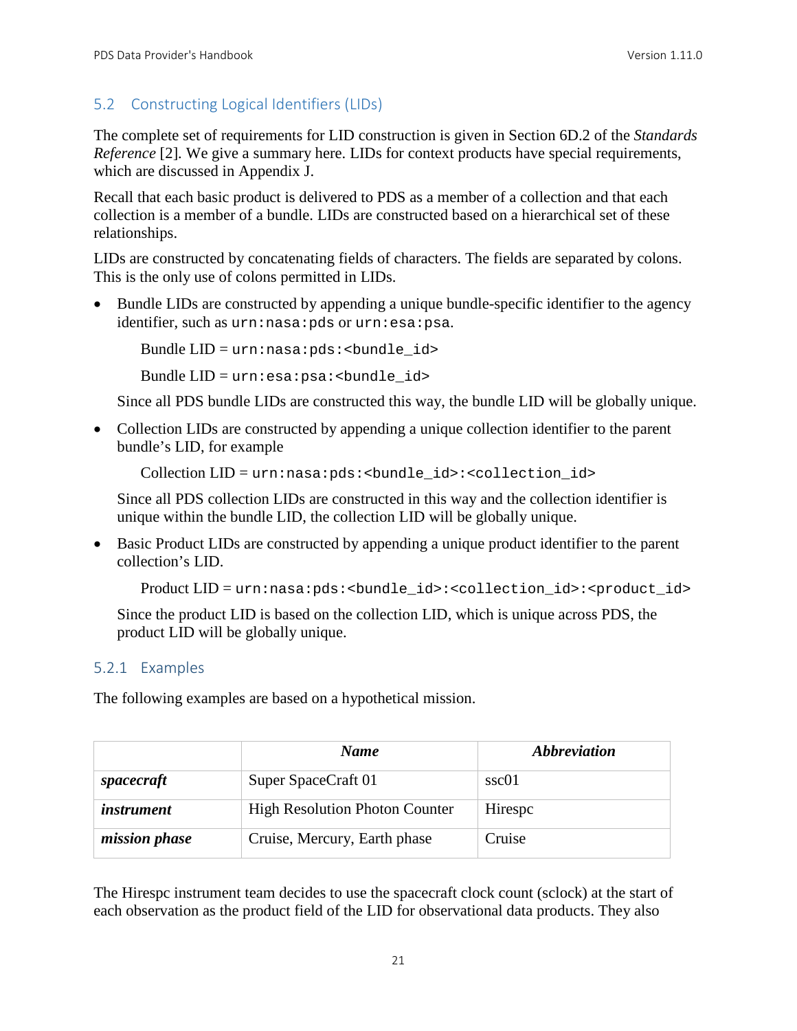## 5.2 Constructing Logical Identifiers (LIDs)

The complete set of requirements for LID construction is given in Section 6D.2 of the *Standards Reference* [2]. We give a summary here. LIDs for context products have special requirements, which are discussed in Appendix J.

Recall that each basic product is delivered to PDS as a member of a collection and that each collection is a member of a bundle. LIDs are constructed based on a hierarchical set of these relationships.

LIDs are constructed by concatenating fields of characters. The fields are separated by colons. This is the only use of colons permitted in LIDs.

- Bundle LIDs are constructed by appending a unique bundle-specific identifier to the agency identifier, such as `urn:nasa:pds` or `urn:esa:psa`.

  Bundle LID = `urn:nasa:pds:<bundle_id>`

  Bundle LID = `urn:esa:psa:<bundle_id>`

  Since all PDS bundle LIDs are constructed this way, the bundle LID will be globally unique.

- Collection LIDs are constructed by appending a unique collection identifier to the parent bundle's LID, for example

  Collection LID = `urn:nasa:pds:<bundle_id>:<collection_id>`

  Since all PDS collection LIDs are constructed in this way and the collection identifier is unique within the bundle LID, the collection LID will be globally unique.

- Basic Product LIDs are constructed by appending a unique product identifier to the parent collection's LID.

  Product LID = `urn:nasa:pds:<bundle_id>:<collection_id>:<product_id>`

  Since the product LID is based on the collection LID, which is unique across PDS, the product LID will be globally unique.

### 5.2.1 Examples

The following examples are based on a hypothetical mission.

| | ***Name*** | ***Abbreviation*** |
|---|---|---|
| ***spacecraft*** | Super SpaceCraft 01 | ssc01 |
| ***instrument*** | High Resolution Photon Counter | Hirespc |
| ***mission phase*** | Cruise, Mercury, Earth phase | Cruise |

The Hirespc instrument team decides to use the spacecraft clock count (sclock) at the start of each observation as the product field of the LID for observational data products. They also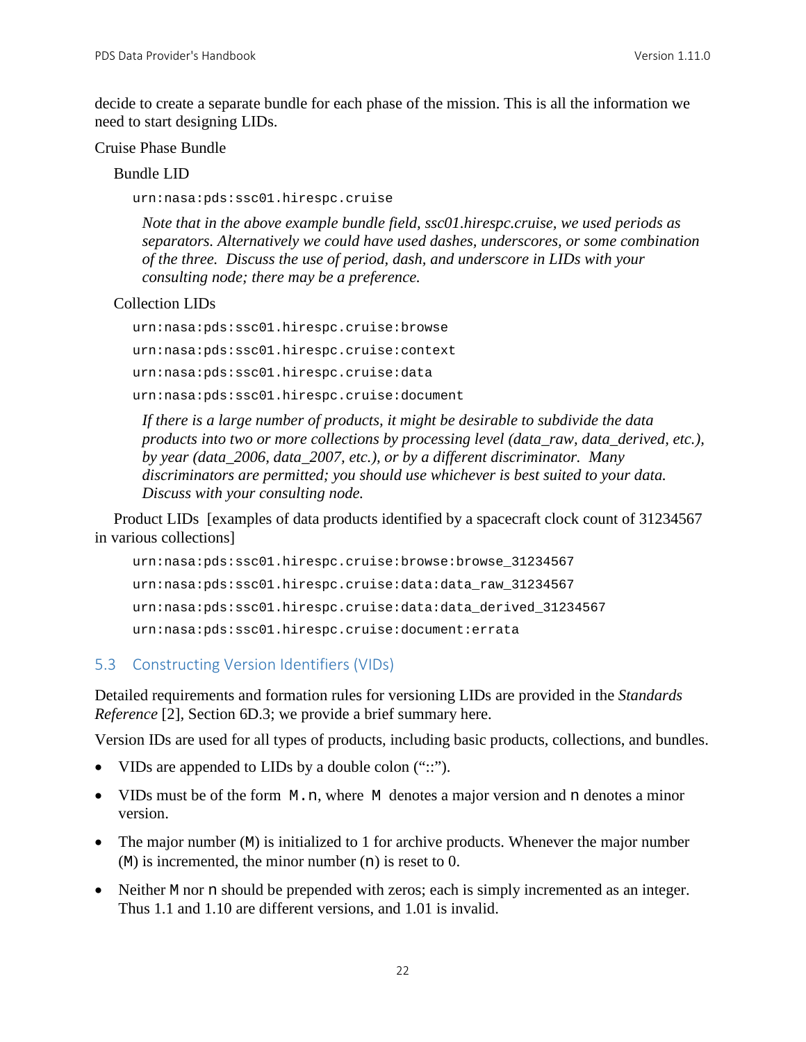decide to create a separate bundle for each phase of the mission. This is all the information we need to start designing LIDs.

Cruise Phase Bundle

Bundle LID

```
urn:nasa:pds:ssc01.hirespc.cruise
```

*Note that in the above example bundle field, ssc01.hirespc.cruise, we used periods as separators. Alternatively we could have used dashes, underscores, or some combination of the three. Discuss the use of period, dash, and underscore in LIDs with your consulting node; there may be a preference.*

Collection LIDs

```
urn:nasa:pds:ssc01.hirespc.cruise:browse
urn:nasa:pds:ssc01.hirespc.cruise:context
urn:nasa:pds:ssc01.hirespc.cruise:data
urn:nasa:pds:ssc01.hirespc.cruise:document
```

*If there is a large number of products, it might be desirable to subdivide the data products into two or more collections by processing level (data_raw, data_derived, etc.), by year (data_2006, data_2007, etc.), or by a different discriminator. Many discriminators are permitted; you should use whichever is best suited to your data. Discuss with your consulting node.*

Product LIDs [examples of data products identified by a spacecraft clock count of 31234567 in various collections]

```
urn:nasa:pds:ssc01.hirespc.cruise:browse:browse_31234567
urn:nasa:pds:ssc01.hirespc.cruise:data:data_raw_31234567
urn:nasa:pds:ssc01.hirespc.cruise:data:data_derived_31234567
urn:nasa:pds:ssc01.hirespc.cruise:document:errata
```

## 5.3 Constructing Version Identifiers (VIDs)

Detailed requirements and formation rules for versioning LIDs are provided in the *Standards Reference* [2], Section 6D.3; we provide a brief summary here.

Version IDs are used for all types of products, including basic products, collections, and bundles.

- VIDs are appended to LIDs by a double colon ("::").
- VIDs must be of the form `M.n`, where `M` denotes a major version and `n` denotes a minor version.
- The major number (`M`) is initialized to 1 for archive products. Whenever the major number (`M`) is incremented, the minor number (`n`) is reset to 0.
- Neither `M` nor `n` should be prepended with zeros; each is simply incremented as an integer. Thus 1.1 and 1.10 are different versions, and 1.01 is invalid.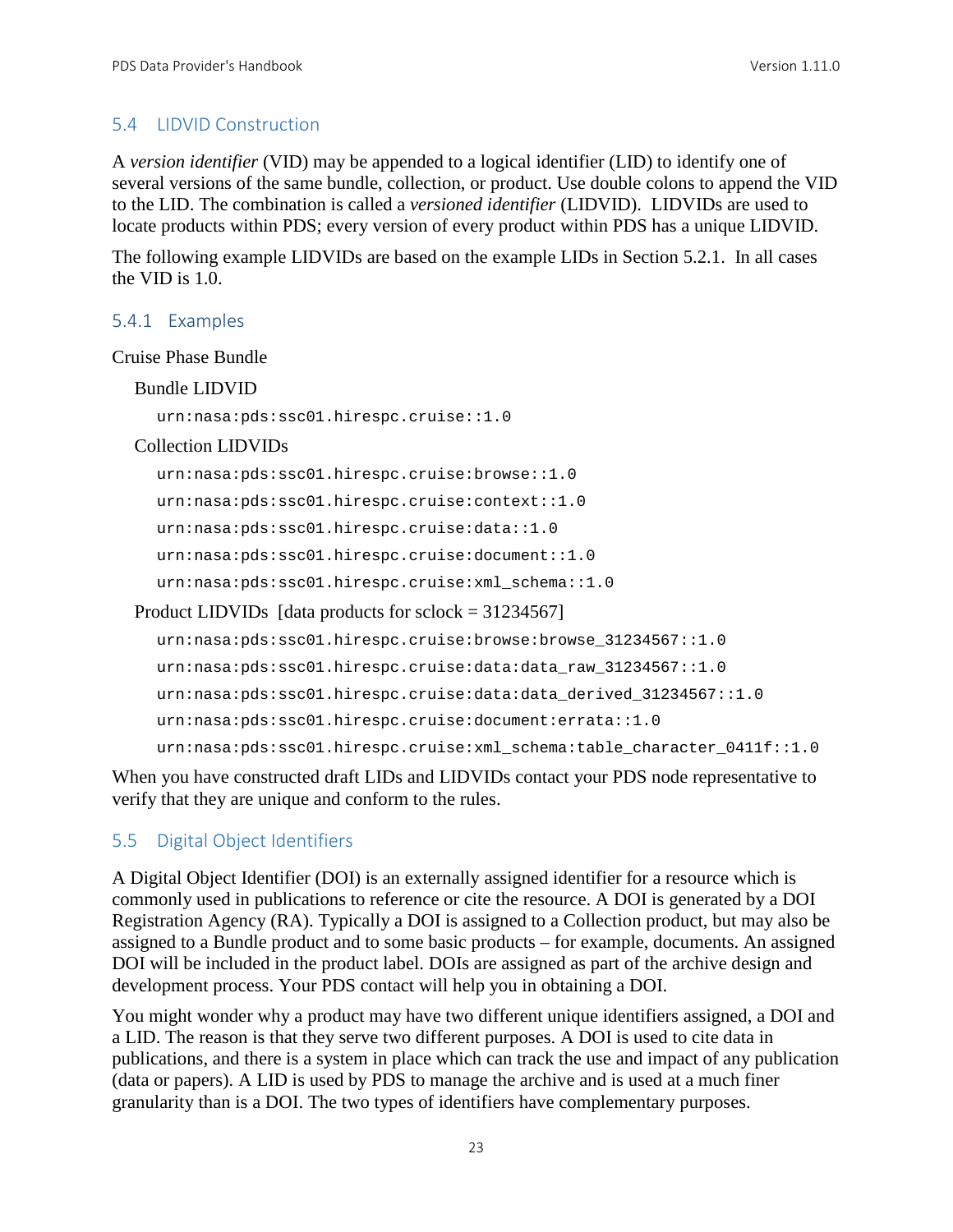## 5.4 LIDVID Construction

A *version identifier* (VID) may be appended to a logical identifier (LID) to identify one of several versions of the same bundle, collection, or product. Use double colons to append the VID to the LID. The combination is called a *versioned identifier* (LIDVID). LIDVIDs are used to locate products within PDS; every version of every product within PDS has a unique LIDVID.

The following example LIDVIDs are based on the example LIDs in Section 5.2.1. In all cases the VID is 1.0.

### 5.4.1 Examples

Cruise Phase Bundle

Bundle LIDVID

```
urn:nasa:pds:ssc01.hirespc.cruise::1.0
```

Collection LIDVIDs

```
urn:nasa:pds:ssc01.hirespc.cruise:browse::1.0
urn:nasa:pds:ssc01.hirespc.cruise:context::1.0
urn:nasa:pds:ssc01.hirespc.cruise:data::1.0
urn:nasa:pds:ssc01.hirespc.cruise:document::1.0
urn:nasa:pds:ssc01.hirespc.cruise:xml_schema::1.0
```

Product LIDVIDs [data products for sclock = 31234567]

```
urn:nasa:pds:ssc01.hirespc.cruise:browse:browse_31234567::1.0
urn:nasa:pds:ssc01.hirespc.cruise:data:data_raw_31234567::1.0
urn:nasa:pds:ssc01.hirespc.cruise:data:data_derived_31234567::1.0
urn:nasa:pds:ssc01.hirespc.cruise:document:errata::1.0
urn:nasa:pds:ssc01.hirespc.cruise:xml_schema:table_character_0411f::1.0
```

When you have constructed draft LIDs and LIDVIDs contact your PDS node representative to verify that they are unique and conform to the rules.

## 5.5 Digital Object Identifiers

A Digital Object Identifier (DOI) is an externally assigned identifier for a resource which is commonly used in publications to reference or cite the resource. A DOI is generated by a DOI Registration Agency (RA). Typically a DOI is assigned to a Collection product, but may also be assigned to a Bundle product and to some basic products – for example, documents. An assigned DOI will be included in the product label. DOIs are assigned as part of the archive design and development process. Your PDS contact will help you in obtaining a DOI.

You might wonder why a product may have two different unique identifiers assigned, a DOI and a LID. The reason is that they serve two different purposes. A DOI is used to cite data in publications, and there is a system in place which can track the use and impact of any publication (data or papers). A LID is used by PDS to manage the archive and is used at a much finer granularity than is a DOI. The two types of identifiers have complementary purposes.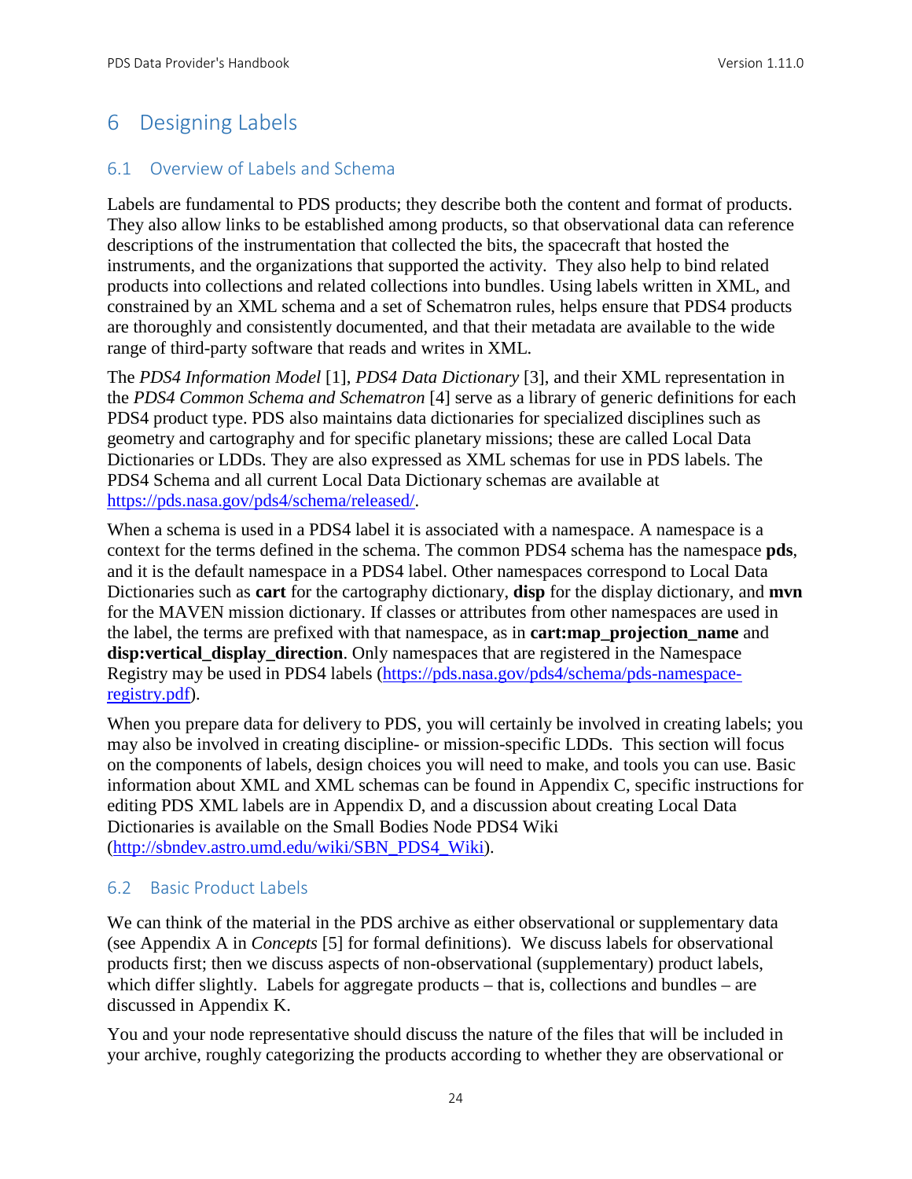# 6 Designing Labels

## 6.1 Overview of Labels and Schema

Labels are fundamental to PDS products; they describe both the content and format of products. They also allow links to be established among products, so that observational data can reference descriptions of the instrumentation that collected the bits, the spacecraft that hosted the instruments, and the organizations that supported the activity. They also help to bind related products into collections and related collections into bundles. Using labels written in XML, and constrained by an XML schema and a set of Schematron rules, helps ensure that PDS4 products are thoroughly and consistently documented, and that their metadata are available to the wide range of third-party software that reads and writes in XML.

The *PDS4 Information Model* [1], *PDS4 Data Dictionary* [3], and their XML representation in the *PDS4 Common Schema and Schematron* [4] serve as a library of generic definitions for each PDS4 product type. PDS also maintains data dictionaries for specialized disciplines such as geometry and cartography and for specific planetary missions; these are called Local Data Dictionaries or LDDs. They are also expressed as XML schemas for use in PDS labels. The PDS4 Schema and all current Local Data Dictionary schemas are available at https://pds.nasa.gov/pds4/schema/released/.

When a schema is used in a PDS4 label it is associated with a namespace. A namespace is a context for the terms defined in the schema. The common PDS4 schema has the namespace **pds**, and it is the default namespace in a PDS4 label. Other namespaces correspond to Local Data Dictionaries such as **cart** for the cartography dictionary, **disp** for the display dictionary, and **mvn** for the MAVEN mission dictionary. If classes or attributes from other namespaces are used in the label, the terms are prefixed with that namespace, as in **cart:map_projection_name** and **disp:vertical_display_direction**. Only namespaces that are registered in the Namespace Registry may be used in PDS4 labels (https://pds.nasa.gov/pds4/schema/pds-namespace-registry.pdf).

When you prepare data for delivery to PDS, you will certainly be involved in creating labels; you may also be involved in creating discipline- or mission-specific LDDs. This section will focus on the components of labels, design choices you will need to make, and tools you can use. Basic information about XML and XML schemas can be found in Appendix C, specific instructions for editing PDS XML labels are in Appendix D, and a discussion about creating Local Data Dictionaries is available on the Small Bodies Node PDS4 Wiki (http://sbndev.astro.umd.edu/wiki/SBN_PDS4_Wiki).

## 6.2 Basic Product Labels

We can think of the material in the PDS archive as either observational or supplementary data (see Appendix A in *Concepts* [5] for formal definitions). We discuss labels for observational products first; then we discuss aspects of non-observational (supplementary) product labels, which differ slightly. Labels for aggregate products – that is, collections and bundles – are discussed in Appendix K.

You and your node representative should discuss the nature of the files that will be included in your archive, roughly categorizing the products according to whether they are observational or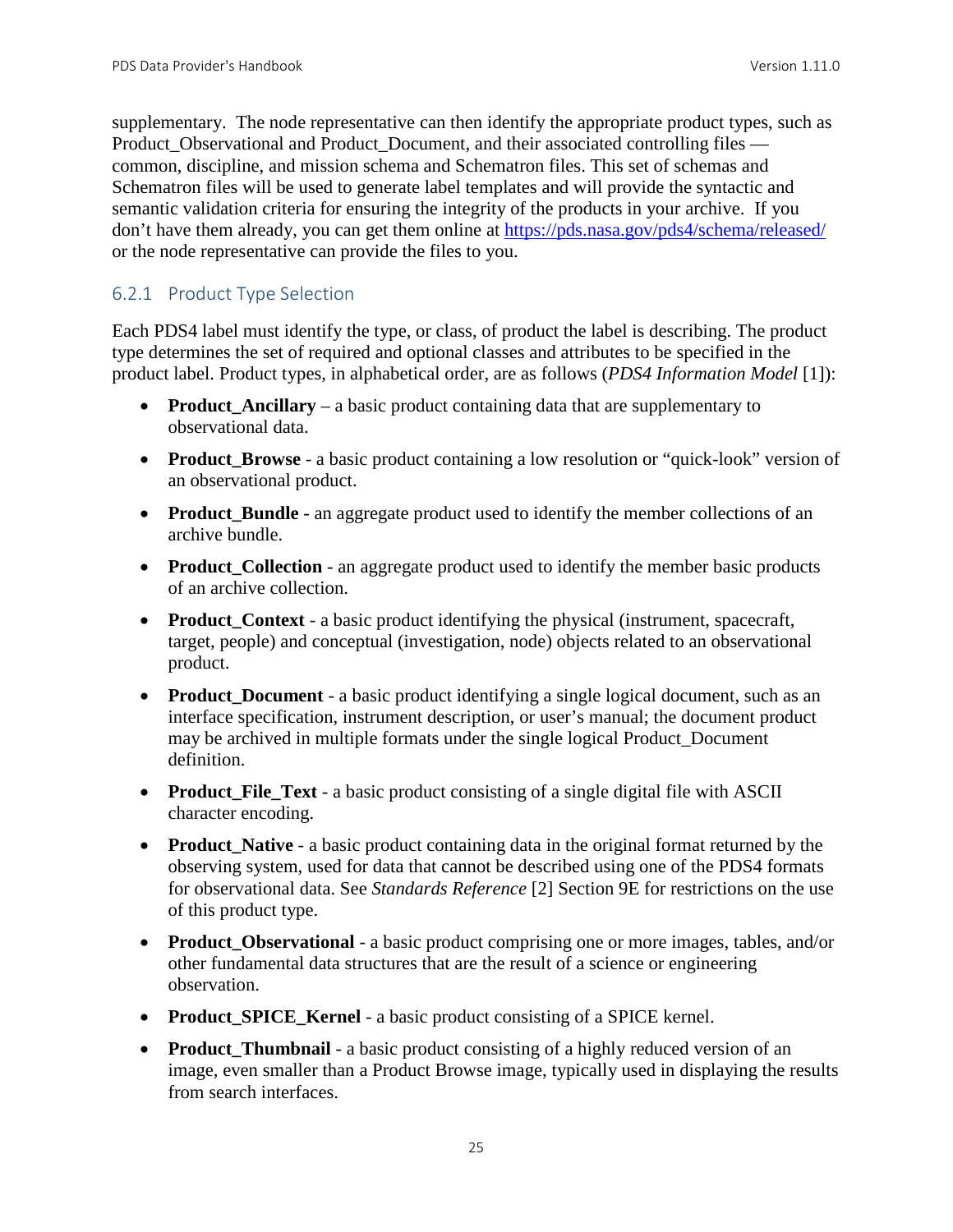supplementary. The node representative can then identify the appropriate product types, such as Product_Observational and Product_Document, and their associated controlling files — common, discipline, and mission schema and Schematron files. This set of schemas and Schematron files will be used to generate label templates and will provide the syntactic and semantic validation criteria for ensuring the integrity of the products in your archive. If you don't have them already, you can get them online at https://pds.nasa.gov/pds4/schema/released/ or the node representative can provide the files to you.

### 6.2.1 Product Type Selection

Each PDS4 label must identify the type, or class, of product the label is describing. The product type determines the set of required and optional classes and attributes to be specified in the product label. Product types, in alphabetical order, are as follows (*PDS4 Information Model* [1]):

- **Product_Ancillary** – a basic product containing data that are supplementary to observational data.
- **Product_Browse** - a basic product containing a low resolution or "quick-look" version of an observational product.
- **Product_Bundle** - an aggregate product used to identify the member collections of an archive bundle.
- **Product_Collection** - an aggregate product used to identify the member basic products of an archive collection.
- **Product_Context** - a basic product identifying the physical (instrument, spacecraft, target, people) and conceptual (investigation, node) objects related to an observational product.
- **Product_Document** - a basic product identifying a single logical document, such as an interface specification, instrument description, or user's manual; the document product may be archived in multiple formats under the single logical Product_Document definition.
- **Product_File_Text** - a basic product consisting of a single digital file with ASCII character encoding.
- **Product_Native** - a basic product containing data in the original format returned by the observing system, used for data that cannot be described using one of the PDS4 formats for observational data. See *Standards Reference* [2] Section 9E for restrictions on the use of this product type.
- **Product_Observational** - a basic product comprising one or more images, tables, and/or other fundamental data structures that are the result of a science or engineering observation.
- **Product_SPICE_Kernel** - a basic product consisting of a SPICE kernel.
- **Product_Thumbnail** - a basic product consisting of a highly reduced version of an image, even smaller than a Product Browse image, typically used in displaying the results from search interfaces.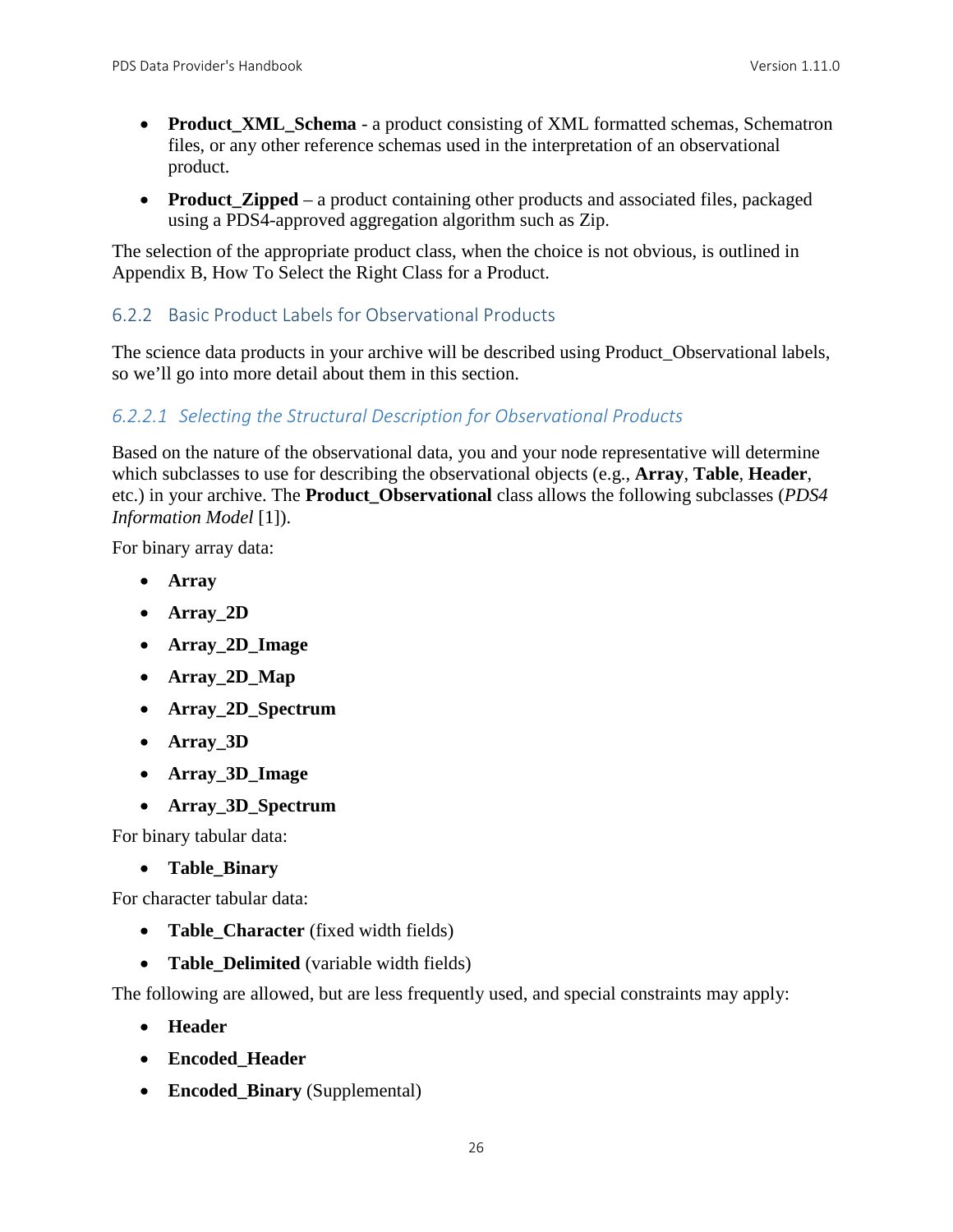- **Product_XML_Schema** - a product consisting of XML formatted schemas, Schematron files, or any other reference schemas used in the interpretation of an observational product.
- **Product_Zipped** – a product containing other products and associated files, packaged using a PDS4-approved aggregation algorithm such as Zip.

The selection of the appropriate product class, when the choice is not obvious, is outlined in Appendix B, How To Select the Right Class for a Product.

### 6.2.2 Basic Product Labels for Observational Products

The science data products in your archive will be described using Product_Observational labels, so we'll go into more detail about them in this section.

#### *6.2.2.1 Selecting the Structural Description for Observational Products*

Based on the nature of the observational data, you and your node representative will determine which subclasses to use for describing the observational objects (e.g., **Array**, **Table**, **Header**, etc.) in your archive. The **Product_Observational** class allows the following subclasses (*PDS4 Information Model* [1]).

For binary array data:

- **Array**
- **Array_2D**
- **Array_2D_Image**
- **Array_2D_Map**
- **Array_2D_Spectrum**
- **Array_3D**
- **Array_3D_Image**
- **Array_3D_Spectrum**

For binary tabular data:

- **Table_Binary**

For character tabular data:

- **Table_Character** (fixed width fields)
- **Table_Delimited** (variable width fields)

The following are allowed, but are less frequently used, and special constraints may apply:

- **Header**
- **Encoded_Header**
- **Encoded_Binary** (Supplemental)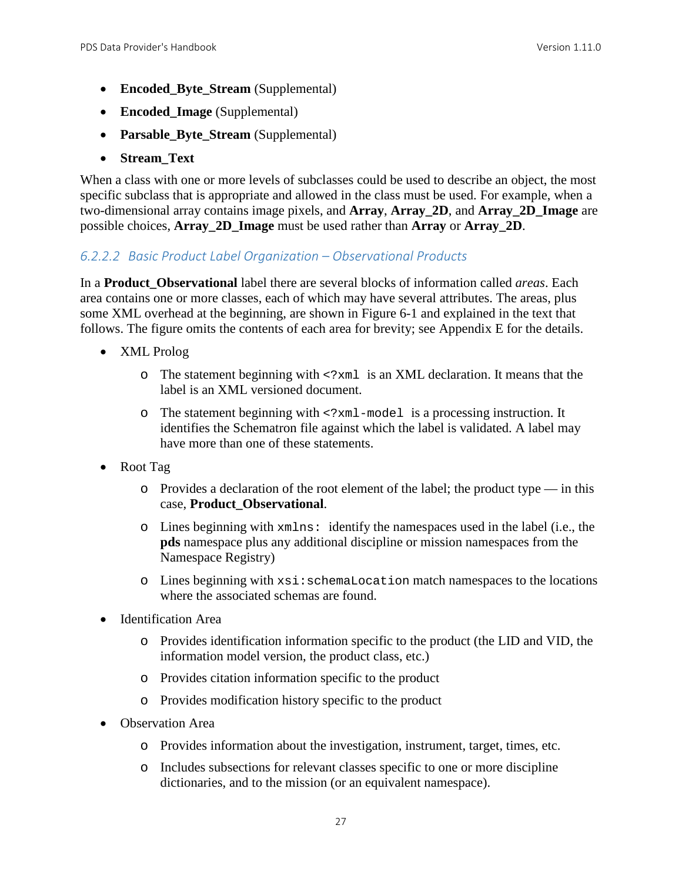- **Encoded_Byte_Stream** (Supplemental)
- **Encoded_Image** (Supplemental)
- **Parsable_Byte_Stream** (Supplemental)
- **Stream_Text**

When a class with one or more levels of subclasses could be used to describe an object, the most specific subclass that is appropriate and allowed in the class must be used. For example, when a two-dimensional array contains image pixels, and **Array**, **Array_2D**, and **Array_2D_Image** are possible choices, **Array_2D_Image** must be used rather than **Array** or **Array_2D**.

#### 6.2.2.2 Basic Product Label Organization – Observational Products

In a **Product_Observational** label there are several blocks of information called *areas*. Each area contains one or more classes, each of which may have several attributes. The areas, plus some XML overhead at the beginning, are shown in Figure 6-1 and explained in the text that follows. The figure omits the contents of each area for brevity; see Appendix E for the details.

- XML Prolog
    - The statement beginning with `<?xml` is an XML declaration. It means that the label is an XML versioned document.
    - The statement beginning with `<?xml-model` is a processing instruction. It identifies the Schematron file against which the label is validated. A label may have more than one of these statements.
- Root Tag
    - Provides a declaration of the root element of the label; the product type — in this case, **Product_Observational**.
    - Lines beginning with `xmlns:` identify the namespaces used in the label (i.e., the **pds** namespace plus any additional discipline or mission namespaces from the Namespace Registry)
    - Lines beginning with `xsi:schemaLocation` match namespaces to the locations where the associated schemas are found.
- Identification Area
    - Provides identification information specific to the product (the LID and VID, the information model version, the product class, etc.)
    - Provides citation information specific to the product
    - Provides modification history specific to the product
- Observation Area
    - Provides information about the investigation, instrument, target, times, etc.
    - Includes subsections for relevant classes specific to one or more discipline dictionaries, and to the mission (or an equivalent namespace).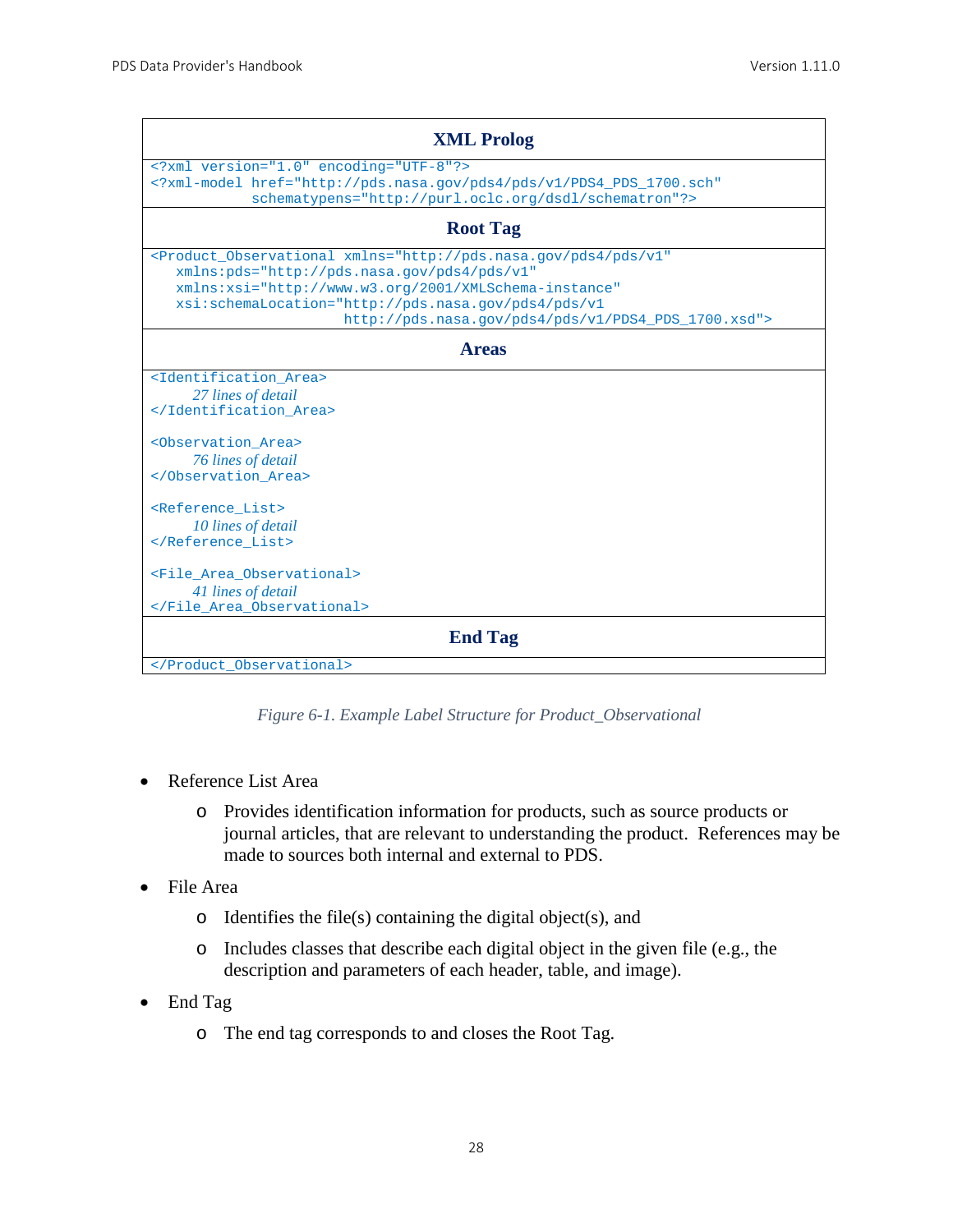**XML Prolog**

```
<?xml version="1.0" encoding="UTF-8"?>
<?xml-model href="http://pds.nasa.gov/pds4/pds/v1/PDS4_PDS_1700.sch"
            schematypens="http://purl.oclc.org/dsdl/schematron"?>
```

**Root Tag**

```
<Product_Observational xmlns="http://pds.nasa.gov/pds4/pds/v1"
   xmlns:pds="http://pds.nasa.gov/pds4/pds/v1"
   xmlns:xsi="http://www.w3.org/2001/XMLSchema-instance"
   xsi:schemaLocation="http://pds.nasa.gov/pds4/pds/v1
                    http://pds.nasa.gov/pds4/pds/v1/PDS4_PDS_1700.xsd">
```

**Areas**

```
<Identification_Area>
     27 lines of detail
</Identification_Area>

<Observation_Area>
     76 lines of detail
</Observation_Area>

<Reference_List>
     10 lines of detail
</Reference_List>

<File_Area_Observational>
     41 lines of detail
</File_Area_Observational>
```

**End Tag**

```
</Product_Observational>
```

*Figure 6-1. Example Label Structure for Product_Observational*

- Reference List Area
  - Provides identification information for products, such as source products or journal articles, that are relevant to understanding the product. References may be made to sources both internal and external to PDS.
- File Area
  - Identifies the file(s) containing the digital object(s), and
  - Includes classes that describe each digital object in the given file (e.g., the description and parameters of each header, table, and image).
- End Tag
  - The end tag corresponds to and closes the Root Tag.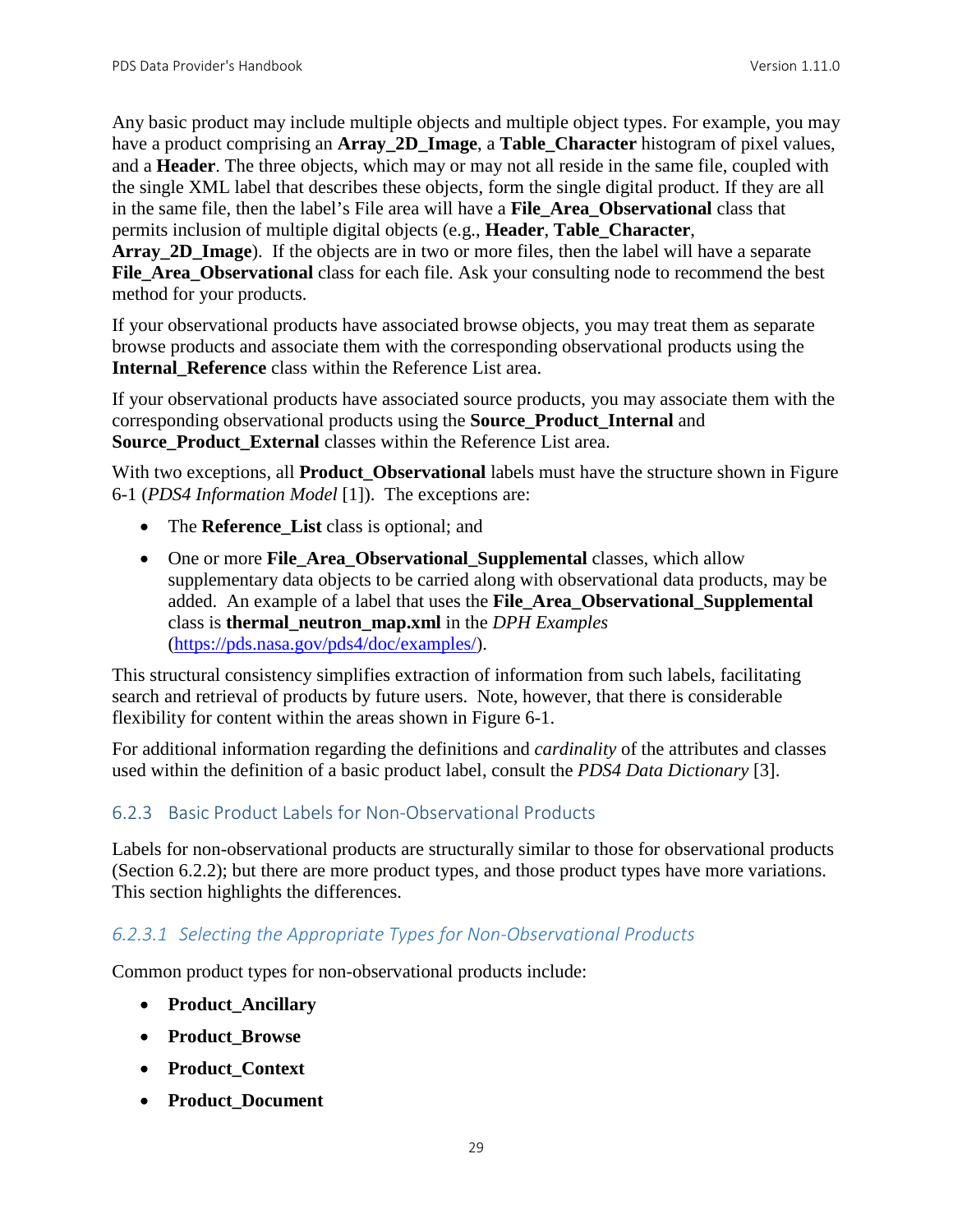Any basic product may include multiple objects and multiple object types. For example, you may have a product comprising an **Array_2D_Image**, a **Table_Character** histogram of pixel values, and a **Header**. The three objects, which may or may not all reside in the same file, coupled with the single XML label that describes these objects, form the single digital product. If they are all in the same file, then the label's File area will have a **File_Area_Observational** class that permits inclusion of multiple digital objects (e.g., **Header**, **Table_Character**, **Array_2D_Image**). If the objects are in two or more files, then the label will have a separate **File_Area_Observational** class for each file. Ask your consulting node to recommend the best method for your products.

If your observational products have associated browse objects, you may treat them as separate browse products and associate them with the corresponding observational products using the **Internal_Reference** class within the Reference List area.

If your observational products have associated source products, you may associate them with the corresponding observational products using the **Source_Product_Internal** and **Source_Product_External** classes within the Reference List area.

With two exceptions, all **Product_Observational** labels must have the structure shown in Figure 6-1 (*PDS4 Information Model* [1]). The exceptions are:

- The **Reference_List** class is optional; and
- One or more **File_Area_Observational_Supplemental** classes, which allow supplementary data objects to be carried along with observational data products, may be added. An example of a label that uses the **File_Area_Observational_Supplemental** class is **thermal_neutron_map.xml** in the *DPH Examples* (https://pds.nasa.gov/pds4/doc/examples/).

This structural consistency simplifies extraction of information from such labels, facilitating search and retrieval of products by future users. Note, however, that there is considerable flexibility for content within the areas shown in Figure 6-1.

For additional information regarding the definitions and *cardinality* of the attributes and classes used within the definition of a basic product label, consult the *PDS4 Data Dictionary* [3].

### 6.2.3 Basic Product Labels for Non-Observational Products

Labels for non-observational products are structurally similar to those for observational products (Section 6.2.2); but there are more product types, and those product types have more variations. This section highlights the differences.

#### *6.2.3.1 Selecting the Appropriate Types for Non-Observational Products*

Common product types for non-observational products include:

- **Product_Ancillary**
- **Product_Browse**
- **Product_Context**
- **Product_Document**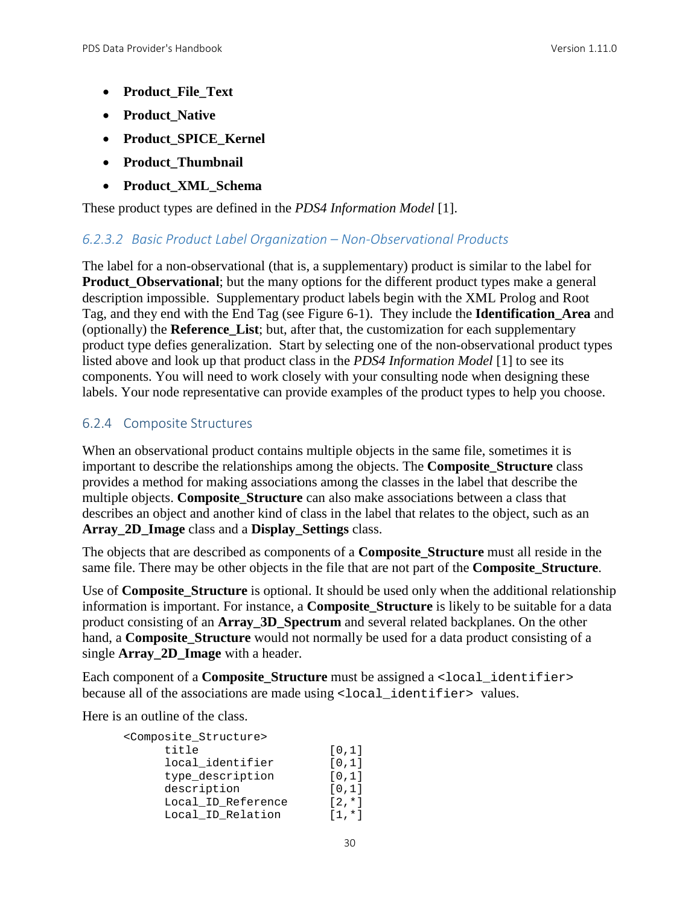- **Product_File_Text**
- **Product_Native**
- **Product_SPICE_Kernel**
- **Product_Thumbnail**
- **Product_XML_Schema**

These product types are defined in the *PDS4 Information Model* [1].

#### *6.2.3.2 Basic Product Label Organization – Non-Observational Products*

The label for a non-observational (that is, a supplementary) product is similar to the label for **Product_Observational**; but the many options for the different product types make a general description impossible. Supplementary product labels begin with the XML Prolog and Root Tag, and they end with the End Tag (see Figure 6-1). They include the **Identification_Area** and (optionally) the **Reference_List**; but, after that, the customization for each supplementary product type defies generalization. Start by selecting one of the non-observational product types listed above and look up that product class in the *PDS4 Information Model* [1] to see its components. You will need to work closely with your consulting node when designing these labels. Your node representative can provide examples of the product types to help you choose.

### 6.2.4 Composite Structures

When an observational product contains multiple objects in the same file, sometimes it is important to describe the relationships among the objects. The **Composite_Structure** class provides a method for making associations among the classes in the label that describe the multiple objects. **Composite_Structure** can also make associations between a class that describes an object and another kind of class in the label that relates to the object, such as an **Array_2D_Image** class and a **Display_Settings** class.

The objects that are described as components of a **Composite_Structure** must all reside in the same file. There may be other objects in the file that are not part of the **Composite_Structure**.

Use of **Composite_Structure** is optional. It should be used only when the additional relationship information is important. For instance, a **Composite_Structure** is likely to be suitable for a data product consisting of an **Array_3D_Spectrum** and several related backplanes. On the other hand, a **Composite_Structure** would not normally be used for a data product consisting of a single **Array_2D_Image** with a header.

Each component of a **Composite_Structure** must be assigned a `<local_identifier>` because all of the associations are made using `<local_identifier>` values.

Here is an outline of the class.

```
<Composite_Structure>
      title                   [0,1]
      local_identifier        [0,1]
      type_description        [0,1]
      description             [0,1]
      Local_ID_Reference      [2,*]
      Local_ID_Relation       [1,*]
```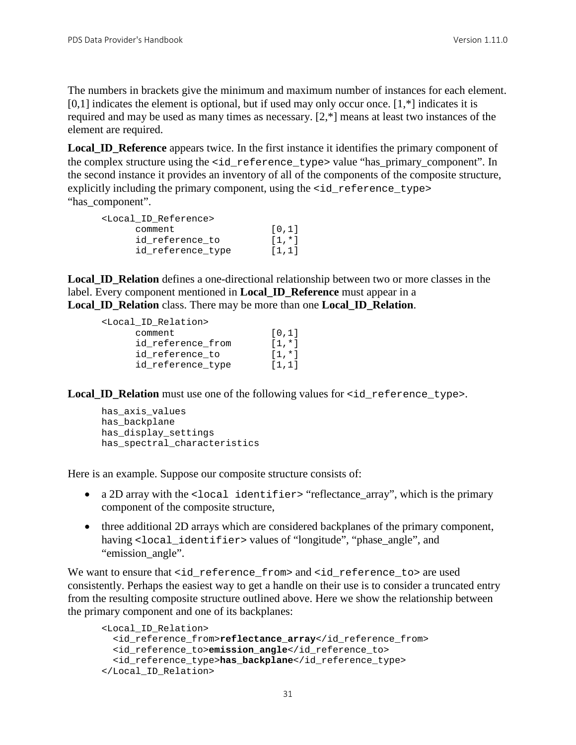The numbers in brackets give the minimum and maximum number of instances for each element. [0,1] indicates the element is optional, but if used may only occur once. [1,*] indicates it is required and may be used as many times as necessary. [2,*] means at least two instances of the element are required.

**Local_ID_Reference** appears twice. In the first instance it identifies the primary component of the complex structure using the `<id_reference_type>` value "has_primary_component". In the second instance it provides an inventory of all of the components of the composite structure, explicitly including the primary component, using the `<id_reference_type>` "has_component".

```
<Local_ID_Reference>
      comment              [0,1]
      id_reference_to      [1,*]
      id_reference_type    [1,1]
```

**Local_ID_Relation** defines a one-directional relationship between two or more classes in the label. Every component mentioned in **Local_ID_Reference** must appear in a **Local_ID_Relation** class. There may be more than one **Local_ID_Relation**.

```
<Local_ID_Relation>
      comment              [0,1]
      id_reference_from    [1,*]
      id_reference_to      [1,*]
      id_reference_type    [1,1]
```

**Local_ID_Relation** must use one of the following values for `<id_reference_type>`.

```
has_axis_values
has_backplane
has_display_settings
has_spectral_characteristics
```

Here is an example. Suppose our composite structure consists of:

- a 2D array with the `<local identifier>` "reflectance_array", which is the primary component of the composite structure,
- three additional 2D arrays which are considered backplanes of the primary component, having `<local_identifier>` values of "longitude", "phase_angle", and "emission_angle".

We want to ensure that `<id_reference_from>` and `<id_reference_to>` are used consistently. Perhaps the easiest way to get a handle on their use is to consider a truncated entry from the resulting composite structure outlined above. Here we show the relationship between the primary component and one of its backplanes:

```
<Local_ID_Relation>
  <id_reference_from>reflectance_array</id_reference_from>
  <id_reference_to>emission_angle</id_reference_to>
  <id_reference_type>has_backplane</id_reference_type>
</Local_ID_Relation>
```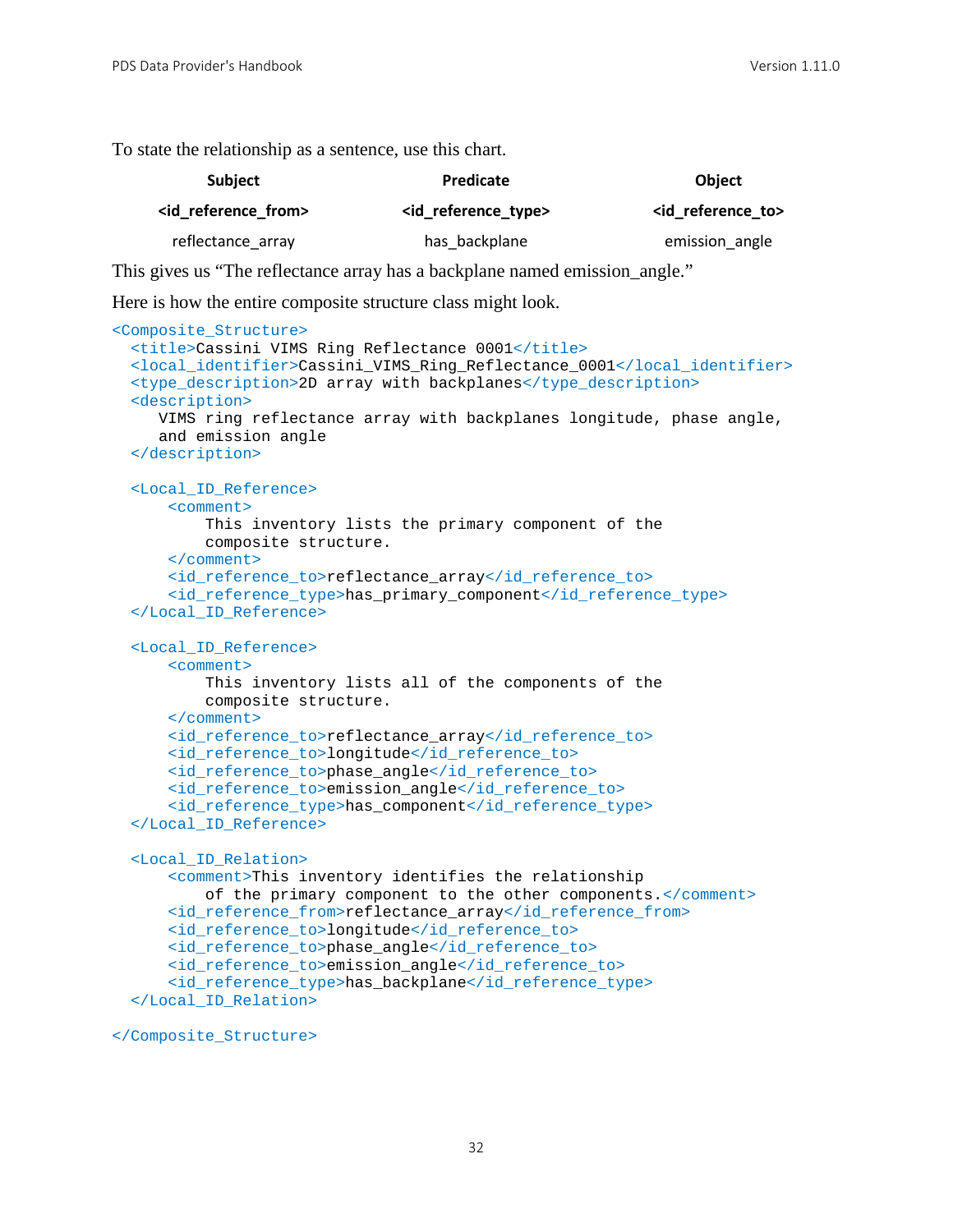To state the relationship as a sentence, use this chart.

| Subject | Predicate | Object |
|---|---|---|
| **<id_reference_from>** | **<id_reference_type>** | **<id_reference_to>** |
| reflectance_array | has_backplane | emission_angle |

This gives us "The reflectance array has a backplane named emission_angle."

Here is how the entire composite structure class might look.

```
<Composite_Structure>
  <title>Cassini VIMS Ring Reflectance 0001</title>
  <local_identifier>Cassini_VIMS_Ring_Reflectance_0001</local_identifier>
  <type_description>2D array with backplanes</type_description>
  <description>
     VIMS ring reflectance array with backplanes longitude, phase angle,
     and emission angle
  </description>

  <Local_ID_Reference>
      <comment>
          This inventory lists the primary component of the
          composite structure.
      </comment>
      <id_reference_to>reflectance_array</id_reference_to>
      <id_reference_type>has_primary_component</id_reference_type>
  </Local_ID_Reference>

  <Local_ID_Reference>
      <comment>
          This inventory lists all of the components of the
          composite structure.
      </comment>
      <id_reference_to>reflectance_array</id_reference_to>
      <id_reference_to>longitude</id_reference_to>
      <id_reference_to>phase_angle</id_reference_to>
      <id_reference_to>emission_angle</id_reference_to>
      <id_reference_type>has_component</id_reference_type>
  </Local_ID_Reference>

  <Local_ID_Relation>
      <comment>This inventory identifies the relationship
          of the primary component to the other components.</comment>
      <id_reference_from>reflectance_array</id_reference_from>
      <id_reference_to>longitude</id_reference_to>
      <id_reference_to>phase_angle</id_reference_to>
      <id_reference_to>emission_angle</id_reference_to>
      <id_reference_type>has_backplane</id_reference_type>
  </Local_ID_Relation>

</Composite_Structure>
```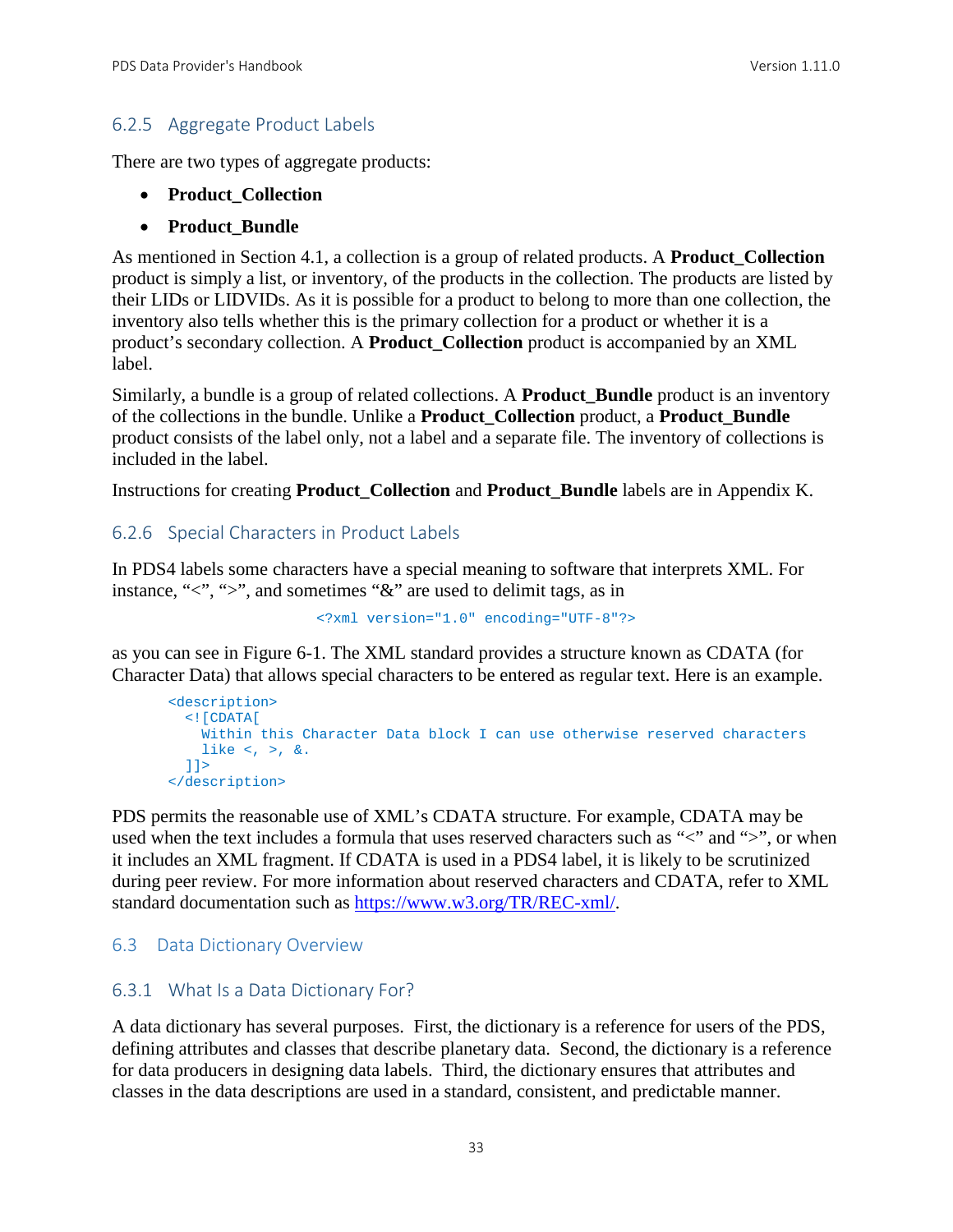### 6.2.5 Aggregate Product Labels

There are two types of aggregate products:

- **Product_Collection**
- **Product_Bundle**

As mentioned in Section 4.1, a collection is a group of related products. A **Product_Collection** product is simply a list, or inventory, of the products in the collection. The products are listed by their LIDs or LIDVIDs. As it is possible for a product to belong to more than one collection, the inventory also tells whether this is the primary collection for a product or whether it is a product's secondary collection. A **Product_Collection** product is accompanied by an XML label.

Similarly, a bundle is a group of related collections. A **Product_Bundle** product is an inventory of the collections in the bundle. Unlike a **Product_Collection** product, a **Product_Bundle** product consists of the label only, not a label and a separate file. The inventory of collections is included in the label.

Instructions for creating **Product_Collection** and **Product_Bundle** labels are in Appendix K.

### 6.2.6 Special Characters in Product Labels

In PDS4 labels some characters have a special meaning to software that interprets XML. For instance, "<", ">", and sometimes "&" are used to delimit tags, as in

```
<?xml version="1.0" encoding="UTF-8"?>
```

as you can see in Figure 6-1. The XML standard provides a structure known as CDATA (for Character Data) that allows special characters to be entered as regular text. Here is an example.

```
<description>
  <![CDATA[
    Within this Character Data block I can use otherwise reserved characters
    like <, >, &.
  ]]>
</description>
```

PDS permits the reasonable use of XML's CDATA structure. For example, CDATA may be used when the text includes a formula that uses reserved characters such as "<" and ">", or when it includes an XML fragment. If CDATA is used in a PDS4 label, it is likely to be scrutinized during peer review. For more information about reserved characters and CDATA, refer to XML standard documentation such as https://www.w3.org/TR/REC-xml/.

## 6.3 Data Dictionary Overview

### 6.3.1 What Is a Data Dictionary For?

A data dictionary has several purposes. First, the dictionary is a reference for users of the PDS, defining attributes and classes that describe planetary data. Second, the dictionary is a reference for data producers in designing data labels. Third, the dictionary ensures that attributes and classes in the data descriptions are used in a standard, consistent, and predictable manner.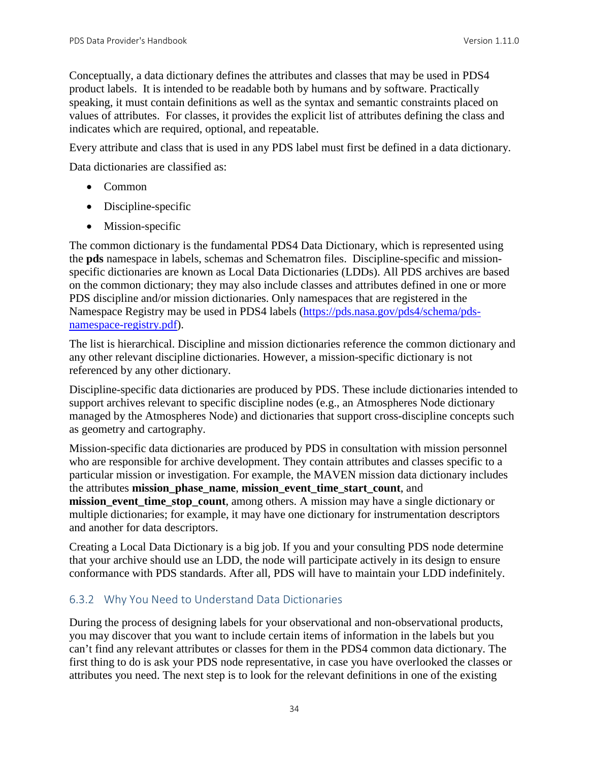Conceptually, a data dictionary defines the attributes and classes that may be used in PDS4 product labels. It is intended to be readable both by humans and by software. Practically speaking, it must contain definitions as well as the syntax and semantic constraints placed on values of attributes. For classes, it provides the explicit list of attributes defining the class and indicates which are required, optional, and repeatable.

Every attribute and class that is used in any PDS label must first be defined in a data dictionary.

Data dictionaries are classified as:

- Common
- Discipline-specific
- Mission-specific

The common dictionary is the fundamental PDS4 Data Dictionary, which is represented using the **pds** namespace in labels, schemas and Schematron files. Discipline-specific and mission-specific dictionaries are known as Local Data Dictionaries (LDDs). All PDS archives are based on the common dictionary; they may also include classes and attributes defined in one or more PDS discipline and/or mission dictionaries. Only namespaces that are registered in the Namespace Registry may be used in PDS4 labels (https://pds.nasa.gov/pds4/schema/pds-namespace-registry.pdf).

The list is hierarchical. Discipline and mission dictionaries reference the common dictionary and any other relevant discipline dictionaries. However, a mission-specific dictionary is not referenced by any other dictionary.

Discipline-specific data dictionaries are produced by PDS. These include dictionaries intended to support archives relevant to specific discipline nodes (e.g., an Atmospheres Node dictionary managed by the Atmospheres Node) and dictionaries that support cross-discipline concepts such as geometry and cartography.

Mission-specific data dictionaries are produced by PDS in consultation with mission personnel who are responsible for archive development. They contain attributes and classes specific to a particular mission or investigation. For example, the MAVEN mission data dictionary includes the attributes **mission_phase_name**, **mission_event_time_start_count**, and **mission_event_time_stop_count**, among others. A mission may have a single dictionary or multiple dictionaries; for example, it may have one dictionary for instrumentation descriptors and another for data descriptors.

Creating a Local Data Dictionary is a big job. If you and your consulting PDS node determine that your archive should use an LDD, the node will participate actively in its design to ensure conformance with PDS standards. After all, PDS will have to maintain your LDD indefinitely.

### 6.3.2 Why You Need to Understand Data Dictionaries

During the process of designing labels for your observational and non-observational products, you may discover that you want to include certain items of information in the labels but you can't find any relevant attributes or classes for them in the PDS4 common data dictionary. The first thing to do is ask your PDS node representative, in case you have overlooked the classes or attributes you need. The next step is to look for the relevant definitions in one of the existing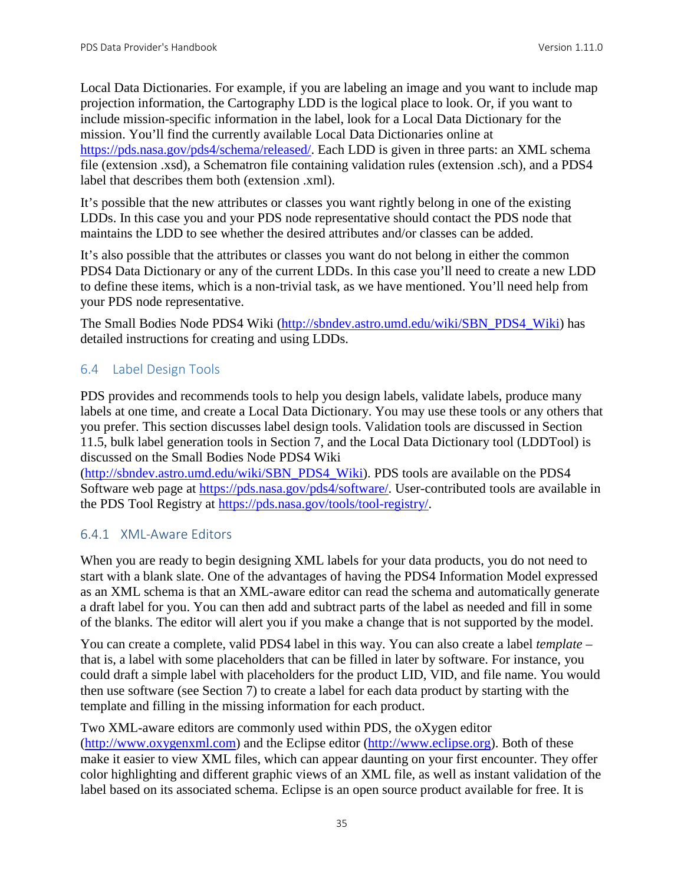Local Data Dictionaries. For example, if you are labeling an image and you want to include map projection information, the Cartography LDD is the logical place to look. Or, if you want to include mission-specific information in the label, look for a Local Data Dictionary for the mission. You'll find the currently available Local Data Dictionaries online at https://pds.nasa.gov/pds4/schema/released/. Each LDD is given in three parts: an XML schema file (extension .xsd), a Schematron file containing validation rules (extension .sch), and a PDS4 label that describes them both (extension .xml).

It's possible that the new attributes or classes you want rightly belong in one of the existing LDDs. In this case you and your PDS node representative should contact the PDS node that maintains the LDD to see whether the desired attributes and/or classes can be added.

It's also possible that the attributes or classes you want do not belong in either the common PDS4 Data Dictionary or any of the current LDDs. In this case you'll need to create a new LDD to define these items, which is a non-trivial task, as we have mentioned. You'll need help from your PDS node representative.

The Small Bodies Node PDS4 Wiki (http://sbndev.astro.umd.edu/wiki/SBN_PDS4_Wiki) has detailed instructions for creating and using LDDs.

## 6.4 Label Design Tools

PDS provides and recommends tools to help you design labels, validate labels, produce many labels at one time, and create a Local Data Dictionary. You may use these tools or any others that you prefer. This section discusses label design tools. Validation tools are discussed in Section 11.5, bulk label generation tools in Section 7, and the Local Data Dictionary tool (LDDTool) is discussed on the Small Bodies Node PDS4 Wiki (http://sbndev.astro.umd.edu/wiki/SBN_PDS4_Wiki). PDS tools are available on the PDS4 Software web page at https://pds.nasa.gov/pds4/software/. User-contributed tools are available in the PDS Tool Registry at https://pds.nasa.gov/tools/tool-registry/.

### 6.4.1 XML-Aware Editors

When you are ready to begin designing XML labels for your data products, you do not need to start with a blank slate. One of the advantages of having the PDS4 Information Model expressed as an XML schema is that an XML-aware editor can read the schema and automatically generate a draft label for you. You can then add and subtract parts of the label as needed and fill in some of the blanks. The editor will alert you if you make a change that is not supported by the model.

You can create a complete, valid PDS4 label in this way. You can also create a label *template* – that is, a label with some placeholders that can be filled in later by software. For instance, you could draft a simple label with placeholders for the product LID, VID, and file name. You would then use software (see Section 7) to create a label for each data product by starting with the template and filling in the missing information for each product.

Two XML-aware editors are commonly used within PDS, the oXygen editor (http://www.oxygenxml.com) and the Eclipse editor (http://www.eclipse.org). Both of these make it easier to view XML files, which can appear daunting on your first encounter. They offer color highlighting and different graphic views of an XML file, as well as instant validation of the label based on its associated schema. Eclipse is an open source product available for free. It is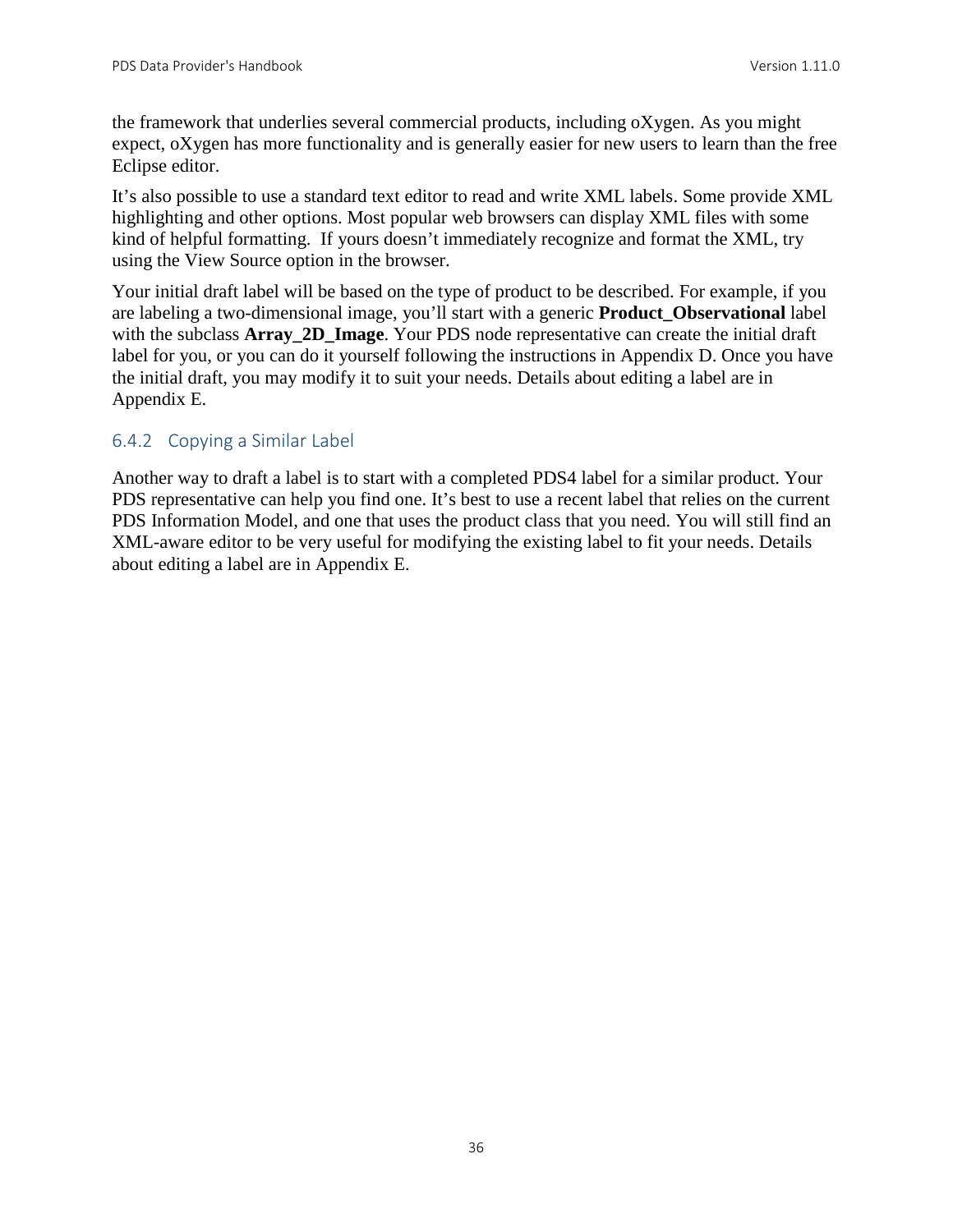the framework that underlies several commercial products, including oXygen. As you might expect, oXygen has more functionality and is generally easier for new users to learn than the free Eclipse editor.

It's also possible to use a standard text editor to read and write XML labels. Some provide XML highlighting and other options. Most popular web browsers can display XML files with some kind of helpful formatting. If yours doesn't immediately recognize and format the XML, try using the View Source option in the browser.

Your initial draft label will be based on the type of product to be described. For example, if you are labeling a two-dimensional image, you'll start with a generic **Product_Observational** label with the subclass **Array_2D_Image**. Your PDS node representative can create the initial draft label for you, or you can do it yourself following the instructions in Appendix D. Once you have the initial draft, you may modify it to suit your needs. Details about editing a label are in Appendix E.

### 6.4.2 Copying a Similar Label

Another way to draft a label is to start with a completed PDS4 label for a similar product. Your PDS representative can help you find one. It's best to use a recent label that relies on the current PDS Information Model, and one that uses the product class that you need. You will still find an XML-aware editor to be very useful for modifying the existing label to fit your needs. Details about editing a label are in Appendix E.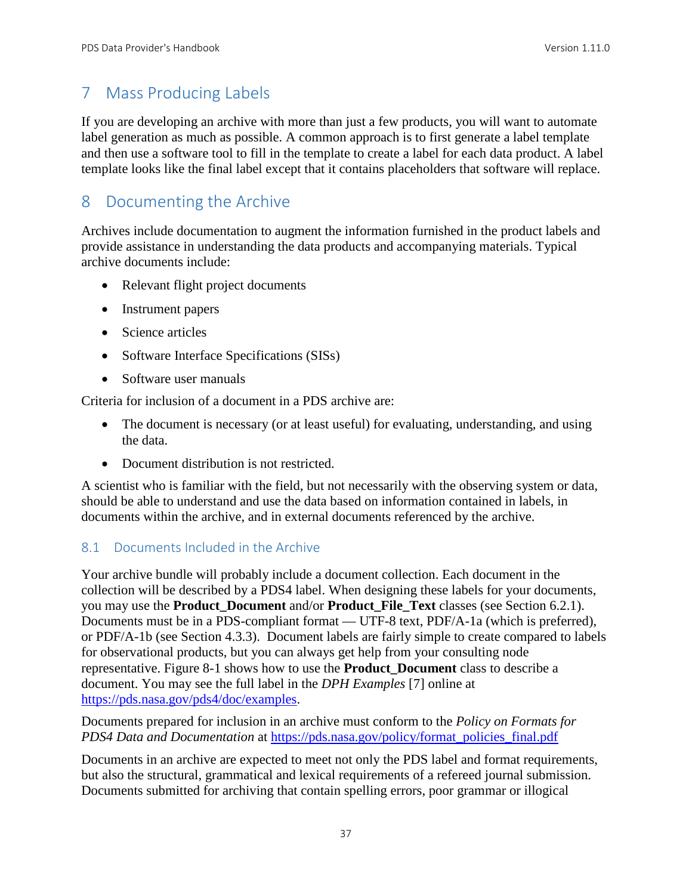# 7 Mass Producing Labels

If you are developing an archive with more than just a few products, you will want to automate label generation as much as possible. A common approach is to first generate a label template and then use a software tool to fill in the template to create a label for each data product. A label template looks like the final label except that it contains placeholders that software will replace.

# 8 Documenting the Archive

Archives include documentation to augment the information furnished in the product labels and provide assistance in understanding the data products and accompanying materials. Typical archive documents include:

- Relevant flight project documents
- Instrument papers
- Science articles
- Software Interface Specifications (SISs)
- Software user manuals

Criteria for inclusion of a document in a PDS archive are:

- The document is necessary (or at least useful) for evaluating, understanding, and using the data.
- Document distribution is not restricted.

A scientist who is familiar with the field, but not necessarily with the observing system or data, should be able to understand and use the data based on information contained in labels, in documents within the archive, and in external documents referenced by the archive.

## 8.1 Documents Included in the Archive

Your archive bundle will probably include a document collection. Each document in the collection will be described by a PDS4 label. When designing these labels for your documents, you may use the **Product_Document** and/or **Product_File_Text** classes (see Section 6.2.1). Documents must be in a PDS-compliant format — UTF-8 text, PDF/A-1a (which is preferred), or PDF/A-1b (see Section 4.3.3). Document labels are fairly simple to create compared to labels for observational products, but you can always get help from your consulting node representative. Figure 8-1 shows how to use the **Product_Document** class to describe a document. You may see the full label in the *DPH Examples* [7] online at https://pds.nasa.gov/pds4/doc/examples.

Documents prepared for inclusion in an archive must conform to the *Policy on Formats for PDS4 Data and Documentation* at https://pds.nasa.gov/policy/format_policies_final.pdf

Documents in an archive are expected to meet not only the PDS label and format requirements, but also the structural, grammatical and lexical requirements of a refereed journal submission. Documents submitted for archiving that contain spelling errors, poor grammar or illogical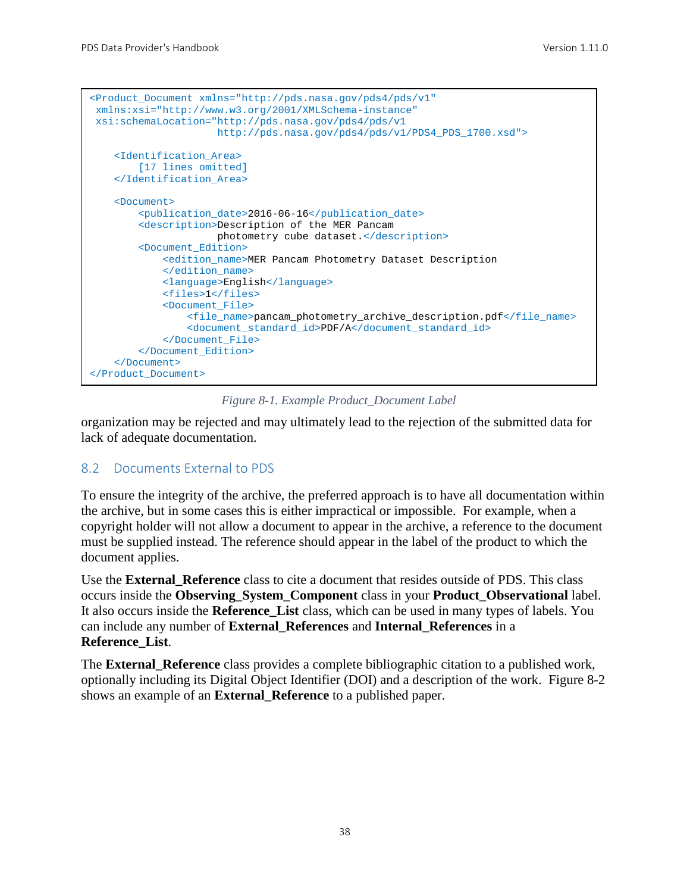```
<Product_Document xmlns="http://pds.nasa.gov/pds4/pds/v1"
 xmlns:xsi="http://www.w3.org/2001/XMLSchema-instance"
 xsi:schemaLocation="http://pds.nasa.gov/pds4/pds/v1
                    http://pds.nasa.gov/pds4/pds/v1/PDS4_PDS_1700.xsd">

    <Identification_Area>
        [17 lines omitted]
    </Identification_Area>

    <Document>
        <publication_date>2016-06-16</publication_date>
        <description>Description of the MER Pancam
                    photometry cube dataset.</description>
        <Document_Edition>
            <edition_name>MER Pancam Photometry Dataset Description
            </edition_name>
            <language>English</language>
            <files>1</files>
            <Document_File>
                <file_name>pancam_photometry_archive_description.pdf</file_name>
                <document_standard_id>PDF/A</document_standard_id>
            </Document_File>
        </Document_Edition>
    </Document>
</Product_Document>
```

*Figure 8-1. Example Product_Document Label*

organization may be rejected and may ultimately lead to the rejection of the submitted data for lack of adequate documentation.

## 8.2 Documents External to PDS

To ensure the integrity of the archive, the preferred approach is to have all documentation within the archive, but in some cases this is either impractical or impossible. For example, when a copyright holder will not allow a document to appear in the archive, a reference to the document must be supplied instead. The reference should appear in the label of the product to which the document applies.

Use the **External_Reference** class to cite a document that resides outside of PDS. This class occurs inside the **Observing_System_Component** class in your **Product_Observational** label. It also occurs inside the **Reference_List** class, which can be used in many types of labels. You can include any number of **External_References** and **Internal_References** in a **Reference_List**.

The **External_Reference** class provides a complete bibliographic citation to a published work, optionally including its Digital Object Identifier (DOI) and a description of the work. Figure 8-2 shows an example of an **External_Reference** to a published paper.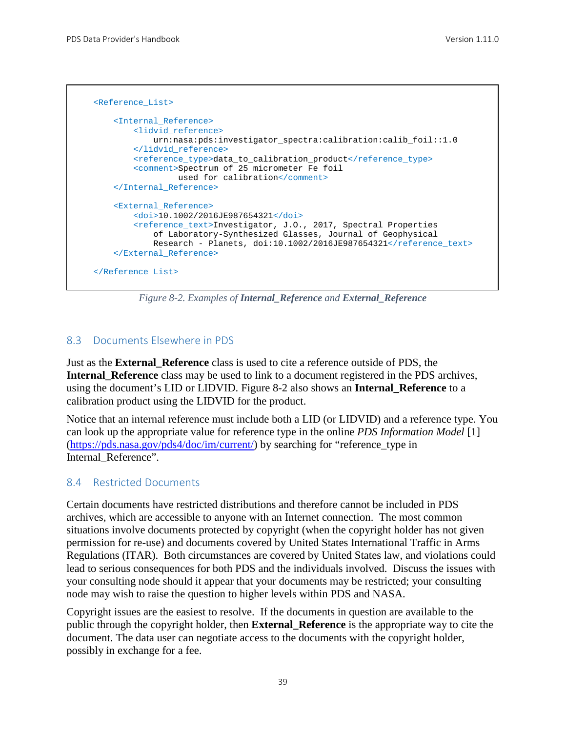```
<Reference_List>

    <Internal_Reference>
        <lidvid_reference>
            urn:nasa:pds:investigator_spectra:calibration:calib_foil::1.0
        </lidvid_reference>
        <reference_type>data_to_calibration_product</reference_type>
        <comment>Spectrum of 25 micrometer Fe foil
                 used for calibration</comment>
    </Internal_Reference>

    <External_Reference>
        <doi>10.1002/2016JE987654321</doi>
        <reference_text>Investigator, J.O., 2017, Spectral Properties
            of Laboratory-Synthesized Glasses, Journal of Geophysical
            Research - Planets, doi:10.1002/2016JE987654321</reference_text>
    </External_Reference>

</Reference_List>
```

*Figure 8-2. Examples of **Internal_Reference** and **External_Reference***

## 8.3 Documents Elsewhere in PDS

Just as the **External_Reference** class is used to cite a reference outside of PDS, the **Internal_Reference** class may be used to link to a document registered in the PDS archives, using the document's LID or LIDVID. Figure 8-2 also shows an **Internal_Reference** to a calibration product using the LIDVID for the product.

Notice that an internal reference must include both a LID (or LIDVID) and a reference type. You can look up the appropriate value for reference type in the online *PDS Information Model* [1] (https://pds.nasa.gov/pds4/doc/im/current/) by searching for "reference_type in Internal_Reference".

## 8.4 Restricted Documents

Certain documents have restricted distributions and therefore cannot be included in PDS archives, which are accessible to anyone with an Internet connection. The most common situations involve documents protected by copyright (when the copyright holder has not given permission for re-use) and documents covered by United States International Traffic in Arms Regulations (ITAR). Both circumstances are covered by United States law, and violations could lead to serious consequences for both PDS and the individuals involved. Discuss the issues with your consulting node should it appear that your documents may be restricted; your consulting node may wish to raise the question to higher levels within PDS and NASA.

Copyright issues are the easiest to resolve. If the documents in question are available to the public through the copyright holder, then **External_Reference** is the appropriate way to cite the document. The data user can negotiate access to the documents with the copyright holder, possibly in exchange for a fee.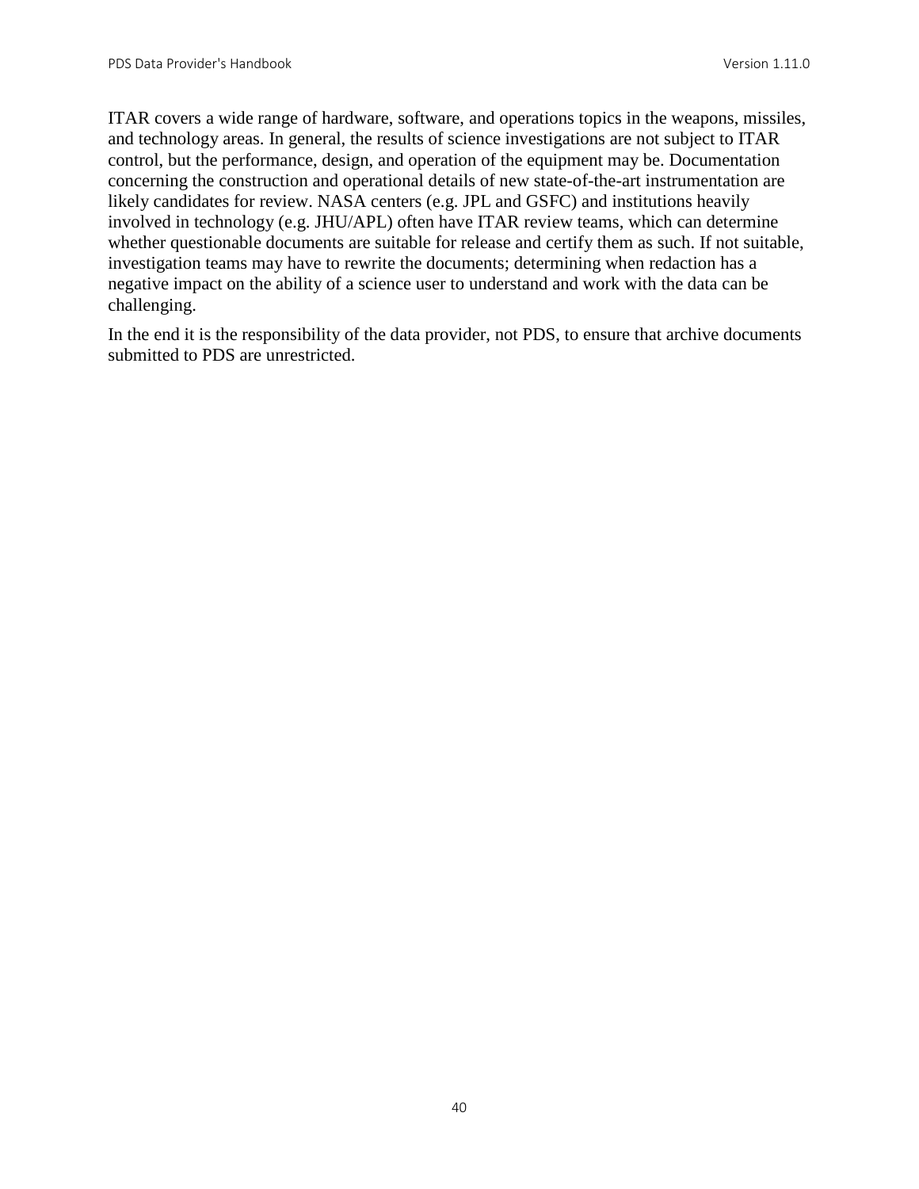ITAR covers a wide range of hardware, software, and operations topics in the weapons, missiles, and technology areas. In general, the results of science investigations are not subject to ITAR control, but the performance, design, and operation of the equipment may be. Documentation concerning the construction and operational details of new state-of-the-art instrumentation are likely candidates for review. NASA centers (e.g. JPL and GSFC) and institutions heavily involved in technology (e.g. JHU/APL) often have ITAR review teams, which can determine whether questionable documents are suitable for release and certify them as such. If not suitable, investigation teams may have to rewrite the documents; determining when redaction has a negative impact on the ability of a science user to understand and work with the data can be challenging.

In the end it is the responsibility of the data provider, not PDS, to ensure that archive documents submitted to PDS are unrestricted.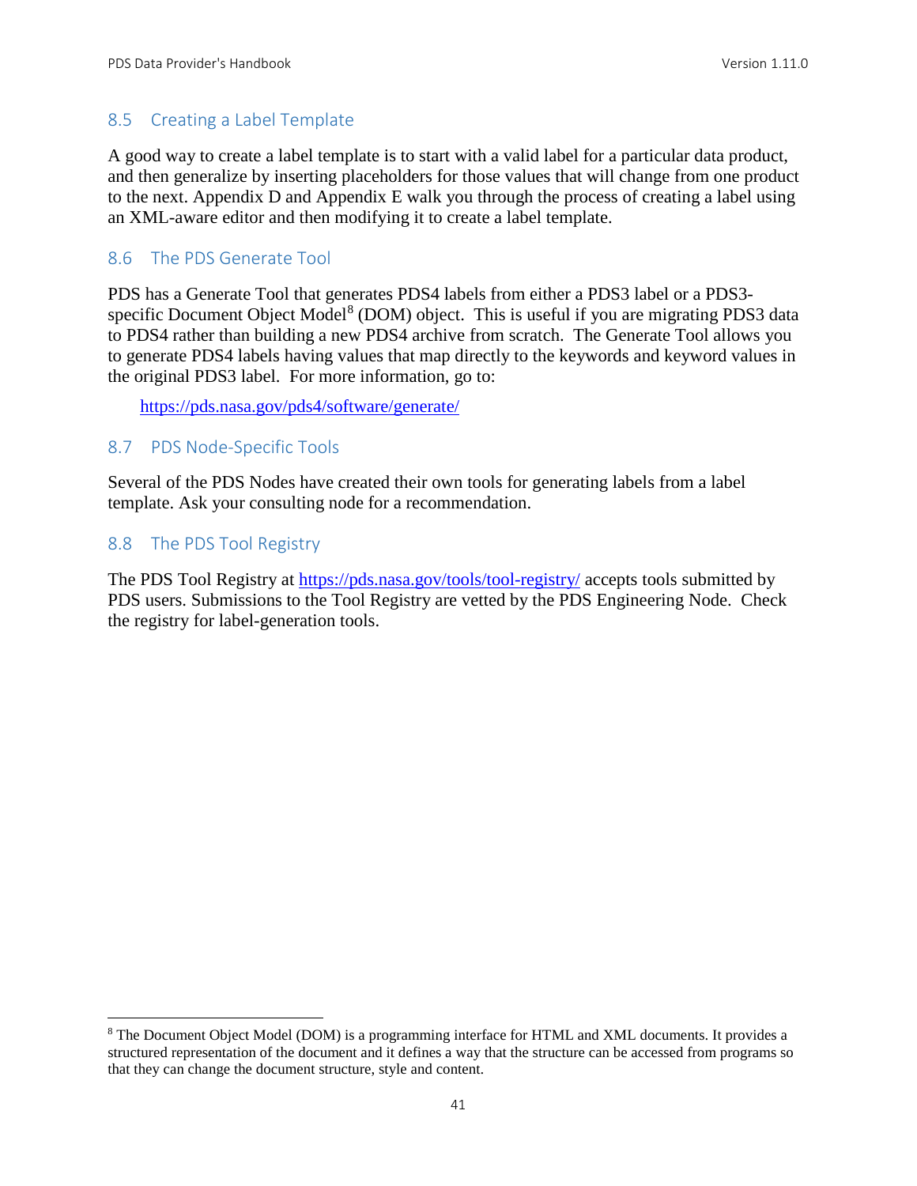## 8.5 Creating a Label Template

A good way to create a label template is to start with a valid label for a particular data product, and then generalize by inserting placeholders for those values that will change from one product to the next. Appendix D and Appendix E walk you through the process of creating a label using an XML-aware editor and then modifying it to create a label template.

## 8.6 The PDS Generate Tool

PDS has a Generate Tool that generates PDS4 labels from either a PDS3 label or a PDS3-specific Document Object Model[8] (DOM) object. This is useful if you are migrating PDS3 data to PDS4 rather than building a new PDS4 archive from scratch. The Generate Tool allows you to generate PDS4 labels having values that map directly to the keywords and keyword values in the original PDS3 label. For more information, go to:

https://pds.nasa.gov/pds4/software/generate/

## 8.7 PDS Node-Specific Tools

Several of the PDS Nodes have created their own tools for generating labels from a label template. Ask your consulting node for a recommendation.

## 8.8 The PDS Tool Registry

The PDS Tool Registry at https://pds.nasa.gov/tools/tool-registry/ accepts tools submitted by PDS users. Submissions to the Tool Registry are vetted by the PDS Engineering Node. Check the registry for label-generation tools.

---

[8] The Document Object Model (DOM) is a programming interface for HTML and XML documents. It provides a structured representation of the document and it defines a way that the structure can be accessed from programs so that they can change the document structure, style and content.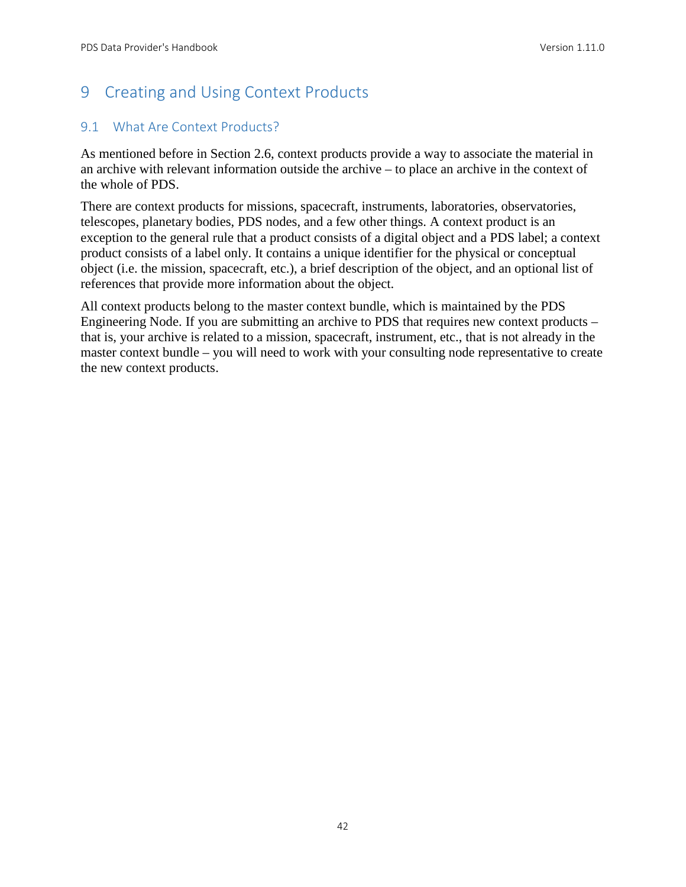# 9 Creating and Using Context Products

## 9.1 What Are Context Products?

As mentioned before in Section 2.6, context products provide a way to associate the material in an archive with relevant information outside the archive – to place an archive in the context of the whole of PDS.

There are context products for missions, spacecraft, instruments, laboratories, observatories, telescopes, planetary bodies, PDS nodes, and a few other things. A context product is an exception to the general rule that a product consists of a digital object and a PDS label; a context product consists of a label only. It contains a unique identifier for the physical or conceptual object (i.e. the mission, spacecraft, etc.), a brief description of the object, and an optional list of references that provide more information about the object.

All context products belong to the master context bundle, which is maintained by the PDS Engineering Node. If you are submitting an archive to PDS that requires new context products – that is, your archive is related to a mission, spacecraft, instrument, etc., that is not already in the master context bundle – you will need to work with your consulting node representative to create the new context products.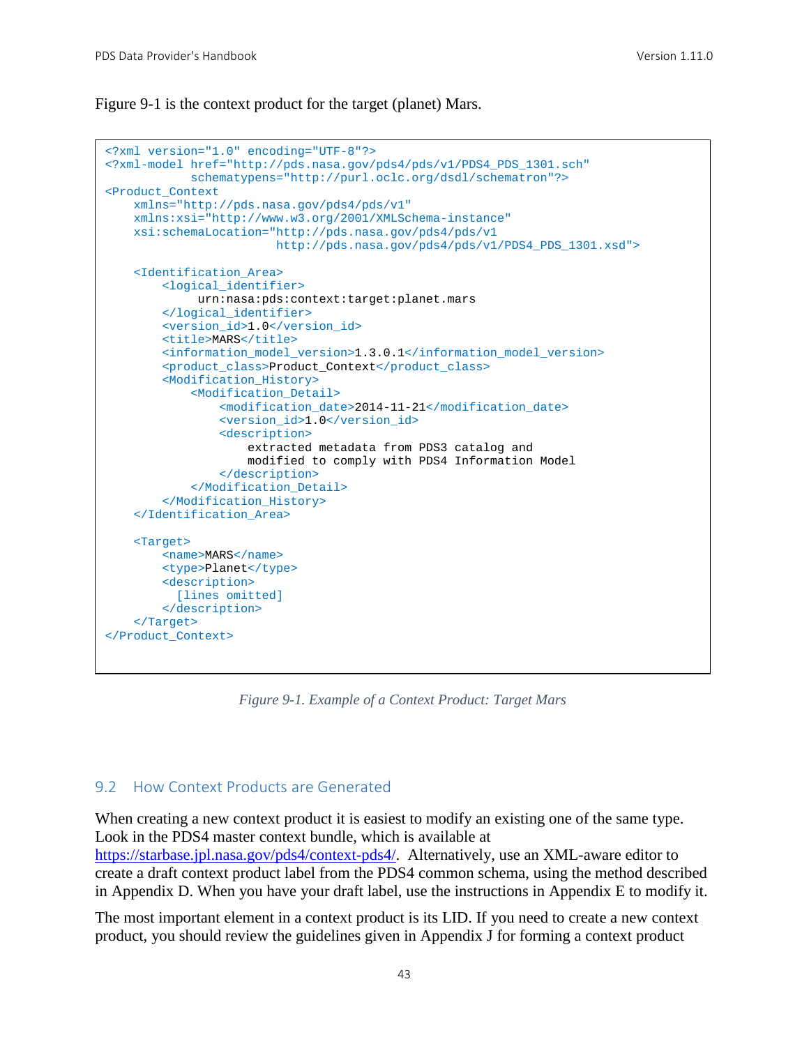Figure 9-1 is the context product for the target (planet) Mars.

```
<?xml version="1.0" encoding="UTF-8"?>
<?xml-model href="http://pds.nasa.gov/pds4/pds/v1/PDS4_PDS_1301.sch"
            schematypens="http://purl.oclc.org/dsdl/schematron"?>
<Product_Context
    xmlns="http://pds.nasa.gov/pds4/pds/v1"
    xmlns:xsi="http://www.w3.org/2001/XMLSchema-instance"
    xsi:schemaLocation="http://pds.nasa.gov/pds4/pds/v1
                        http://pds.nasa.gov/pds4/pds/v1/PDS4_PDS_1301.xsd">

    <Identification_Area>
        <logical_identifier>
             urn:nasa:pds:context:target:planet.mars
        </logical_identifier>
        <version_id>1.0</version_id>
        <title>MARS</title>
        <information_model_version>1.3.0.1</information_model_version>
        <product_class>Product_Context</product_class>
        <Modification_History>
            <Modification_Detail>
                <modification_date>2014-11-21</modification_date>
                <version_id>1.0</version_id>
                <description>
                    extracted metadata from PDS3 catalog and
                    modified to comply with PDS4 Information Model
                </description>
            </Modification_Detail>
        </Modification_History>
    </Identification_Area>

    <Target>
        <name>MARS</name>
        <type>Planet</type>
        <description>
          [lines omitted]
        </description>
    </Target>
</Product_Context>
```

*Figure 9-1. Example of a Context Product: Target Mars*

## 9.2 How Context Products are Generated

When creating a new context product it is easiest to modify an existing one of the same type. Look in the PDS4 master context bundle, which is available at https://starbase.jpl.nasa.gov/pds4/context-pds4/. Alternatively, use an XML-aware editor to create a draft context product label from the PDS4 common schema, using the method described in Appendix D. When you have your draft label, use the instructions in Appendix E to modify it.

The most important element in a context product is its LID. If you need to create a new context product, you should review the guidelines given in Appendix J for forming a context product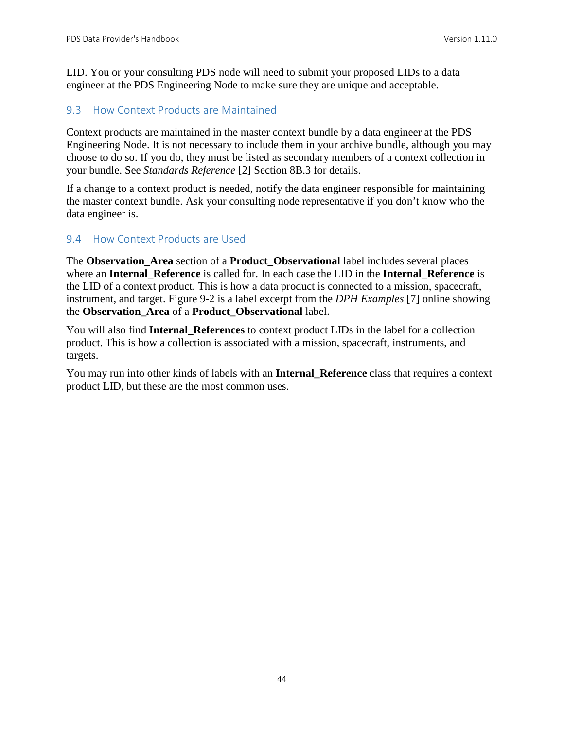LID. You or your consulting PDS node will need to submit your proposed LIDs to a data engineer at the PDS Engineering Node to make sure they are unique and acceptable.

## 9.3 How Context Products are Maintained

Context products are maintained in the master context bundle by a data engineer at the PDS Engineering Node. It is not necessary to include them in your archive bundle, although you may choose to do so. If you do, they must be listed as secondary members of a context collection in your bundle. See *Standards Reference* [2] Section 8B.3 for details.

If a change to a context product is needed, notify the data engineer responsible for maintaining the master context bundle. Ask your consulting node representative if you don't know who the data engineer is.

## 9.4 How Context Products are Used

The **Observation_Area** section of a **Product_Observational** label includes several places where an **Internal_Reference** is called for. In each case the LID in the **Internal_Reference** is the LID of a context product. This is how a data product is connected to a mission, spacecraft, instrument, and target. Figure 9-2 is a label excerpt from the *DPH Examples* [7] online showing the **Observation_Area** of a **Product_Observational** label.

You will also find **Internal_References** to context product LIDs in the label for a collection product. This is how a collection is associated with a mission, spacecraft, instruments, and targets.

You may run into other kinds of labels with an **Internal_Reference** class that requires a context product LID, but these are the most common uses.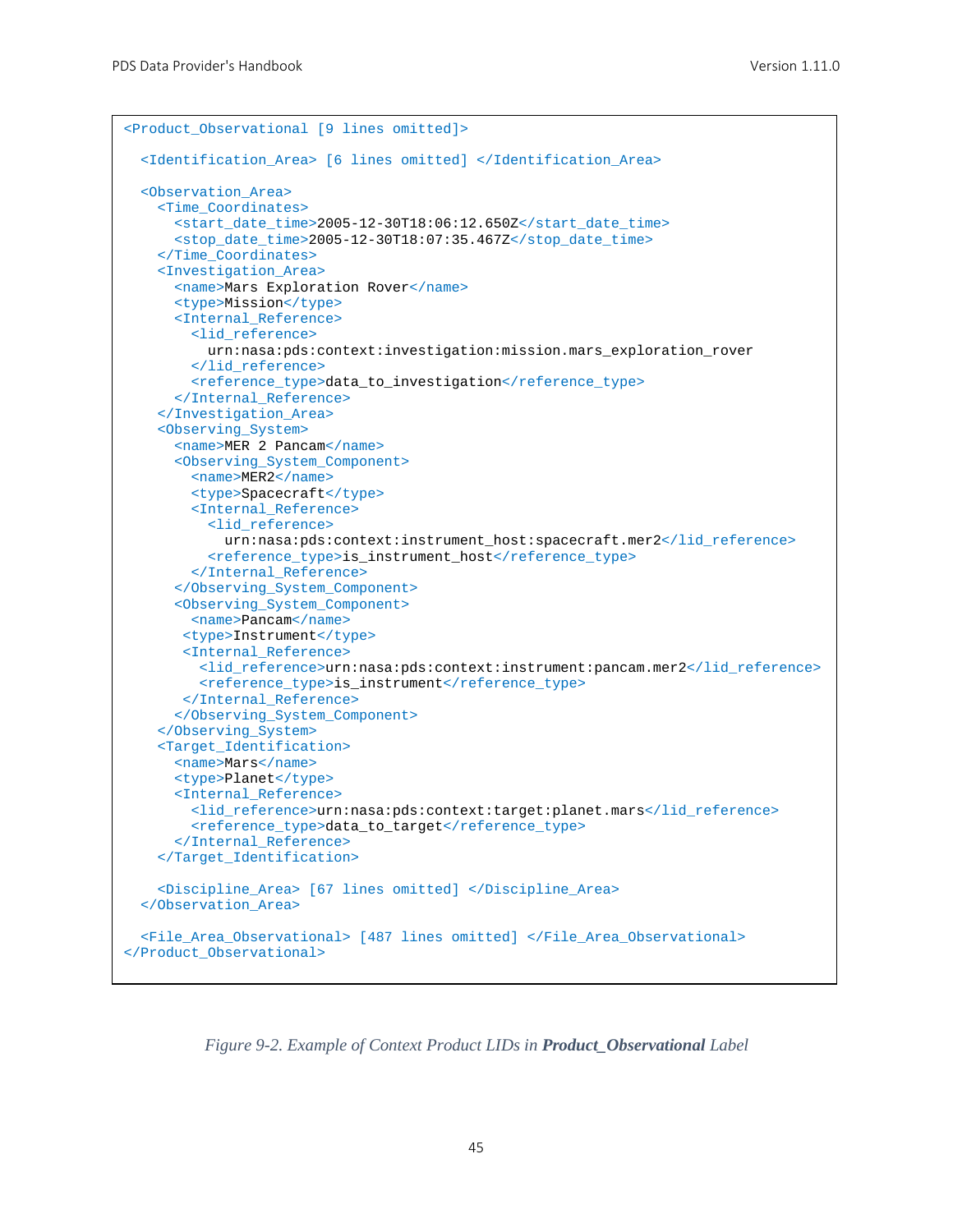```
<Product_Observational [9 lines omitted]>

  <Identification_Area> [6 lines omitted] </Identification_Area>

  <Observation_Area>
    <Time_Coordinates>
      <start_date_time>2005-12-30T18:06:12.650Z</start_date_time>
      <stop_date_time>2005-12-30T18:07:35.467Z</stop_date_time>
    </Time_Coordinates>
    <Investigation_Area>
      <name>Mars Exploration Rover</name>
      <type>Mission</type>
      <Internal_Reference>
        <lid_reference>
          urn:nasa:pds:context:investigation:mission.mars_exploration_rover
        </lid_reference>
        <reference_type>data_to_investigation</reference_type>
      </Internal_Reference>
    </Investigation_Area>
    <Observing_System>
      <name>MER 2 Pancam</name>
      <Observing_System_Component>
        <name>MER2</name>
        <type>Spacecraft</type>
        <Internal_Reference>
          <lid_reference>
            urn:nasa:pds:context:instrument_host:spacecraft.mer2</lid_reference>
          <reference_type>is_instrument_host</reference_type>
        </Internal_Reference>
      </Observing_System_Component>
      <Observing_System_Component>
        <name>Pancam</name>
       <type>Instrument</type>
       <Internal_Reference>
         <lid_reference>urn:nasa:pds:context:instrument:pancam.mer2</lid_reference>
         <reference_type>is_instrument</reference_type>
       </Internal_Reference>
      </Observing_System_Component>
    </Observing_System>
    <Target_Identification>
      <name>Mars</name>
      <type>Planet</type>
      <Internal_Reference>
        <lid_reference>urn:nasa:pds:context:target:planet.mars</lid_reference>
        <reference_type>data_to_target</reference_type>
      </Internal_Reference>
    </Target_Identification>

    <Discipline_Area> [67 lines omitted] </Discipline_Area>
  </Observation_Area>

  <File_Area_Observational> [487 lines omitted] </File_Area_Observational>
</Product_Observational>
```

*Figure 9-2. Example of Context Product LIDs in **Product_Observational** Label*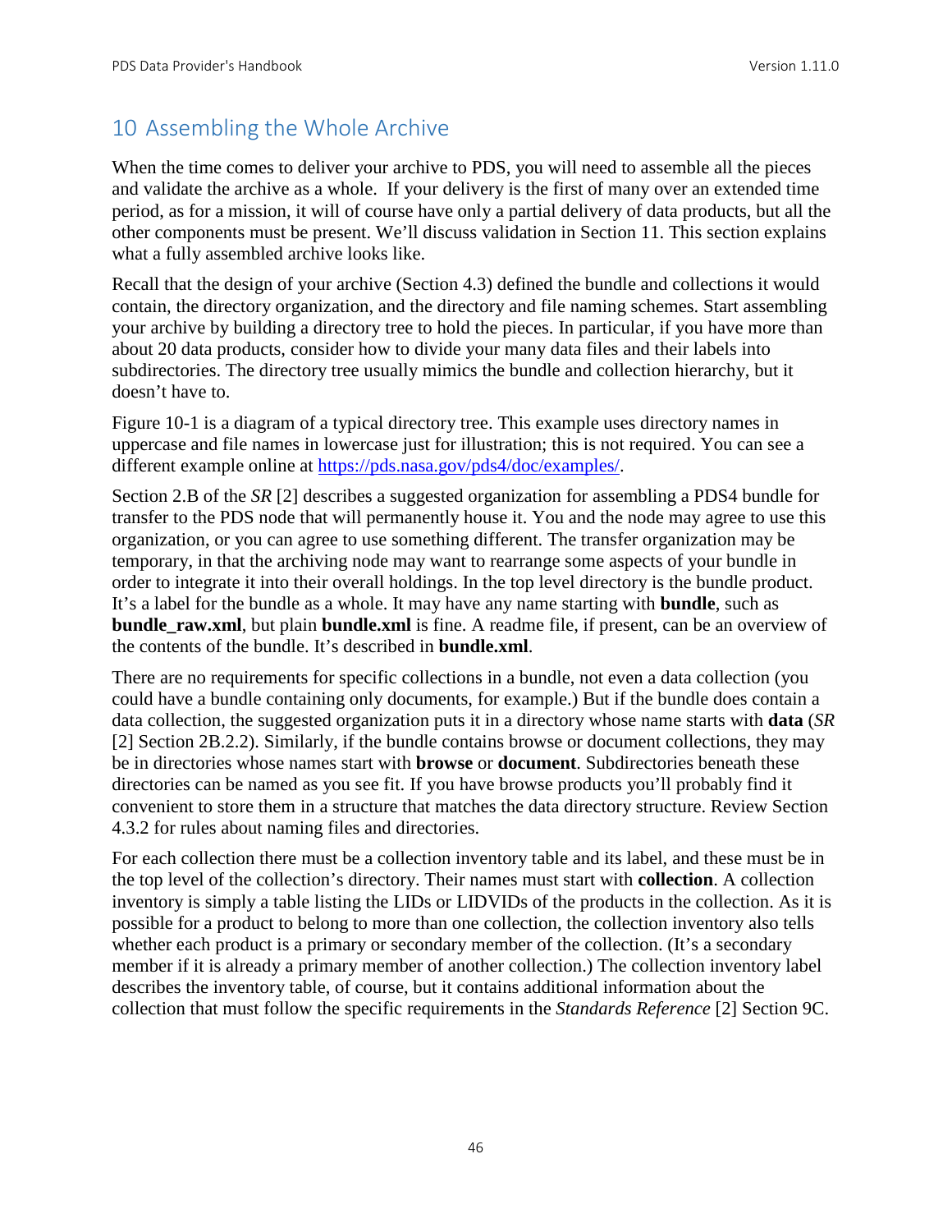# 10 Assembling the Whole Archive

When the time comes to deliver your archive to PDS, you will need to assemble all the pieces and validate the archive as a whole. If your delivery is the first of many over an extended time period, as for a mission, it will of course have only a partial delivery of data products, but all the other components must be present. We'll discuss validation in Section 11. This section explains what a fully assembled archive looks like.

Recall that the design of your archive (Section 4.3) defined the bundle and collections it would contain, the directory organization, and the directory and file naming schemes. Start assembling your archive by building a directory tree to hold the pieces. In particular, if you have more than about 20 data products, consider how to divide your many data files and their labels into subdirectories. The directory tree usually mimics the bundle and collection hierarchy, but it doesn't have to.

Figure 10-1 is a diagram of a typical directory tree. This example uses directory names in uppercase and file names in lowercase just for illustration; this is not required. You can see a different example online at https://pds.nasa.gov/pds4/doc/examples/.

Section 2.B of the *SR* [2] describes a suggested organization for assembling a PDS4 bundle for transfer to the PDS node that will permanently house it. You and the node may agree to use this organization, or you can agree to use something different. The transfer organization may be temporary, in that the archiving node may want to rearrange some aspects of your bundle in order to integrate it into their overall holdings. In the top level directory is the bundle product. It's a label for the bundle as a whole. It may have any name starting with **bundle**, such as **bundle_raw.xml**, but plain **bundle.xml** is fine. A readme file, if present, can be an overview of the contents of the bundle. It's described in **bundle.xml**.

There are no requirements for specific collections in a bundle, not even a data collection (you could have a bundle containing only documents, for example.) But if the bundle does contain a data collection, the suggested organization puts it in a directory whose name starts with **data** (*SR* [2] Section 2B.2.2). Similarly, if the bundle contains browse or document collections, they may be in directories whose names start with **browse** or **document**. Subdirectories beneath these directories can be named as you see fit. If you have browse products you'll probably find it convenient to store them in a structure that matches the data directory structure. Review Section 4.3.2 for rules about naming files and directories.

For each collection there must be a collection inventory table and its label, and these must be in the top level of the collection's directory. Their names must start with **collection**. A collection inventory is simply a table listing the LIDs or LIDVIDs of the products in the collection. As it is possible for a product to belong to more than one collection, the collection inventory also tells whether each product is a primary or secondary member of the collection. (It's a secondary member if it is already a primary member of another collection.) The collection inventory label describes the inventory table, of course, but it contains additional information about the collection that must follow the specific requirements in the *Standards Reference* [2] Section 9C.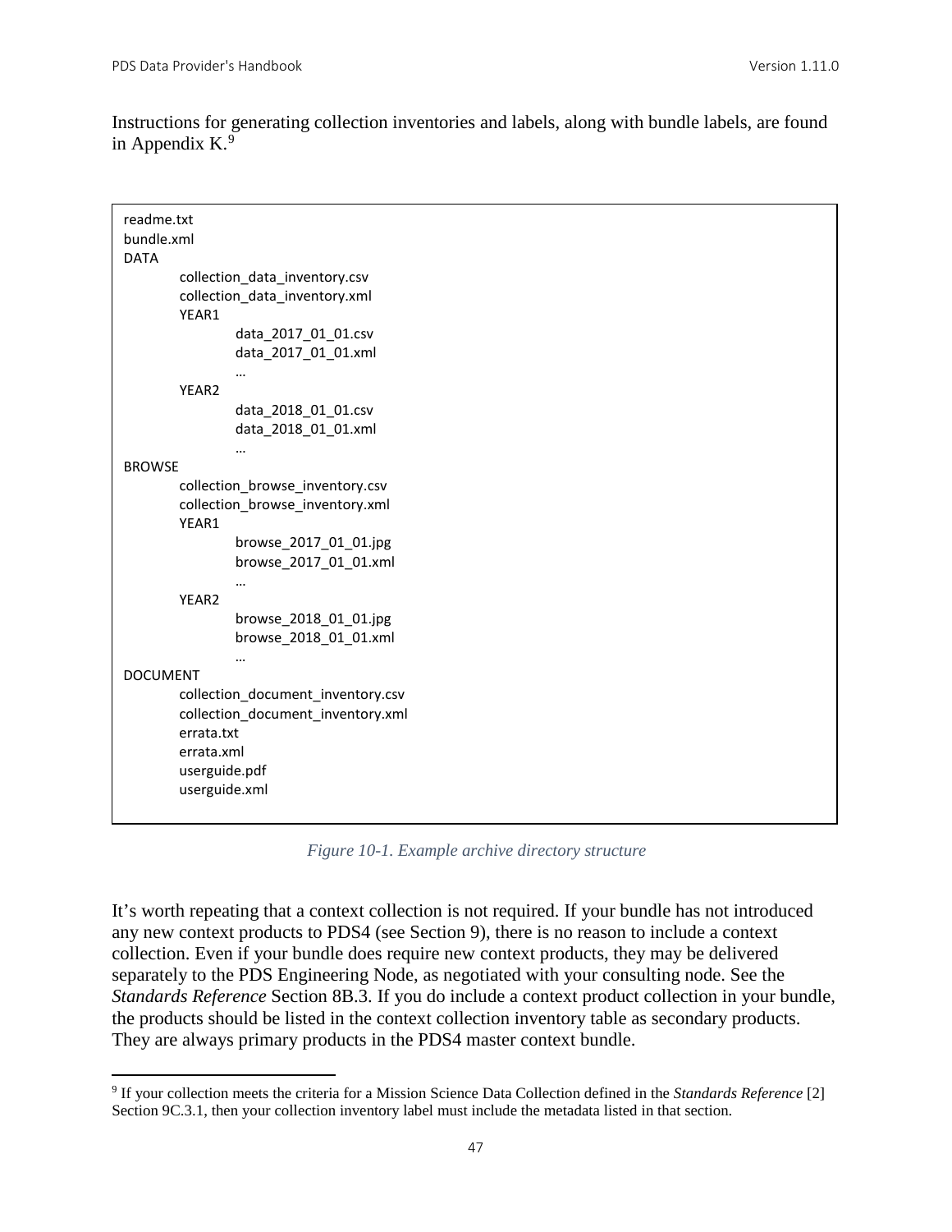Instructions for generating collection inventories and labels, along with bundle labels, are found in Appendix K.[9]

```
readme.txt
bundle.xml
DATA
        collection_data_inventory.csv
        collection_data_inventory.xml
        YEAR1
                data_2017_01_01.csv
                data_2017_01_01.xml
                …
        YEAR2
                data_2018_01_01.csv
                data_2018_01_01.xml
                …
BROWSE
        collection_browse_inventory.csv
        collection_browse_inventory.xml
        YEAR1
                browse_2017_01_01.jpg
                browse_2017_01_01.xml
                …
        YEAR2
                browse_2018_01_01.jpg
                browse_2018_01_01.xml
                …
DOCUMENT
        collection_document_inventory.csv
        collection_document_inventory.xml
        errata.txt
        errata.xml
        userguide.pdf
        userguide.xml
```

*Figure 10-1. Example archive directory structure*

It's worth repeating that a context collection is not required. If your bundle has not introduced any new context products to PDS4 (see Section 9), there is no reason to include a context collection. Even if your bundle does require new context products, they may be delivered separately to the PDS Engineering Node, as negotiated with your consulting node. See the *Standards Reference* Section 8B.3. If you do include a context product collection in your bundle, the products should be listed in the context collection inventory table as secondary products. They are always primary products in the PDS4 master context bundle.

[9] If your collection meets the criteria for a Mission Science Data Collection defined in the *Standards Reference* [2] Section 9C.3.1, then your collection inventory label must include the metadata listed in that section.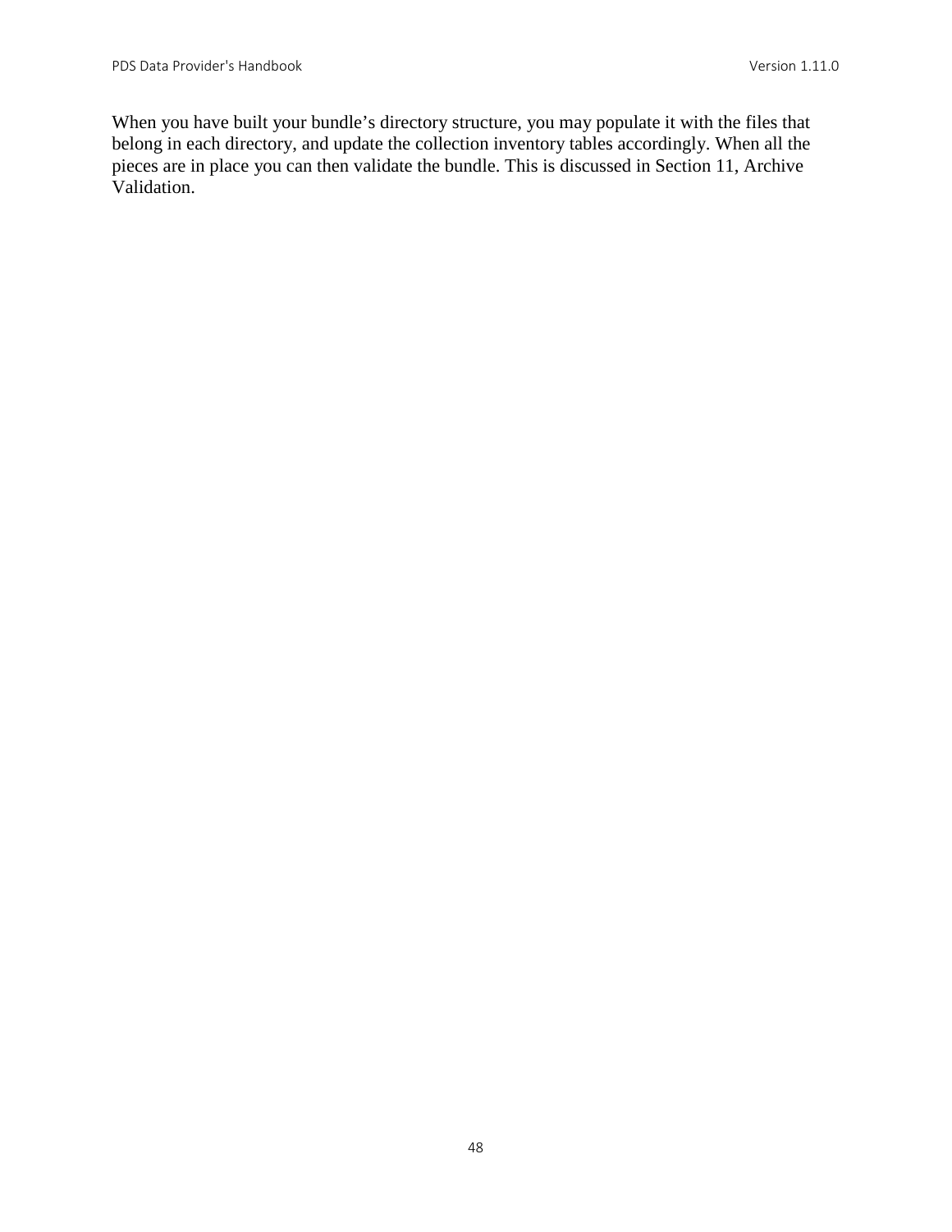When you have built your bundle’s directory structure, you may populate it with the files that belong in each directory, and update the collection inventory tables accordingly. When all the pieces are in place you can then validate the bundle. This is discussed in Section 11, Archive Validation.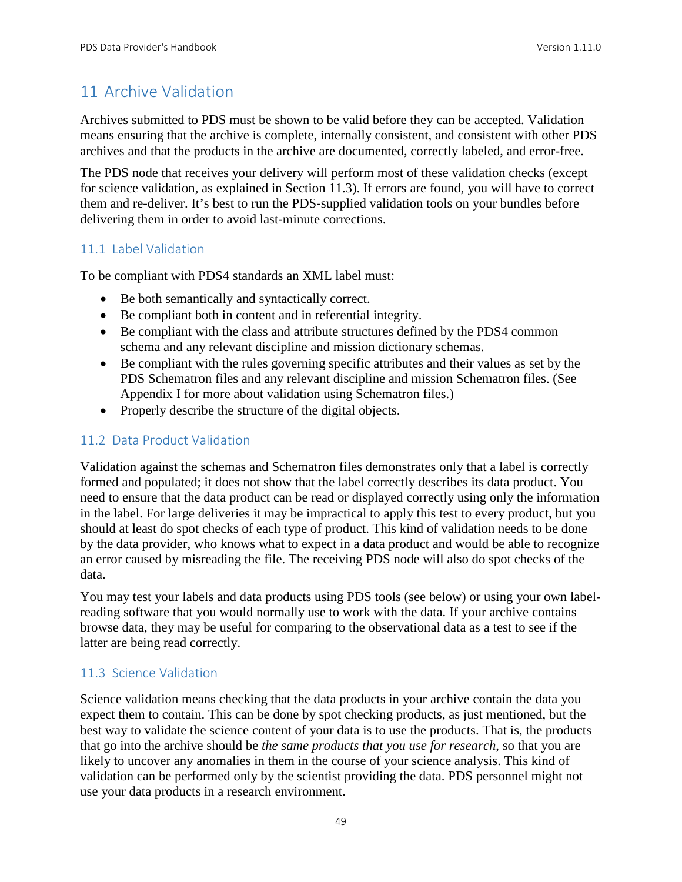# 11 Archive Validation

Archives submitted to PDS must be shown to be valid before they can be accepted. Validation means ensuring that the archive is complete, internally consistent, and consistent with other PDS archives and that the products in the archive are documented, correctly labeled, and error-free.

The PDS node that receives your delivery will perform most of these validation checks (except for science validation, as explained in Section 11.3). If errors are found, you will have to correct them and re-deliver. It's best to run the PDS-supplied validation tools on your bundles before delivering them in order to avoid last-minute corrections.

## 11.1 Label Validation

To be compliant with PDS4 standards an XML label must:

- Be both semantically and syntactically correct.
- Be compliant both in content and in referential integrity.
- Be compliant with the class and attribute structures defined by the PDS4 common schema and any relevant discipline and mission dictionary schemas.
- Be compliant with the rules governing specific attributes and their values as set by the PDS Schematron files and any relevant discipline and mission Schematron files. (See Appendix I for more about validation using Schematron files.)
- Properly describe the structure of the digital objects.

## 11.2 Data Product Validation

Validation against the schemas and Schematron files demonstrates only that a label is correctly formed and populated; it does not show that the label correctly describes its data product. You need to ensure that the data product can be read or displayed correctly using only the information in the label. For large deliveries it may be impractical to apply this test to every product, but you should at least do spot checks of each type of product. This kind of validation needs to be done by the data provider, who knows what to expect in a data product and would be able to recognize an error caused by misreading the file. The receiving PDS node will also do spot checks of the data.

You may test your labels and data products using PDS tools (see below) or using your own label-reading software that you would normally use to work with the data. If your archive contains browse data, they may be useful for comparing to the observational data as a test to see if the latter are being read correctly.

## 11.3 Science Validation

Science validation means checking that the data products in your archive contain the data you expect them to contain. This can be done by spot checking products, as just mentioned, but the best way to validate the science content of your data is to use the products. That is, the products that go into the archive should be *the same products that you use for research*, so that you are likely to uncover any anomalies in them in the course of your science analysis. This kind of validation can be performed only by the scientist providing the data. PDS personnel might not use your data products in a research environment.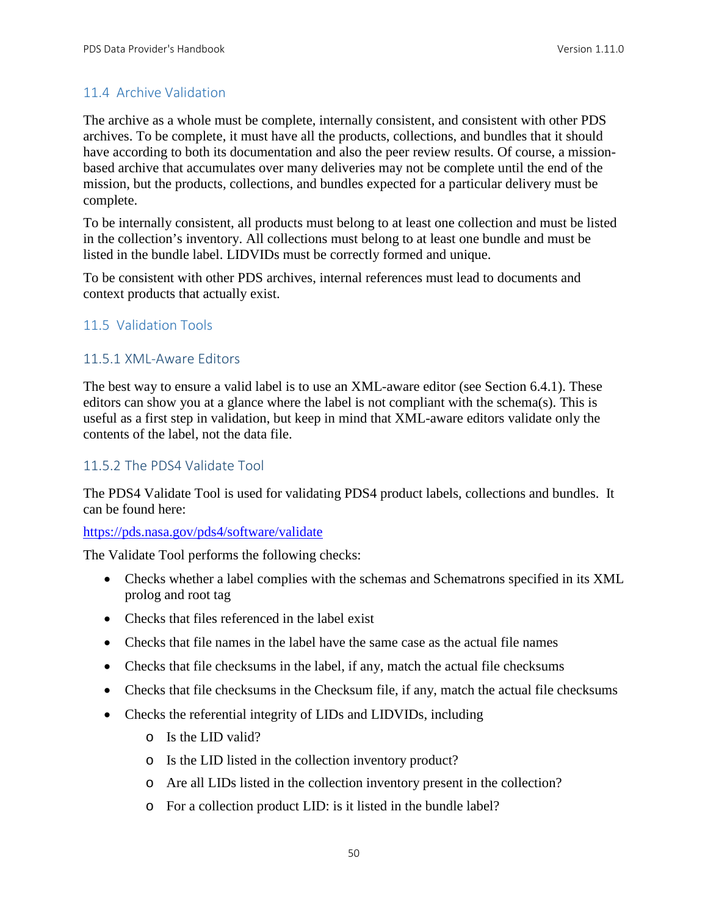## 11.4 Archive Validation

The archive as a whole must be complete, internally consistent, and consistent with other PDS archives. To be complete, it must have all the products, collections, and bundles that it should have according to both its documentation and also the peer review results. Of course, a mission-based archive that accumulates over many deliveries may not be complete until the end of the mission, but the products, collections, and bundles expected for a particular delivery must be complete.

To be internally consistent, all products must belong to at least one collection and must be listed in the collection's inventory. All collections must belong to at least one bundle and must be listed in the bundle label. LIDVIDs must be correctly formed and unique.

To be consistent with other PDS archives, internal references must lead to documents and context products that actually exist.

## 11.5 Validation Tools

### 11.5.1 XML-Aware Editors

The best way to ensure a valid label is to use an XML-aware editor (see Section 6.4.1). These editors can show you at a glance where the label is not compliant with the schema(s). This is useful as a first step in validation, but keep in mind that XML-aware editors validate only the contents of the label, not the data file.

### 11.5.2 The PDS4 Validate Tool

The PDS4 Validate Tool is used for validating PDS4 product labels, collections and bundles. It can be found here:

https://pds.nasa.gov/pds4/software/validate

The Validate Tool performs the following checks:

- Checks whether a label complies with the schemas and Schematrons specified in its XML prolog and root tag
- Checks that files referenced in the label exist
- Checks that file names in the label have the same case as the actual file names
- Checks that file checksums in the label, if any, match the actual file checksums
- Checks that file checksums in the Checksum file, if any, match the actual file checksums
- Checks the referential integrity of LIDs and LIDVIDs, including
    - Is the LID valid?
    - Is the LID listed in the collection inventory product?
    - Are all LIDs listed in the collection inventory present in the collection?
    - For a collection product LID: is it listed in the bundle label?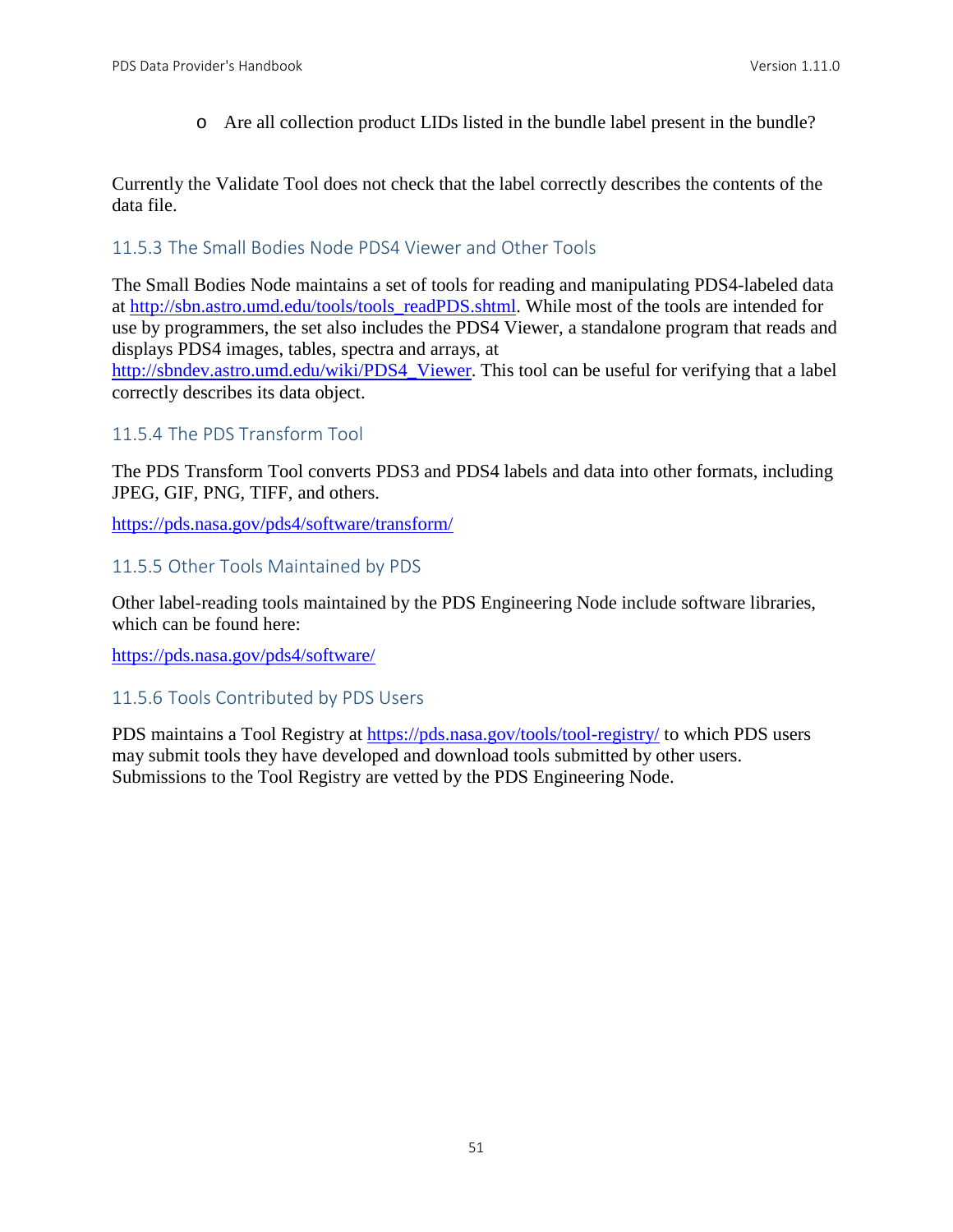- Are all collection product LIDs listed in the bundle label present in the bundle?

Currently the Validate Tool does not check that the label correctly describes the contents of the data file.

### 11.5.3 The Small Bodies Node PDS4 Viewer and Other Tools

The Small Bodies Node maintains a set of tools for reading and manipulating PDS4-labeled data at http://sbn.astro.umd.edu/tools/tools_readPDS.shtml. While most of the tools are intended for use by programmers, the set also includes the PDS4 Viewer, a standalone program that reads and displays PDS4 images, tables, spectra and arrays, at http://sbndev.astro.umd.edu/wiki/PDS4_Viewer. This tool can be useful for verifying that a label correctly describes its data object.

### 11.5.4 The PDS Transform Tool

The PDS Transform Tool converts PDS3 and PDS4 labels and data into other formats, including JPEG, GIF, PNG, TIFF, and others.

https://pds.nasa.gov/pds4/software/transform/

### 11.5.5 Other Tools Maintained by PDS

Other label-reading tools maintained by the PDS Engineering Node include software libraries, which can be found here:

https://pds.nasa.gov/pds4/software/

### 11.5.6 Tools Contributed by PDS Users

PDS maintains a Tool Registry at https://pds.nasa.gov/tools/tool-registry/ to which PDS users may submit tools they have developed and download tools submitted by other users. Submissions to the Tool Registry are vetted by the PDS Engineering Node.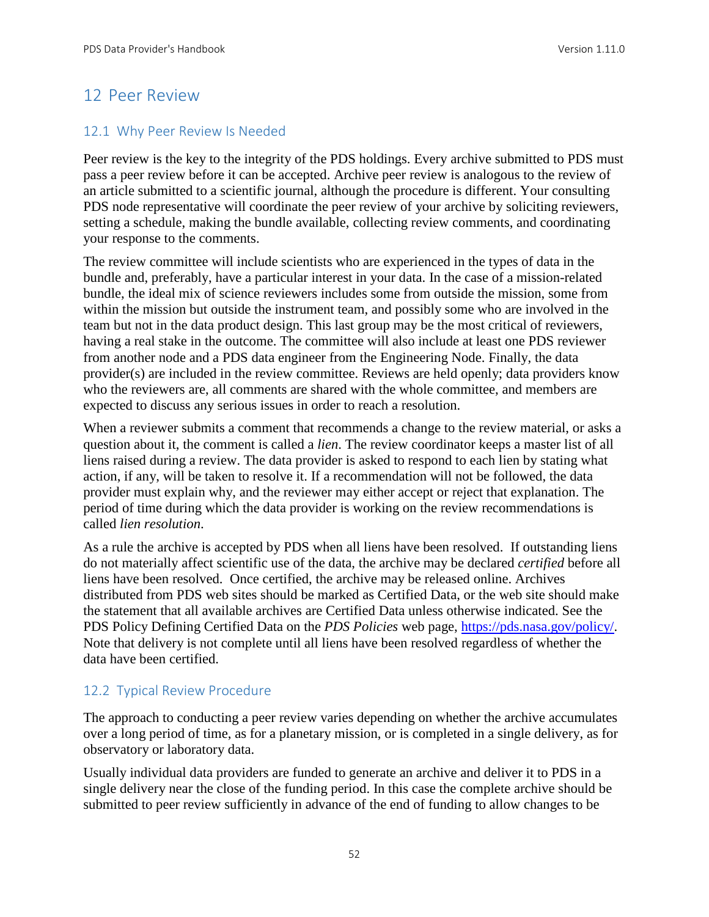# 12 Peer Review

## 12.1 Why Peer Review Is Needed

Peer review is the key to the integrity of the PDS holdings. Every archive submitted to PDS must pass a peer review before it can be accepted. Archive peer review is analogous to the review of an article submitted to a scientific journal, although the procedure is different. Your consulting PDS node representative will coordinate the peer review of your archive by soliciting reviewers, setting a schedule, making the bundle available, collecting review comments, and coordinating your response to the comments.

The review committee will include scientists who are experienced in the types of data in the bundle and, preferably, have a particular interest in your data. In the case of a mission-related bundle, the ideal mix of science reviewers includes some from outside the mission, some from within the mission but outside the instrument team, and possibly some who are involved in the team but not in the data product design. This last group may be the most critical of reviewers, having a real stake in the outcome. The committee will also include at least one PDS reviewer from another node and a PDS data engineer from the Engineering Node. Finally, the data provider(s) are included in the review committee. Reviews are held openly; data providers know who the reviewers are, all comments are shared with the whole committee, and members are expected to discuss any serious issues in order to reach a resolution.

When a reviewer submits a comment that recommends a change to the review material, or asks a question about it, the comment is called a *lien*. The review coordinator keeps a master list of all liens raised during a review. The data provider is asked to respond to each lien by stating what action, if any, will be taken to resolve it. If a recommendation will not be followed, the data provider must explain why, and the reviewer may either accept or reject that explanation. The period of time during which the data provider is working on the review recommendations is called *lien resolution*.

As a rule the archive is accepted by PDS when all liens have been resolved. If outstanding liens do not materially affect scientific use of the data, the archive may be declared *certified* before all liens have been resolved. Once certified, the archive may be released online. Archives distributed from PDS web sites should be marked as Certified Data, or the web site should make the statement that all available archives are Certified Data unless otherwise indicated. See the PDS Policy Defining Certified Data on the *PDS Policies* web page, https://pds.nasa.gov/policy/. Note that delivery is not complete until all liens have been resolved regardless of whether the data have been certified.

## 12.2 Typical Review Procedure

The approach to conducting a peer review varies depending on whether the archive accumulates over a long period of time, as for a planetary mission, or is completed in a single delivery, as for observatory or laboratory data.

Usually individual data providers are funded to generate an archive and deliver it to PDS in a single delivery near the close of the funding period. In this case the complete archive should be submitted to peer review sufficiently in advance of the end of funding to allow changes to be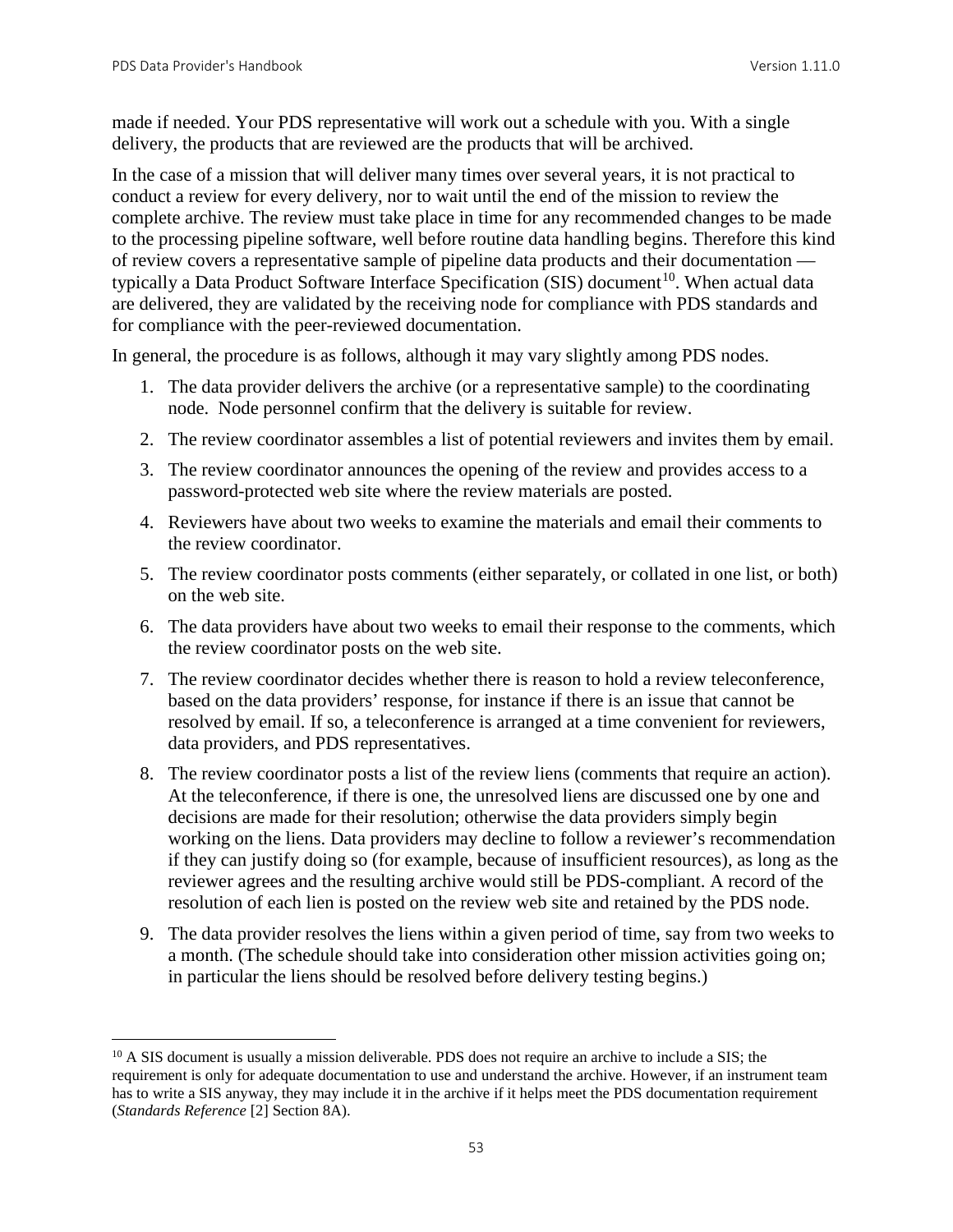made if needed. Your PDS representative will work out a schedule with you. With a single delivery, the products that are reviewed are the products that will be archived.

In the case of a mission that will deliver many times over several years, it is not practical to conduct a review for every delivery, nor to wait until the end of the mission to review the complete archive. The review must take place in time for any recommended changes to be made to the processing pipeline software, well before routine data handling begins. Therefore this kind of review covers a representative sample of pipeline data products and their documentation — typically a Data Product Software Interface Specification (SIS) document[10]. When actual data are delivered, they are validated by the receiving node for compliance with PDS standards and for compliance with the peer-reviewed documentation.

In general, the procedure is as follows, although it may vary slightly among PDS nodes.

1. The data provider delivers the archive (or a representative sample) to the coordinating node. Node personnel confirm that the delivery is suitable for review.
2. The review coordinator assembles a list of potential reviewers and invites them by email.
3. The review coordinator announces the opening of the review and provides access to a password-protected web site where the review materials are posted.
4. Reviewers have about two weeks to examine the materials and email their comments to the review coordinator.
5. The review coordinator posts comments (either separately, or collated in one list, or both) on the web site.
6. The data providers have about two weeks to email their response to the comments, which the review coordinator posts on the web site.
7. The review coordinator decides whether there is reason to hold a review teleconference, based on the data providers' response, for instance if there is an issue that cannot be resolved by email. If so, a teleconference is arranged at a time convenient for reviewers, data providers, and PDS representatives.
8. The review coordinator posts a list of the review liens (comments that require an action). At the teleconference, if there is one, the unresolved liens are discussed one by one and decisions are made for their resolution; otherwise the data providers simply begin working on the liens. Data providers may decline to follow a reviewer's recommendation if they can justify doing so (for example, because of insufficient resources), as long as the reviewer agrees and the resulting archive would still be PDS-compliant. A record of the resolution of each lien is posted on the review web site and retained by the PDS node.
9. The data provider resolves the liens within a given period of time, say from two weeks to a month. (The schedule should take into consideration other mission activities going on; in particular the liens should be resolved before delivery testing begins.)

[10] A SIS document is usually a mission deliverable. PDS does not require an archive to include a SIS; the requirement is only for adequate documentation to use and understand the archive. However, if an instrument team has to write a SIS anyway, they may include it in the archive if it helps meet the PDS documentation requirement (*Standards Reference* [2] Section 8A).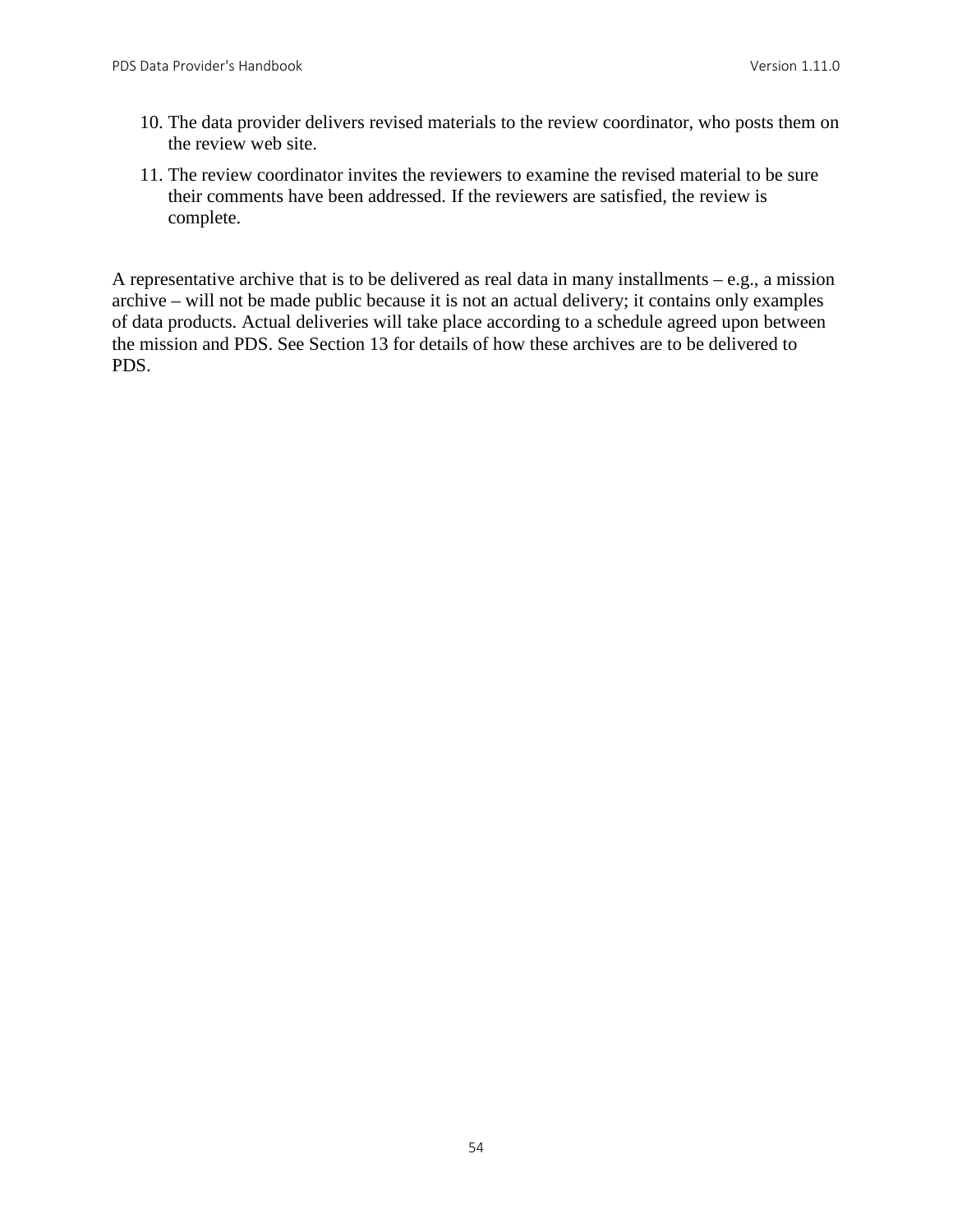10. The data provider delivers revised materials to the review coordinator, who posts them on the review web site.
11. The review coordinator invites the reviewers to examine the revised material to be sure their comments have been addressed. If the reviewers are satisfied, the review is complete.

A representative archive that is to be delivered as real data in many installments – e.g., a mission archive – will not be made public because it is not an actual delivery; it contains only examples of data products. Actual deliveries will take place according to a schedule agreed upon between the mission and PDS. See Section 13 for details of how these archives are to be delivered to PDS.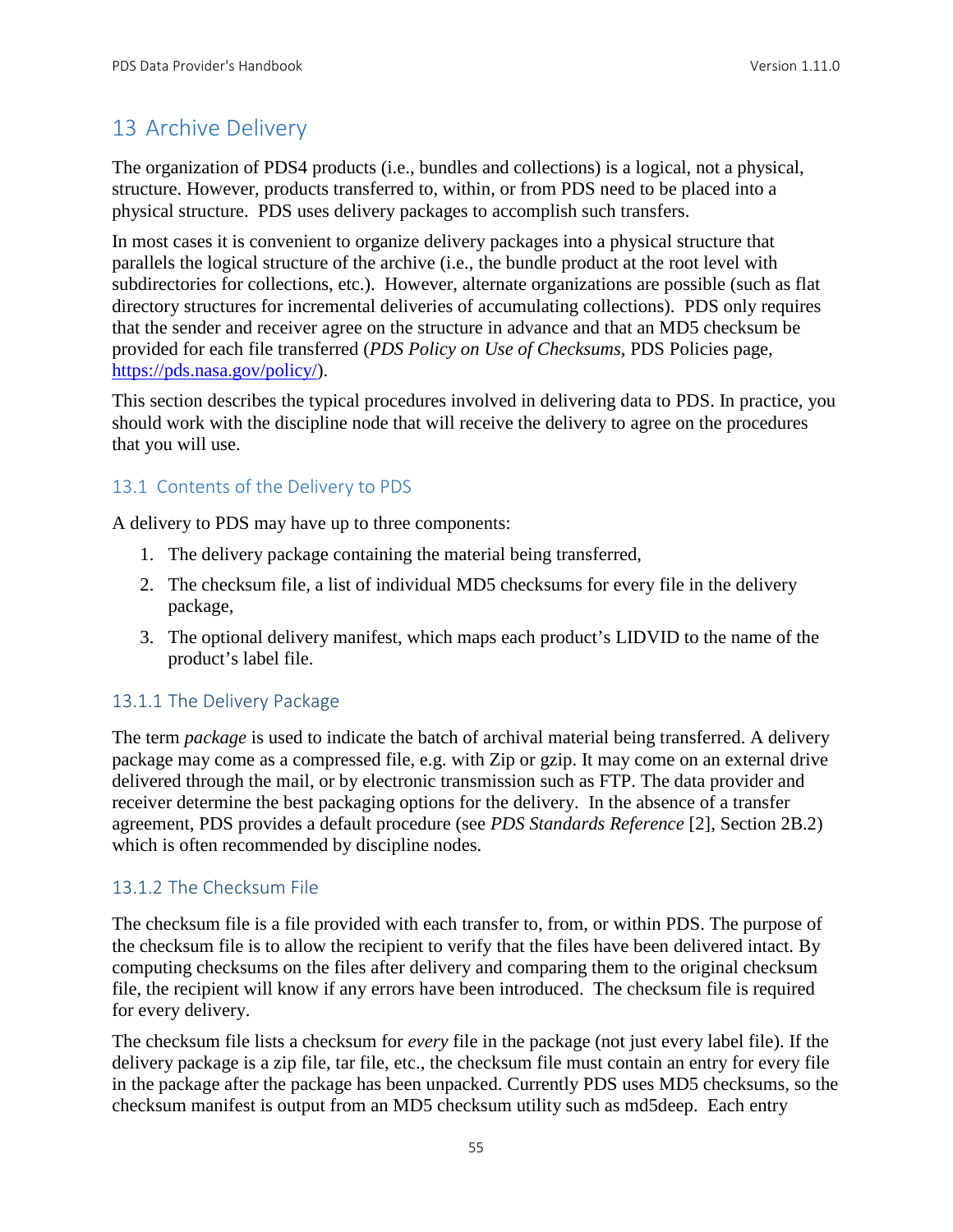# 13 Archive Delivery

The organization of PDS4 products (i.e., bundles and collections) is a logical, not a physical, structure. However, products transferred to, within, or from PDS need to be placed into a physical structure. PDS uses delivery packages to accomplish such transfers.

In most cases it is convenient to organize delivery packages into a physical structure that parallels the logical structure of the archive (i.e., the bundle product at the root level with subdirectories for collections, etc.). However, alternate organizations are possible (such as flat directory structures for incremental deliveries of accumulating collections). PDS only requires that the sender and receiver agree on the structure in advance and that an MD5 checksum be provided for each file transferred (*PDS Policy on Use of Checksums*, PDS Policies page, https://pds.nasa.gov/policy/).

This section describes the typical procedures involved in delivering data to PDS. In practice, you should work with the discipline node that will receive the delivery to agree on the procedures that you will use.

## 13.1 Contents of the Delivery to PDS

A delivery to PDS may have up to three components:

1. The delivery package containing the material being transferred,
2. The checksum file, a list of individual MD5 checksums for every file in the delivery package,
3. The optional delivery manifest, which maps each product's LIDVID to the name of the product's label file.

### 13.1.1 The Delivery Package

The term *package* is used to indicate the batch of archival material being transferred. A delivery package may come as a compressed file, e.g. with Zip or gzip. It may come on an external drive delivered through the mail, or by electronic transmission such as FTP. The data provider and receiver determine the best packaging options for the delivery. In the absence of a transfer agreement, PDS provides a default procedure (see *PDS Standards Reference* [2], Section 2B.2) which is often recommended by discipline nodes.

### 13.1.2 The Checksum File

The checksum file is a file provided with each transfer to, from, or within PDS. The purpose of the checksum file is to allow the recipient to verify that the files have been delivered intact. By computing checksums on the files after delivery and comparing them to the original checksum file, the recipient will know if any errors have been introduced. The checksum file is required for every delivery.

The checksum file lists a checksum for *every* file in the package (not just every label file). If the delivery package is a zip file, tar file, etc., the checksum file must contain an entry for every file in the package after the package has been unpacked. Currently PDS uses MD5 checksums, so the checksum manifest is output from an MD5 checksum utility such as md5deep. Each entry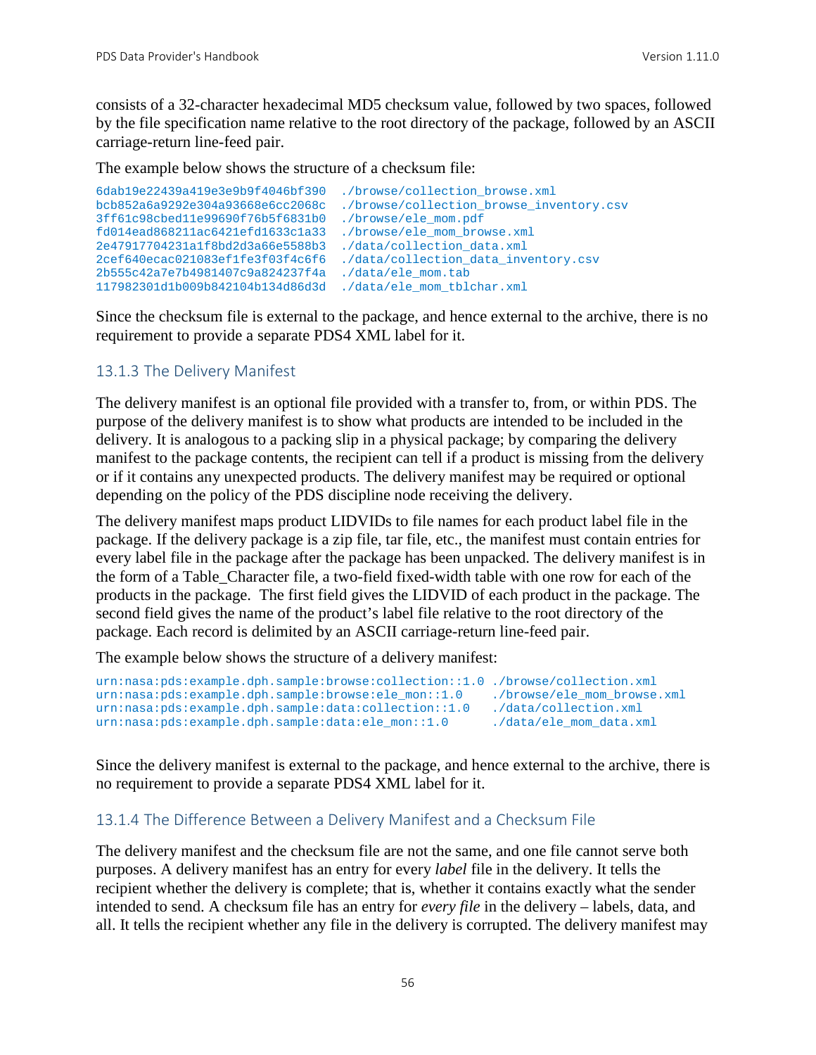consists of a 32-character hexadecimal MD5 checksum value, followed by two spaces, followed by the file specification name relative to the root directory of the package, followed by an ASCII carriage-return line-feed pair.

The example below shows the structure of a checksum file:

```
6dab19e22439a419e3e9b9f4046bf390  ./browse/collection_browse.xml
bcb852a6a9292e304a93668e6cc2068c  ./browse/collection_browse_inventory.csv
3ff61c98cbed11e99690f76b5f6831b0  ./browse/ele_mom.pdf
fd014ead868211ac6421efd1633c1a33  ./browse/ele_mom_browse.xml
2e47917704231a1f8bd2d3a66e5588b3  ./data/collection_data.xml
2cef640ecac021083ef1fe3f03f4c6f6  ./data/collection_data_inventory.csv
2b555c42a7e7b4981407c9a824237f4a  ./data/ele_mom.tab
117982301d1b009b842104b134d86d3d  ./data/ele_mom_tblchar.xml
```

Since the checksum file is external to the package, and hence external to the archive, there is no requirement to provide a separate PDS4 XML label for it.

### 13.1.3 The Delivery Manifest

The delivery manifest is an optional file provided with a transfer to, from, or within PDS. The purpose of the delivery manifest is to show what products are intended to be included in the delivery. It is analogous to a packing slip in a physical package; by comparing the delivery manifest to the package contents, the recipient can tell if a product is missing from the delivery or if it contains any unexpected products. The delivery manifest may be required or optional depending on the policy of the PDS discipline node receiving the delivery.

The delivery manifest maps product LIDVIDs to file names for each product label file in the package. If the delivery package is a zip file, tar file, etc., the manifest must contain entries for every label file in the package after the package has been unpacked. The delivery manifest is in the form of a Table_Character file, a two-field fixed-width table with one row for each of the products in the package. The first field gives the LIDVID of each product in the package. The second field gives the name of the product's label file relative to the root directory of the package. Each record is delimited by an ASCII carriage-return line-feed pair.

The example below shows the structure of a delivery manifest:

```
urn:nasa:pds:example.dph.sample:browse:collection::1.0 ./browse/collection.xml
urn:nasa:pds:example.dph.sample:browse:ele_mon::1.0    ./browse/ele_mom_browse.xml
urn:nasa:pds:example.dph.sample:data:collection::1.0   ./data/collection.xml
urn:nasa:pds:example.dph.sample:data:ele_mon::1.0      ./data/ele_mom_data.xml
```

Since the delivery manifest is external to the package, and hence external to the archive, there is no requirement to provide a separate PDS4 XML label for it.

### 13.1.4 The Difference Between a Delivery Manifest and a Checksum File

The delivery manifest and the checksum file are not the same, and one file cannot serve both purposes. A delivery manifest has an entry for every *label* file in the delivery. It tells the recipient whether the delivery is complete; that is, whether it contains exactly what the sender intended to send. A checksum file has an entry for *every file* in the delivery – labels, data, and all. It tells the recipient whether any file in the delivery is corrupted. The delivery manifest may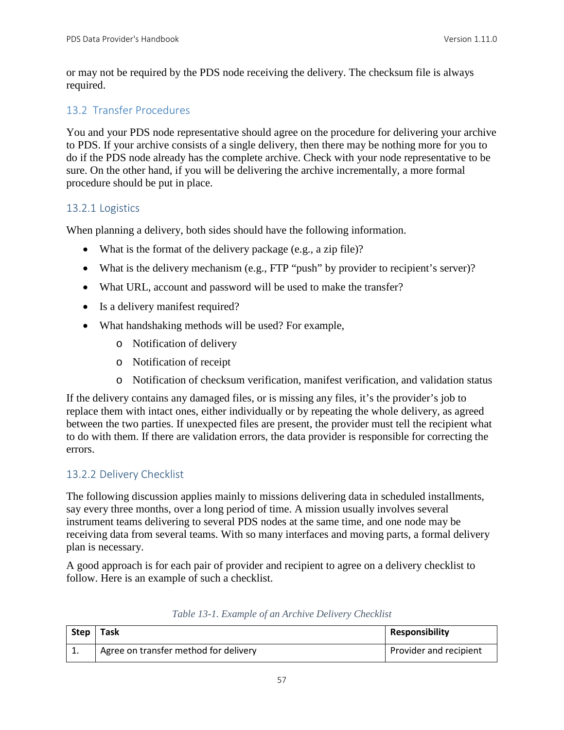or may not be required by the PDS node receiving the delivery. The checksum file is always required.

## 13.2 Transfer Procedures

You and your PDS node representative should agree on the procedure for delivering your archive to PDS. If your archive consists of a single delivery, then there may be nothing more for you to do if the PDS node already has the complete archive. Check with your node representative to be sure. On the other hand, if you will be delivering the archive incrementally, a more formal procedure should be put in place.

### 13.2.1 Logistics

When planning a delivery, both sides should have the following information.

- What is the format of the delivery package (e.g., a zip file)?
- What is the delivery mechanism (e.g., FTP "push" by provider to recipient's server)?
- What URL, account and password will be used to make the transfer?
- Is a delivery manifest required?
- What handshaking methods will be used? For example,
  - Notification of delivery
  - Notification of receipt
  - Notification of checksum verification, manifest verification, and validation status

If the delivery contains any damaged files, or is missing any files, it's the provider's job to replace them with intact ones, either individually or by repeating the whole delivery, as agreed between the two parties. If unexpected files are present, the provider must tell the recipient what to do with them. If there are validation errors, the data provider is responsible for correcting the errors.

### 13.2.2 Delivery Checklist

The following discussion applies mainly to missions delivering data in scheduled installments, say every three months, over a long period of time. A mission usually involves several instrument teams delivering to several PDS nodes at the same time, and one node may be receiving data from several teams. With so many interfaces and moving parts, a formal delivery plan is necessary.

A good approach is for each pair of provider and recipient to agree on a delivery checklist to follow. Here is an example of such a checklist.

*Table 13-1. Example of an Archive Delivery Checklist*

| Step | Task | Responsibility |
|---|---|---|
| 1. | Agree on transfer method for delivery | Provider and recipient |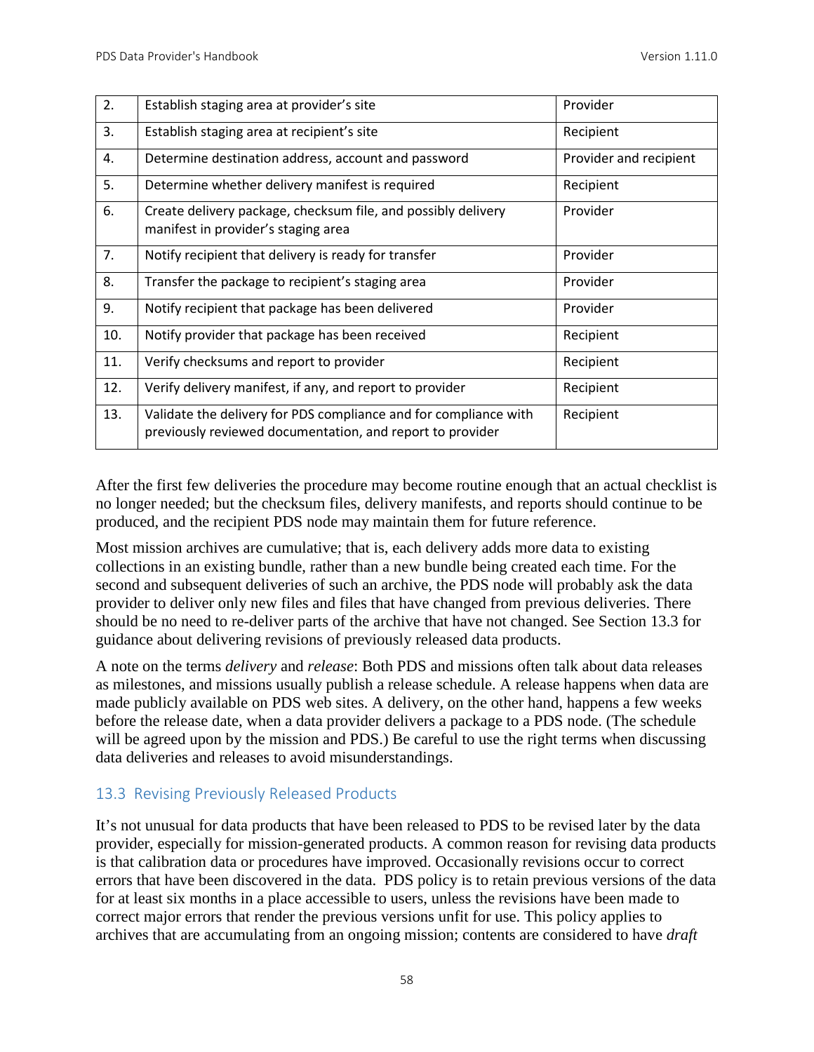| | | |
|---|---|---|
| 2. | Establish staging area at provider's site | Provider |
| 3. | Establish staging area at recipient's site | Recipient |
| 4. | Determine destination address, account and password | Provider and recipient |
| 5. | Determine whether delivery manifest is required | Recipient |
| 6. | Create delivery package, checksum file, and possibly delivery manifest in provider's staging area | Provider |
| 7. | Notify recipient that delivery is ready for transfer | Provider |
| 8. | Transfer the package to recipient's staging area | Provider |
| 9. | Notify recipient that package has been delivered | Provider |
| 10. | Notify provider that package has been received | Recipient |
| 11. | Verify checksums and report to provider | Recipient |
| 12. | Verify delivery manifest, if any, and report to provider | Recipient |
| 13. | Validate the delivery for PDS compliance and for compliance with previously reviewed documentation, and report to provider | Recipient |

After the first few deliveries the procedure may become routine enough that an actual checklist is no longer needed; but the checksum files, delivery manifests, and reports should continue to be produced, and the recipient PDS node may maintain them for future reference.

Most mission archives are cumulative; that is, each delivery adds more data to existing collections in an existing bundle, rather than a new bundle being created each time. For the second and subsequent deliveries of such an archive, the PDS node will probably ask the data provider to deliver only new files and files that have changed from previous deliveries. There should be no need to re-deliver parts of the archive that have not changed. See Section 13.3 for guidance about delivering revisions of previously released data products.

A note on the terms *delivery* and *release*: Both PDS and missions often talk about data releases as milestones, and missions usually publish a release schedule. A release happens when data are made publicly available on PDS web sites. A delivery, on the other hand, happens a few weeks before the release date, when a data provider delivers a package to a PDS node. (The schedule will be agreed upon by the mission and PDS.) Be careful to use the right terms when discussing data deliveries and releases to avoid misunderstandings.

## 13.3 Revising Previously Released Products

It's not unusual for data products that have been released to PDS to be revised later by the data provider, especially for mission-generated products. A common reason for revising data products is that calibration data or procedures have improved. Occasionally revisions occur to correct errors that have been discovered in the data. PDS policy is to retain previous versions of the data for at least six months in a place accessible to users, unless the revisions have been made to correct major errors that render the previous versions unfit for use. This policy applies to archives that are accumulating from an ongoing mission; contents are considered to have *draft*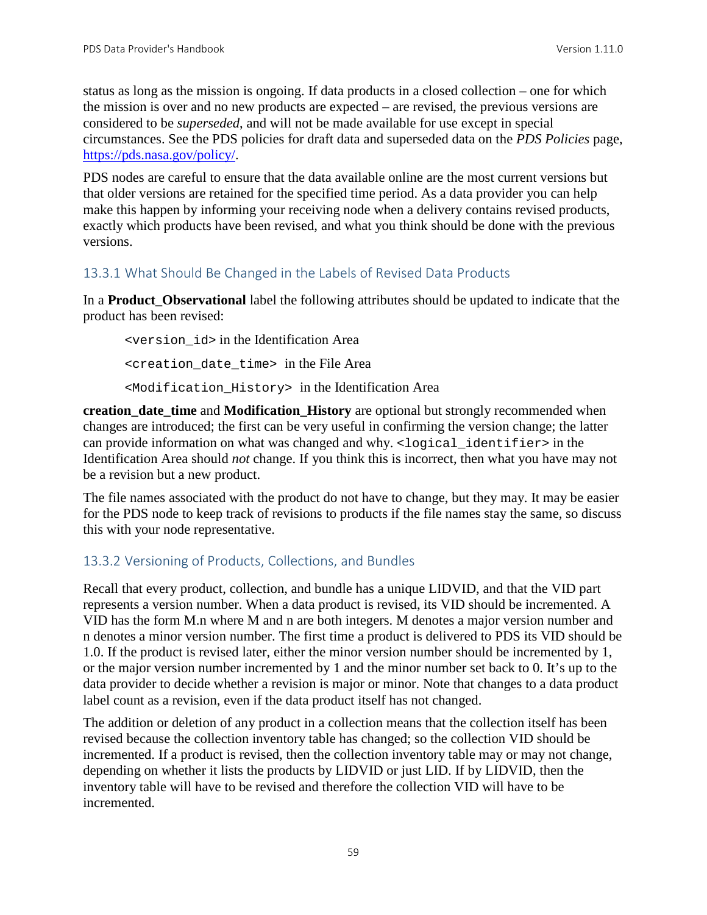status as long as the mission is ongoing. If data products in a closed collection – one for which the mission is over and no new products are expected – are revised, the previous versions are considered to be *superseded*, and will not be made available for use except in special circumstances. See the PDS policies for draft data and superseded data on the *PDS Policies* page, https://pds.nasa.gov/policy/.

PDS nodes are careful to ensure that the data available online are the most current versions but that older versions are retained for the specified time period. As a data provider you can help make this happen by informing your receiving node when a delivery contains revised products, exactly which products have been revised, and what you think should be done with the previous versions.

### 13.3.1 What Should Be Changed in the Labels of Revised Data Products

In a **Product_Observational** label the following attributes should be updated to indicate that the product has been revised:

> `<version_id>` in the Identification Area
>
> `<creation_date_time>` in the File Area
>
> `<Modification_History>` in the Identification Area

**creation_date_time** and **Modification_History** are optional but strongly recommended when changes are introduced; the first can be very useful in confirming the version change; the latter can provide information on what was changed and why. `<logical_identifier>` in the Identification Area should *not* change. If you think this is incorrect, then what you have may not be a revision but a new product.

The file names associated with the product do not have to change, but they may. It may be easier for the PDS node to keep track of revisions to products if the file names stay the same, so discuss this with your node representative.

### 13.3.2 Versioning of Products, Collections, and Bundles

Recall that every product, collection, and bundle has a unique LIDVID, and that the VID part represents a version number. When a data product is revised, its VID should be incremented. A VID has the form M.n where M and n are both integers. M denotes a major version number and n denotes a minor version number. The first time a product is delivered to PDS its VID should be 1.0. If the product is revised later, either the minor version number should be incremented by 1, or the major version number incremented by 1 and the minor number set back to 0. It's up to the data provider to decide whether a revision is major or minor. Note that changes to a data product label count as a revision, even if the data product itself has not changed.

The addition or deletion of any product in a collection means that the collection itself has been revised because the collection inventory table has changed; so the collection VID should be incremented. If a product is revised, then the collection inventory table may or may not change, depending on whether it lists the products by LIDVID or just LID. If by LIDVID, then the inventory table will have to be revised and therefore the collection VID will have to be incremented.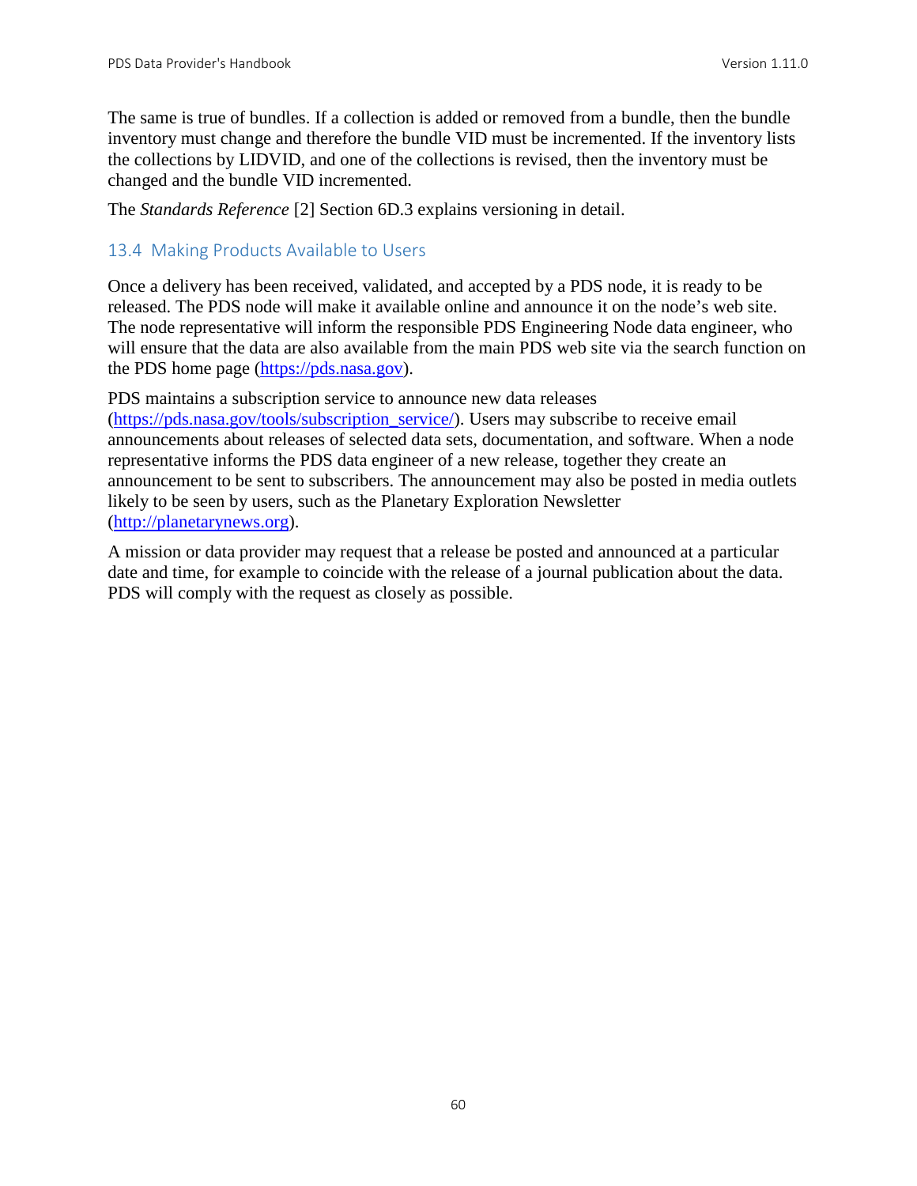The same is true of bundles. If a collection is added or removed from a bundle, then the bundle inventory must change and therefore the bundle VID must be incremented. If the inventory lists the collections by LIDVID, and one of the collections is revised, then the inventory must be changed and the bundle VID incremented.

The *Standards Reference* [2] Section 6D.3 explains versioning in detail.

## 13.4 Making Products Available to Users

Once a delivery has been received, validated, and accepted by a PDS node, it is ready to be released. The PDS node will make it available online and announce it on the node's web site. The node representative will inform the responsible PDS Engineering Node data engineer, who will ensure that the data are also available from the main PDS web site via the search function on the PDS home page (https://pds.nasa.gov).

PDS maintains a subscription service to announce new data releases (https://pds.nasa.gov/tools/subscription_service/). Users may subscribe to receive email announcements about releases of selected data sets, documentation, and software. When a node representative informs the PDS data engineer of a new release, together they create an announcement to be sent to subscribers. The announcement may also be posted in media outlets likely to be seen by users, such as the Planetary Exploration Newsletter (http://planetarynews.org).

A mission or data provider may request that a release be posted and announced at a particular date and time, for example to coincide with the release of a journal publication about the data. PDS will comply with the request as closely as possible.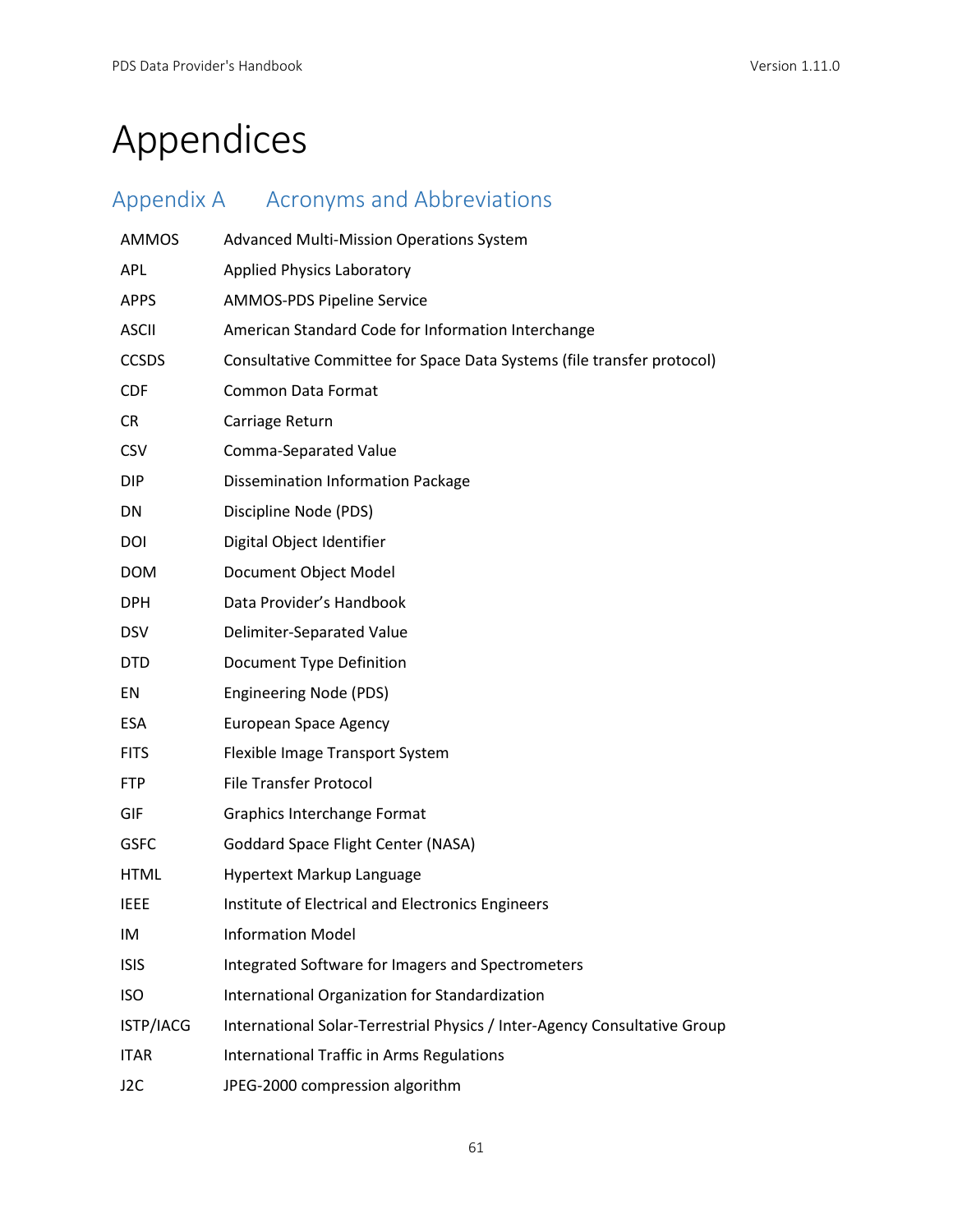# Appendices

## Appendix A Acronyms and Abbreviations

| | |
|---|---|
| AMMOS | Advanced Multi-Mission Operations System |
| APL | Applied Physics Laboratory |
| APPS | AMMOS-PDS Pipeline Service |
| ASCII | American Standard Code for Information Interchange |
| CCSDS | Consultative Committee for Space Data Systems (file transfer protocol) |
| CDF | Common Data Format |
| CR | Carriage Return |
| CSV | Comma-Separated Value |
| DIP | Dissemination Information Package |
| DN | Discipline Node (PDS) |
| DOI | Digital Object Identifier |
| DOM | Document Object Model |
| DPH | Data Provider's Handbook |
| DSV | Delimiter-Separated Value |
| DTD | Document Type Definition |
| EN | Engineering Node (PDS) |
| ESA | European Space Agency |
| FITS | Flexible Image Transport System |
| FTP | File Transfer Protocol |
| GIF | Graphics Interchange Format |
| GSFC | Goddard Space Flight Center (NASA) |
| HTML | Hypertext Markup Language |
| IEEE | Institute of Electrical and Electronics Engineers |
| IM | Information Model |
| ISIS | Integrated Software for Imagers and Spectrometers |
| ISO | International Organization for Standardization |
| ISTP/IACG | International Solar-Terrestrial Physics / Inter-Agency Consultative Group |
| ITAR | International Traffic in Arms Regulations |
| J2C | JPEG-2000 compression algorithm |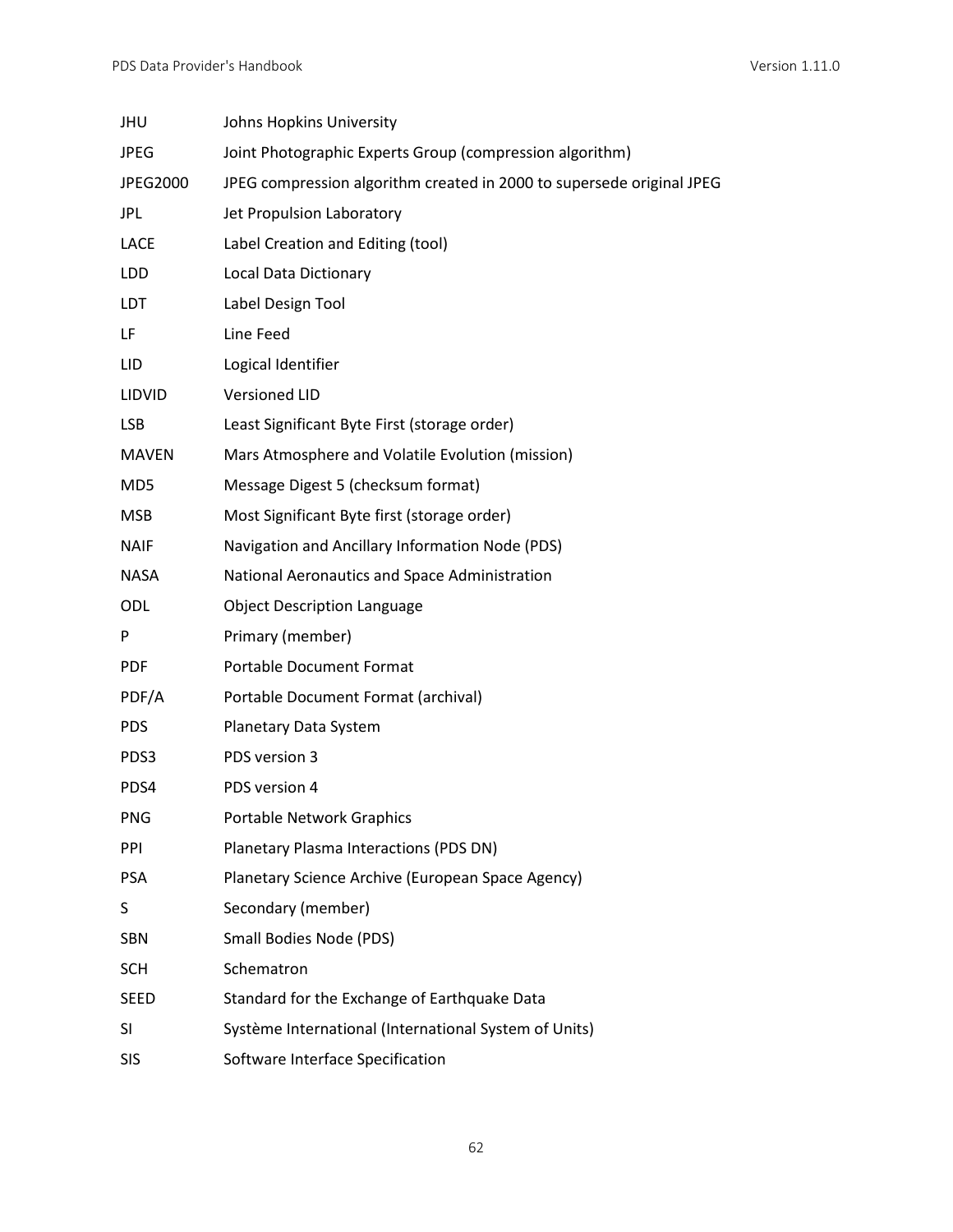| | |
|---|---|
| JHU | Johns Hopkins University |
| JPEG | Joint Photographic Experts Group (compression algorithm) |
| JPEG2000 | JPEG compression algorithm created in 2000 to supersede original JPEG |
| JPL | Jet Propulsion Laboratory |
| LACE | Label Creation and Editing (tool) |
| LDD | Local Data Dictionary |
| LDT | Label Design Tool |
| LF | Line Feed |
| LID | Logical Identifier |
| LIDVID | Versioned LID |
| LSB | Least Significant Byte First (storage order) |
| MAVEN | Mars Atmosphere and Volatile Evolution (mission) |
| MD5 | Message Digest 5 (checksum format) |
| MSB | Most Significant Byte first (storage order) |
| NAIF | Navigation and Ancillary Information Node (PDS) |
| NASA | National Aeronautics and Space Administration |
| ODL | Object Description Language |
| P | Primary (member) |
| PDF | Portable Document Format |
| PDF/A | Portable Document Format (archival) |
| PDS | Planetary Data System |
| PDS3 | PDS version 3 |
| PDS4 | PDS version 4 |
| PNG | Portable Network Graphics |
| PPI | Planetary Plasma Interactions (PDS DN) |
| PSA | Planetary Science Archive (European Space Agency) |
| S | Secondary (member) |
| SBN | Small Bodies Node (PDS) |
| SCH | Schematron |
| SEED | Standard for the Exchange of Earthquake Data |
| SI | Système International (International System of Units) |
| SIS | Software Interface Specification |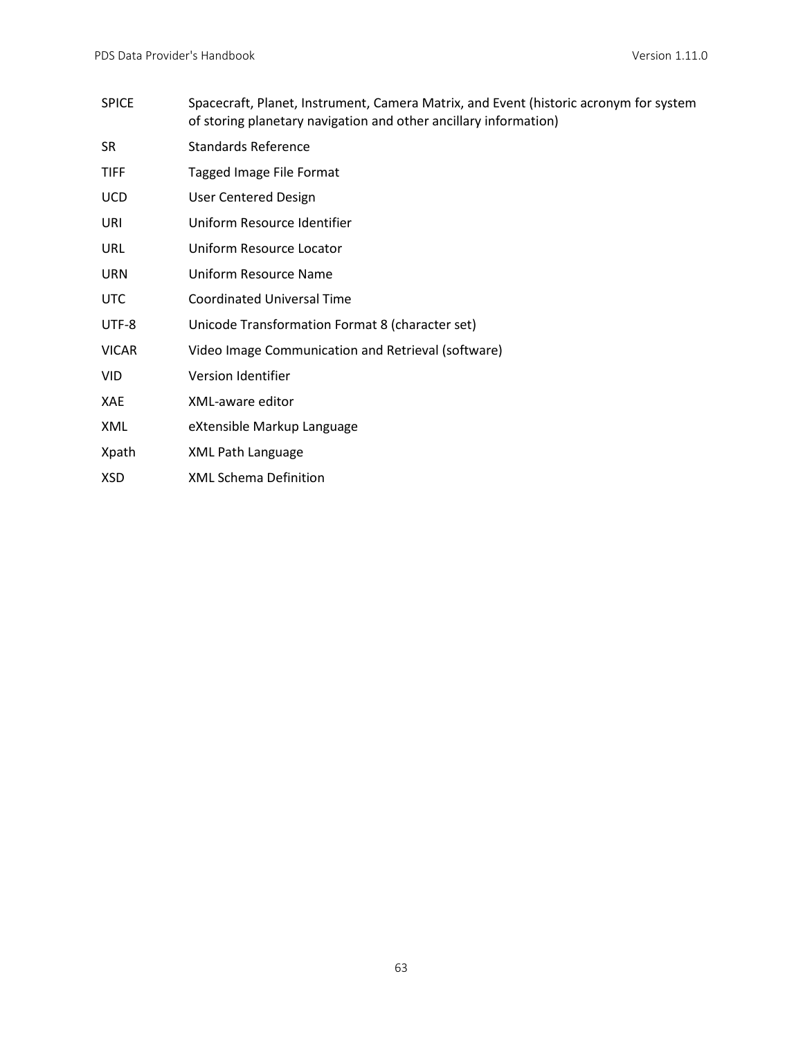| | |
|---|---|
| SPICE | Spacecraft, Planet, Instrument, Camera Matrix, and Event (historic acronym for system of storing planetary navigation and other ancillary information) |
| SR | Standards Reference |
| TIFF | Tagged Image File Format |
| UCD | User Centered Design |
| URI | Uniform Resource Identifier |
| URL | Uniform Resource Locator |
| URN | Uniform Resource Name |
| UTC | Coordinated Universal Time |
| UTF-8 | Unicode Transformation Format 8 (character set) |
| VICAR | Video Image Communication and Retrieval (software) |
| VID | Version Identifier |
| XAE | XML-aware editor |
| XML | eXtensible Markup Language |
| Xpath | XML Path Language |
| XSD | XML Schema Definition |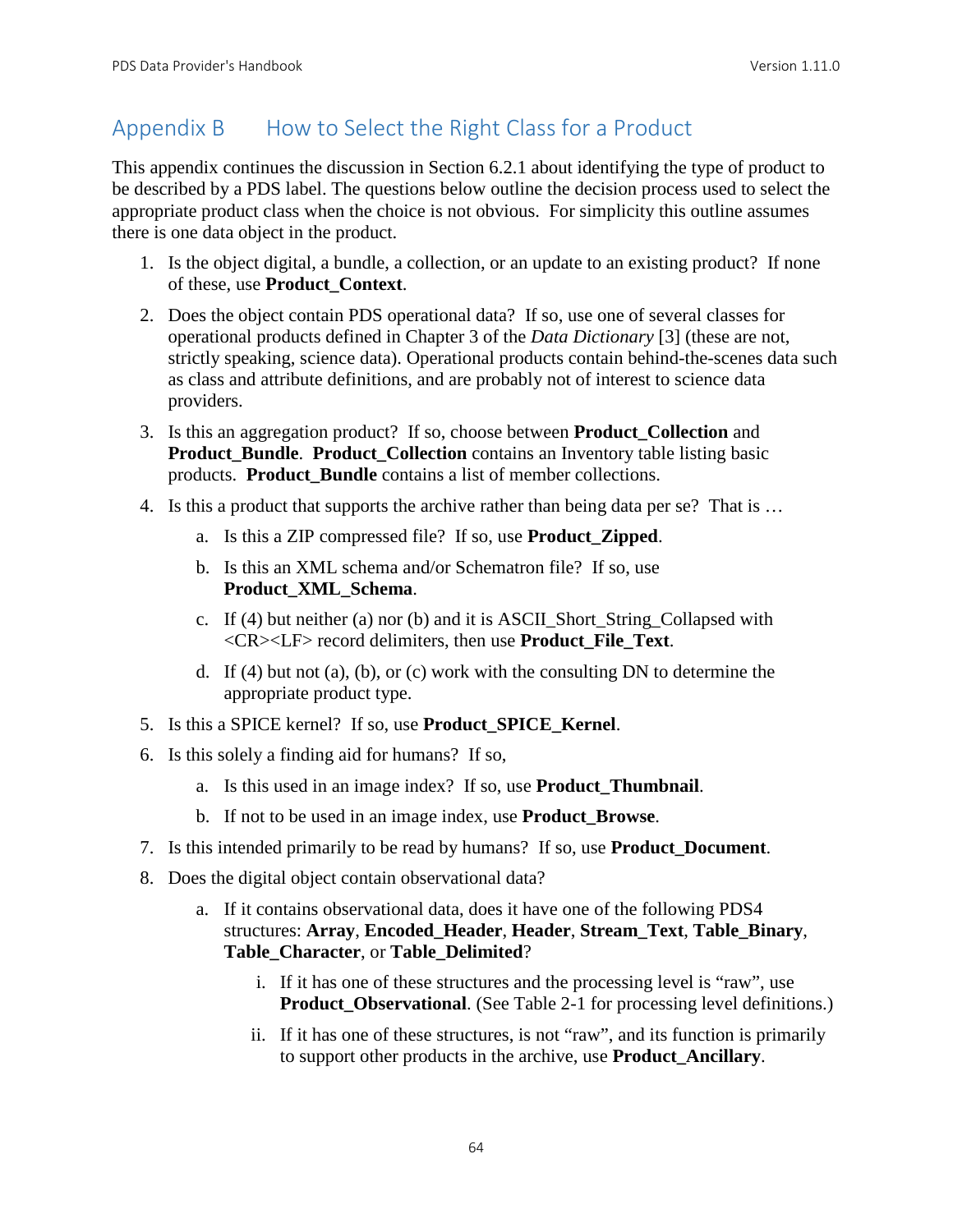# Appendix B How to Select the Right Class for a Product

This appendix continues the discussion in Section 6.2.1 about identifying the type of product to be described by a PDS label. The questions below outline the decision process used to select the appropriate product class when the choice is not obvious. For simplicity this outline assumes there is one data object in the product.

1. Is the object digital, a bundle, a collection, or an update to an existing product? If none of these, use **Product_Context**.
2. Does the object contain PDS operational data? If so, use one of several classes for operational products defined in Chapter 3 of the *Data Dictionary* [3] (these are not, strictly speaking, science data). Operational products contain behind-the-scenes data such as class and attribute definitions, and are probably not of interest to science data providers.
3. Is this an aggregation product? If so, choose between **Product_Collection** and **Product_Bundle**. **Product_Collection** contains an Inventory table listing basic products. **Product_Bundle** contains a list of member collections.
4. Is this a product that supports the archive rather than being data per se? That is …
    a. Is this a ZIP compressed file? If so, use **Product_Zipped**.
    b. Is this an XML schema and/or Schematron file? If so, use **Product_XML_Schema**.
    c. If (4) but neither (a) nor (b) and it is ASCII_Short_String_Collapsed with <CR><LF> record delimiters, then use **Product_File_Text**.
    d. If (4) but not (a), (b), or (c) work with the consulting DN to determine the appropriate product type.
5. Is this a SPICE kernel? If so, use **Product_SPICE_Kernel**.
6. Is this solely a finding aid for humans? If so,
    a. Is this used in an image index? If so, use **Product_Thumbnail**.
    b. If not to be used in an image index, use **Product_Browse**.
7. Is this intended primarily to be read by humans? If so, use **Product_Document**.
8. Does the digital object contain observational data?
    a. If it contains observational data, does it have one of the following PDS4 structures: **Array**, **Encoded_Header**, **Header**, **Stream_Text**, **Table_Binary**, **Table_Character**, or **Table_Delimited**?
        i. If it has one of these structures and the processing level is "raw", use **Product_Observational**. (See Table 2-1 for processing level definitions.)
        ii. If it has one of these structures, is not "raw", and its function is primarily to support other products in the archive, use **Product_Ancillary**.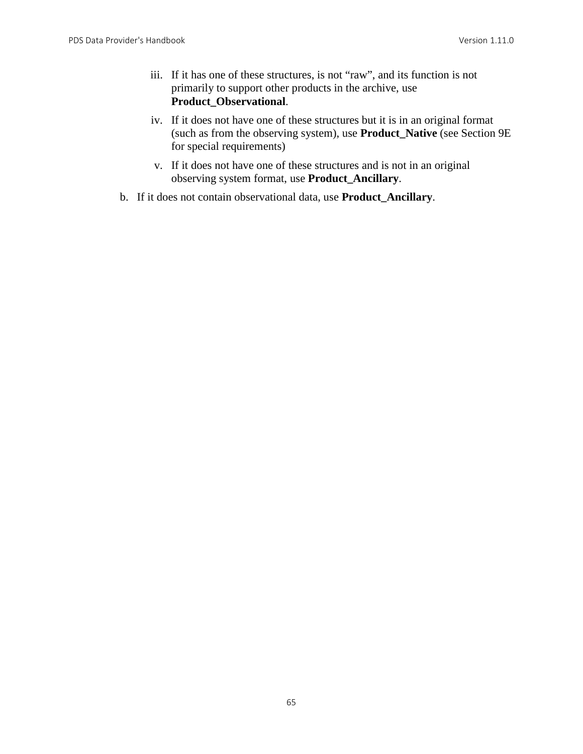iii. If it has one of these structures, is not “raw”, and its function is not primarily to support other products in the archive, use **Product_Observational**.

   iv. If it does not have one of these structures but it is in an original format (such as from the observing system), use **Product_Native** (see Section 9E for special requirements)

   v. If it does not have one of these structures and is not in an original observing system format, use **Product_Ancillary**.

b. If it does not contain observational data, use **Product_Ancillary**.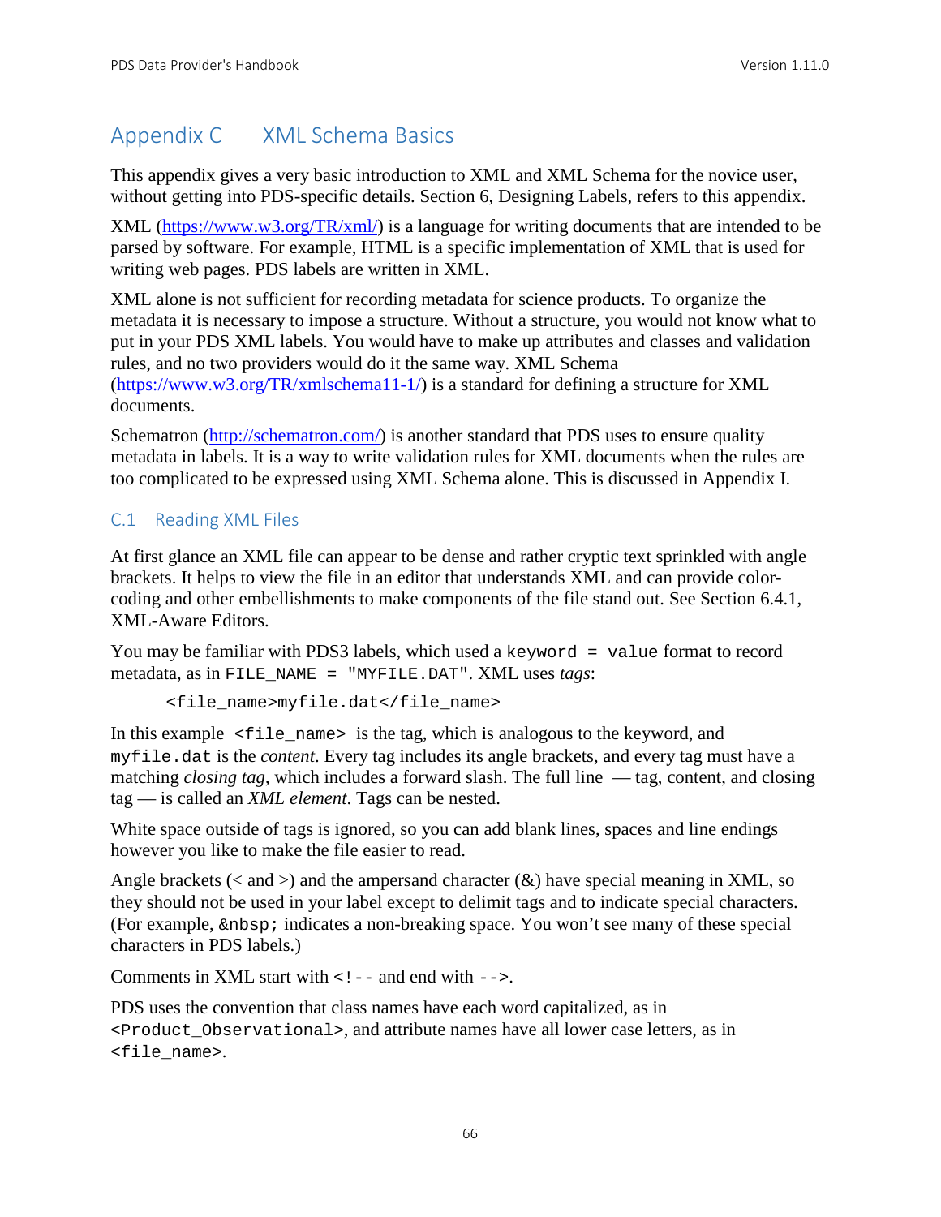# Appendix C XML Schema Basics

This appendix gives a very basic introduction to XML and XML Schema for the novice user, without getting into PDS-specific details. Section 6, Designing Labels, refers to this appendix.

XML (https://www.w3.org/TR/xml/) is a language for writing documents that are intended to be parsed by software. For example, HTML is a specific implementation of XML that is used for writing web pages. PDS labels are written in XML.

XML alone is not sufficient for recording metadata for science products. To organize the metadata it is necessary to impose a structure. Without a structure, you would not know what to put in your PDS XML labels. You would have to make up attributes and classes and validation rules, and no two providers would do it the same way. XML Schema (https://www.w3.org/TR/xmlschema11-1/) is a standard for defining a structure for XML documents.

Schematron (http://schematron.com/) is another standard that PDS uses to ensure quality metadata in labels. It is a way to write validation rules for XML documents when the rules are too complicated to be expressed using XML Schema alone. This is discussed in Appendix I.

## C.1 Reading XML Files

At first glance an XML file can appear to be dense and rather cryptic text sprinkled with angle brackets. It helps to view the file in an editor that understands XML and can provide color-coding and other embellishments to make components of the file stand out. See Section 6.4.1, XML-Aware Editors.

You may be familiar with PDS3 labels, which used a `keyword = value` format to record metadata, as in `FILE_NAME = "MYFILE.DAT"`. XML uses *tags*:

```
<file_name>myfile.dat</file_name>
```

In this example `<file_name>` is the tag, which is analogous to the keyword, and `myfile.dat` is the *content*. Every tag includes its angle brackets, and every tag must have a matching *closing tag*, which includes a forward slash. The full line — tag, content, and closing tag — is called an *XML element*. Tags can be nested.

White space outside of tags is ignored, so you can add blank lines, spaces and line endings however you like to make the file easier to read.

Angle brackets (< and >) and the ampersand character (&) have special meaning in XML, so they should not be used in your label except to delimit tags and to indicate special characters. (For example, `&nbsp;` indicates a non-breaking space. You won't see many of these special characters in PDS labels.)

Comments in XML start with `<!--` and end with `-->`.

PDS uses the convention that class names have each word capitalized, as in `<Product_Observational>`, and attribute names have all lower case letters, as in `<file_name>`.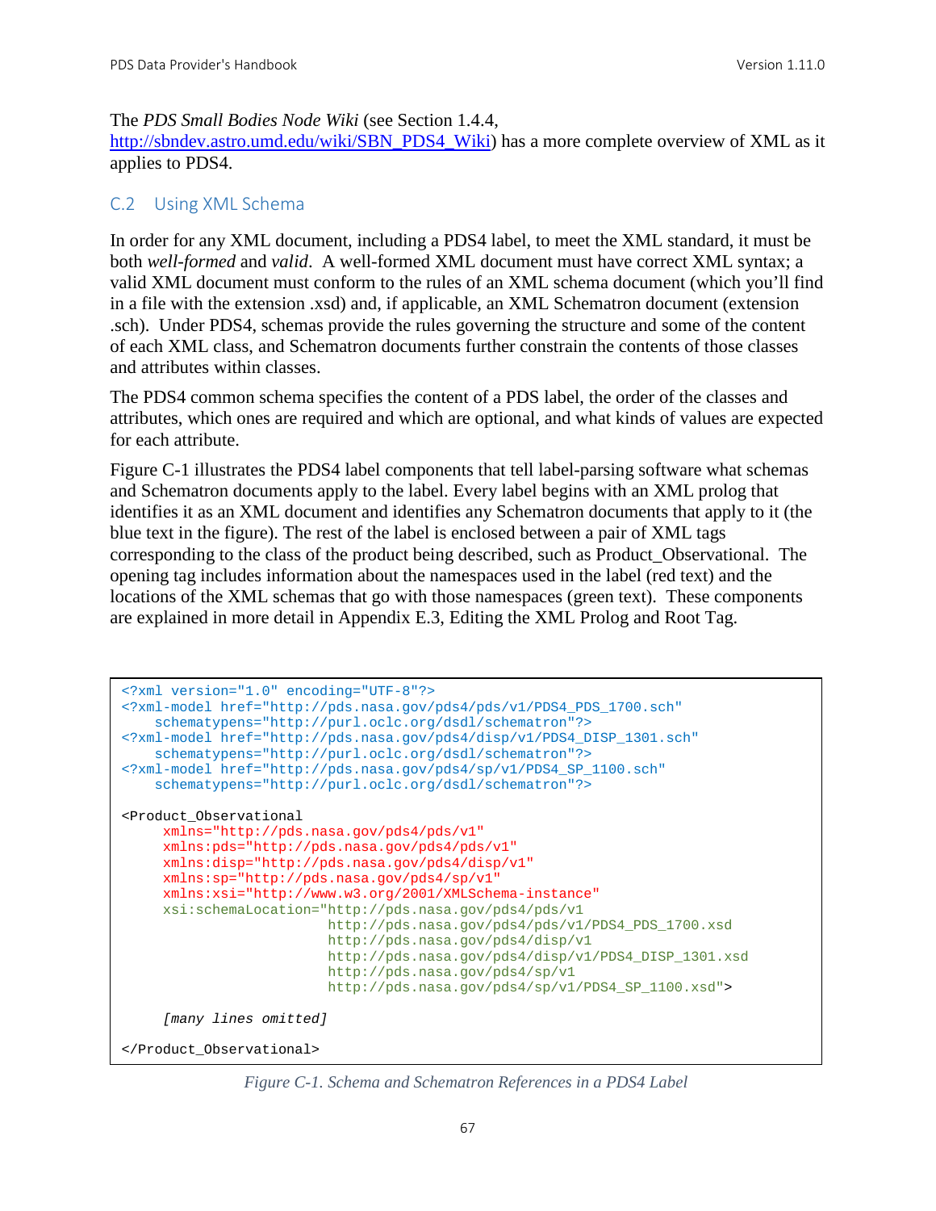The *PDS Small Bodies Node Wiki* (see Section 1.4.4, http://sbndev.astro.umd.edu/wiki/SBN_PDS4_Wiki) has a more complete overview of XML as it applies to PDS4.

## C.2 Using XML Schema

In order for any XML document, including a PDS4 label, to meet the XML standard, it must be both *well-formed* and *valid*. A well-formed XML document must have correct XML syntax; a valid XML document must conform to the rules of an XML schema document (which you'll find in a file with the extension .xsd) and, if applicable, an XML Schematron document (extension .sch). Under PDS4, schemas provide the rules governing the structure and some of the content of each XML class, and Schematron documents further constrain the contents of those classes and attributes within classes.

The PDS4 common schema specifies the content of a PDS label, the order of the classes and attributes, which ones are required and which are optional, and what kinds of values are expected for each attribute.

Figure C-1 illustrates the PDS4 label components that tell label-parsing software what schemas and Schematron documents apply to the label. Every label begins with an XML prolog that identifies it as an XML document and identifies any Schematron documents that apply to it (the blue text in the figure). The rest of the label is enclosed between a pair of XML tags corresponding to the class of the product being described, such as Product_Observational. The opening tag includes information about the namespaces used in the label (red text) and the locations of the XML schemas that go with those namespaces (green text). These components are explained in more detail in Appendix E.3, Editing the XML Prolog and Root Tag.

```
<?xml version="1.0" encoding="UTF-8"?>
<?xml-model href="http://pds.nasa.gov/pds4/pds/v1/PDS4_PDS_1700.sch"
    schematypens="http://purl.oclc.org/dsdl/schematron"?>
<?xml-model href="http://pds.nasa.gov/pds4/disp/v1/PDS4_DISP_1301.sch"
    schematypens="http://purl.oclc.org/dsdl/schematron"?>
<?xml-model href="http://pds.nasa.gov/pds4/sp/v1/PDS4_SP_1100.sch"
    schematypens="http://purl.oclc.org/dsdl/schematron"?>

<Product_Observational
     xmlns="http://pds.nasa.gov/pds4/pds/v1"
     xmlns:pds="http://pds.nasa.gov/pds4/pds/v1"
     xmlns:disp="http://pds.nasa.gov/pds4/disp/v1"
     xmlns:sp="http://pds.nasa.gov/pds4/sp/v1"
     xmlns:xsi="http://www.w3.org/2001/XMLSchema-instance"
     xsi:schemaLocation="http://pds.nasa.gov/pds4/pds/v1
                         http://pds.nasa.gov/pds4/pds/v1/PDS4_PDS_1700.xsd
                         http://pds.nasa.gov/pds4/disp/v1
                         http://pds.nasa.gov/pds4/disp/v1/PDS4_DISP_1301.xsd
                         http://pds.nasa.gov/pds4/sp/v1
                         http://pds.nasa.gov/pds4/sp/v1/PDS4_SP_1100.xsd">

     [many lines omitted]

</Product_Observational>
```

*Figure C-1. Schema and Schematron References in a PDS4 Label*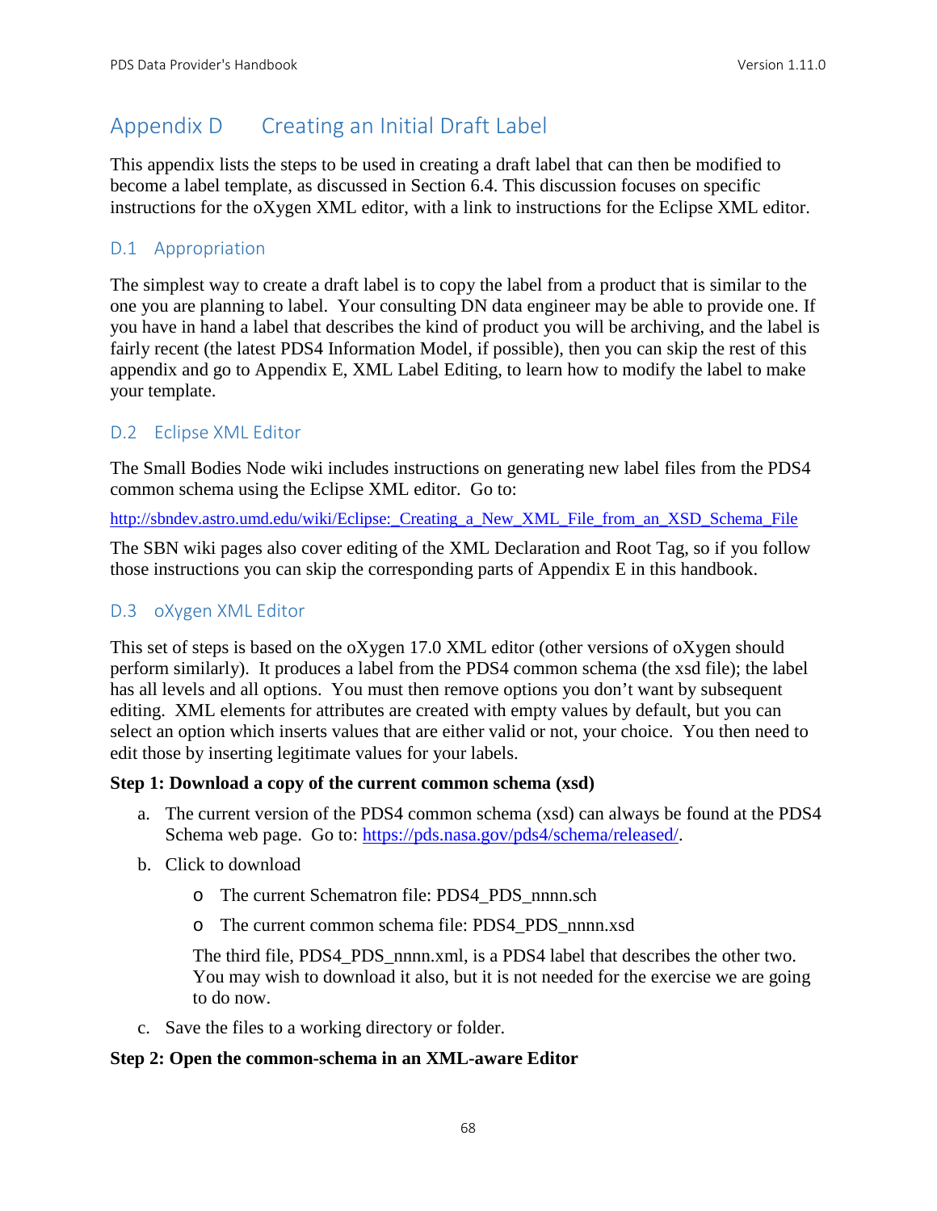# Appendix D Creating an Initial Draft Label

This appendix lists the steps to be used in creating a draft label that can then be modified to become a label template, as discussed in Section 6.4. This discussion focuses on specific instructions for the oXygen XML editor, with a link to instructions for the Eclipse XML editor.

## D.1 Appropriation

The simplest way to create a draft label is to copy the label from a product that is similar to the one you are planning to label. Your consulting DN data engineer may be able to provide one. If you have in hand a label that describes the kind of product you will be archiving, and the label is fairly recent (the latest PDS4 Information Model, if possible), then you can skip the rest of this appendix and go to Appendix E, XML Label Editing, to learn how to modify the label to make your template.

## D.2 Eclipse XML Editor

The Small Bodies Node wiki includes instructions on generating new label files from the PDS4 common schema using the Eclipse XML editor. Go to:

http://sbndev.astro.umd.edu/wiki/Eclipse:_Creating_a_New_XML_File_from_an_XSD_Schema_File

The SBN wiki pages also cover editing of the XML Declaration and Root Tag, so if you follow those instructions you can skip the corresponding parts of Appendix E in this handbook.

## D.3 oXygen XML Editor

This set of steps is based on the oXygen 17.0 XML editor (other versions of oXygen should perform similarly). It produces a label from the PDS4 common schema (the xsd file); the label has all levels and all options. You must then remove options you don't want by subsequent editing. XML elements for attributes are created with empty values by default, but you can select an option which inserts values that are either valid or not, your choice. You then need to edit those by inserting legitimate values for your labels.

**Step 1: Download a copy of the current common schema (xsd)**

a. The current version of the PDS4 common schema (xsd) can always be found at the PDS4 Schema web page. Go to: https://pds.nasa.gov/pds4/schema/released/.

b. Click to download

   - The current Schematron file: PDS4_PDS_nnnn.sch
   - The current common schema file: PDS4_PDS_nnnn.xsd

   The third file, PDS4_PDS_nnnn.xml, is a PDS4 label that describes the other two. You may wish to download it also, but it is not needed for the exercise we are going to do now.

c. Save the files to a working directory or folder.

**Step 2: Open the common-schema in an XML-aware Editor**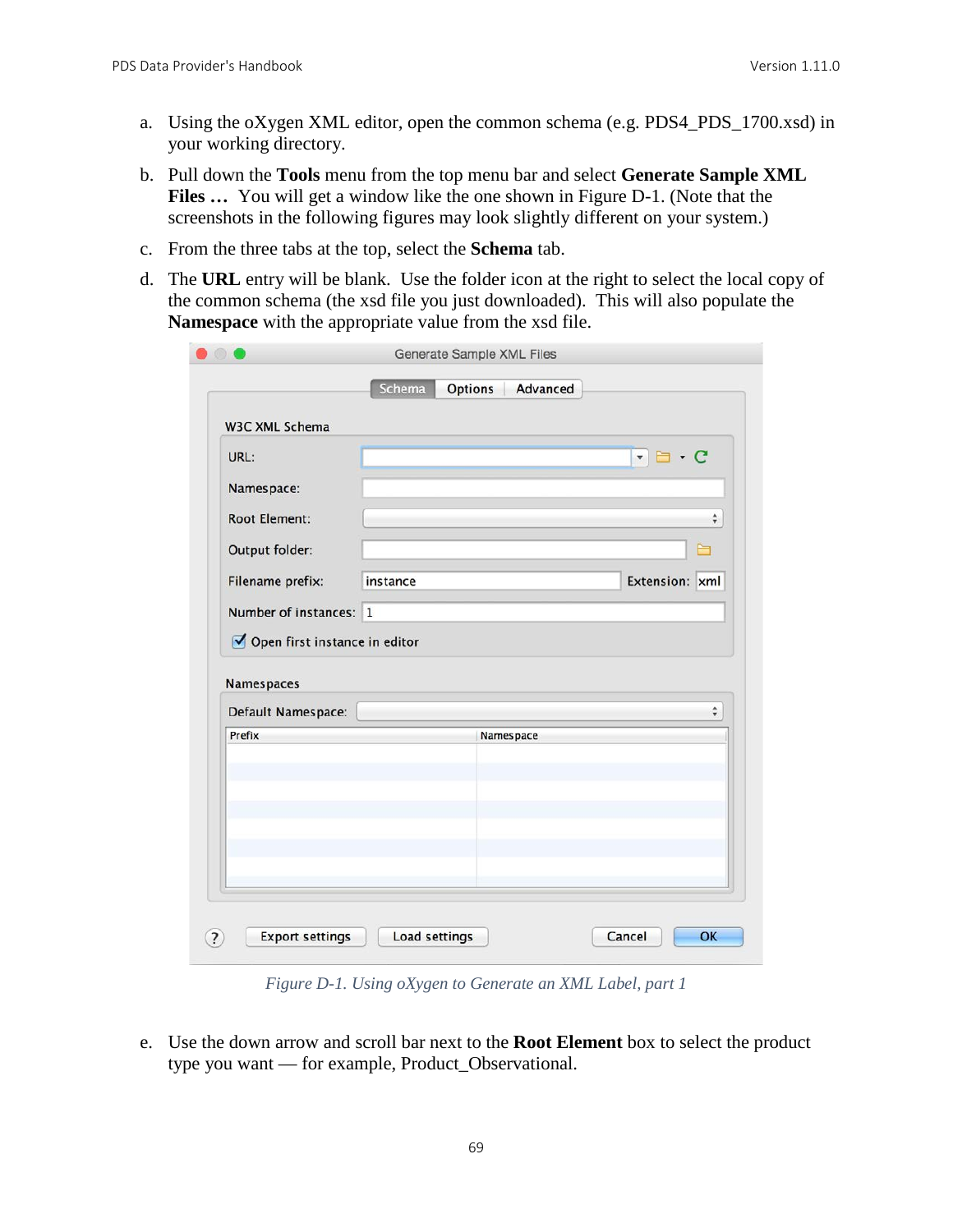a. Using the oXygen XML editor, open the common schema (e.g. PDS4_PDS_1700.xsd) in your working directory.

b. Pull down the **Tools** menu from the top menu bar and select **Generate Sample XML Files …** You will get a window like the one shown in Figure D-1. (Note that the screenshots in the following figures may look slightly different on your system.)

c. From the three tabs at the top, select the **Schema** tab.

d. The **URL** entry will be blank. Use the folder icon at the right to select the local copy of the common schema (the xsd file you just downloaded). This will also populate the **Namespace** with the appropriate value from the xsd file.

Generate Sample XML Files

Schema | Options | Advanced

W3C XML Schema

URL:

Namespace:

Root Element:

Output folder:

Filename prefix: instance

Extension: xml

Number of instances: 1

Open first instance in editor

Namespaces

Default Namespace:

Prefix

Namespace

Export settings

Load settings

Cancel

OK

*Figure D-1. Using oXygen to Generate an XML Label, part 1*

e. Use the down arrow and scroll bar next to the **Root Element** box to select the product type you want — for example, Product_Observational.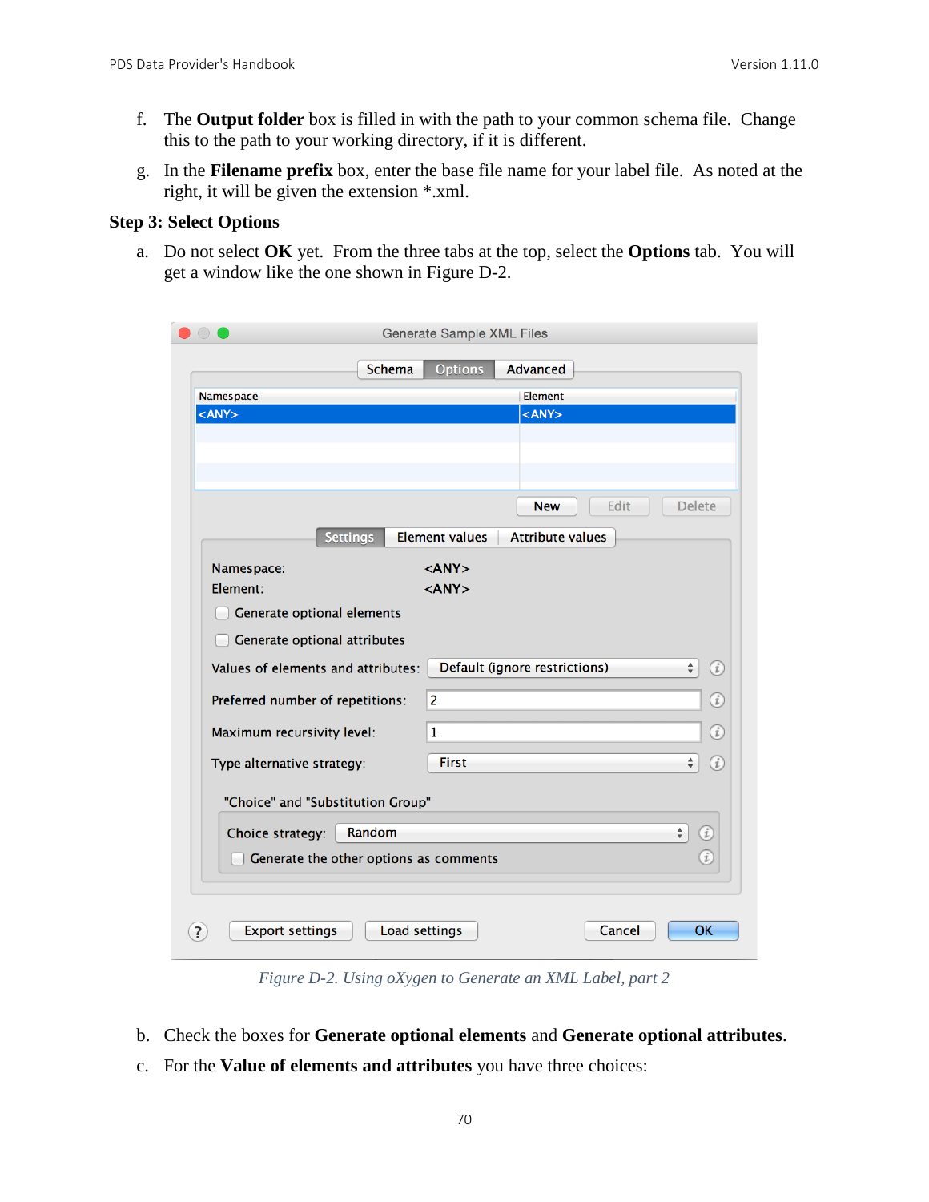f. The **Output folder** box is filled in with the path to your common schema file. Change this to the path to your working directory, if it is different.

g. In the **Filename prefix** box, enter the base file name for your label file. As noted at the right, it will be given the extension *.xml.

### Step 3: Select Options

a. Do not select **OK** yet. From the three tabs at the top, select the **Options** tab. You will get a window like the one shown in Figure D-2.

*Figure D-2. Using oXygen to Generate an XML Label, part 2*

b. Check the boxes for **Generate optional elements** and **Generate optional attributes**.

c. For the **Value of elements and attributes** you have three choices: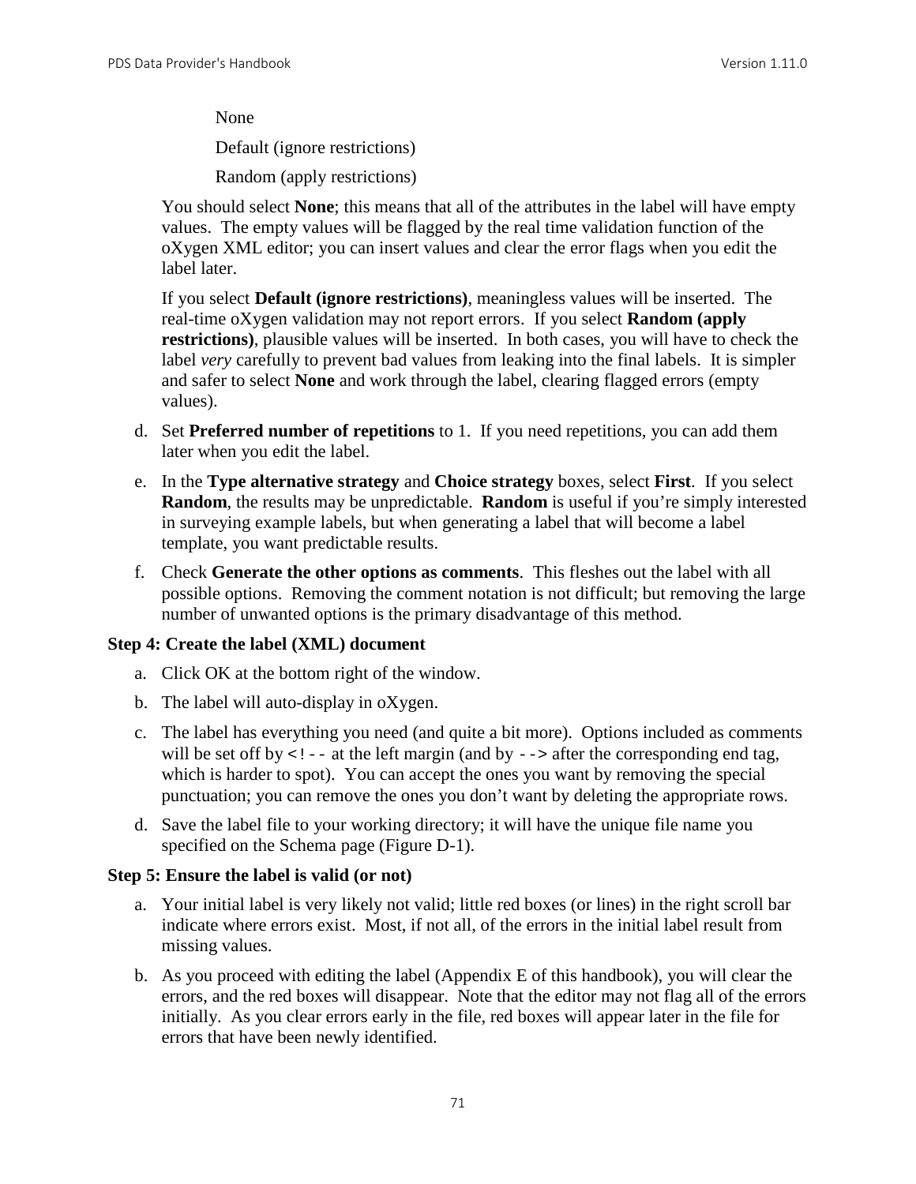None

Default (ignore restrictions)

Random (apply restrictions)

You should select **None**; this means that all of the attributes in the label will have empty values. The empty values will be flagged by the real time validation function of the oXygen XML editor; you can insert values and clear the error flags when you edit the label later.

If you select **Default (ignore restrictions)**, meaningless values will be inserted. The real-time oXygen validation may not report errors. If you select **Random (apply restrictions)**, plausible values will be inserted. In both cases, you will have to check the label *very* carefully to prevent bad values from leaking into the final labels. It is simpler and safer to select **None** and work through the label, clearing flagged errors (empty values).

d. Set **Preferred number of repetitions** to 1. If you need repetitions, you can add them later when you edit the label.

e. In the **Type alternative strategy** and **Choice strategy** boxes, select **First**. If you select **Random**, the results may be unpredictable. **Random** is useful if you're simply interested in surveying example labels, but when generating a label that will become a label template, you want predictable results.

f. Check **Generate the other options as comments**. This fleshes out the label with all possible options. Removing the comment notation is not difficult; but removing the large number of unwanted options is the primary disadvantage of this method.

**Step 4: Create the label (XML) document**

a. Click OK at the bottom right of the window.

b. The label will auto-display in oXygen.

c. The label has everything you need (and quite a bit more). Options included as comments will be set off by `<!--` at the left margin (and by `-->` after the corresponding end tag, which is harder to spot). You can accept the ones you want by removing the special punctuation; you can remove the ones you don't want by deleting the appropriate rows.

d. Save the label file to your working directory; it will have the unique file name you specified on the Schema page (Figure D-1).

**Step 5: Ensure the label is valid (or not)**

a. Your initial label is very likely not valid; little red boxes (or lines) in the right scroll bar indicate where errors exist. Most, if not all, of the errors in the initial label result from missing values.

b. As you proceed with editing the label (Appendix E of this handbook), you will clear the errors, and the red boxes will disappear. Note that the editor may not flag all of the errors initially. As you clear errors early in the file, red boxes will appear later in the file for errors that have been newly identified.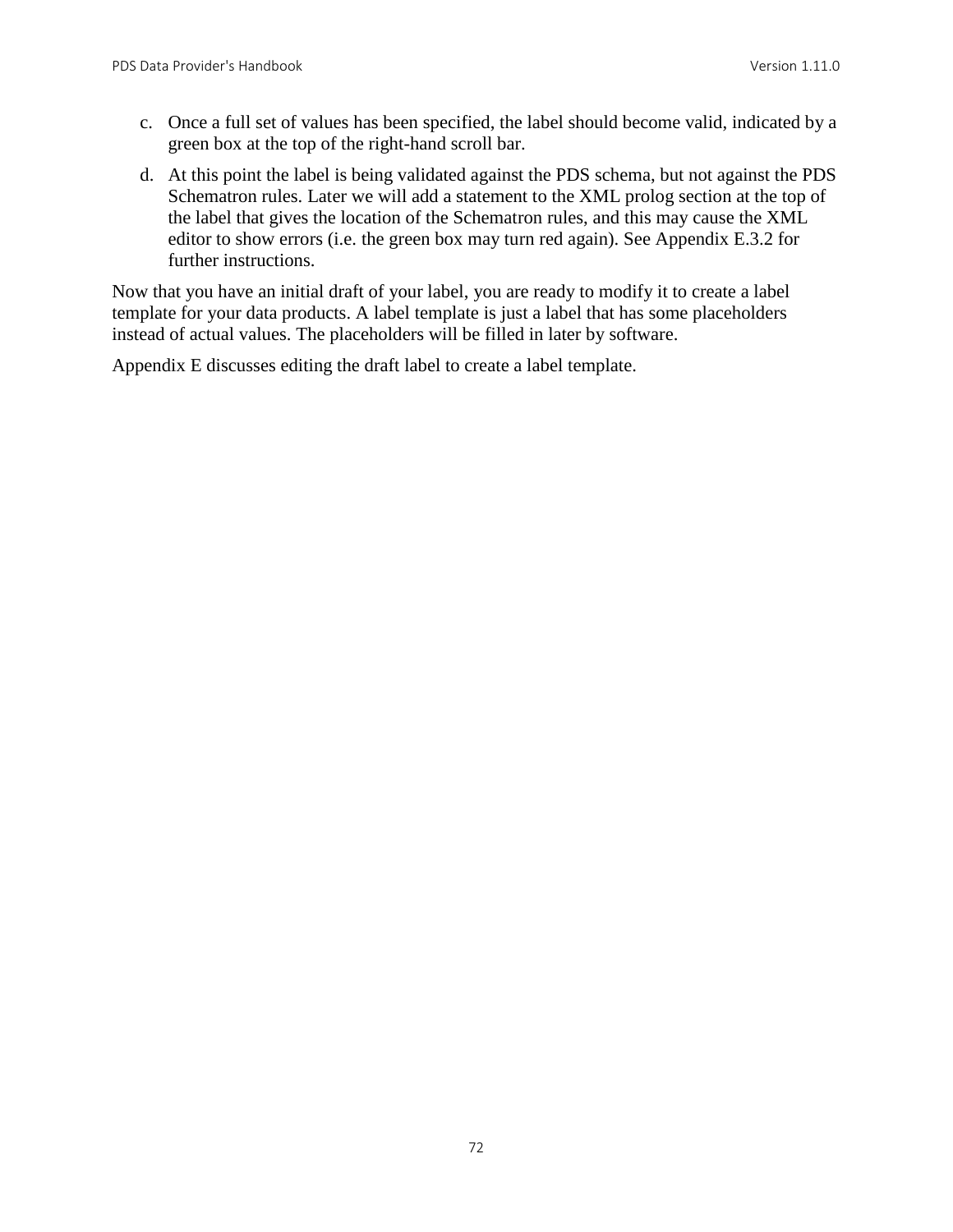c. Once a full set of values has been specified, the label should become valid, indicated by a green box at the top of the right-hand scroll bar.

d. At this point the label is being validated against the PDS schema, but not against the PDS Schematron rules. Later we will add a statement to the XML prolog section at the top of the label that gives the location of the Schematron rules, and this may cause the XML editor to show errors (i.e. the green box may turn red again). See Appendix E.3.2 for further instructions.

Now that you have an initial draft of your label, you are ready to modify it to create a label template for your data products. A label template is just a label that has some placeholders instead of actual values. The placeholders will be filled in later by software.

Appendix E discusses editing the draft label to create a label template.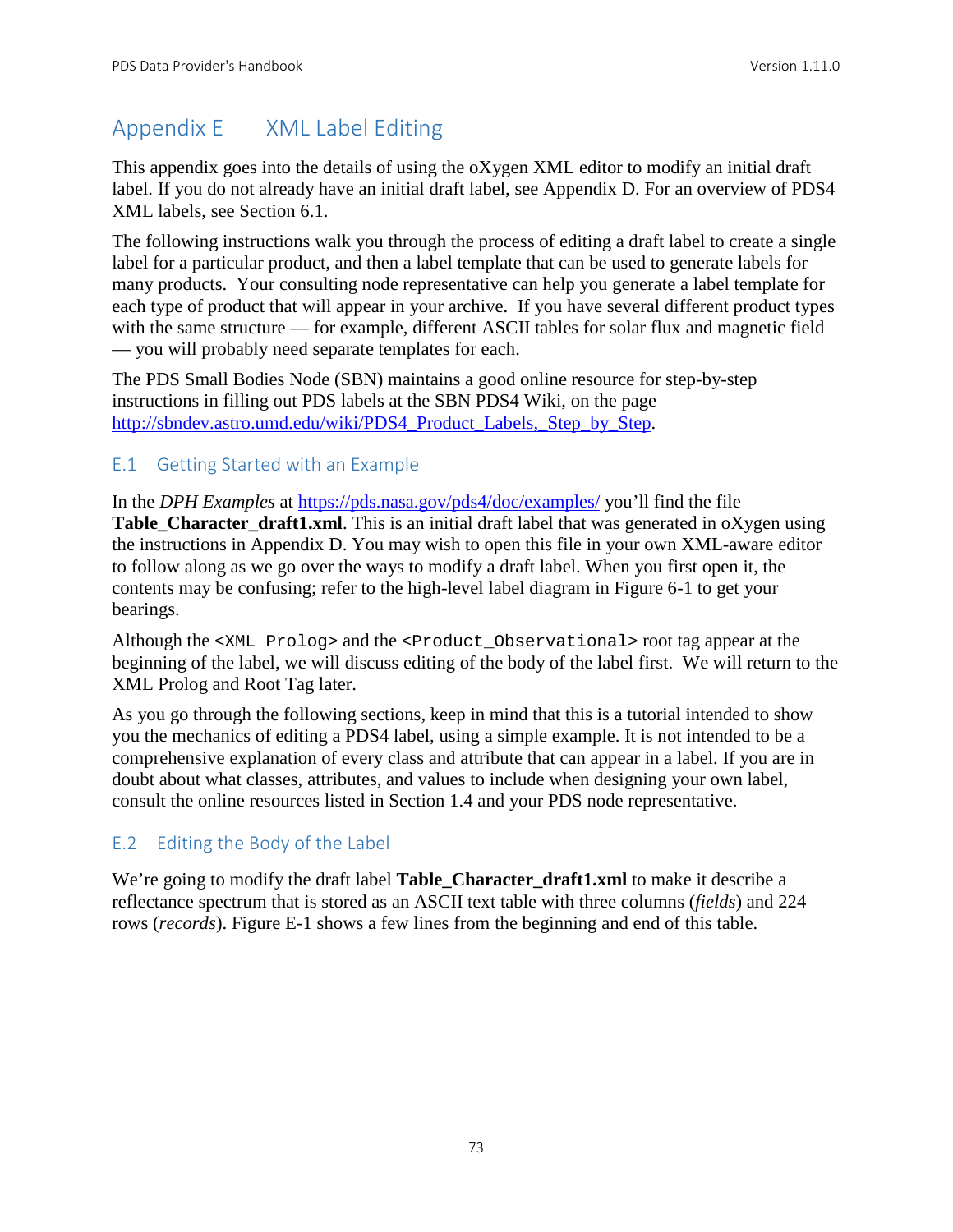# Appendix E XML Label Editing

This appendix goes into the details of using the oXygen XML editor to modify an initial draft label. If you do not already have an initial draft label, see Appendix D. For an overview of PDS4 XML labels, see Section 6.1.

The following instructions walk you through the process of editing a draft label to create a single label for a particular product, and then a label template that can be used to generate labels for many products. Your consulting node representative can help you generate a label template for each type of product that will appear in your archive. If you have several different product types with the same structure — for example, different ASCII tables for solar flux and magnetic field — you will probably need separate templates for each.

The PDS Small Bodies Node (SBN) maintains a good online resource for step-by-step instructions in filling out PDS labels at the SBN PDS4 Wiki, on the page [http://sbndev.astro.umd.edu/wiki/PDS4_Product_Labels,_Step_by_Step](http://sbndev.astro.umd.edu/wiki/PDS4_Product_Labels,_Step_by_Step).

## E.1 Getting Started with an Example

In the *DPH Examples* at [https://pds.nasa.gov/pds4/doc/examples/](https://pds.nasa.gov/pds4/doc/examples/) you'll find the file **Table_Character_draft1.xml**. This is an initial draft label that was generated in oXygen using the instructions in Appendix D. You may wish to open this file in your own XML-aware editor to follow along as we go over the ways to modify a draft label. When you first open it, the contents may be confusing; refer to the high-level label diagram in Figure 6-1 to get your bearings.

Although the `<XML Prolog>` and the `<Product_Observational>` root tag appear at the beginning of the label, we will discuss editing of the body of the label first. We will return to the XML Prolog and Root Tag later.

As you go through the following sections, keep in mind that this is a tutorial intended to show you the mechanics of editing a PDS4 label, using a simple example. It is not intended to be a comprehensive explanation of every class and attribute that can appear in a label. If you are in doubt about what classes, attributes, and values to include when designing your own label, consult the online resources listed in Section 1.4 and your PDS node representative.

## E.2 Editing the Body of the Label

We're going to modify the draft label **Table_Character_draft1.xml** to make it describe a reflectance spectrum that is stored as an ASCII text table with three columns (*fields*) and 224 rows (*records*). Figure E-1 shows a few lines from the beginning and end of this table.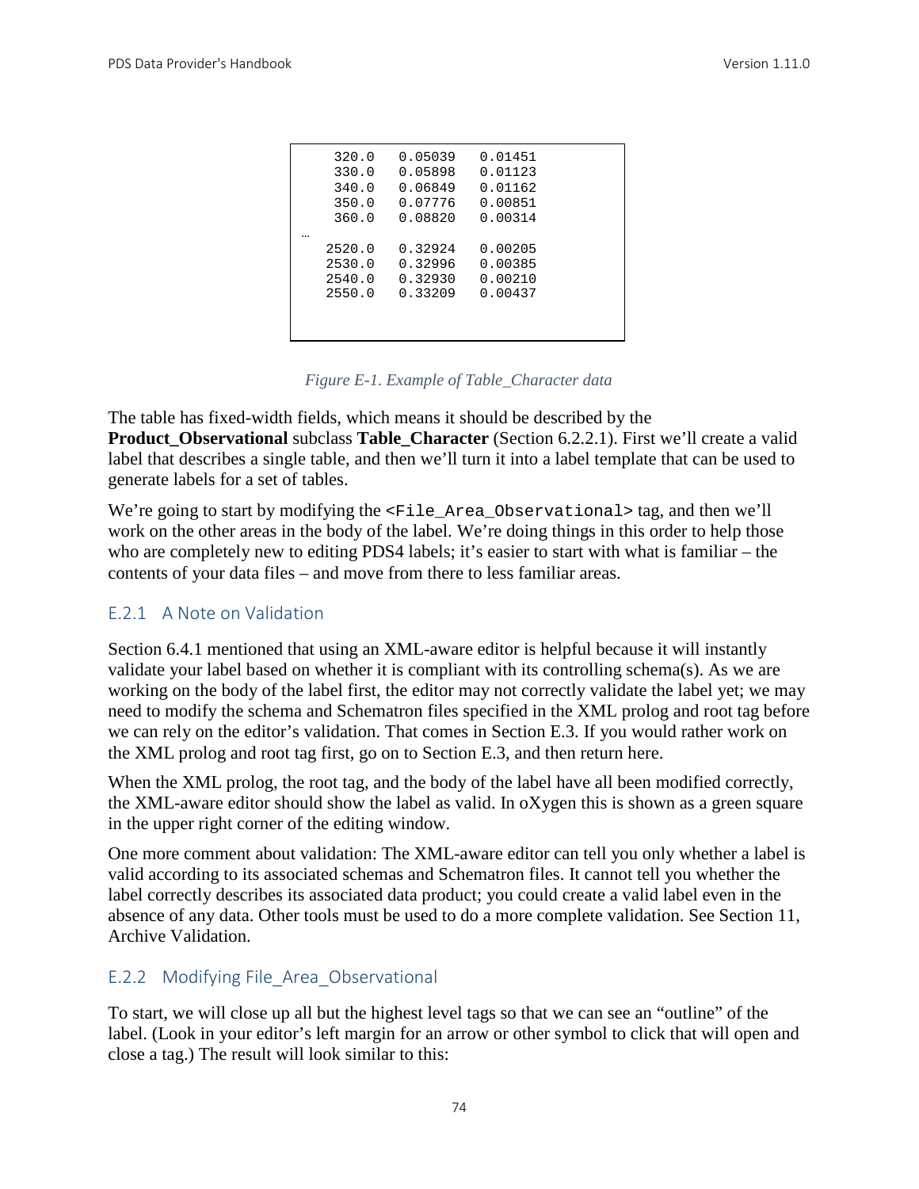```
    320.0   0.05039   0.01451
    330.0   0.05898   0.01123
    340.0   0.06849   0.01162
    350.0   0.07776   0.00851
    360.0   0.08820   0.00314
…
   2520.0   0.32924   0.00205
   2530.0   0.32996   0.00385
   2540.0   0.32930   0.00210
   2550.0   0.33209   0.00437
```

*Figure E-1. Example of Table_Character data*

The table has fixed-width fields, which means it should be described by the **Product_Observational** subclass **Table_Character** (Section 6.2.2.1). First we'll create a valid label that describes a single table, and then we'll turn it into a label template that can be used to generate labels for a set of tables.

We're going to start by modifying the `<File_Area_Observational>` tag, and then we'll work on the other areas in the body of the label. We're doing things in this order to help those who are completely new to editing PDS4 labels; it's easier to start with what is familiar – the contents of your data files – and move from there to less familiar areas.

### E.2.1 A Note on Validation

Section 6.4.1 mentioned that using an XML-aware editor is helpful because it will instantly validate your label based on whether it is compliant with its controlling schema(s). As we are working on the body of the label first, the editor may not correctly validate the label yet; we may need to modify the schema and Schematron files specified in the XML prolog and root tag before we can rely on the editor's validation. That comes in Section E.3. If you would rather work on the XML prolog and root tag first, go on to Section E.3, and then return here.

When the XML prolog, the root tag, and the body of the label have all been modified correctly, the XML-aware editor should show the label as valid. In oXygen this is shown as a green square in the upper right corner of the editing window.

One more comment about validation: The XML-aware editor can tell you only whether a label is valid according to its associated schemas and Schematron files. It cannot tell you whether the label correctly describes its associated data product; you could create a valid label even in the absence of any data. Other tools must be used to do a more complete validation. See Section 11, Archive Validation.

### E.2.2 Modifying File_Area_Observational

To start, we will close up all but the highest level tags so that we can see an "outline" of the label. (Look in your editor's left margin for an arrow or other symbol to click that will open and close a tag.) The result will look similar to this: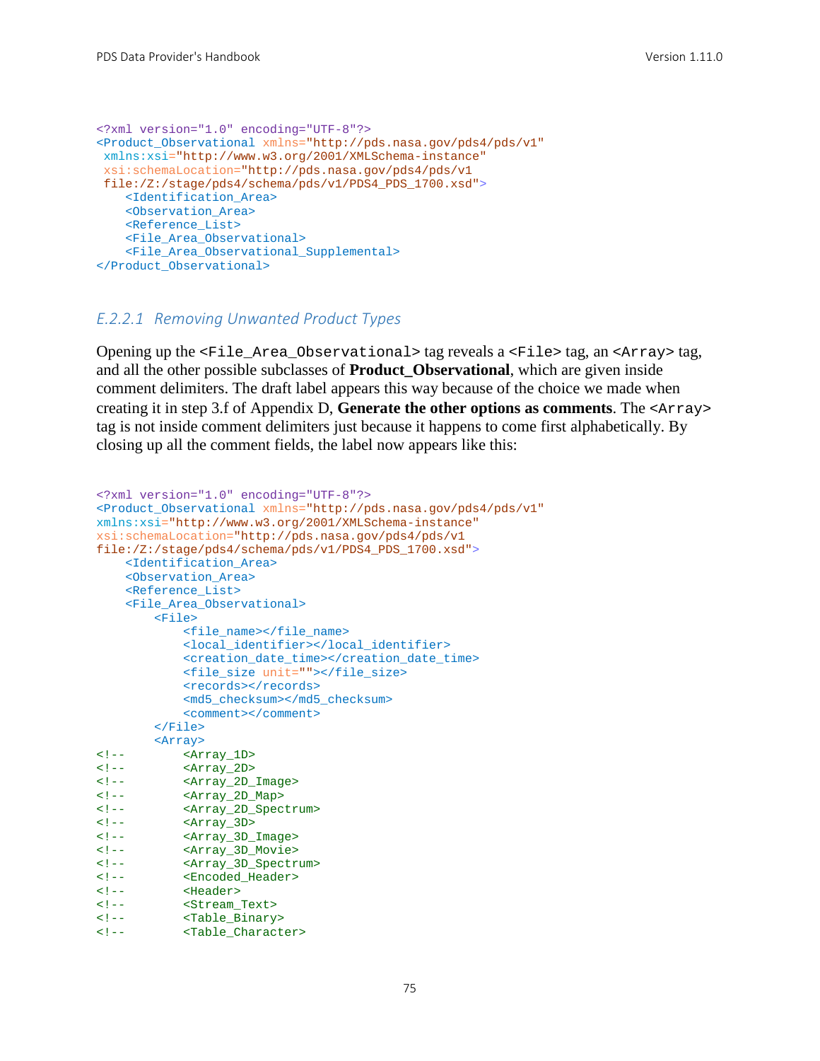```
<?xml version="1.0" encoding="UTF-8"?>
<Product_Observational xmlns="http://pds.nasa.gov/pds4/pds/v1"
 xmlns:xsi="http://www.w3.org/2001/XMLSchema-instance"
 xsi:schemaLocation="http://pds.nasa.gov/pds4/pds/v1
 file:/Z:/stage/pds4/schema/pds/v1/PDS4_PDS_1700.xsd">
    <Identification_Area>
    <Observation_Area>
    <Reference_List>
    <File_Area_Observational>
    <File_Area_Observational_Supplemental>
</Product_Observational>
```

### *E.2.2.1 Removing Unwanted Product Types*

Opening up the `<File_Area_Observational>` tag reveals a `<File>` tag, an `<Array>` tag, and all the other possible subclasses of **Product_Observational**, which are given inside comment delimiters. The draft label appears this way because of the choice we made when creating it in step 3.f of Appendix D, **Generate the other options as comments**. The `<Array>` tag is not inside comment delimiters just because it happens to come first alphabetically. By closing up all the comment fields, the label now appears like this:

```
<?xml version="1.0" encoding="UTF-8"?>
<Product_Observational xmlns="http://pds.nasa.gov/pds4/pds/v1"
xmlns:xsi="http://www.w3.org/2001/XMLSchema-instance"
xsi:schemaLocation="http://pds.nasa.gov/pds4/pds/v1
file:/Z:/stage/pds4/schema/pds/v1/PDS4_PDS_1700.xsd">
    <Identification_Area>
    <Observation_Area>
    <Reference_List>
    <File_Area_Observational>
        <File>
            <file_name></file_name>
            <local_identifier></local_identifier>
            <creation_date_time></creation_date_time>
            <file_size unit=""></file_size>
            <records></records>
            <md5_checksum></md5_checksum>
            <comment></comment>
        </File>
        <Array>
<!--        <Array_1D>
<!--        <Array_2D>
<!--        <Array_2D_Image>
<!--        <Array_2D_Map>
<!--        <Array_2D_Spectrum>
<!--        <Array_3D>
<!--        <Array_3D_Image>
<!--        <Array_3D_Movie>
<!--        <Array_3D_Spectrum>
<!--        <Encoded_Header>
<!--        <Header>
<!--        <Stream_Text>
<!--        <Table_Binary>
<!--        <Table_Character>
```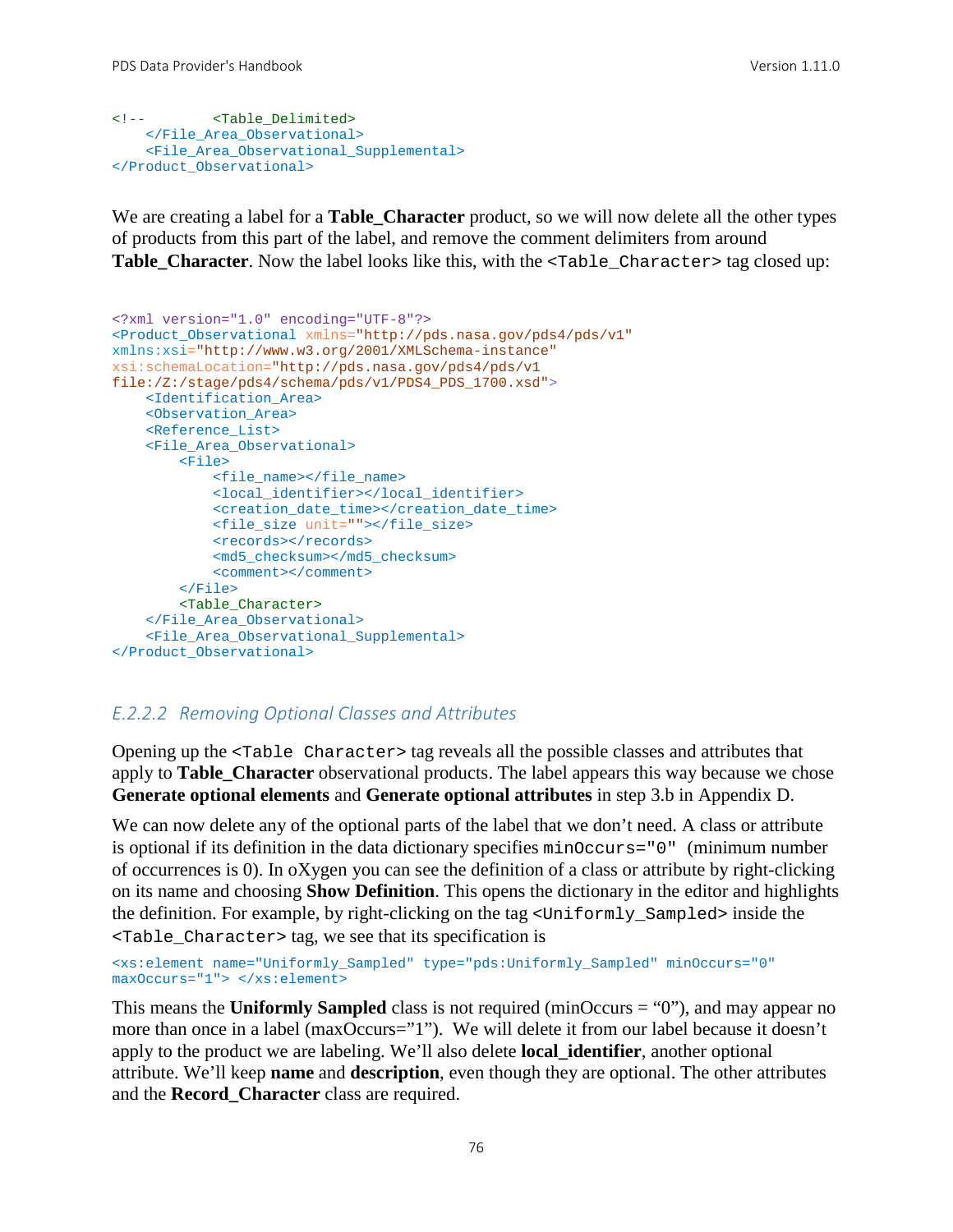```
<!--        <Table_Delimited>
    </File_Area_Observational>
    <File_Area_Observational_Supplemental>
</Product_Observational>
```

We are creating a label for a **Table_Character** product, so we will now delete all the other types of products from this part of the label, and remove the comment delimiters from around **Table_Character**. Now the label looks like this, with the `<Table_Character>` tag closed up:

```
<?xml version="1.0" encoding="UTF-8"?>
<Product_Observational xmlns="http://pds.nasa.gov/pds4/pds/v1"
xmlns:xsi="http://www.w3.org/2001/XMLSchema-instance"
xsi:schemaLocation="http://pds.nasa.gov/pds4/pds/v1
file:/Z:/stage/pds4/schema/pds/v1/PDS4_PDS_1700.xsd">
    <Identification_Area>
    <Observation_Area>
    <Reference_List>
    <File_Area_Observational>
        <File>
            <file_name></file_name>
            <local_identifier></local_identifier>
            <creation_date_time></creation_date_time>
            <file_size unit=""></file_size>
            <records></records>
            <md5_checksum></md5_checksum>
            <comment></comment>
        </File>
        <Table_Character>
    </File_Area_Observational>
    <File_Area_Observational_Supplemental>
</Product_Observational>
```

### *E.2.2.2 Removing Optional Classes and Attributes*

Opening up the `<Table Character>` tag reveals all the possible classes and attributes that apply to **Table_Character** observational products. The label appears this way because we chose **Generate optional elements** and **Generate optional attributes** in step 3.b in Appendix D.

We can now delete any of the optional parts of the label that we don't need. A class or attribute is optional if its definition in the data dictionary specifies `minOccurs="0"` (minimum number of occurrences is 0). In oXygen you can see the definition of a class or attribute by right-clicking on its name and choosing **Show Definition**. This opens the dictionary in the editor and highlights the definition. For example, by right-clicking on the tag `<Uniformly_Sampled>` inside the `<Table_Character>` tag, we see that its specification is

```
<xs:element name="Uniformly_Sampled" type="pds:Uniformly_Sampled" minOccurs="0"
maxOccurs="1"> </xs:element>
```

This means the **Uniformly Sampled** class is not required (minOccurs = "0"), and may appear no more than once in a label (maxOccurs="1"). We will delete it from our label because it doesn't apply to the product we are labeling. We'll also delete **local_identifier**, another optional attribute. We'll keep **name** and **description**, even though they are optional. The other attributes and the **Record_Character** class are required.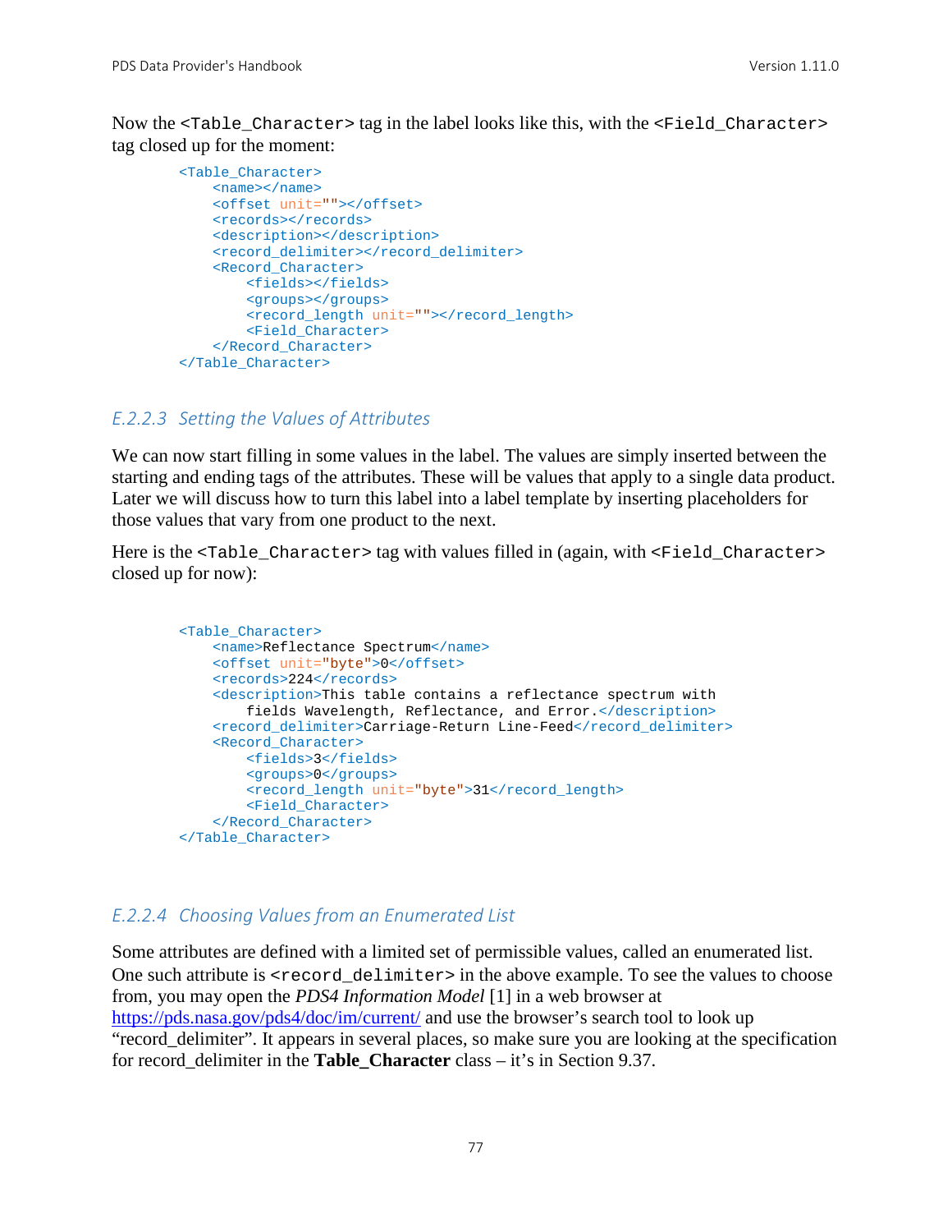Now the `<Table_Character>` tag in the label looks like this, with the `<Field_Character>` tag closed up for the moment:

```
<Table_Character>
    <name></name>
    <offset unit=""></offset>
    <records></records>
    <description></description>
    <record_delimiter></record_delimiter>
    <Record_Character>
        <fields></fields>
        <groups></groups>
        <record_length unit=""></record_length>
        <Field_Character>
    </Record_Character>
</Table_Character>
```

### E.2.2.3 Setting the Values of Attributes

We can now start filling in some values in the label. The values are simply inserted between the starting and ending tags of the attributes. These will be values that apply to a single data product. Later we will discuss how to turn this label into a label template by inserting placeholders for those values that vary from one product to the next.

Here is the `<Table_Character>` tag with values filled in (again, with `<Field_Character>` closed up for now):

```
<Table_Character>
    <name>Reflectance Spectrum</name>
    <offset unit="byte">0</offset>
    <records>224</records>
    <description>This table contains a reflectance spectrum with
        fields Wavelength, Reflectance, and Error.</description>
    <record_delimiter>Carriage-Return Line-Feed</record_delimiter>
    <Record_Character>
        <fields>3</fields>
        <groups>0</groups>
        <record_length unit="byte">31</record_length>
        <Field_Character>
    </Record_Character>
</Table_Character>
```

### E.2.2.4 Choosing Values from an Enumerated List

Some attributes are defined with a limited set of permissible values, called an enumerated list. One such attribute is `<record_delimiter>` in the above example. To see the values to choose from, you may open the *PDS4 Information Model* [1] in a web browser at https://pds.nasa.gov/pds4/doc/im/current/ and use the browser's search tool to look up "record_delimiter". It appears in several places, so make sure you are looking at the specification for record_delimiter in the **Table_Character** class – it's in Section 9.37.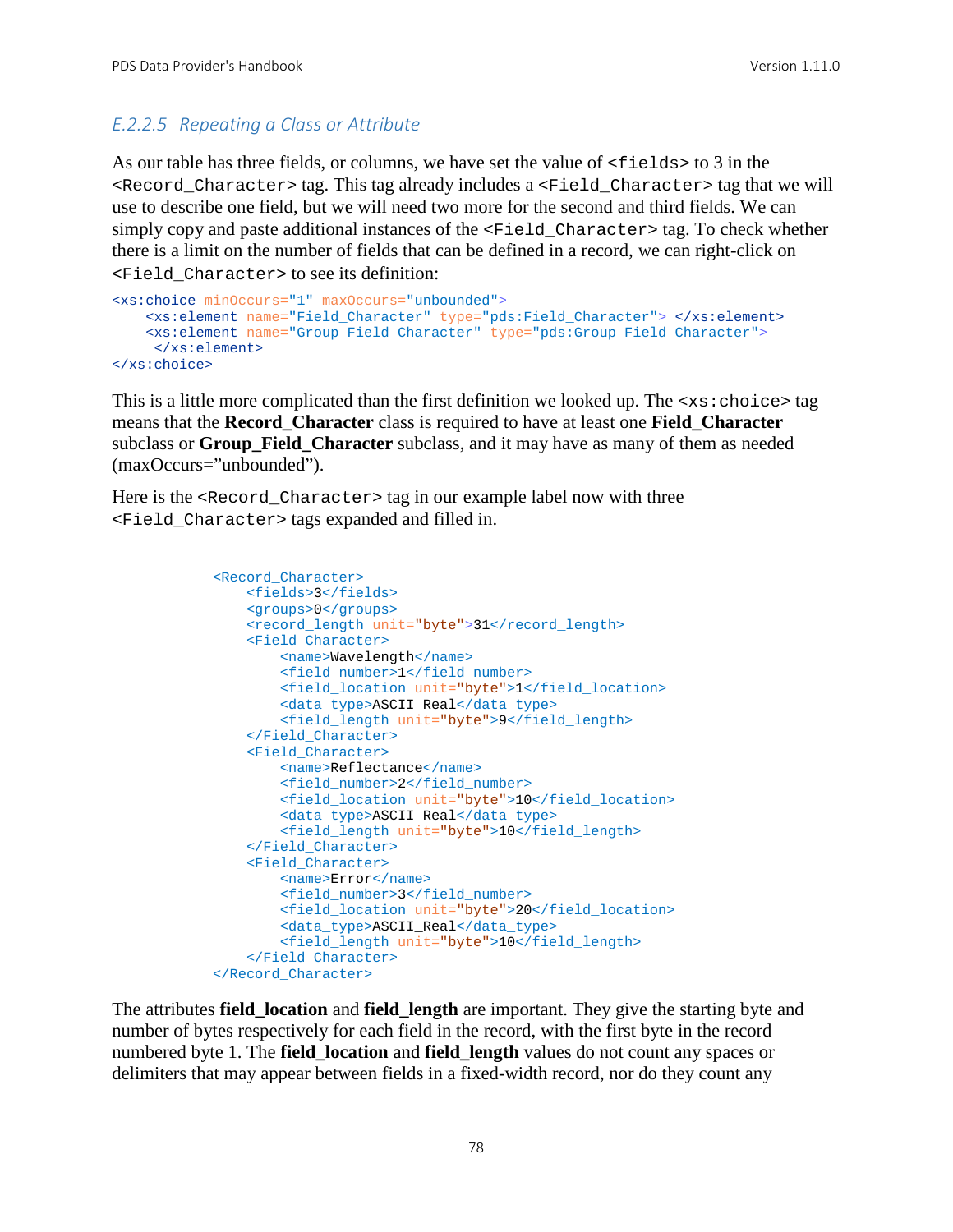### *E.2.2.5 Repeating a Class or Attribute*

As our table has three fields, or columns, we have set the value of `<fields>` to 3 in the `<Record_Character>` tag. This tag already includes a `<Field_Character>` tag that we will use to describe one field, but we will need two more for the second and third fields. We can simply copy and paste additional instances of the `<Field_Character>` tag. To check whether there is a limit on the number of fields that can be defined in a record, we can right-click on `<Field_Character>` to see its definition:

```
<xs:choice minOccurs="1" maxOccurs="unbounded">
    <xs:element name="Field_Character" type="pds:Field_Character"> </xs:element>
    <xs:element name="Group_Field_Character" type="pds:Group_Field_Character">
     </xs:element>
</xs:choice>
```

This is a little more complicated than the first definition we looked up. The `<xs:choice>` tag means that the **Record_Character** class is required to have at least one **Field_Character** subclass or **Group_Field_Character** subclass, and it may have as many of them as needed (maxOccurs="unbounded").

Here is the `<Record_Character>` tag in our example label now with three `<Field_Character>` tags expanded and filled in.

```
<Record_Character>
    <fields>3</fields>
    <groups>0</groups>
    <record_length unit="byte">31</record_length>
    <Field_Character>
        <name>Wavelength</name>
        <field_number>1</field_number>
        <field_location unit="byte">1</field_location>
        <data_type>ASCII_Real</data_type>
        <field_length unit="byte">9</field_length>
    </Field_Character>
    <Field_Character>
        <name>Reflectance</name>
        <field_number>2</field_number>
        <field_location unit="byte">10</field_location>
        <data_type>ASCII_Real</data_type>
        <field_length unit="byte">10</field_length>
    </Field_Character>
    <Field_Character>
        <name>Error</name>
        <field_number>3</field_number>
        <field_location unit="byte">20</field_location>
        <data_type>ASCII_Real</data_type>
        <field_length unit="byte">10</field_length>
    </Field_Character>
</Record_Character>
```

The attributes **field_location** and **field_length** are important. They give the starting byte and number of bytes respectively for each field in the record, with the first byte in the record numbered byte 1. The **field_location** and **field_length** values do not count any spaces or delimiters that may appear between fields in a fixed-width record, nor do they count any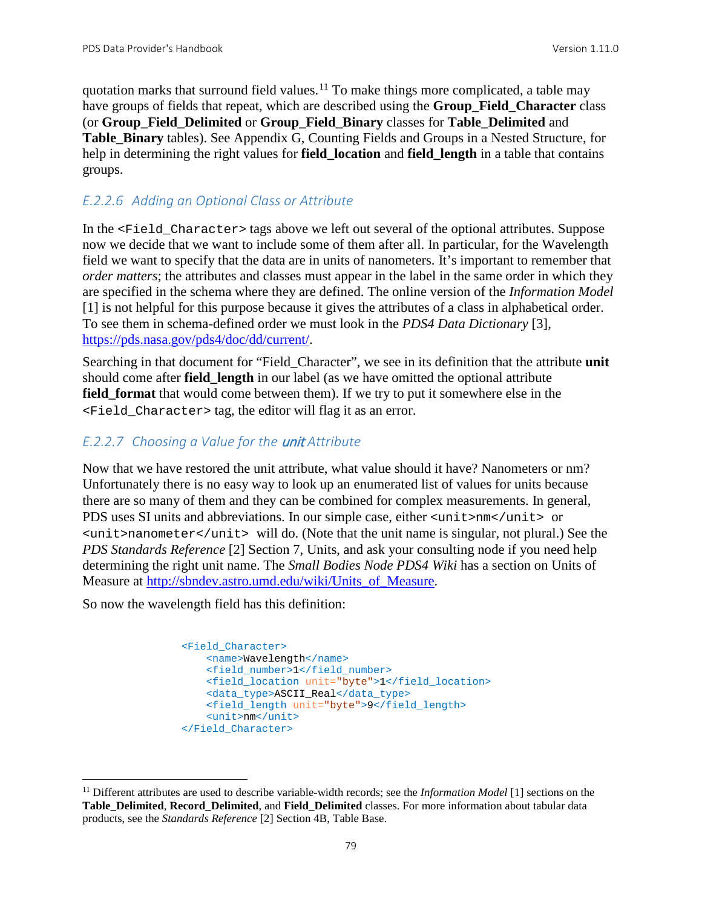quotation marks that surround field values.[11] To make things more complicated, a table may have groups of fields that repeat, which are described using the **Group_Field_Character** class (or **Group_Field_Delimited** or **Group_Field_Binary** classes for **Table_Delimited** and **Table_Binary** tables). See Appendix G, Counting Fields and Groups in a Nested Structure, for help in determining the right values for **field_location** and **field_length** in a table that contains groups.

### *E.2.2.6 Adding an Optional Class or Attribute*

In the `<Field_Character>` tags above we left out several of the optional attributes. Suppose now we decide that we want to include some of them after all. In particular, for the Wavelength field we want to specify that the data are in units of nanometers. It's important to remember that *order matters*; the attributes and classes must appear in the label in the same order in which they are specified in the schema where they are defined. The online version of the *Information Model* [1] is not helpful for this purpose because it gives the attributes of a class in alphabetical order. To see them in schema-defined order we must look in the *PDS4 Data Dictionary* [3], https://pds.nasa.gov/pds4/doc/dd/current/.

Searching in that document for "Field_Character", we see in its definition that the attribute **unit** should come after **field_length** in our label (as we have omitted the optional attribute **field_format** that would come between them). If we try to put it somewhere else in the `<Field_Character>` tag, the editor will flag it as an error.

### *E.2.2.7 Choosing a Value for the unit Attribute*

Now that we have restored the unit attribute, what value should it have? Nanometers or nm? Unfortunately there is no easy way to look up an enumerated list of values for units because there are so many of them and they can be combined for complex measurements. In general, PDS uses SI units and abbreviations. In our simple case, either `<unit>nm</unit>` or `<unit>nanometer</unit>` will do. (Note that the unit name is singular, not plural.) See the *PDS Standards Reference* [2] Section 7, Units, and ask your consulting node if you need help determining the right unit name. The *Small Bodies Node PDS4 Wiki* has a section on Units of Measure at http://sbndev.astro.umd.edu/wiki/Units_of_Measure.

So now the wavelength field has this definition:

```
<Field_Character>
    <name>Wavelength</name>
    <field_number>1</field_number>
    <field_location unit="byte">1</field_location>
    <data_type>ASCII_Real</data_type>
    <field_length unit="byte">9</field_length>
    <unit>nm</unit>
</Field_Character>
```

---

[11] Different attributes are used to describe variable-width records; see the *Information Model* [1] sections on the **Table_Delimited**, **Record_Delimited**, and **Field_Delimited** classes. For more information about tabular data products, see the *Standards Reference* [2] Section 4B, Table Base.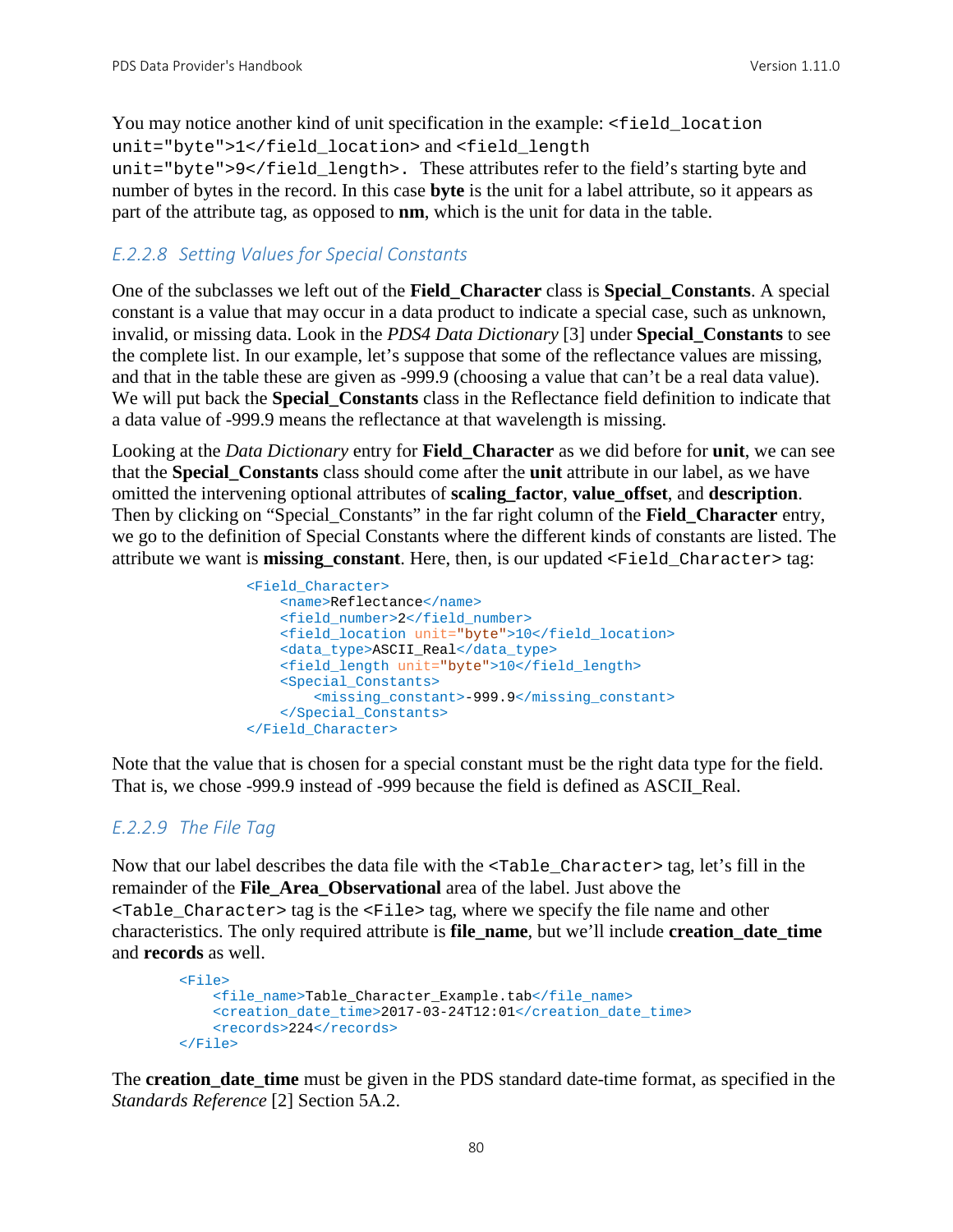You may notice another kind of unit specification in the example: `<field_location unit="byte">1</field_location>` and `<field_length unit="byte">9</field_length>`. These attributes refer to the field's starting byte and number of bytes in the record. In this case **byte** is the unit for a label attribute, so it appears as part of the attribute tag, as opposed to **nm**, which is the unit for data in the table.

### *E.2.2.8 Setting Values for Special Constants*

One of the subclasses we left out of the **Field_Character** class is **Special_Constants**. A special constant is a value that may occur in a data product to indicate a special case, such as unknown, invalid, or missing data. Look in the *PDS4 Data Dictionary* [3] under **Special_Constants** to see the complete list. In our example, let's suppose that some of the reflectance values are missing, and that in the table these are given as -999.9 (choosing a value that can't be a real data value). We will put back the **Special_Constants** class in the Reflectance field definition to indicate that a data value of -999.9 means the reflectance at that wavelength is missing.

Looking at the *Data Dictionary* entry for **Field_Character** as we did before for **unit**, we can see that the **Special_Constants** class should come after the **unit** attribute in our label, as we have omitted the intervening optional attributes of **scaling_factor**, **value_offset**, and **description**. Then by clicking on "Special_Constants" in the far right column of the **Field_Character** entry, we go to the definition of Special Constants where the different kinds of constants are listed. The attribute we want is **missing_constant**. Here, then, is our updated `<Field_Character>` tag:

```
<Field_Character>
    <name>Reflectance</name>
    <field_number>2</field_number>
    <field_location unit="byte">10</field_location>
    <data_type>ASCII_Real</data_type>
    <field_length unit="byte">10</field_length>
    <Special_Constants>
        <missing_constant>-999.9</missing_constant>
    </Special_Constants>
</Field_Character>
```

Note that the value that is chosen for a special constant must be the right data type for the field. That is, we chose -999.9 instead of -999 because the field is defined as ASCII_Real.

### *E.2.2.9 The File Tag*

Now that our label describes the data file with the `<Table_Character>` tag, let's fill in the remainder of the **File_Area_Observational** area of the label. Just above the `<Table_Character>` tag is the `<File>` tag, where we specify the file name and other characteristics. The only required attribute is **file_name**, but we'll include **creation_date_time** and **records** as well.

```
<File>
    <file_name>Table_Character_Example.tab</file_name>
    <creation_date_time>2017-03-24T12:01</creation_date_time>
    <records>224</records>
</File>
```

The **creation_date_time** must be given in the PDS standard date-time format, as specified in the *Standards Reference* [2] Section 5A.2.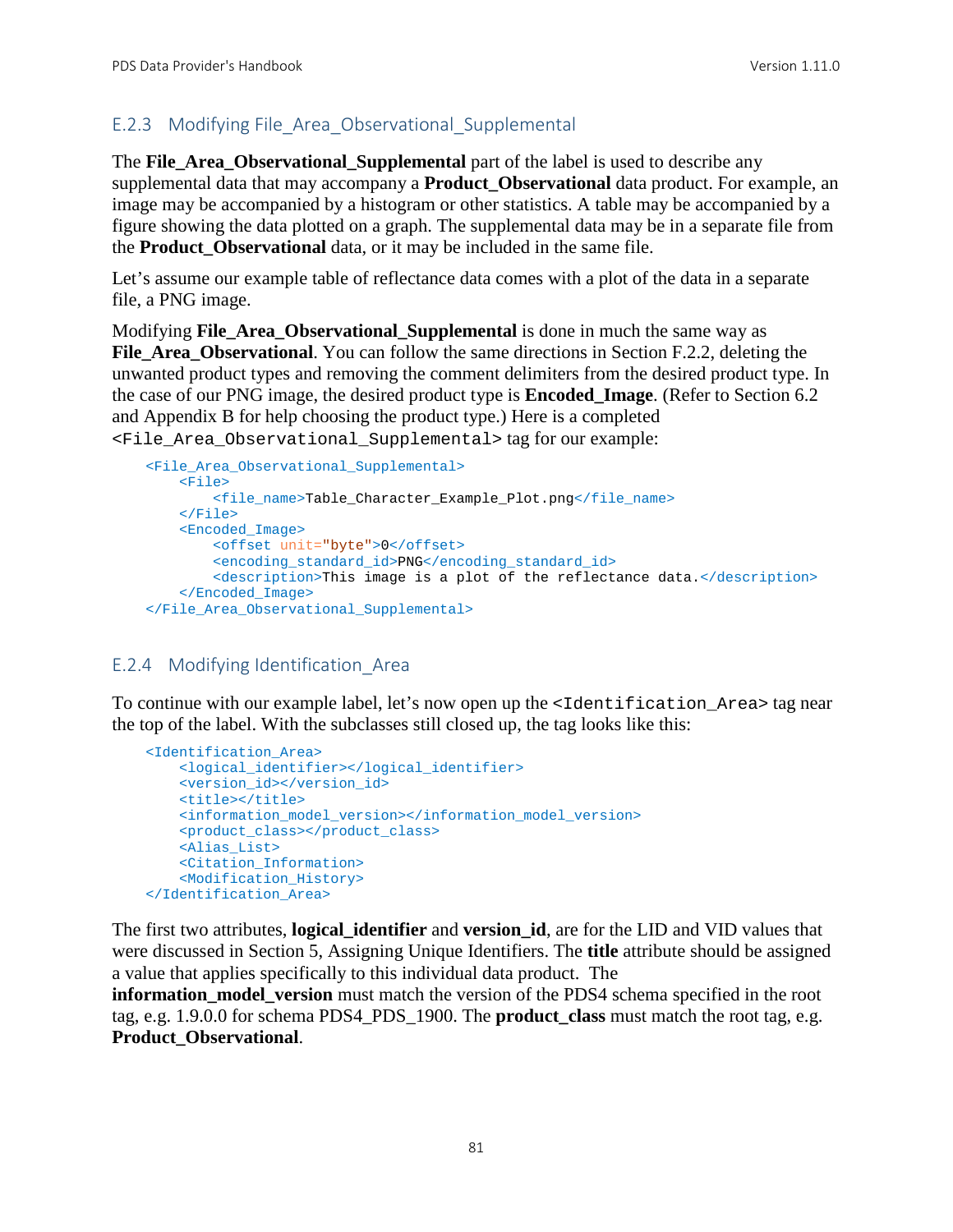### E.2.3 Modifying File_Area_Observational_Supplemental

The **File_Area_Observational_Supplemental** part of the label is used to describe any supplemental data that may accompany a **Product_Observational** data product. For example, an image may be accompanied by a histogram or other statistics. A table may be accompanied by a figure showing the data plotted on a graph. The supplemental data may be in a separate file from the **Product_Observational** data, or it may be included in the same file.

Let's assume our example table of reflectance data comes with a plot of the data in a separate file, a PNG image.

Modifying **File_Area_Observational_Supplemental** is done in much the same way as **File_Area_Observational**. You can follow the same directions in Section F.2.2, deleting the unwanted product types and removing the comment delimiters from the desired product type. In the case of our PNG image, the desired product type is **Encoded_Image**. (Refer to Section 6.2 and Appendix B for help choosing the product type.) Here is a completed `<File_Area_Observational_Supplemental>` tag for our example:

```
<File_Area_Observational_Supplemental>
    <File>
        <file_name>Table_Character_Example_Plot.png</file_name>
    </File>
    <Encoded_Image>
        <offset unit="byte">0</offset>
        <encoding_standard_id>PNG</encoding_standard_id>
        <description>This image is a plot of the reflectance data.</description>
    </Encoded_Image>
</File_Area_Observational_Supplemental>
```

### E.2.4 Modifying Identification_Area

To continue with our example label, let's now open up the `<Identification_Area>` tag near the top of the label. With the subclasses still closed up, the tag looks like this:

```
<Identification_Area>
    <logical_identifier></logical_identifier>
    <version_id></version_id>
    <title></title>
    <information_model_version></information_model_version>
    <product_class></product_class>
    <Alias_List>
    <Citation_Information>
    <Modification_History>
</Identification_Area>
```

The first two attributes, **logical_identifier** and **version_id**, are for the LID and VID values that were discussed in Section 5, Assigning Unique Identifiers. The **title** attribute should be assigned a value that applies specifically to this individual data product. The **information_model_version** must match the version of the PDS4 schema specified in the root tag, e.g. 1.9.0.0 for schema PDS4_PDS_1900. The **product_class** must match the root tag, e.g. **Product_Observational**.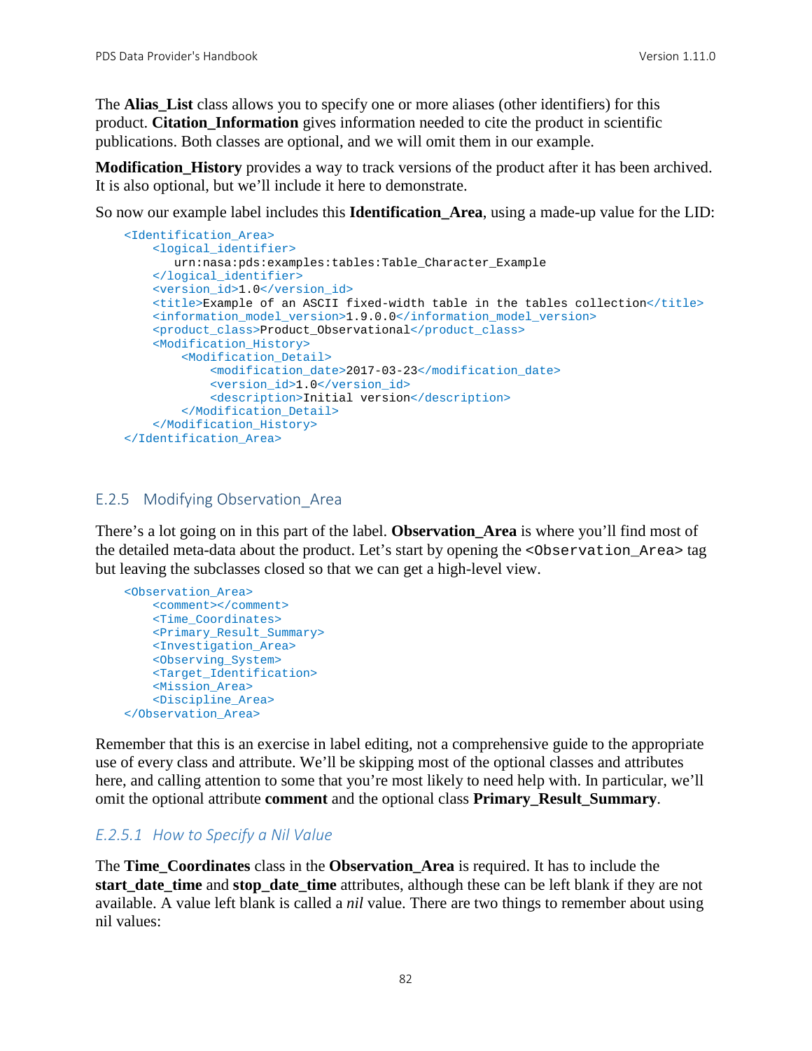The **Alias_List** class allows you to specify one or more aliases (other identifiers) for this product. **Citation_Information** gives information needed to cite the product in scientific publications. Both classes are optional, and we will omit them in our example.

**Modification_History** provides a way to track versions of the product after it has been archived. It is also optional, but we'll include it here to demonstrate.

So now our example label includes this **Identification_Area**, using a made-up value for the LID:

```
<Identification_Area>
    <logical_identifier>
       urn:nasa:pds:examples:tables:Table_Character_Example
    </logical_identifier>
    <version_id>1.0</version_id>
    <title>Example of an ASCII fixed-width table in the tables collection</title>
    <information_model_version>1.9.0.0</information_model_version>
    <product_class>Product_Observational</product_class>
    <Modification_History>
        <Modification_Detail>
            <modification_date>2017-03-23</modification_date>
            <version_id>1.0</version_id>
            <description>Initial version</description>
        </Modification_Detail>
    </Modification_History>
</Identification_Area>
```

### E.2.5 Modifying Observation_Area

There's a lot going on in this part of the label. **Observation_Area** is where you'll find most of the detailed meta-data about the product. Let's start by opening the `<Observation_Area>` tag but leaving the subclasses closed so that we can get a high-level view.

```
<Observation_Area>
    <comment></comment>
    <Time_Coordinates>
    <Primary_Result_Summary>
    <Investigation_Area>
    <Observing_System>
    <Target_Identification>
    <Mission_Area>
    <Discipline_Area>
</Observation_Area>
```

Remember that this is an exercise in label editing, not a comprehensive guide to the appropriate use of every class and attribute. We'll be skipping most of the optional classes and attributes here, and calling attention to some that you're most likely to need help with. In particular, we'll omit the optional attribute **comment** and the optional class **Primary_Result_Summary**.

#### *E.2.5.1 How to Specify a Nil Value*

The **Time_Coordinates** class in the **Observation_Area** is required. It has to include the **start_date_time** and **stop_date_time** attributes, although these can be left blank if they are not available. A value left blank is called a *nil* value. There are two things to remember about using nil values: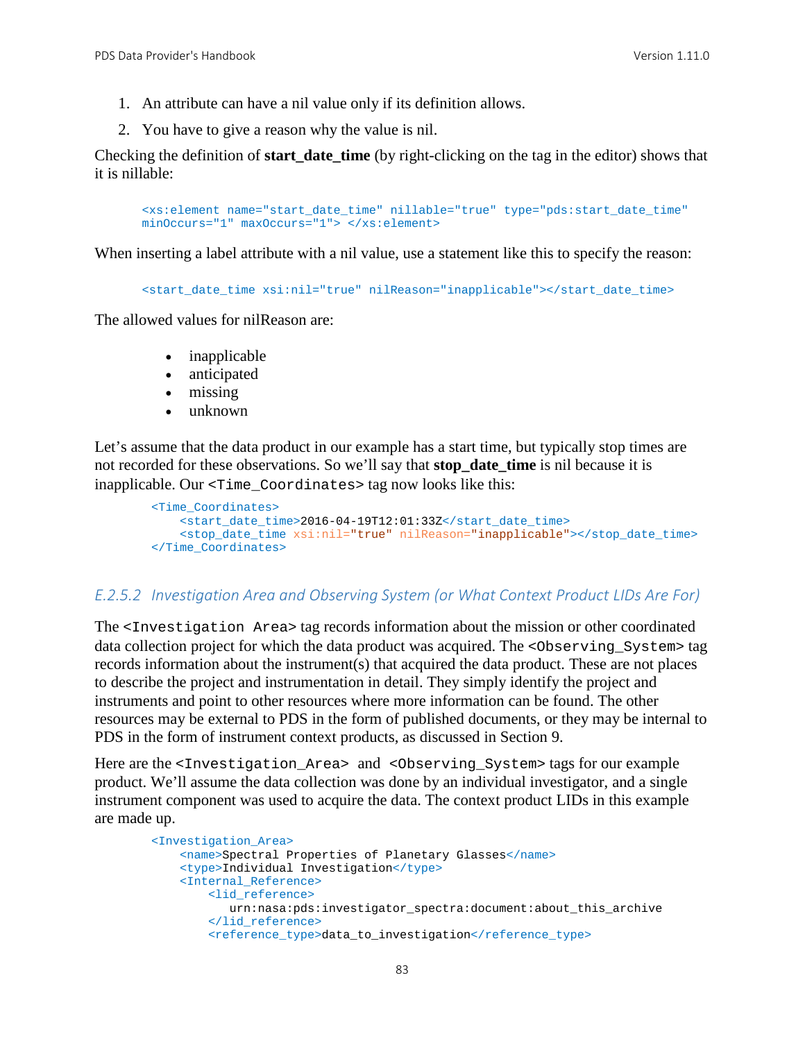1. An attribute can have a nil value only if its definition allows.
2. You have to give a reason why the value is nil.

Checking the definition of **start_date_time** (by right-clicking on the tag in the editor) shows that it is nillable:

```
<xs:element name="start_date_time" nillable="true" type="pds:start_date_time"
minOccurs="1" maxOccurs="1"> </xs:element>
```

When inserting a label attribute with a nil value, use a statement like this to specify the reason:

```
<start_date_time xsi:nil="true" nilReason="inapplicable"></start_date_time>
```

The allowed values for nilReason are:

- inapplicable
- anticipated
- missing
- unknown

Let's assume that the data product in our example has a start time, but typically stop times are not recorded for these observations. So we'll say that **stop_date_time** is nil because it is inapplicable. Our `<Time_Coordinates>` tag now looks like this:

```
<Time_Coordinates>
    <start_date_time>2016-04-19T12:01:33Z</start_date_time>
    <stop_date_time xsi:nil="true" nilReason="inapplicable"></stop_date_time>
</Time_Coordinates>
```

### *E.2.5.2 Investigation Area and Observing System (or What Context Product LIDs Are For)*

The `<Investigation Area>` tag records information about the mission or other coordinated data collection project for which the data product was acquired. The `<Observing_System>` tag records information about the instrument(s) that acquired the data product. These are not places to describe the project and instrumentation in detail. They simply identify the project and instruments and point to other resources where more information can be found. The other resources may be external to PDS in the form of published documents, or they may be internal to PDS in the form of instrument context products, as discussed in Section 9.

Here are the `<Investigation_Area>` and `<Observing_System>` tags for our example product. We'll assume the data collection was done by an individual investigator, and a single instrument component was used to acquire the data. The context product LIDs in this example are made up.

```
<Investigation_Area>
    <name>Spectral Properties of Planetary Glasses</name>
    <type>Individual Investigation</type>
    <Internal_Reference>
        <lid_reference>
           urn:nasa:pds:investigator_spectra:document:about_this_archive
        </lid_reference>
        <reference_type>data_to_investigation</reference_type>
```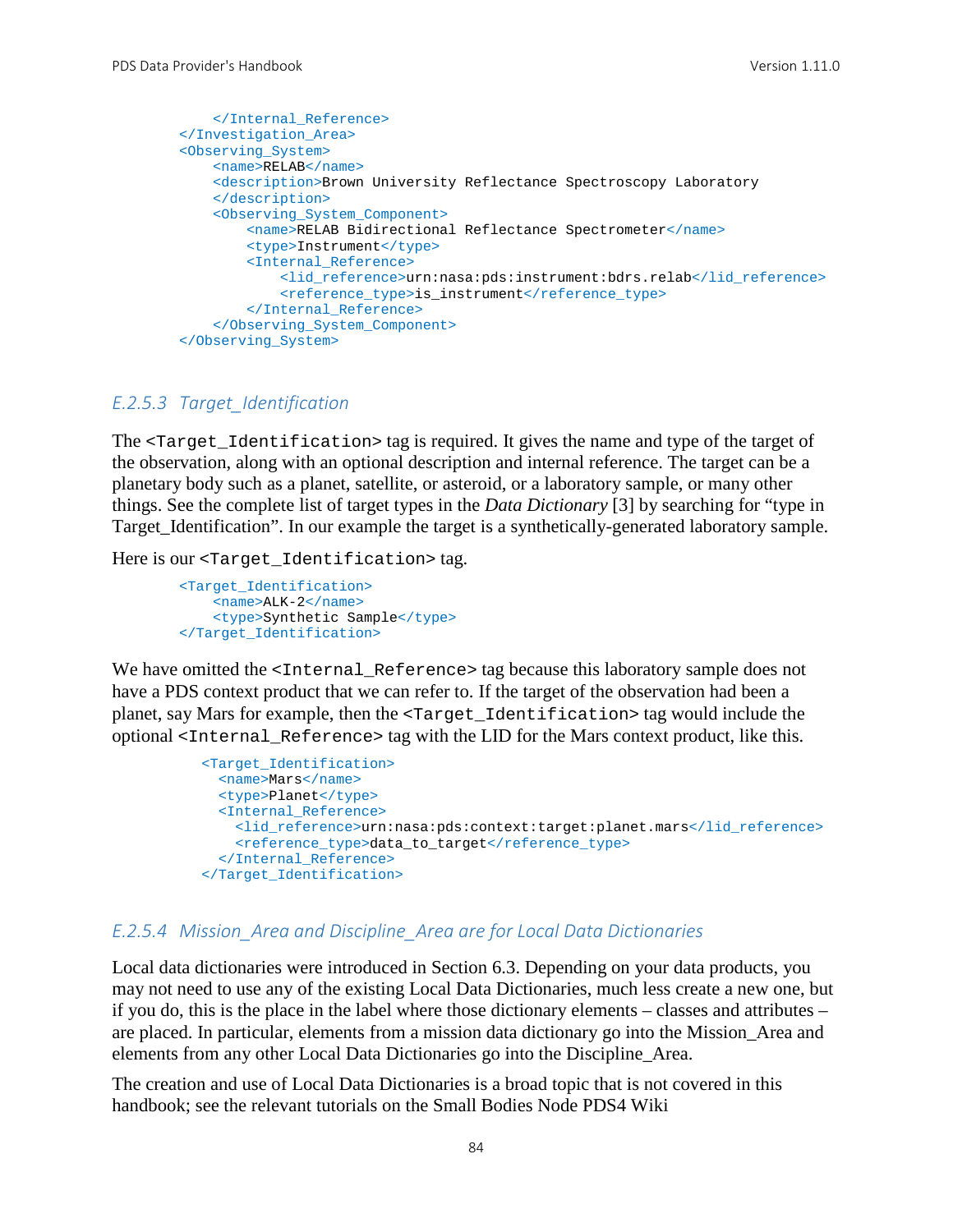```
        </Internal_Reference>
    </Investigation_Area>
    <Observing_System>
        <name>RELAB</name>
        <description>Brown University Reflectance Spectroscopy Laboratory
        </description>
        <Observing_System_Component>
            <name>RELAB Bidirectional Reflectance Spectrometer</name>
            <type>Instrument</type>
            <Internal_Reference>
                <lid_reference>urn:nasa:pds:instrument:bdrs.relab</lid_reference>
                <reference_type>is_instrument</reference_type>
            </Internal_Reference>
        </Observing_System_Component>
    </Observing_System>
```

### *E.2.5.3 Target_Identification*

The `<Target_Identification>` tag is required. It gives the name and type of the target of the observation, along with an optional description and internal reference. The target can be a planetary body such as a planet, satellite, or asteroid, or a laboratory sample, or many other things. See the complete list of target types in the *Data Dictionary* [3] by searching for "type in Target_Identification". In our example the target is a synthetically-generated laboratory sample.

Here is our `<Target_Identification>` tag.

```
    <Target_Identification>
        <name>ALK-2</name>
        <type>Synthetic Sample</type>
    </Target_Identification>
```

We have omitted the `<Internal_Reference>` tag because this laboratory sample does not have a PDS context product that we can refer to. If the target of the observation had been a planet, say Mars for example, then the `<Target_Identification>` tag would include the optional `<Internal_Reference>` tag with the LID for the Mars context product, like this.

```
    <Target_Identification>
      <name>Mars</name>
      <type>Planet</type>
      <Internal_Reference>
        <lid_reference>urn:nasa:pds:context:target:planet.mars</lid_reference>
        <reference_type>data_to_target</reference_type>
      </Internal_Reference>
    </Target_Identification>
```

### *E.2.5.4 Mission_Area and Discipline_Area are for Local Data Dictionaries*

Local data dictionaries were introduced in Section 6.3. Depending on your data products, you may not need to use any of the existing Local Data Dictionaries, much less create a new one, but if you do, this is the place in the label where those dictionary elements – classes and attributes – are placed. In particular, elements from a mission data dictionary go into the Mission_Area and elements from any other Local Data Dictionaries go into the Discipline_Area.

The creation and use of Local Data Dictionaries is a broad topic that is not covered in this handbook; see the relevant tutorials on the Small Bodies Node PDS4 Wiki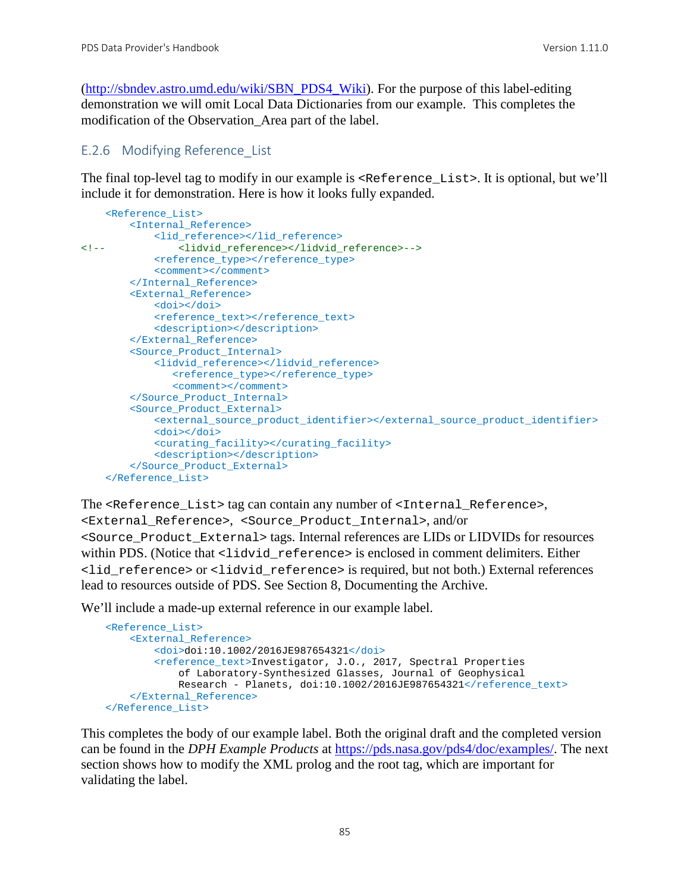(http://sbndev.astro.umd.edu/wiki/SBN_PDS4_Wiki). For the purpose of this label-editing demonstration we will omit Local Data Dictionaries from our example. This completes the modification of the Observation_Area part of the label.

### E.2.6 Modifying Reference_List

The final top-level tag to modify in our example is `<Reference_List>`. It is optional, but we'll include it for demonstration. Here is how it looks fully expanded.

```
    <Reference_List>
        <Internal_Reference>
            <lid_reference></lid_reference>
<!--            <lidvid_reference></lidvid_reference>-->
            <reference_type></reference_type>
            <comment></comment>
        </Internal_Reference>
        <External_Reference>
            <doi></doi>
            <reference_text></reference_text>
            <description></description>
        </External_Reference>
        <Source_Product_Internal>
            <lidvid_reference></lidvid_reference>
               <reference_type></reference_type>
               <comment></comment>
        </Source_Product_Internal>
        <Source_Product_External>
            <external_source_product_identifier></external_source_product_identifier>
            <doi></doi>
            <curating_facility></curating_facility>
            <description></description>
        </Source_Product_External>
    </Reference_List>
```

The `<Reference_List>` tag can contain any number of `<Internal_Reference>`, `<External_Reference>`, `<Source_Product_Internal>`, and/or `<Source_Product_External>` tags. Internal references are LIDs or LIDVIDs for resources within PDS. (Notice that `<lidvid_reference>` is enclosed in comment delimiters. Either `<lid_reference>` or `<lidvid_reference>` is required, but not both.) External references lead to resources outside of PDS. See Section 8, Documenting the Archive.

We'll include a made-up external reference in our example label.

```
    <Reference_List>
        <External_Reference>
            <doi>doi:10.1002/2016JE987654321</doi>
            <reference_text>Investigator, J.O., 2017, Spectral Properties
                of Laboratory-Synthesized Glasses, Journal of Geophysical
                Research - Planets, doi:10.1002/2016JE987654321</reference_text>
        </External_Reference>
    </Reference_List>
```

This completes the body of our example label. Both the original draft and the completed version can be found in the *DPH Example Products* at https://pds.nasa.gov/pds4/doc/examples/. The next section shows how to modify the XML prolog and the root tag, which are important for validating the label.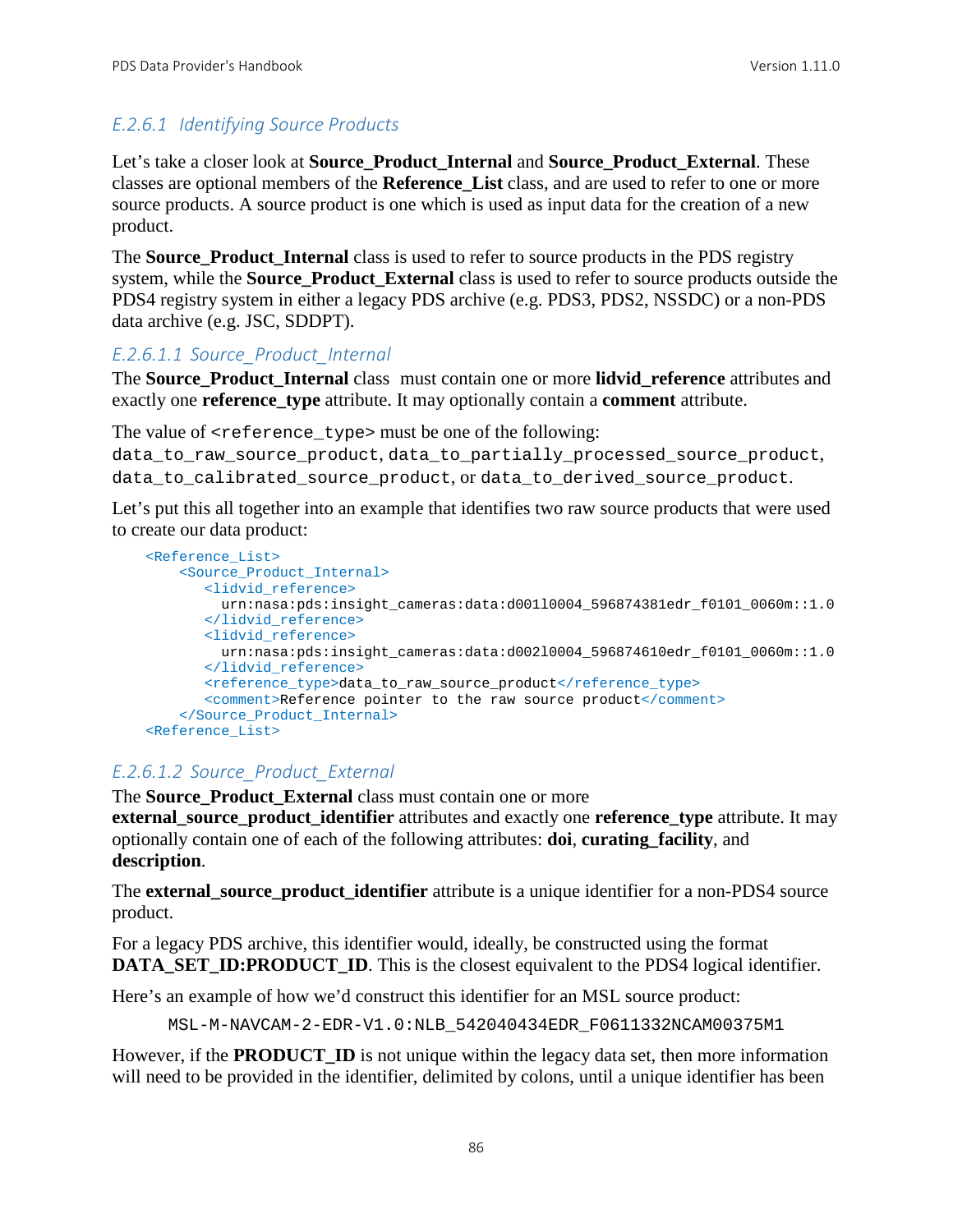### *E.2.6.1 Identifying Source Products*

Let's take a closer look at **Source_Product_Internal** and **Source_Product_External**. These classes are optional members of the **Reference_List** class, and are used to refer to one or more source products. A source product is one which is used as input data for the creation of a new product.

The **Source_Product_Internal** class is used to refer to source products in the PDS registry system, while the **Source_Product_External** class is used to refer to source products outside the PDS4 registry system in either a legacy PDS archive (e.g. PDS3, PDS2, NSSDC) or a non-PDS data archive (e.g. JSC, SDDPT).

#### *E.2.6.1.1 Source_Product_Internal*

The **Source_Product_Internal** class must contain one or more **lidvid_reference** attributes and exactly one **reference_type** attribute. It may optionally contain a **comment** attribute.

The value of `<reference_type>` must be one of the following: `data_to_raw_source_product`, `data_to_partially_processed_source_product`, `data_to_calibrated_source_product`, or `data_to_derived_source_product`.

Let's put this all together into an example that identifies two raw source products that were used to create our data product:

```
<Reference_List>
    <Source_Product_Internal>
       <lidvid_reference>
         urn:nasa:pds:insight_cameras:data:d001l0004_596874381edr_f0101_0060m::1.0
       </lidvid_reference>
       <lidvid_reference>
         urn:nasa:pds:insight_cameras:data:d002l0004_596874610edr_f0101_0060m::1.0
       </lidvid_reference>
       <reference_type>data_to_raw_source_product</reference_type>
       <comment>Reference pointer to the raw source product</comment>
    </Source_Product_Internal>
<Reference_List>
```

#### *E.2.6.1.2 Source_Product_External*

The **Source_Product_External** class must contain one or more **external_source_product_identifier** attributes and exactly one **reference_type** attribute. It may optionally contain one of each of the following attributes: **doi**, **curating_facility**, and **description**.

The **external_source_product_identifier** attribute is a unique identifier for a non-PDS4 source product.

For a legacy PDS archive, this identifier would, ideally, be constructed using the format **DATA_SET_ID:PRODUCT_ID**. This is the closest equivalent to the PDS4 logical identifier.

Here's an example of how we'd construct this identifier for an MSL source product:

```
MSL-M-NAVCAM-2-EDR-V1.0:NLB_542040434EDR_F0611332NCAM00375M1
```

However, if the **PRODUCT_ID** is not unique within the legacy data set, then more information will need to be provided in the identifier, delimited by colons, until a unique identifier has been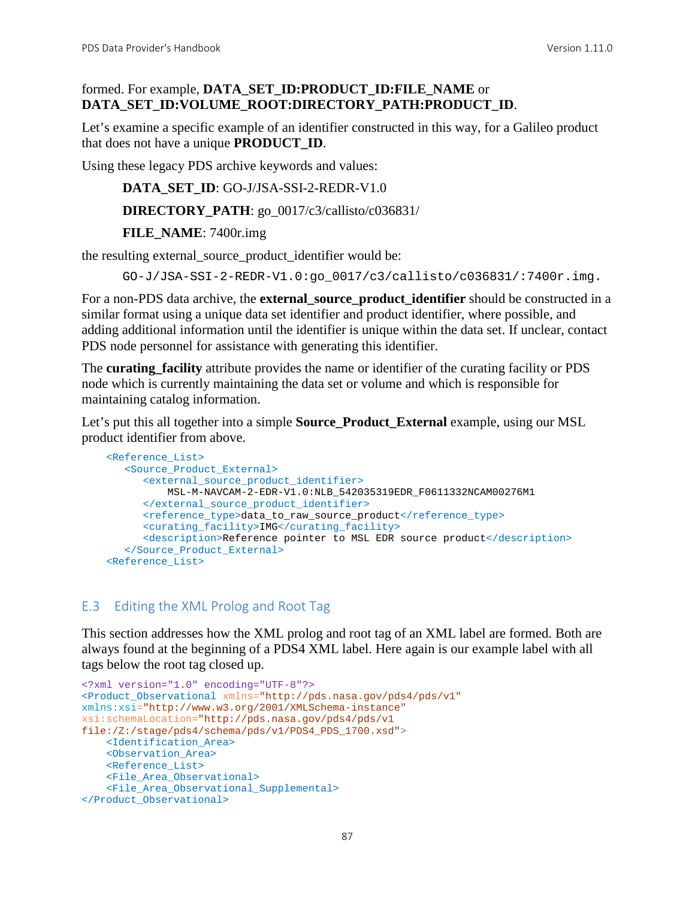formed. For example, **DATA_SET_ID:PRODUCT_ID:FILE_NAME** or **DATA_SET_ID:VOLUME_ROOT:DIRECTORY_PATH:PRODUCT_ID**.

Let's examine a specific example of an identifier constructed in this way, for a Galileo product that does not have a unique **PRODUCT_ID**.

Using these legacy PDS archive keywords and values:

> **DATA_SET_ID**: GO-J/JSA-SSI-2-REDR-V1.0
>
> **DIRECTORY_PATH**: go_0017/c3/callisto/c036831/
>
> **FILE_NAME**: 7400r.img

the resulting external_source_product_identifier would be:

```
GO-J/JSA-SSI-2-REDR-V1.0:go_0017/c3/callisto/c036831/:7400r.img.
```

For a non-PDS data archive, the **external_source_product_identifier** should be constructed in a similar format using a unique data set identifier and product identifier, where possible, and adding additional information until the identifier is unique within the data set. If unclear, contact PDS node personnel for assistance with generating this identifier.

The **curating_facility** attribute provides the name or identifier of the curating facility or PDS node which is currently maintaining the data set or volume and which is responsible for maintaining catalog information.

Let's put this all together into a simple **Source_Product_External** example, using our MSL product identifier from above.

```
<Reference_List>
   <Source_Product_External>
      <external_source_product_identifier>
          MSL-M-NAVCAM-2-EDR-V1.0:NLB_542035319EDR_F0611332NCAM00276M1
      </external_source_product_identifier>
      <reference_type>data_to_raw_source_product</reference_type>
      <curating_facility>IMG</curating_facility>
      <description>Reference pointer to MSL EDR source product</description>
   </Source_Product_External>
<Reference_List>
```

## E.3 Editing the XML Prolog and Root Tag

This section addresses how the XML prolog and root tag of an XML label are formed. Both are always found at the beginning of a PDS4 XML label. Here again is our example label with all tags below the root tag closed up.

```
<?xml version="1.0" encoding="UTF-8"?>
<Product_Observational xmlns="http://pds.nasa.gov/pds4/pds/v1"
xmlns:xsi="http://www.w3.org/2001/XMLSchema-instance"
xsi:schemaLocation="http://pds.nasa.gov/pds4/pds/v1
file:/Z:/stage/pds4/schema/pds/v1/PDS4_PDS_1700.xsd">
    <Identification_Area>
    <Observation_Area>
    <Reference_List>
    <File_Area_Observational>
    <File_Area_Observational_Supplemental>
</Product_Observational>
```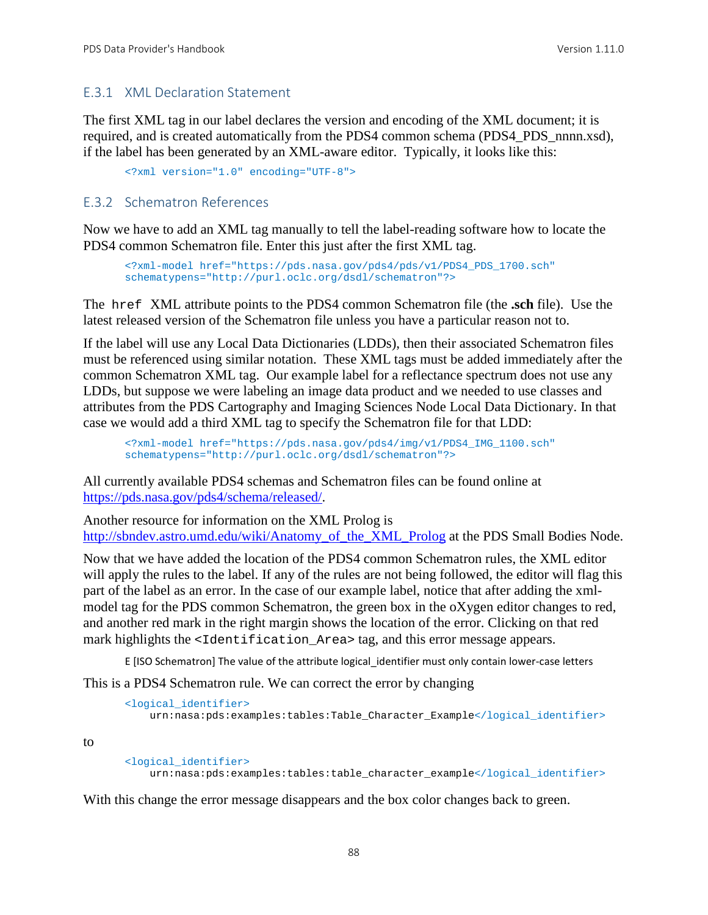### E.3.1 XML Declaration Statement

The first XML tag in our label declares the version and encoding of the XML document; it is required, and is created automatically from the PDS4 common schema (PDS4_PDS_nnnn.xsd), if the label has been generated by an XML-aware editor. Typically, it looks like this:

```
<?xml version="1.0" encoding="UTF-8">
```

### E.3.2 Schematron References

Now we have to add an XML tag manually to tell the label-reading software how to locate the PDS4 common Schematron file. Enter this just after the first XML tag.

```
<?xml-model href="https://pds.nasa.gov/pds4/pds/v1/PDS4_PDS_1700.sch"
schematypens="http://purl.oclc.org/dsdl/schematron"?>
```

The `href` XML attribute points to the PDS4 common Schematron file (the **.sch** file). Use the latest released version of the Schematron file unless you have a particular reason not to.

If the label will use any Local Data Dictionaries (LDDs), then their associated Schematron files must be referenced using similar notation. These XML tags must be added immediately after the common Schematron XML tag. Our example label for a reflectance spectrum does not use any LDDs, but suppose we were labeling an image data product and we needed to use classes and attributes from the PDS Cartography and Imaging Sciences Node Local Data Dictionary. In that case we would add a third XML tag to specify the Schematron file for that LDD:

```
<?xml-model href="https://pds.nasa.gov/pds4/img/v1/PDS4_IMG_1100.sch"
schematypens="http://purl.oclc.org/dsdl/schematron"?>
```

All currently available PDS4 schemas and Schematron files can be found online at https://pds.nasa.gov/pds4/schema/released/.

Another resource for information on the XML Prolog is http://sbndev.astro.umd.edu/wiki/Anatomy_of_the_XML_Prolog at the PDS Small Bodies Node.

Now that we have added the location of the PDS4 common Schematron rules, the XML editor will apply the rules to the label. If any of the rules are not being followed, the editor will flag this part of the label as an error. In the case of our example label, notice that after adding the xml-model tag for the PDS common Schematron, the green box in the oXygen editor changes to red, and another red mark in the right margin shows the location of the error. Clicking on that red mark highlights the `<Identification_Area>` tag, and this error message appears.

> E [ISO Schematron] The value of the attribute logical_identifier must only contain lower-case letters

This is a PDS4 Schematron rule. We can correct the error by changing

```
<logical_identifier>
    urn:nasa:pds:examples:tables:Table_Character_Example</logical_identifier>
```

to

```
<logical_identifier>
    urn:nasa:pds:examples:tables:table_character_example</logical_identifier>
```

With this change the error message disappears and the box color changes back to green.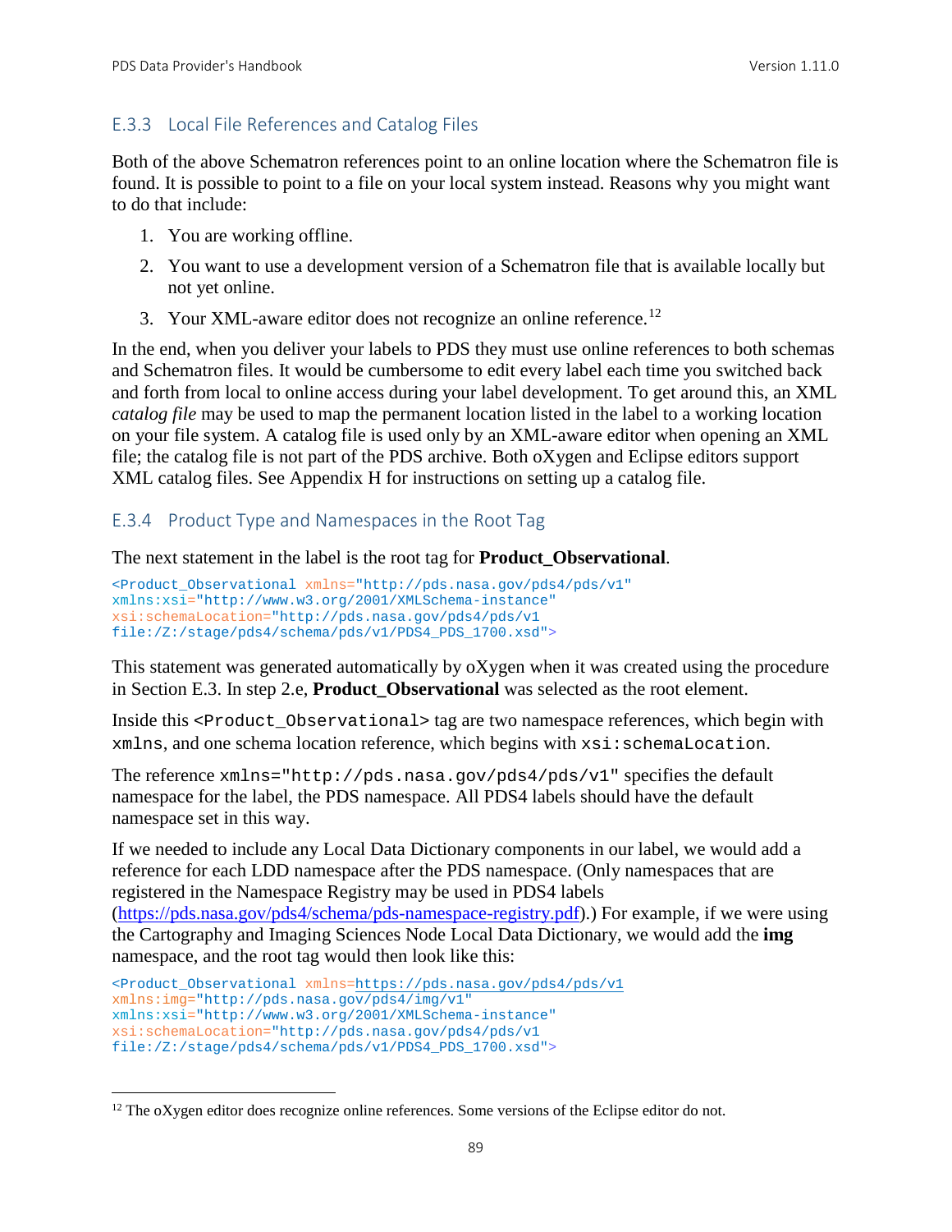### E.3.3 Local File References and Catalog Files

Both of the above Schematron references point to an online location where the Schematron file is found. It is possible to point to a file on your local system instead. Reasons why you might want to do that include:

1. You are working offline.
2. You want to use a development version of a Schematron file that is available locally but not yet online.
3. Your XML-aware editor does not recognize an online reference.[12]

In the end, when you deliver your labels to PDS they must use online references to both schemas and Schematron files. It would be cumbersome to edit every label each time you switched back and forth from local to online access during your label development. To get around this, an XML *catalog file* may be used to map the permanent location listed in the label to a working location on your file system. A catalog file is used only by an XML-aware editor when opening an XML file; the catalog file is not part of the PDS archive. Both oXygen and Eclipse editors support XML catalog files. See Appendix H for instructions on setting up a catalog file.

### E.3.4 Product Type and Namespaces in the Root Tag

The next statement in the label is the root tag for **Product_Observational**.

```
<Product_Observational xmlns="http://pds.nasa.gov/pds4/pds/v1"
xmlns:xsi="http://www.w3.org/2001/XMLSchema-instance"
xsi:schemaLocation="http://pds.nasa.gov/pds4/pds/v1
file:/Z:/stage/pds4/schema/pds/v1/PDS4_PDS_1700.xsd">
```

This statement was generated automatically by oXygen when it was created using the procedure in Section E.3. In step 2.e, **Product_Observational** was selected as the root element.

Inside this `<Product_Observational>` tag are two namespace references, which begin with `xmlns`, and one schema location reference, which begins with `xsi:schemaLocation`.

The reference `xmlns="http://pds.nasa.gov/pds4/pds/v1"` specifies the default namespace for the label, the PDS namespace. All PDS4 labels should have the default namespace set in this way.

If we needed to include any Local Data Dictionary components in our label, we would add a reference for each LDD namespace after the PDS namespace. (Only namespaces that are registered in the Namespace Registry may be used in PDS4 labels (https://pds.nasa.gov/pds4/schema/pds-namespace-registry.pdf).) For example, if we were using the Cartography and Imaging Sciences Node Local Data Dictionary, we would add the **img** namespace, and the root tag would then look like this:

```
<Product_Observational xmlns=https://pds.nasa.gov/pds4/pds/v1
xmlns:img="http://pds.nasa.gov/pds4/img/v1"
xmlns:xsi="http://www.w3.org/2001/XMLSchema-instance"
xsi:schemaLocation="http://pds.nasa.gov/pds4/pds/v1
file:/Z:/stage/pds4/schema/pds/v1/PDS4_PDS_1700.xsd">
```

[12] The oXygen editor does recognize online references. Some versions of the Eclipse editor do not.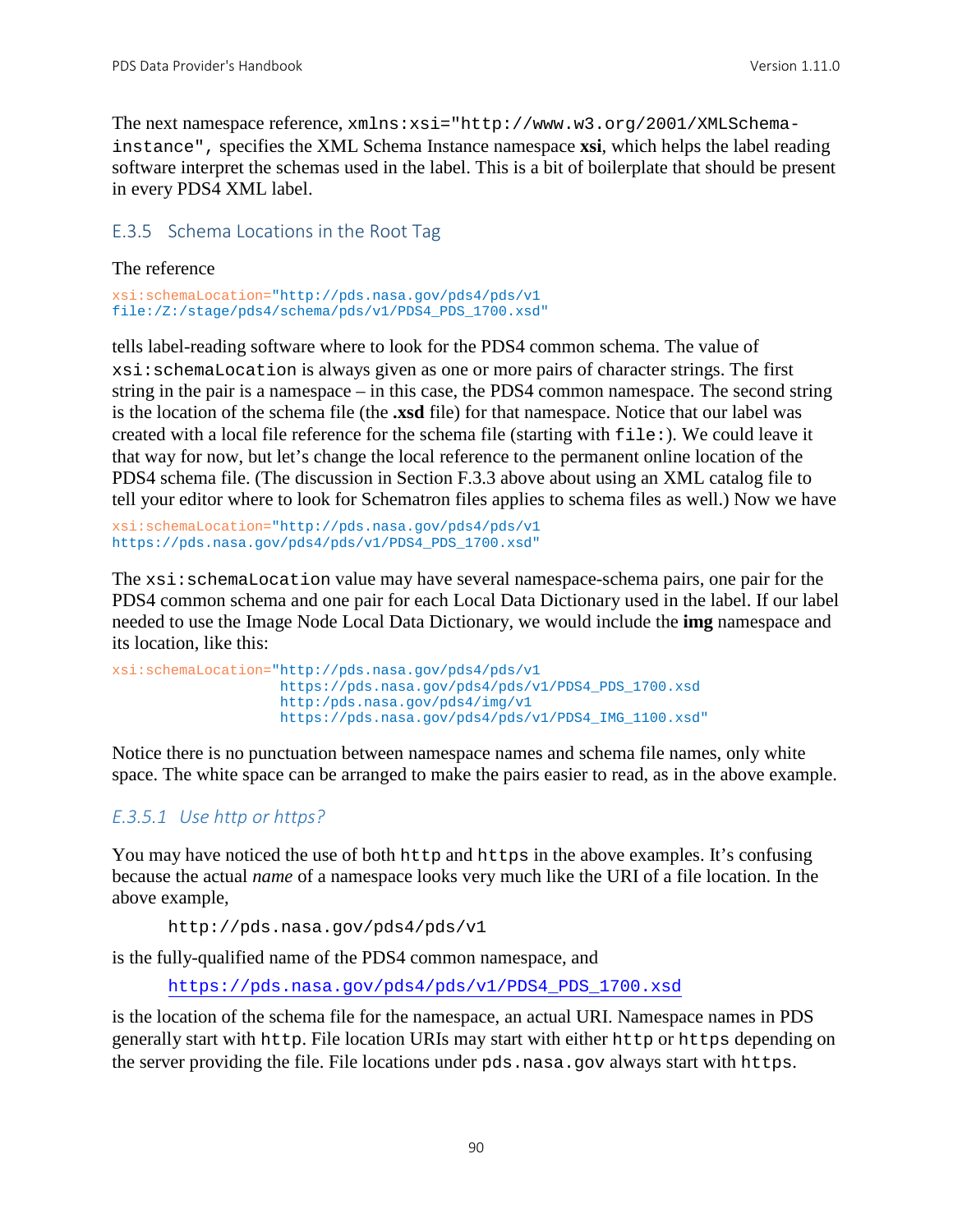The next namespace reference, `xmlns:xsi="http://www.w3.org/2001/XMLSchema-instance",` specifies the XML Schema Instance namespace **xsi**, which helps the label reading software interpret the schemas used in the label. This is a bit of boilerplate that should be present in every PDS4 XML label.

## E.3.5 Schema Locations in the Root Tag

The reference

```
xsi:schemaLocation="http://pds.nasa.gov/pds4/pds/v1
file:/Z:/stage/pds4/schema/pds/v1/PDS4_PDS_1700.xsd"
```

tells label-reading software where to look for the PDS4 common schema. The value of `xsi:schemaLocation` is always given as one or more pairs of character strings. The first string in the pair is a namespace – in this case, the PDS4 common namespace. The second string is the location of the schema file (the **.xsd** file) for that namespace. Notice that our label was created with a local file reference for the schema file (starting with `file:`). We could leave it that way for now, but let's change the local reference to the permanent online location of the PDS4 schema file. (The discussion in Section F.3.3 above about using an XML catalog file to tell your editor where to look for Schematron files applies to schema files as well.) Now we have

```
xsi:schemaLocation="http://pds.nasa.gov/pds4/pds/v1
https://pds.nasa.gov/pds4/pds/v1/PDS4_PDS_1700.xsd"
```

The `xsi:schemaLocation` value may have several namespace-schema pairs, one pair for the PDS4 common schema and one pair for each Local Data Dictionary used in the label. If our label needed to use the Image Node Local Data Dictionary, we would include the **img** namespace and its location, like this:

```
xsi:schemaLocation="http://pds.nasa.gov/pds4/pds/v1
                    https://pds.nasa.gov/pds4/pds/v1/PDS4_PDS_1700.xsd
                    http:/pds.nasa.gov/pds4/img/v1
                    https://pds.nasa.gov/pds4/pds/v1/PDS4_IMG_1100.xsd"
```

Notice there is no punctuation between namespace names and schema file names, only white space. The white space can be arranged to make the pairs easier to read, as in the above example.

### *E.3.5.1 Use http or https?*

You may have noticed the use of both `http` and `https` in the above examples. It's confusing because the actual *name* of a namespace looks very much like the URI of a file location. In the above example,

`http://pds.nasa.gov/pds4/pds/v1`

is the fully-qualified name of the PDS4 common namespace, and

`https://pds.nasa.gov/pds4/pds/v1/PDS4_PDS_1700.xsd`

is the location of the schema file for the namespace, an actual URI. Namespace names in PDS generally start with `http`. File location URIs may start with either `http` or `https` depending on the server providing the file. File locations under `pds.nasa.gov` always start with `https`.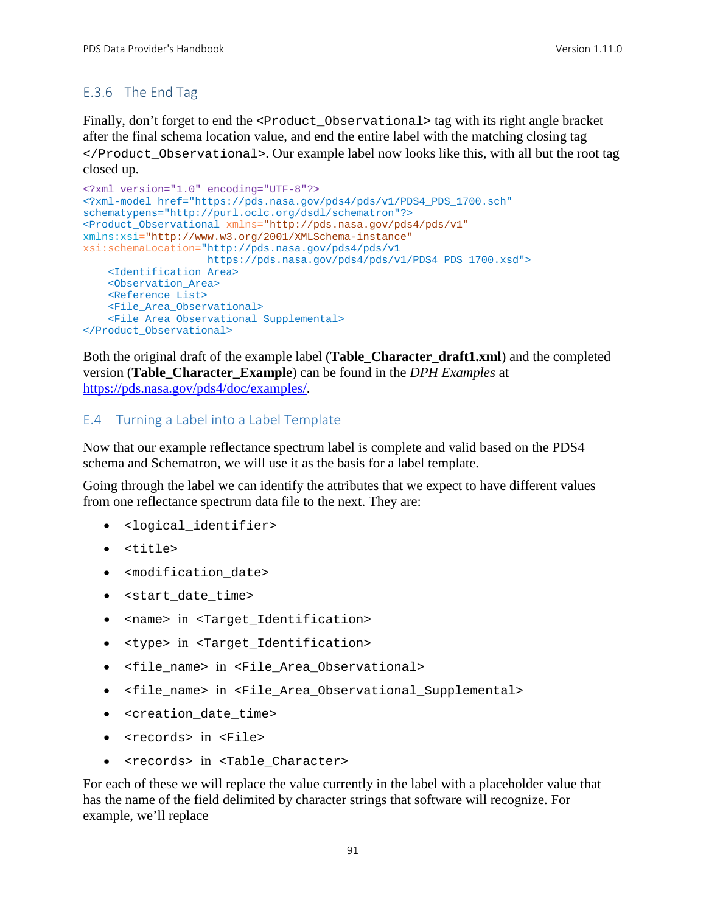### E.3.6 The End Tag

Finally, don't forget to end the `<Product_Observational>` tag with its right angle bracket after the final schema location value, and end the entire label with the matching closing tag `</Product_Observational>`. Our example label now looks like this, with all but the root tag closed up.

```
<?xml version="1.0" encoding="UTF-8"?>
<?xml-model href="https://pds.nasa.gov/pds4/pds/v1/PDS4_PDS_1700.sch"
schematypens="http://purl.oclc.org/dsdl/schematron"?>
<Product_Observational xmlns="http://pds.nasa.gov/pds4/pds/v1"
xmlns:xsi="http://www.w3.org/2001/XMLSchema-instance"
xsi:schemaLocation="http://pds.nasa.gov/pds4/pds/v1
                    https://pds.nasa.gov/pds4/pds/v1/PDS4_PDS_1700.xsd">
    <Identification_Area>
    <Observation_Area>
    <Reference_List>
    <File_Area_Observational>
    <File_Area_Observational_Supplemental>
</Product_Observational>
```

Both the original draft of the example label (**Table_Character_draft1.xml**) and the completed version (**Table_Character_Example**) can be found in the *DPH Examples* at https://pds.nasa.gov/pds4/doc/examples/.

## E.4 Turning a Label into a Label Template

Now that our example reflectance spectrum label is complete and valid based on the PDS4 schema and Schematron, we will use it as the basis for a label template.

Going through the label we can identify the attributes that we expect to have different values from one reflectance spectrum data file to the next. They are:

- `<logical_identifier>`
- `<title>`
- `<modification_date>`
- `<start_date_time>`
- `<name>` in `<Target_Identification>`
- `<type>` in `<Target_Identification>`
- `<file_name>` in `<File_Area_Observational>`
- `<file_name>` in `<File_Area_Observational_Supplemental>`
- `<creation_date_time>`
- `<records>` in `<File>`
- `<records>` in `<Table_Character>`

For each of these we will replace the value currently in the label with a placeholder value that has the name of the field delimited by character strings that software will recognize. For example, we'll replace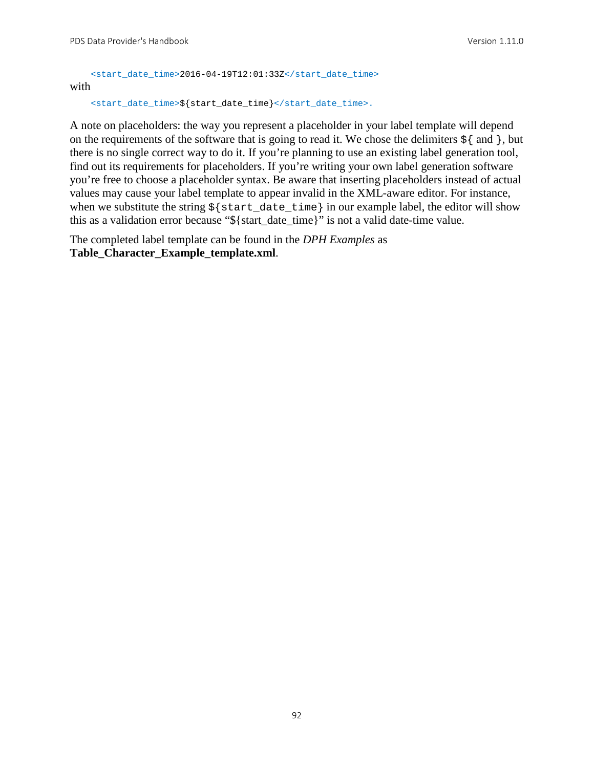```
<start_date_time>2016-04-19T12:01:33Z</start_date_time>
```

with

```
<start_date_time>${start_date_time}</start_date_time>.
```

A note on placeholders: the way you represent a placeholder in your label template will depend on the requirements of the software that is going to read it. We chose the delimiters `${` and `}`, but there is no single correct way to do it. If you're planning to use an existing label generation tool, find out its requirements for placeholders. If you're writing your own label generation software you're free to choose a placeholder syntax. Be aware that inserting placeholders instead of actual values may cause your label template to appear invalid in the XML-aware editor. For instance, when we substitute the string `${start_date_time}` in our example label, the editor will show this as a validation error because "${start_date_time}" is not a valid date-time value.

The completed label template can be found in the *DPH Examples* as **Table_Character_Example_template.xml**.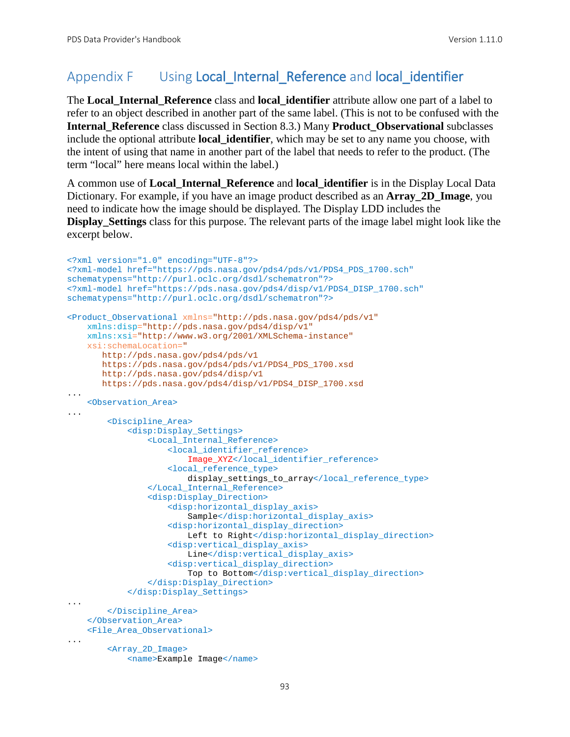# Appendix F Using Local_Internal_Reference and local_identifier

The **Local_Internal_Reference** class and **local_identifier** attribute allow one part of a label to refer to an object described in another part of the same label. (This is not to be confused with the **Internal_Reference** class discussed in Section 8.3.) Many **Product_Observational** subclasses include the optional attribute **local_identifier**, which may be set to any name you choose, with the intent of using that name in another part of the label that needs to refer to the product. (The term "local" here means local within the label.)

A common use of **Local_Internal_Reference** and **local_identifier** is in the Display Local Data Dictionary. For example, if you have an image product described as an **Array_2D_Image**, you need to indicate how the image should be displayed. The Display LDD includes the **Display_Settings** class for this purpose. The relevant parts of the image label might look like the excerpt below.

```
<?xml version="1.0" encoding="UTF-8"?>
<?xml-model href="https://pds.nasa.gov/pds4/pds/v1/PDS4_PDS_1700.sch"
schematypens="http://purl.oclc.org/dsdl/schematron"?>
<?xml-model href="https://pds.nasa.gov/pds4/disp/v1/PDS4_DISP_1700.sch"
schematypens="http://purl.oclc.org/dsdl/schematron"?>

<Product_Observational xmlns="http://pds.nasa.gov/pds4/pds/v1"
    xmlns:disp="http://pds.nasa.gov/pds4/disp/v1"
    xmlns:xsi="http://www.w3.org/2001/XMLSchema-instance"
    xsi:schemaLocation="
       http://pds.nasa.gov/pds4/pds/v1
       https://pds.nasa.gov/pds4/pds/v1/PDS4_PDS_1700.xsd
       http://pds.nasa.gov/pds4/disp/v1
       https://pds.nasa.gov/pds4/disp/v1/PDS4_DISP_1700.xsd
...
    <Observation_Area>
...
        <Discipline_Area>
            <disp:Display_Settings>
                <Local_Internal_Reference>
                    <local_identifier_reference>
                        Image_XYZ</local_identifier_reference>
                    <local_reference_type>
                        display_settings_to_array</local_reference_type>
                </Local_Internal_Reference>
                <disp:Display_Direction>
                    <disp:horizontal_display_axis>
                        Sample</disp:horizontal_display_axis>
                    <disp:horizontal_display_direction>
                        Left to Right</disp:horizontal_display_direction>
                    <disp:vertical_display_axis>
                        Line</disp:vertical_display_axis>
                    <disp:vertical_display_direction>
                        Top to Bottom</disp:vertical_display_direction>
                </disp:Display_Direction>
            </disp:Display_Settings>
...
        </Discipline_Area>
    </Observation_Area>
    <File_Area_Observational>
...
        <Array_2D_Image>
            <name>Example Image</name>
```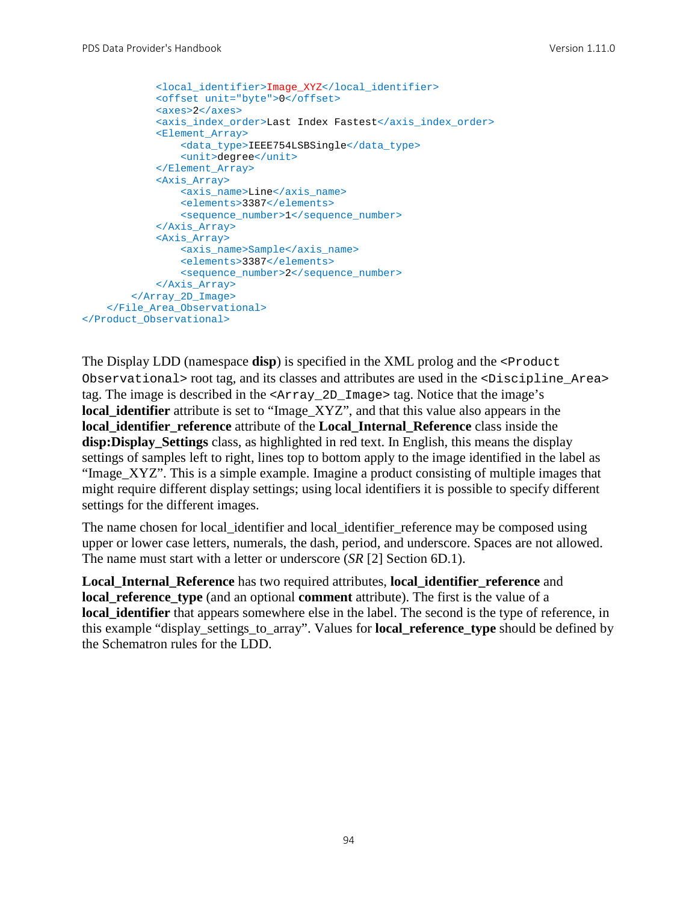```
            <local_identifier>Image_XYZ</local_identifier>
            <offset unit="byte">0</offset>
            <axes>2</axes>
            <axis_index_order>Last Index Fastest</axis_index_order>
            <Element_Array>
                <data_type>IEEE754LSBSingle</data_type>
                <unit>degree</unit>
            </Element_Array>
            <Axis_Array>
                <axis_name>Line</axis_name>
                <elements>3387</elements>
                <sequence_number>1</sequence_number>
            </Axis_Array>
            <Axis_Array>
                <axis_name>Sample</axis_name>
                <elements>3387</elements>
                <sequence_number>2</sequence_number>
            </Axis_Array>
        </Array_2D_Image>
    </File_Area_Observational>
</Product_Observational>
```

The Display LDD (namespace **disp**) is specified in the XML prolog and the `<Product Observational>` root tag, and its classes and attributes are used in the `<Discipline_Area>` tag. The image is described in the `<Array_2D_Image>` tag. Notice that the image's **local_identifier** attribute is set to "Image_XYZ", and that this value also appears in the **local_identifier_reference** attribute of the **Local_Internal_Reference** class inside the **disp:Display_Settings** class, as highlighted in red text. In English, this means the display settings of samples left to right, lines top to bottom apply to the image identified in the label as "Image_XYZ". This is a simple example. Imagine a product consisting of multiple images that might require different display settings; using local identifiers it is possible to specify different settings for the different images.

The name chosen for local_identifier and local_identifier_reference may be composed using upper or lower case letters, numerals, the dash, period, and underscore. Spaces are not allowed. The name must start with a letter or underscore (*SR* [2] Section 6D.1).

**Local_Internal_Reference** has two required attributes, **local_identifier_reference** and **local_reference_type** (and an optional **comment** attribute). The first is the value of a **local_identifier** that appears somewhere else in the label. The second is the type of reference, in this example "display_settings_to_array". Values for **local_reference_type** should be defined by the Schematron rules for the LDD.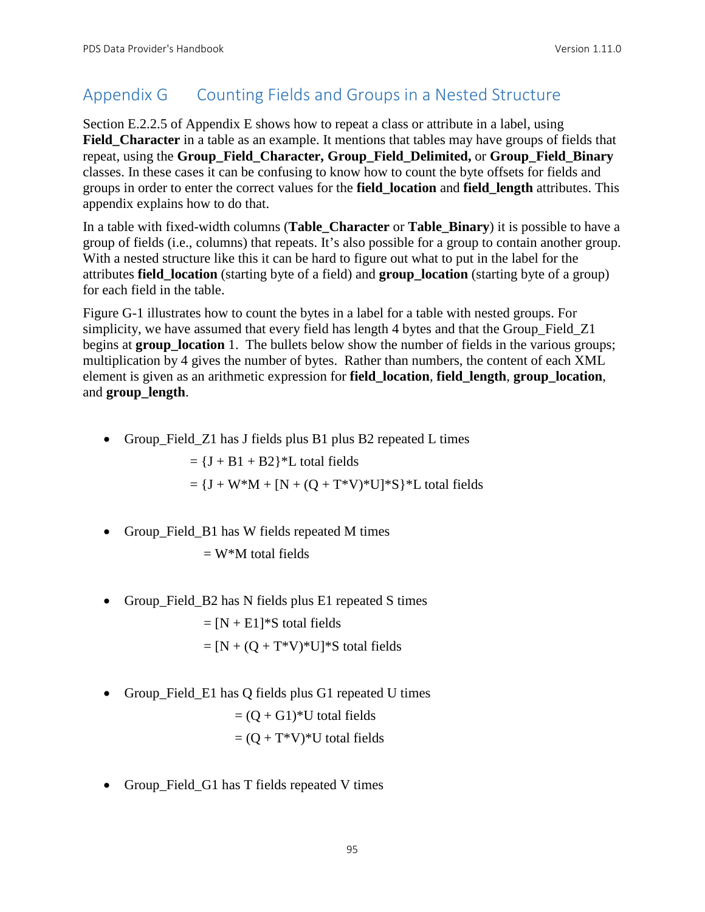# Appendix G Counting Fields and Groups in a Nested Structure

Section E.2.2.5 of Appendix E shows how to repeat a class or attribute in a label, using **Field_Character** in a table as an example. It mentions that tables may have groups of fields that repeat, using the **Group_Field_Character, Group_Field_Delimited,** or **Group_Field_Binary** classes. In these cases it can be confusing to know how to count the byte offsets for fields and groups in order to enter the correct values for the **field_location** and **field_length** attributes. This appendix explains how to do that.

In a table with fixed-width columns (**Table_Character** or **Table_Binary**) it is possible to have a group of fields (i.e., columns) that repeats. It's also possible for a group to contain another group. With a nested structure like this it can be hard to figure out what to put in the label for the attributes **field_location** (starting byte of a field) and **group_location** (starting byte of a group) for each field in the table.

Figure G-1 illustrates how to count the bytes in a label for a table with nested groups. For simplicity, we have assumed that every field has length 4 bytes and that the Group_Field_Z1 begins at **group_location** 1. The bullets below show the number of fields in the various groups; multiplication by 4 gives the number of bytes. Rather than numbers, the content of each XML element is given as an arithmetic expression for **field_location**, **field_length**, **group_location**, and **group_length**.

- Group_Field_Z1 has J fields plus B1 plus B2 repeated L times

  = {J + B1 + B2}*L total fields

  = {J + W*M + [N + (Q + T*V)*U]*S}*L total fields

- Group_Field_B1 has W fields repeated M times

  = W*M total fields

- Group_Field_B2 has N fields plus E1 repeated S times

  = [N + E1]*S total fields

  = [N + (Q + T*V)*U]*S total fields

- Group_Field_E1 has Q fields plus G1 repeated U times

  = (Q + G1)*U total fields

  = (Q + T*V)*U total fields

- Group_Field_G1 has T fields repeated V times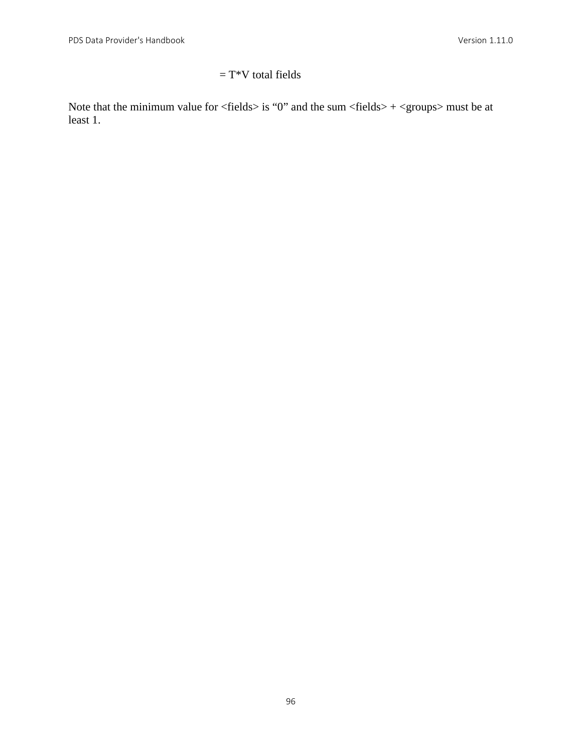= T*V total fields

Note that the minimum value for <fields> is “0” and the sum <fields> + <groups> must be at least 1.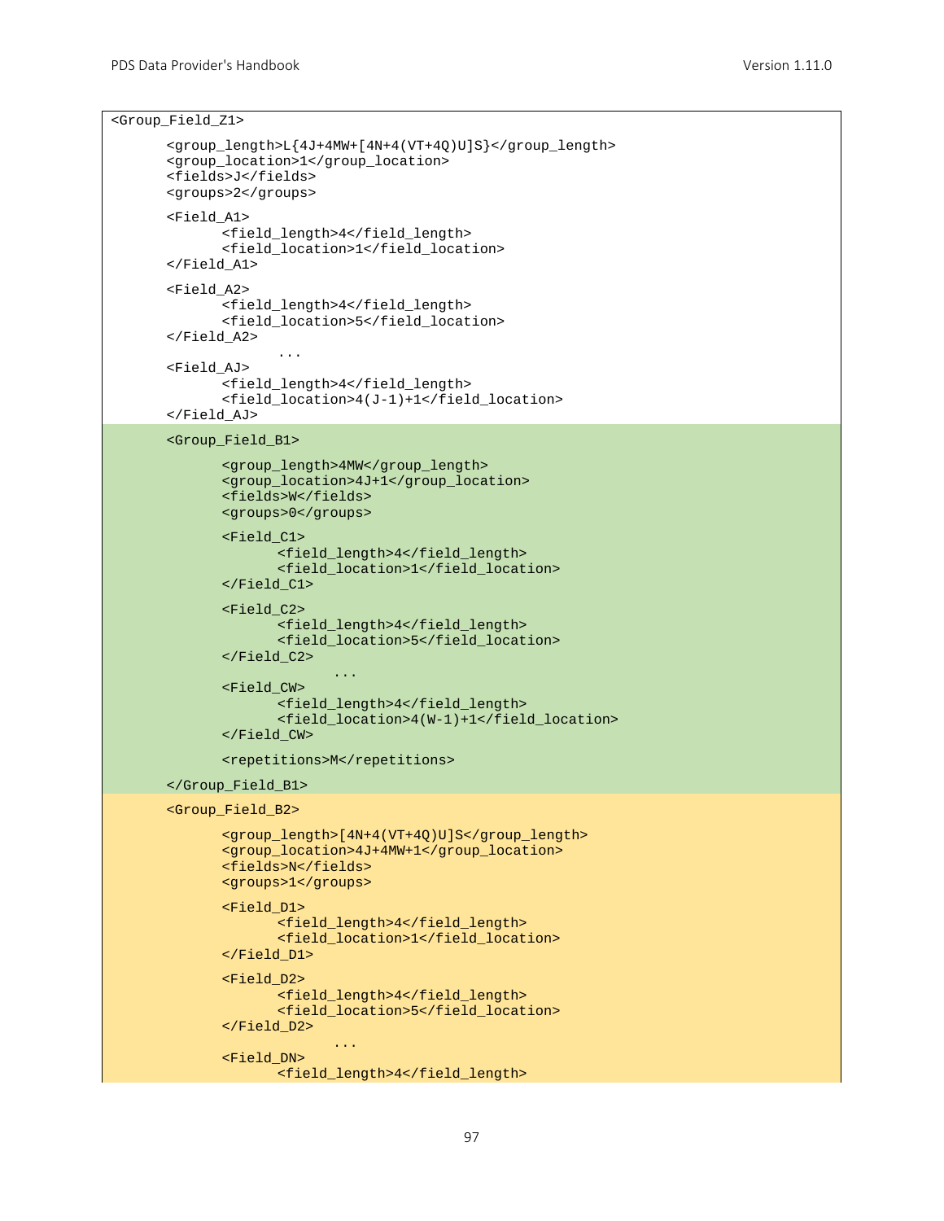```
<Group_Field_Z1>

      <group_length>L{4J+4MW+[4N+4(VT+4Q)U]S}</group_length>
      <group_location>1</group_location>
      <fields>J</fields>
      <groups>2</groups>

      <Field_A1>
            <field_length>4</field_length>
            <field_location>1</field_location>
      </Field_A1>

      <Field_A2>
            <field_length>4</field_length>
            <field_location>5</field_location>
      </Field_A2>
                  ...
      <Field_AJ>
            <field_length>4</field_length>
            <field_location>4(J-1)+1</field_location>
      </Field_AJ>

      <Group_Field_B1>

            <group_length>4MW</group_length>
            <group_location>4J+1</group_location>
            <fields>W</fields>
            <groups>0</groups>

            <Field_C1>
                  <field_length>4</field_length>
                  <field_location>1</field_location>
            </Field_C1>

            <Field_C2>
                  <field_length>4</field_length>
                  <field_location>5</field_location>
            </Field_C2>
                        ...
            <Field_CW>
                  <field_length>4</field_length>
                  <field_location>4(W-1)+1</field_location>
            </Field_CW>

            <repetitions>M</repetitions>

      </Group_Field_B1>

      <Group_Field_B2>

            <group_length>[4N+4(VT+4Q)U]S</group_length>
            <group_location>4J+4MW+1</group_location>
            <fields>N</fields>
            <groups>1</groups>

            <Field_D1>
                  <field_length>4</field_length>
                  <field_location>1</field_location>
            </Field_D1>

            <Field_D2>
                  <field_length>4</field_length>
                  <field_location>5</field_location>
            </Field_D2>
                        ...
            <Field_DN>
                  <field_length>4</field_length>
```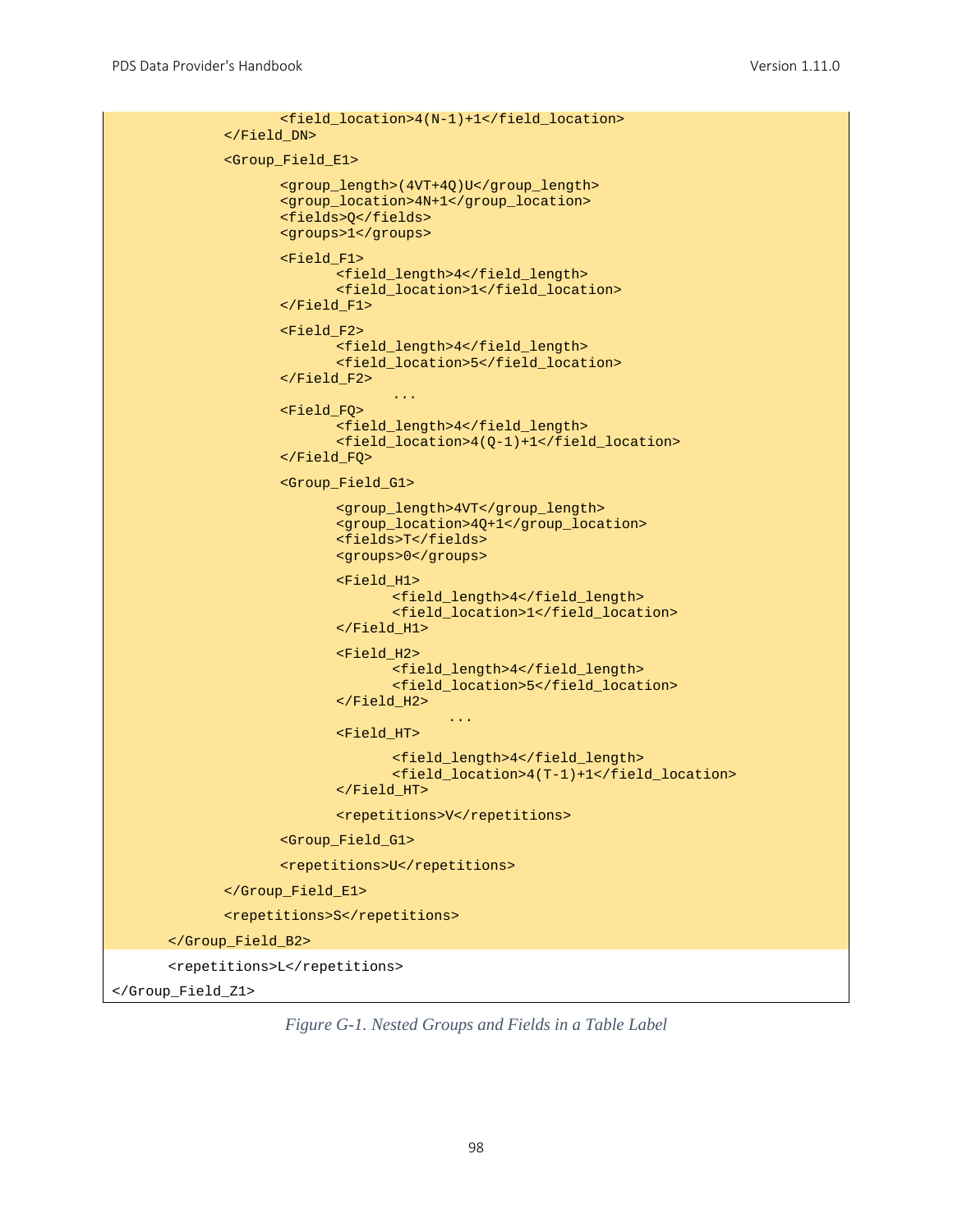```
                <field_location>4(N-1)+1</field_location>
            </Field_DN>

            <Group_Field_E1>

                <group_length>(4VT+4Q)U</group_length>
                <group_location>4N+1</group_location>
                <fields>Q</fields>
                <groups>1</groups>

                <Field_F1>
                    <field_length>4</field_length>
                    <field_location>1</field_location>
                </Field_F1>

                <Field_F2>
                    <field_length>4</field_length>
                    <field_location>5</field_location>
                </Field_F2>
                        ...
                <Field_FQ>
                    <field_length>4</field_length>
                    <field_location>4(Q-1)+1</field_location>
                </Field_FQ>

                <Group_Field_G1>

                    <group_length>4VT</group_length>
                    <group_location>4Q+1</group_location>
                    <fields>T</fields>
                    <groups>0</groups>

                    <Field_H1>
                        <field_length>4</field_length>
                        <field_location>1</field_location>
                    </Field_H1>

                    <Field_H2>
                        <field_length>4</field_length>
                        <field_location>5</field_location>
                    </Field_H2>
                            ...
                    <Field_HT>

                        <field_length>4</field_length>
                        <field_location>4(T-1)+1</field_location>
                    </Field_HT>

                    <repetitions>V</repetitions>

                <Group_Field_G1>

                <repetitions>U</repetitions>

            </Group_Field_E1>

            <repetitions>S</repetitions>

        </Group_Field_B2>

        <repetitions>L</repetitions>

</Group_Field_Z1>
```

*Figure G-1. Nested Groups and Fields in a Table Label*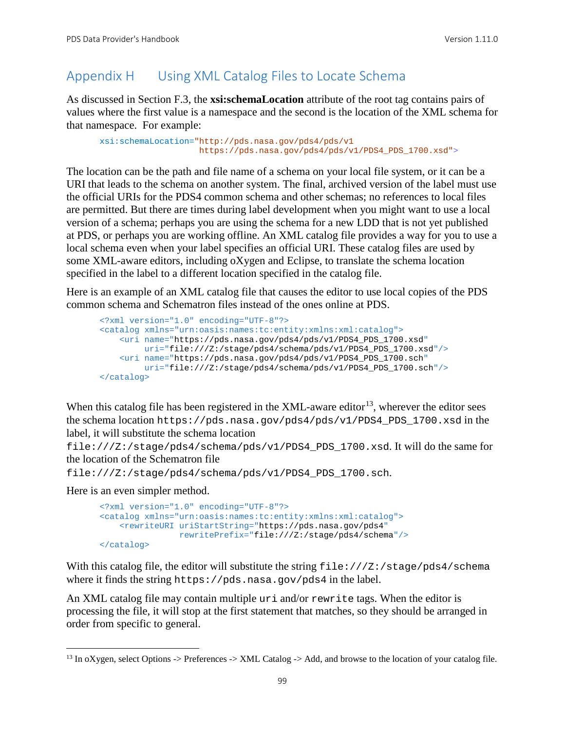# Appendix H Using XML Catalog Files to Locate Schema

As discussed in Section F.3, the **xsi:schemaLocation** attribute of the root tag contains pairs of values where the first value is a namespace and the second is the location of the XML schema for that namespace. For example:

```
xsi:schemaLocation="http://pds.nasa.gov/pds4/pds/v1
                    https://pds.nasa.gov/pds4/pds/v1/PDS4_PDS_1700.xsd">
```

The location can be the path and file name of a schema on your local file system, or it can be a URI that leads to the schema on another system. The final, archived version of the label must use the official URIs for the PDS4 common schema and other schemas; no references to local files are permitted. But there are times during label development when you might want to use a local version of a schema; perhaps you are using the schema for a new LDD that is not yet published at PDS, or perhaps you are working offline. An XML catalog file provides a way for you to use a local schema even when your label specifies an official URI. These catalog files are used by some XML-aware editors, including oXygen and Eclipse, to translate the schema location specified in the label to a different location specified in the catalog file.

Here is an example of an XML catalog file that causes the editor to use local copies of the PDS common schema and Schematron files instead of the ones online at PDS.

```
<?xml version="1.0" encoding="UTF-8"?>
<catalog xmlns="urn:oasis:names:tc:entity:xmlns:xml:catalog">
    <uri name="https://pds.nasa.gov/pds4/pds/v1/PDS4_PDS_1700.xsd"
         uri="file:///Z:/stage/pds4/schema/pds/v1/PDS4_PDS_1700.xsd"/>
    <uri name="https://pds.nasa.gov/pds4/pds/v1/PDS4_PDS_1700.sch"
         uri="file:///Z:/stage/pds4/schema/pds/v1/PDS4_PDS_1700.sch"/>
</catalog>
```

When this catalog file has been registered in the XML-aware editor[13], wherever the editor sees the schema location `https://pds.nasa.gov/pds4/pds/v1/PDS4_PDS_1700.xsd` in the label, it will substitute the schema location `file:///Z:/stage/pds4/schema/pds/v1/PDS4_PDS_1700.xsd`. It will do the same for the location of the Schematron file `file:///Z:/stage/pds4/schema/pds/v1/PDS4_PDS_1700.sch`.

Here is an even simpler method.

```
<?xml version="1.0" encoding="UTF-8"?>
<catalog xmlns="urn:oasis:names:tc:entity:xmlns:xml:catalog">
    <rewriteURI uriStartString="https://pds.nasa.gov/pds4"
                rewritePrefix="file:///Z:/stage/pds4/schema"/>
</catalog>
```

With this catalog file, the editor will substitute the string `file:///Z:/stage/pds4/schema` where it finds the string `https://pds.nasa.gov/pds4` in the label.

An XML catalog file may contain multiple `uri` and/or `rewrite` tags. When the editor is processing the file, it will stop at the first statement that matches, so they should be arranged in order from specific to general.

---

[13] In oXygen, select Options -> Preferences -> XML Catalog -> Add, and browse to the location of your catalog file.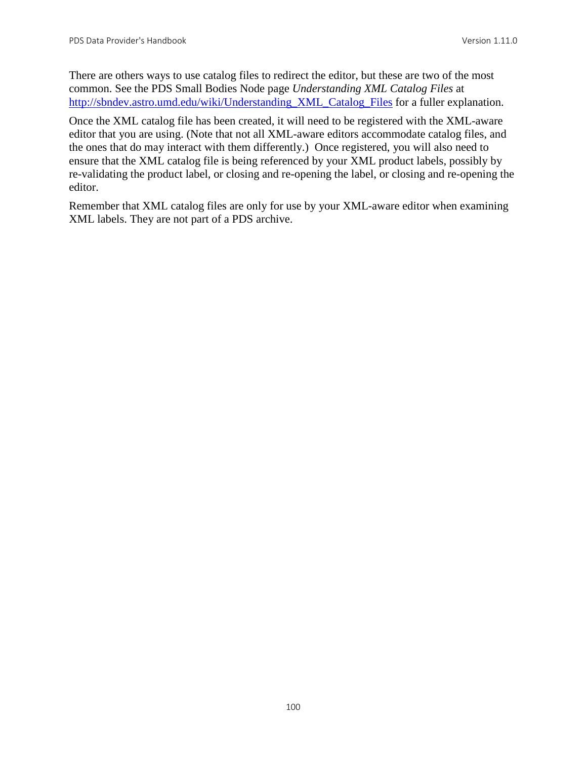There are others ways to use catalog files to redirect the editor, but these are two of the most common. See the PDS Small Bodies Node page *Understanding XML Catalog Files* at [http://sbndev.astro.umd.edu/wiki/Understanding_XML_Catalog_Files](http://sbndev.astro.umd.edu/wiki/Understanding_XML_Catalog_Files) for a fuller explanation.

Once the XML catalog file has been created, it will need to be registered with the XML-aware editor that you are using. (Note that not all XML-aware editors accommodate catalog files, and the ones that do may interact with them differently.) Once registered, you will also need to ensure that the XML catalog file is being referenced by your XML product labels, possibly by re-validating the product label, or closing and re-opening the label, or closing and re-opening the editor.

Remember that XML catalog files are only for use by your XML-aware editor when examining XML labels. They are not part of a PDS archive.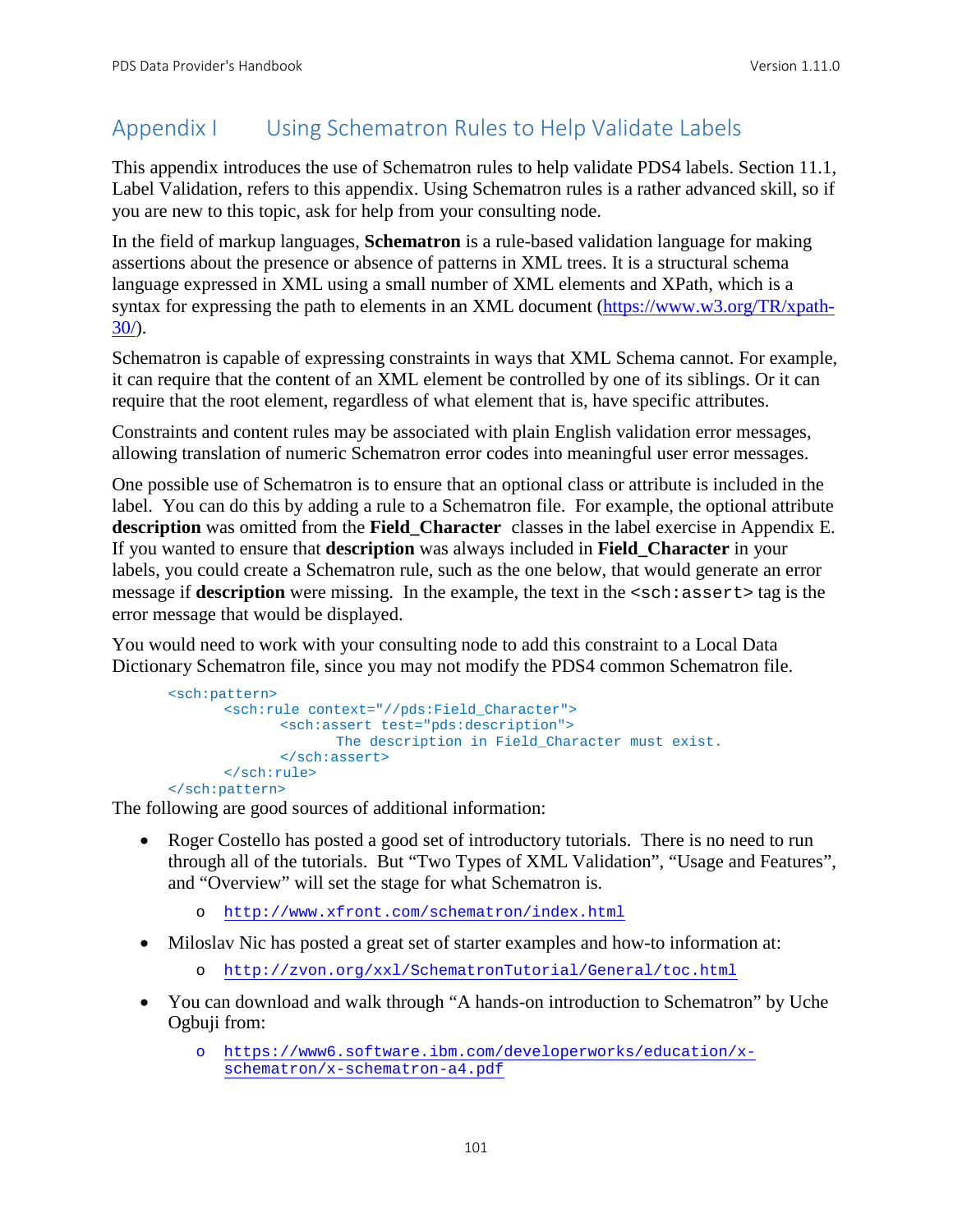# Appendix I Using Schematron Rules to Help Validate Labels

This appendix introduces the use of Schematron rules to help validate PDS4 labels. Section 11.1, Label Validation, refers to this appendix. Using Schematron rules is a rather advanced skill, so if you are new to this topic, ask for help from your consulting node.

In the field of markup languages, **Schematron** is a rule-based validation language for making assertions about the presence or absence of patterns in XML trees. It is a structural schema language expressed in XML using a small number of XML elements and XPath, which is a syntax for expressing the path to elements in an XML document (https://www.w3.org/TR/xpath-30/).

Schematron is capable of expressing constraints in ways that XML Schema cannot. For example, it can require that the content of an XML element be controlled by one of its siblings. Or it can require that the root element, regardless of what element that is, have specific attributes.

Constraints and content rules may be associated with plain English validation error messages, allowing translation of numeric Schematron error codes into meaningful user error messages.

One possible use of Schematron is to ensure that an optional class or attribute is included in the label. You can do this by adding a rule to a Schematron file. For example, the optional attribute **description** was omitted from the **Field_Character** classes in the label exercise in Appendix E. If you wanted to ensure that **description** was always included in **Field_Character** in your labels, you could create a Schematron rule, such as the one below, that would generate an error message if **description** were missing. In the example, the text in the `<sch:assert>` tag is the error message that would be displayed.

You would need to work with your consulting node to add this constraint to a Local Data Dictionary Schematron file, since you may not modify the PDS4 common Schematron file.

```
<sch:pattern>
      <sch:rule context="//pds:Field_Character">
            <sch:assert test="pds:description">
                  The description in Field_Character must exist.
            </sch:assert>
      </sch:rule>
</sch:pattern>
```

The following are good sources of additional information:

- Roger Costello has posted a good set of introductory tutorials. There is no need to run through all of the tutorials. But "Two Types of XML Validation", "Usage and Features", and "Overview" will set the stage for what Schematron is.
    - http://www.xfront.com/schematron/index.html
- Miloslav Nic has posted a great set of starter examples and how-to information at:
    - http://zvon.org/xxl/SchematronTutorial/General/toc.html
- You can download and walk through "A hands-on introduction to Schematron" by Uche Ogbuji from:
    - https://www6.software.ibm.com/developerworks/education/x-schematron/x-schematron-a4.pdf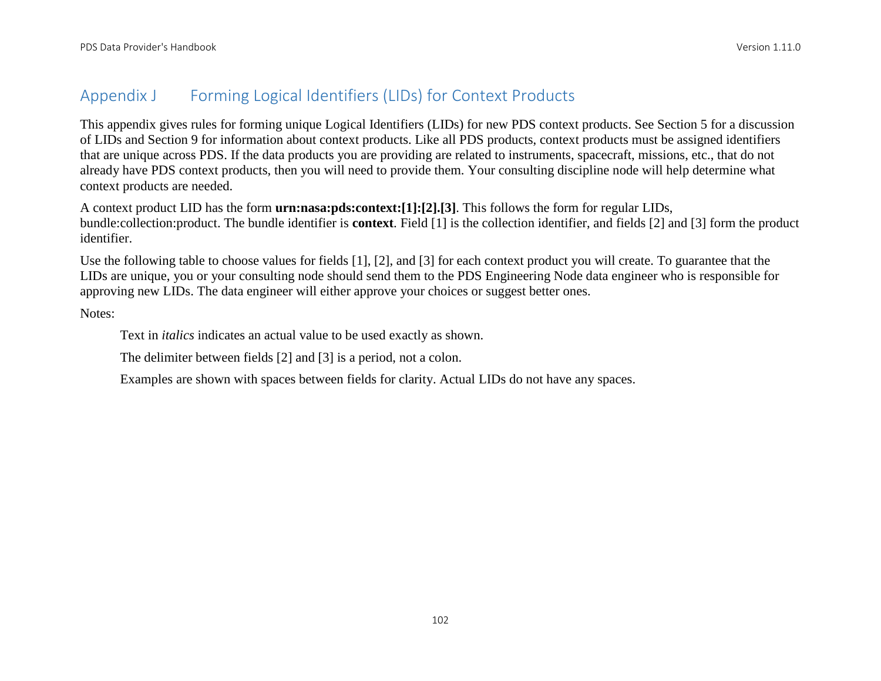# Appendix J Forming Logical Identifiers (LIDs) for Context Products

This appendix gives rules for forming unique Logical Identifiers (LIDs) for new PDS context products. See Section 5 for a discussion of LIDs and Section 9 for information about context products. Like all PDS products, context products must be assigned identifiers that are unique across PDS. If the data products you are providing are related to instruments, spacecraft, missions, etc., that do not already have PDS context products, then you will need to provide them. Your consulting discipline node will help determine what context products are needed.

A context product LID has the form **urn:nasa:pds:context:[1]:[2].[3]**. This follows the form for regular LIDs, bundle:collection:product. The bundle identifier is **context**. Field [1] is the collection identifier, and fields [2] and [3] form the product identifier.

Use the following table to choose values for fields [1], [2], and [3] for each context product you will create. To guarantee that the LIDs are unique, you or your consulting node should send them to the PDS Engineering Node data engineer who is responsible for approving new LIDs. The data engineer will either approve your choices or suggest better ones.

Notes:

Text in *italics* indicates an actual value to be used exactly as shown.

The delimiter between fields [2] and [3] is a period, not a colon.

Examples are shown with spaces between fields for clarity. Actual LIDs do not have any spaces.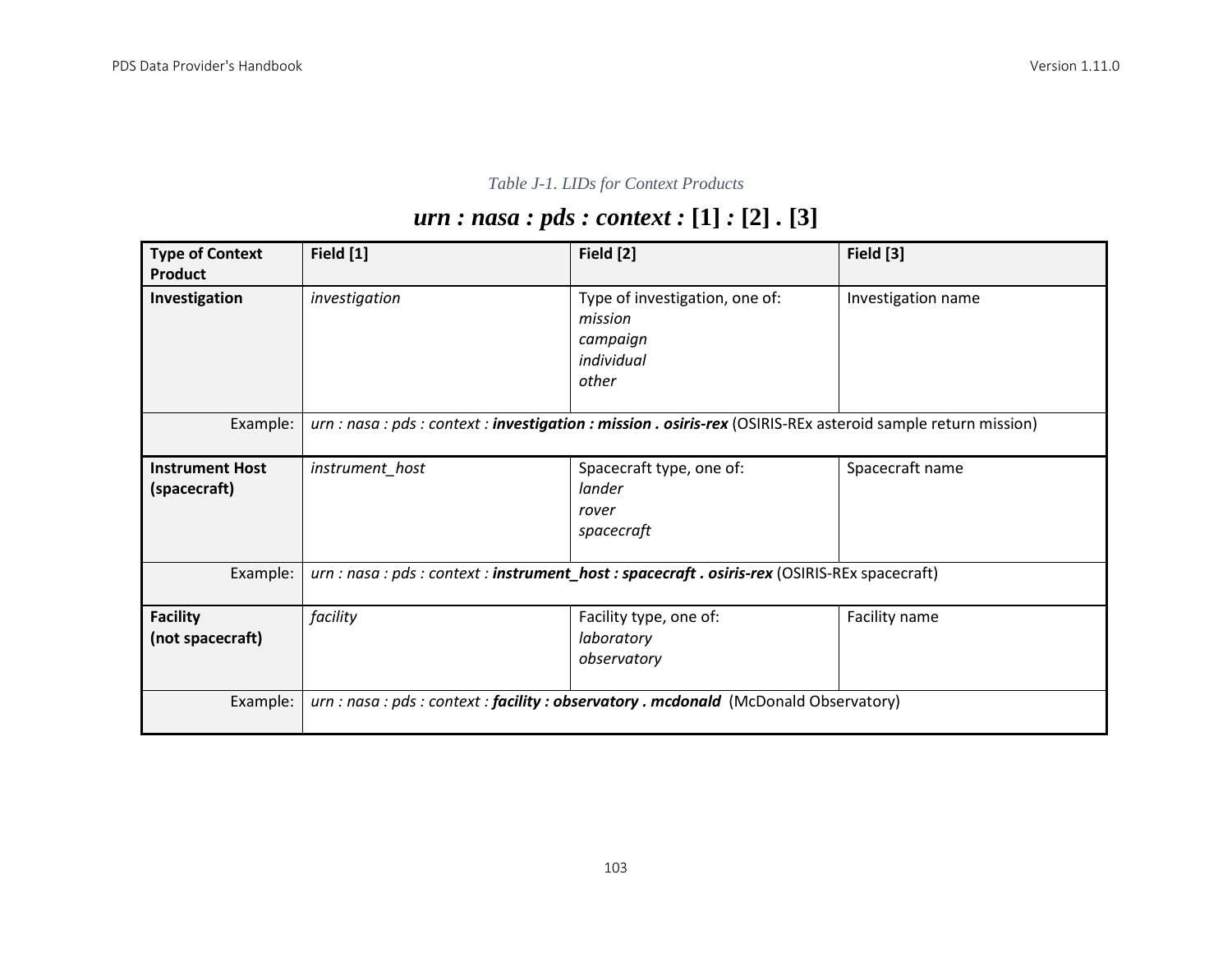*Table J-1. LIDs for Context Products*

***urn : nasa : pds : context :* [1] *:* [2] *.* [3]**

| **Type of Context Product** | **Field [1]** | **Field [2]** | **Field [3]** |
| --- | --- | --- | --- |
| **Investigation** | *investigation* | Type of investigation, one of:<br>*mission*<br>*campaign*<br>*individual*<br>*other* | Investigation name |
| Example: | *urn : nasa : pds : context :* ***investigation : mission . osiris-rex*** (OSIRIS-REx asteroid sample return mission) | | |
| **Instrument Host (spacecraft)** | *instrument_host* | Spacecraft type, one of:<br>*lander*<br>*rover*<br>*spacecraft* | Spacecraft name |
| Example: | *urn : nasa : pds : context :* ***instrument_host : spacecraft . osiris-rex*** (OSIRIS-REx spacecraft) | | |
| **Facility (not spacecraft)** | *facility* | Facility type, one of:<br>*laboratory*<br>*observatory* | Facility name |
| Example: | *urn : nasa : pds : context :* ***facility : observatory . mcdonald*** (McDonald Observatory) | | |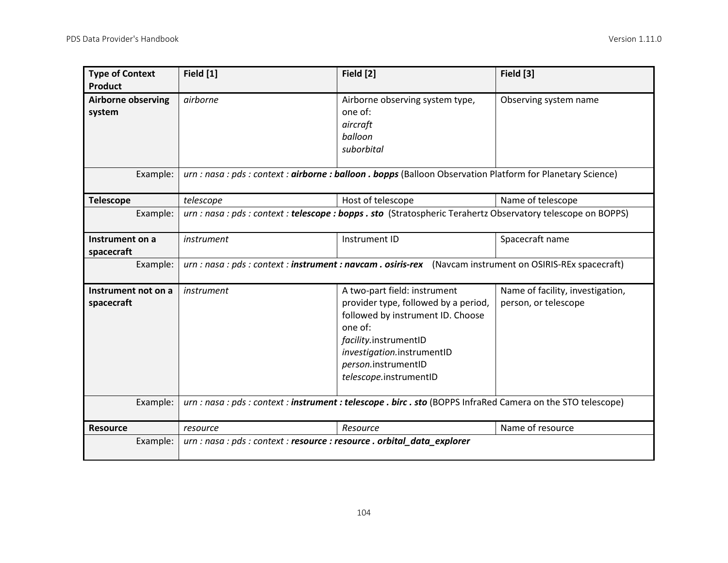| Type of Context Product | Field [1] | Field [2] | Field [3] |
|---|---|---|---|
| **Airborne observing system** | *airborne* | Airborne observing system type, one of:<br>*aircraft*<br>*balloon*<br>*suborbital* | Observing system name |
| Example: | *urn : nasa : pds : context :* ***airborne : balloon . bopps*** (Balloon Observation Platform for Planetary Science) | | |
| **Telescope** | *telescope* | Host of telescope | Name of telescope |
| Example: | *urn : nasa : pds : context :* ***telescope : bopps . sto*** (Stratospheric Terahertz Observatory telescope on BOPPS) | | |
| **Instrument on a spacecraft** | *instrument* | Instrument ID | Spacecraft name |
| Example: | *urn : nasa : pds : context :* ***instrument : navcam . osiris-rex*** (Navcam instrument on OSIRIS-REx spacecraft) | | |
| **Instrument not on a spacecraft** | *instrument* | A two-part field: instrument provider type, followed by a period, followed by instrument ID. Choose one of:<br>*facility*.instrumentID<br>*investigation*.instrumentID<br>*person*.instrumentID<br>*telescope*.instrumentID | Name of facility, investigation, person, or telescope |
| Example: | *urn : nasa : pds : context :* ***instrument : telescope . birc . sto*** (BOPPS InfraRed Camera on the STO telescope) | | |
| **Resource** | *resource* | *Resource* | Name of resource |
| Example: | *urn : nasa : pds : context :* ***resource : resource . orbital_data_explorer*** | | |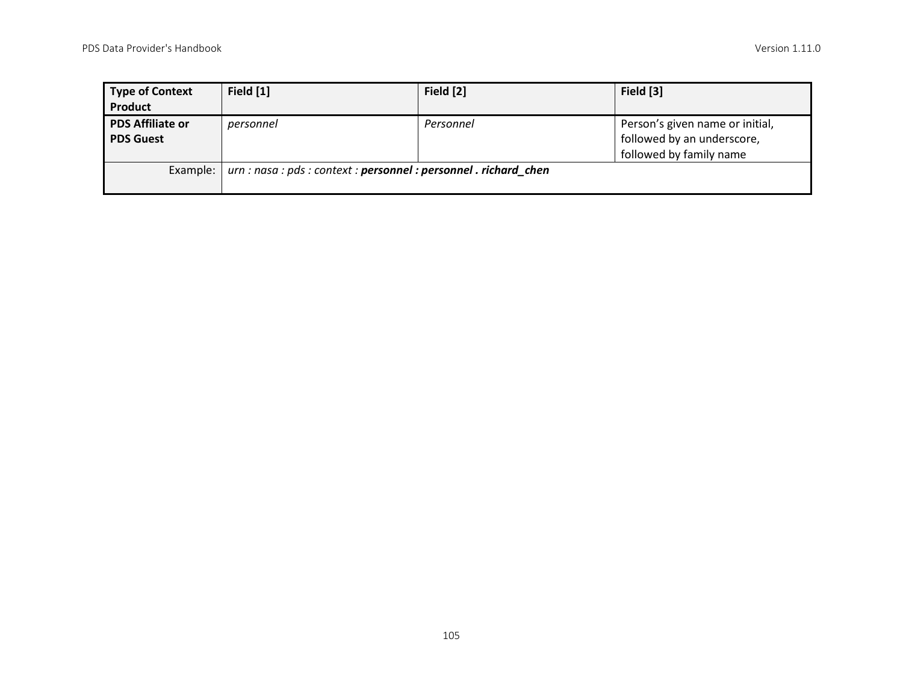| Type of Context Product | Field [1] | Field [2] | Field [3] |
|---|---|---|---|
| **PDS Affiliate or PDS Guest** | *personnel* | *Personnel* | Person’s given name or initial, followed by an underscore, followed by family name |
| Example: | *urn : nasa : pds : context :* ***personnel : personnel . richard_chen*** | | |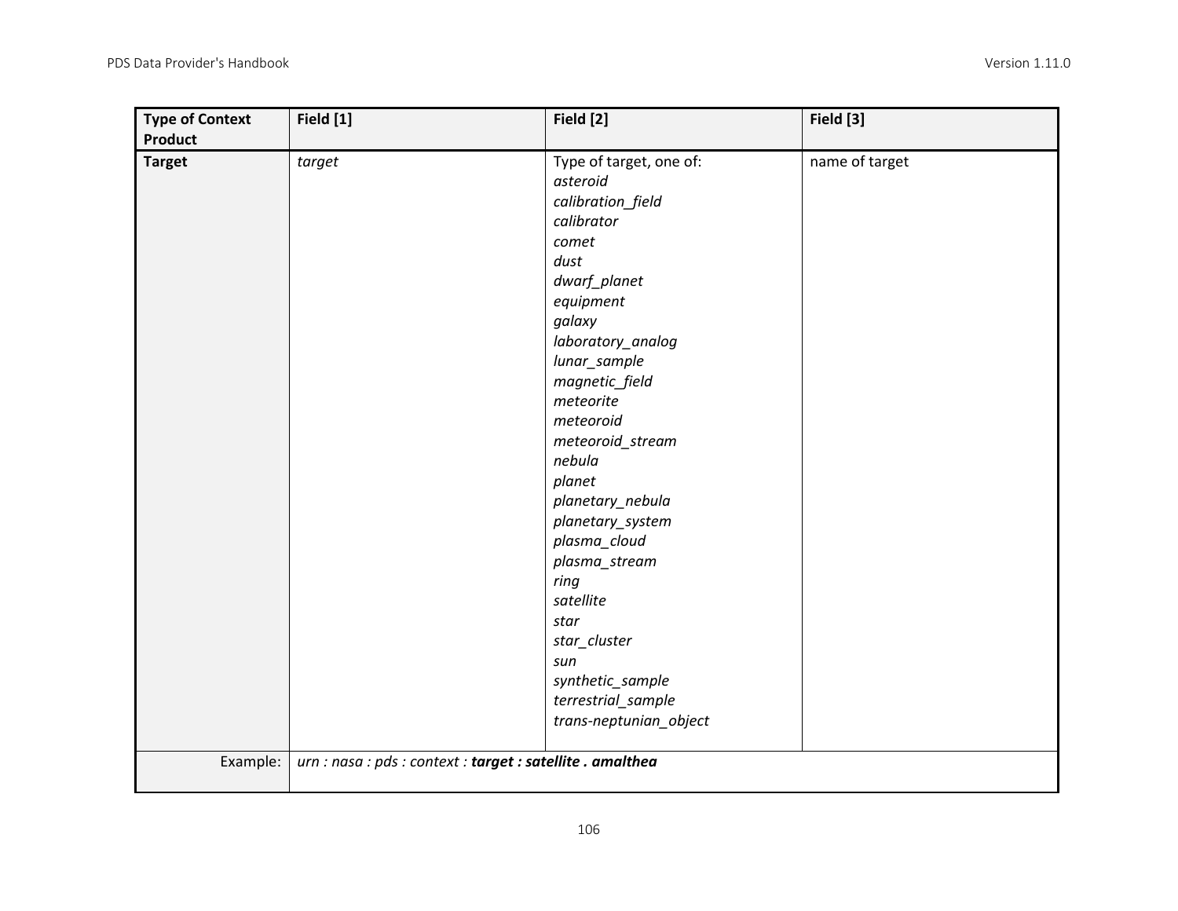| Type of Context Product | Field [1] | Field [2] | Field [3] |
|---|---|---|---|
| **Target** | *target* | Type of target, one of:<br>*asteroid*<br>*calibration_field*<br>*calibrator*<br>*comet*<br>*dust*<br>*dwarf_planet*<br>*equipment*<br>*galaxy*<br>*laboratory_analog*<br>*lunar_sample*<br>*magnetic_field*<br>*meteorite*<br>*meteoroid*<br>*meteoroid_stream*<br>*nebula*<br>*planet*<br>*planetary_nebula*<br>*planetary_system*<br>*plasma_cloud*<br>*plasma_stream*<br>*ring*<br>*satellite*<br>*star*<br>*star_cluster*<br>*sun*<br>*synthetic_sample*<br>*terrestrial_sample*<br>*trans-neptunian_object* | name of target |
| Example: | *urn : nasa : pds : context :* ***target : satellite . amalthea*** | | |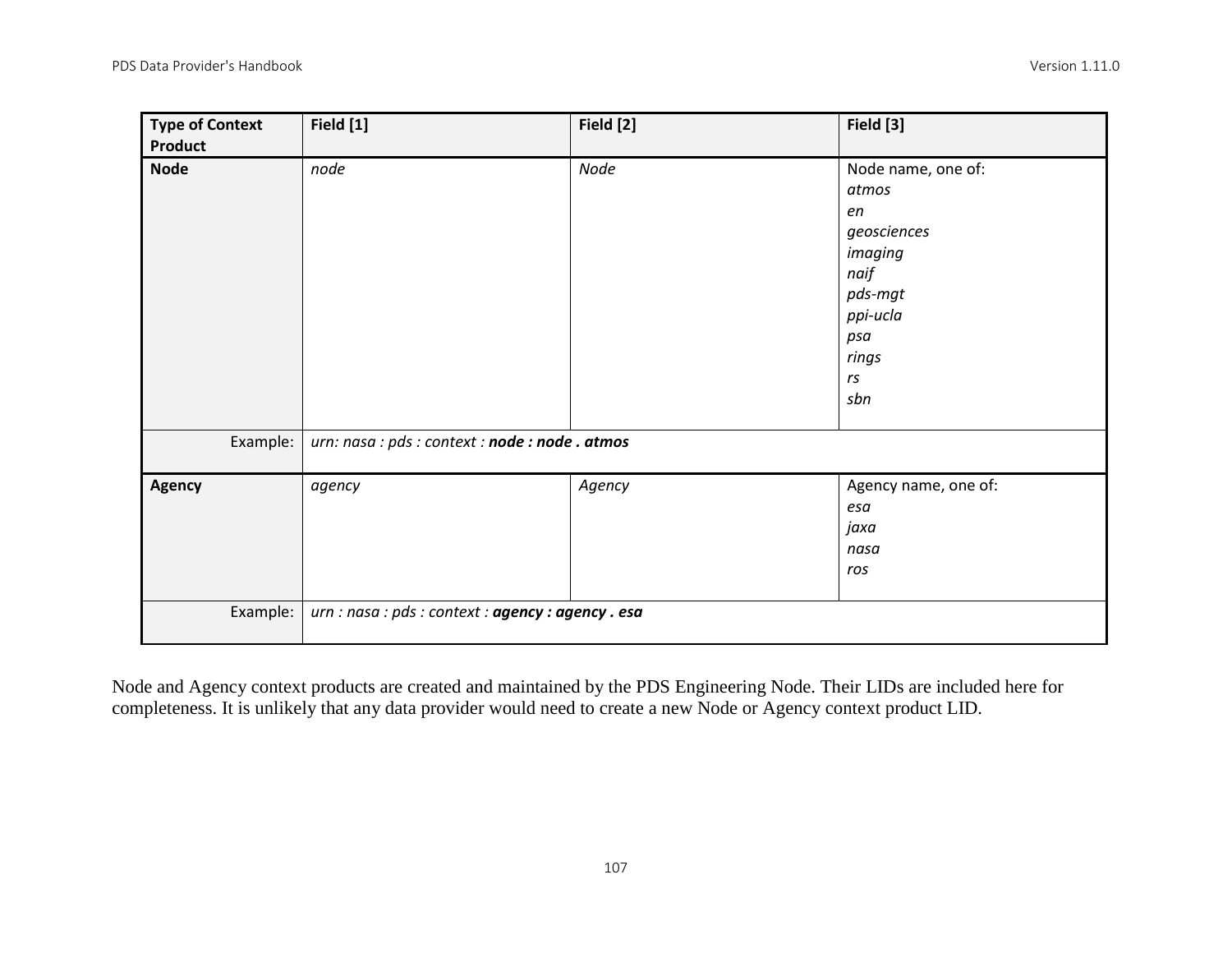| Type of Context Product | Field [1] | Field [2] | Field [3] |
|---|---|---|---|
| **Node** | *node* | *Node* | Node name, one of:<br>*atmos*<br>*en*<br>*geosciences*<br>*imaging*<br>*naif*<br>*pds-mgt*<br>*ppi-ucla*<br>*psa*<br>*rings*<br>*rs*<br>*sbn* |
| Example: | *urn: nasa : pds : context :* ***node : node . atmos*** | | |
| **Agency** | *agency* | *Agency* | Agency name, one of:<br>*esa*<br>*jaxa*<br>*nasa*<br>*ros* |
| Example: | *urn : nasa : pds : context :* ***agency : agency . esa*** | | |

Node and Agency context products are created and maintained by the PDS Engineering Node. Their LIDs are included here for completeness. It is unlikely that any data provider would need to create a new Node or Agency context product LID.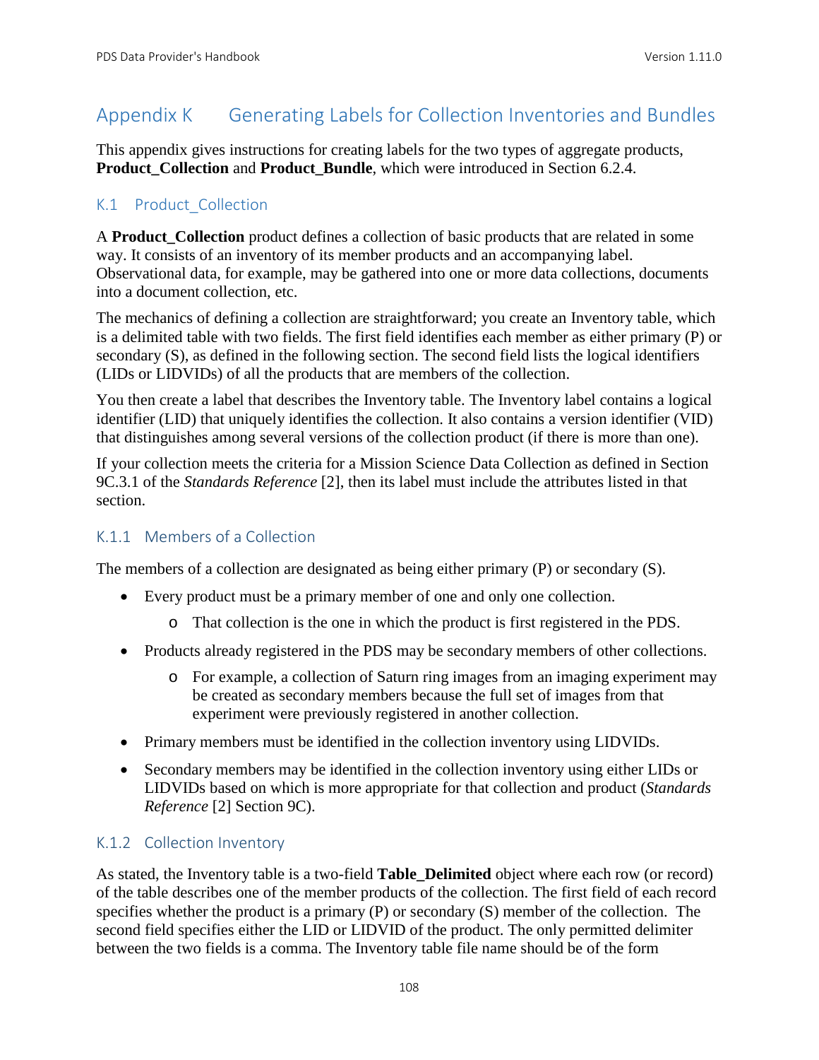# Appendix K Generating Labels for Collection Inventories and Bundles

This appendix gives instructions for creating labels for the two types of aggregate products, **Product_Collection** and **Product_Bundle**, which were introduced in Section 6.2.4.

## K.1 Product_Collection

A **Product_Collection** product defines a collection of basic products that are related in some way. It consists of an inventory of its member products and an accompanying label. Observational data, for example, may be gathered into one or more data collections, documents into a document collection, etc.

The mechanics of defining a collection are straightforward; you create an Inventory table, which is a delimited table with two fields. The first field identifies each member as either primary (P) or secondary (S), as defined in the following section. The second field lists the logical identifiers (LIDs or LIDVIDs) of all the products that are members of the collection.

You then create a label that describes the Inventory table. The Inventory label contains a logical identifier (LID) that uniquely identifies the collection. It also contains a version identifier (VID) that distinguishes among several versions of the collection product (if there is more than one).

If your collection meets the criteria for a Mission Science Data Collection as defined in Section 9C.3.1 of the *Standards Reference* [2], then its label must include the attributes listed in that section.

### K.1.1 Members of a Collection

The members of a collection are designated as being either primary (P) or secondary (S).

- Every product must be a primary member of one and only one collection.
    - That collection is the one in which the product is first registered in the PDS.
- Products already registered in the PDS may be secondary members of other collections.
    - For example, a collection of Saturn ring images from an imaging experiment may be created as secondary members because the full set of images from that experiment were previously registered in another collection.
- Primary members must be identified in the collection inventory using LIDVIDs.
- Secondary members may be identified in the collection inventory using either LIDs or LIDVIDs based on which is more appropriate for that collection and product (*Standards Reference* [2] Section 9C).

### K.1.2 Collection Inventory

As stated, the Inventory table is a two-field **Table_Delimited** object where each row (or record) of the table describes one of the member products of the collection. The first field of each record specifies whether the product is a primary (P) or secondary (S) member of the collection. The second field specifies either the LID or LIDVID of the product. The only permitted delimiter between the two fields is a comma. The Inventory table file name should be of the form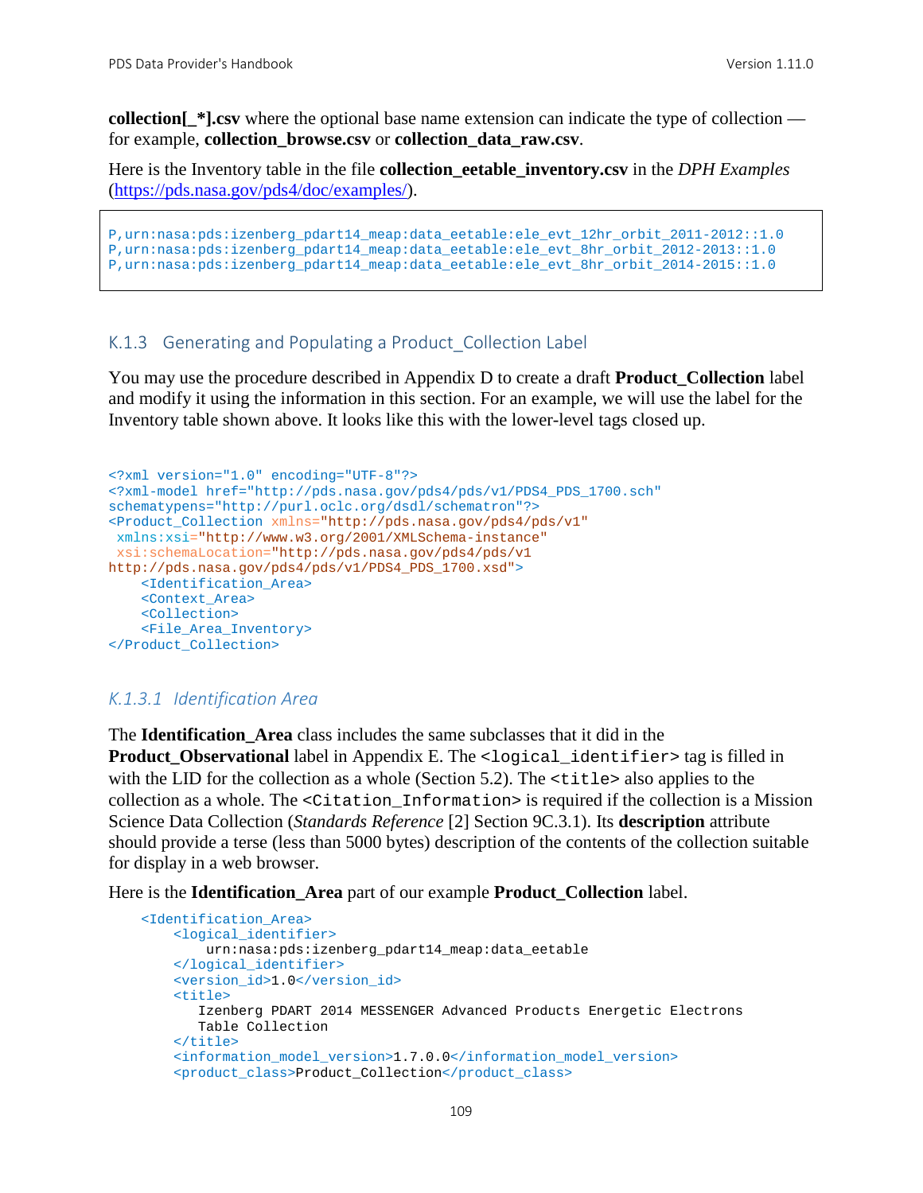**collection[_*].csv** where the optional base name extension can indicate the type of collection — for example, **collection_browse.csv** or **collection_data_raw.csv**.

Here is the Inventory table in the file **collection_eetable_inventory.csv** in the *DPH Examples* (https://pds.nasa.gov/pds4/doc/examples/).

```
P,urn:nasa:pds:izenberg_pdart14_meap:data_eetable:ele_evt_12hr_orbit_2011-2012::1.0
P,urn:nasa:pds:izenberg_pdart14_meap:data_eetable:ele_evt_8hr_orbit_2012-2013::1.0
P,urn:nasa:pds:izenberg_pdart14_meap:data_eetable:ele_evt_8hr_orbit_2014-2015::1.0
```

## K.1.3 Generating and Populating a Product_Collection Label

You may use the procedure described in Appendix D to create a draft **Product_Collection** label and modify it using the information in this section. For an example, we will use the label for the Inventory table shown above. It looks like this with the lower-level tags closed up.

```
<?xml version="1.0" encoding="UTF-8"?>
<?xml-model href="http://pds.nasa.gov/pds4/pds/v1/PDS4_PDS_1700.sch"
schematypens="http://purl.oclc.org/dsdl/schematron"?>
<Product_Collection xmlns="http://pds.nasa.gov/pds4/pds/v1"
 xmlns:xsi="http://www.w3.org/2001/XMLSchema-instance"
 xsi:schemaLocation="http://pds.nasa.gov/pds4/pds/v1
http://pds.nasa.gov/pds4/pds/v1/PDS4_PDS_1700.xsd">
    <Identification_Area>
    <Context_Area>
    <Collection>
    <File_Area_Inventory>
</Product_Collection>
```

### *K.1.3.1 Identification Area*

The **Identification_Area** class includes the same subclasses that it did in the **Product_Observational** label in Appendix E. The `<logical_identifier>` tag is filled in with the LID for the collection as a whole (Section 5.2). The `<title>` also applies to the collection as a whole. The `<Citation_Information>` is required if the collection is a Mission Science Data Collection (*Standards Reference* [2] Section 9C.3.1). Its **description** attribute should provide a terse (less than 5000 bytes) description of the contents of the collection suitable for display in a web browser.

Here is the **Identification_Area** part of our example **Product_Collection** label.

```
    <Identification_Area>
        <logical_identifier>
            urn:nasa:pds:izenberg_pdart14_meap:data_eetable
        </logical_identifier>
        <version_id>1.0</version_id>
        <title>
           Izenberg PDART 2014 MESSENGER Advanced Products Energetic Electrons
           Table Collection
        </title>
        <information_model_version>1.7.0.0</information_model_version>
        <product_class>Product_Collection</product_class>
```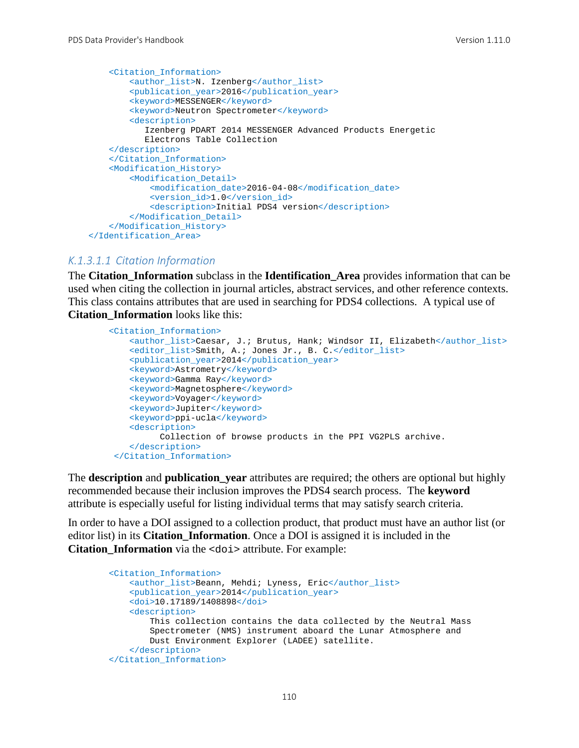```
        <Citation_Information>
            <author_list>N. Izenberg</author_list>
            <publication_year>2016</publication_year>
            <keyword>MESSENGER</keyword>
            <keyword>Neutron Spectrometer</keyword>
            <description>
               Izenberg PDART 2014 MESSENGER Advanced Products Energetic
               Electrons Table Collection
        </description>
        </Citation_Information>
        <Modification_History>
            <Modification_Detail>
                <modification_date>2016-04-08</modification_date>
                <version_id>1.0</version_id>
                <description>Initial PDS4 version</description>
            </Modification_Detail>
        </Modification_History>
    </Identification_Area>
```

#### K.1.3.1.1 Citation Information

The **Citation_Information** subclass in the **Identification_Area** provides information that can be used when citing the collection in journal articles, abstract services, and other reference contexts. This class contains attributes that are used in searching for PDS4 collections. A typical use of **Citation_Information** looks like this:

```
        <Citation_Information>
            <author_list>Caesar, J.; Brutus, Hank; Windsor II, Elizabeth</author_list>
            <editor_list>Smith, A.; Jones Jr., B. C.</editor_list>
            <publication_year>2014</publication_year>
            <keyword>Astrometry</keyword>
            <keyword>Gamma Ray</keyword>
            <keyword>Magnetosphere</keyword>
            <keyword>Voyager</keyword>
            <keyword>Jupiter</keyword>
            <keyword>ppi-ucla</keyword>
            <description>
                  Collection of browse products in the PPI VG2PLS archive.
            </description>
         </Citation_Information>
```

The **description** and **publication_year** attributes are required; the others are optional but highly recommended because their inclusion improves the PDS4 search process. The **keyword** attribute is especially useful for listing individual terms that may satisfy search criteria.

In order to have a DOI assigned to a collection product, that product must have an author list (or editor list) in its **Citation_Information**. Once a DOI is assigned it is included in the **Citation_Information** via the `<doi>` attribute. For example:

```
        <Citation_Information>
            <author_list>Beann, Mehdi; Lyness, Eric</author_list>
            <publication_year>2014</publication_year>
            <doi>10.17189/1408898</doi>
            <description>
                This collection contains the data collected by the Neutral Mass
                Spectrometer (NMS) instrument aboard the Lunar Atmosphere and
                Dust Environment Explorer (LADEE) satellite.
            </description>
        </Citation_Information>
```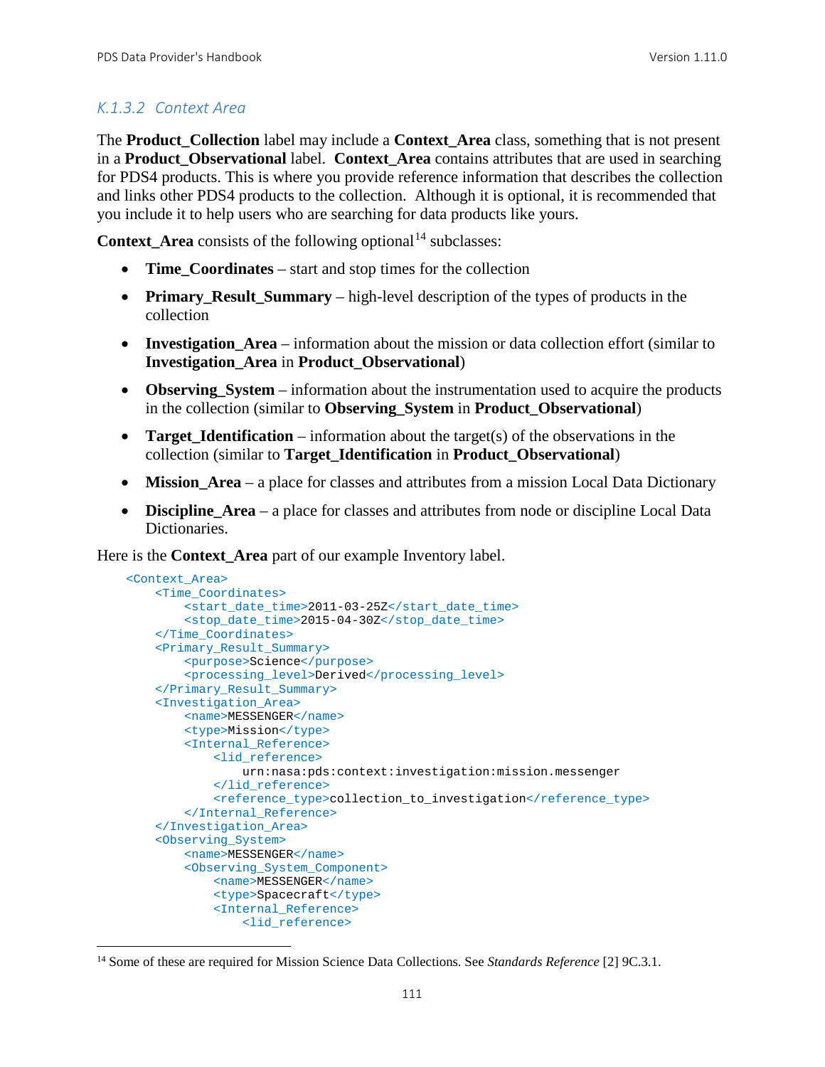### K.1.3.2 Context Area

The **Product_Collection** label may include a **Context_Area** class, something that is not present in a **Product_Observational** label. **Context_Area** contains attributes that are used in searching for PDS4 products. This is where you provide reference information that describes the collection and links other PDS4 products to the collection. Although it is optional, it is recommended that you include it to help users who are searching for data products like yours.

**Context_Area** consists of the following optional[14] subclasses:

- **Time_Coordinates** – start and stop times for the collection
- **Primary_Result_Summary** – high-level description of the types of products in the collection
- **Investigation_Area** – information about the mission or data collection effort (similar to **Investigation_Area** in **Product_Observational**)
- **Observing_System** – information about the instrumentation used to acquire the products in the collection (similar to **Observing_System** in **Product_Observational**)
- **Target_Identification** – information about the target(s) of the observations in the collection (similar to **Target_Identification** in **Product_Observational**)
- **Mission_Area** – a place for classes and attributes from a mission Local Data Dictionary
- **Discipline_Area** – a place for classes and attributes from node or discipline Local Data Dictionaries.

Here is the **Context_Area** part of our example Inventory label.

```
<Context_Area>
    <Time_Coordinates>
        <start_date_time>2011-03-25Z</start_date_time>
        <stop_date_time>2015-04-30Z</stop_date_time>
    </Time_Coordinates>
    <Primary_Result_Summary>
        <purpose>Science</purpose>
        <processing_level>Derived</processing_level>
    </Primary_Result_Summary>
    <Investigation_Area>
        <name>MESSENGER</name>
        <type>Mission</type>
        <Internal_Reference>
            <lid_reference>
                urn:nasa:pds:context:investigation:mission.messenger
            </lid_reference>
            <reference_type>collection_to_investigation</reference_type>
        </Internal_Reference>
    </Investigation_Area>
    <Observing_System>
        <name>MESSENGER</name>
        <Observing_System_Component>
            <name>MESSENGER</name>
            <type>Spacecraft</type>
            <Internal_Reference>
                <lid_reference>
```

[14] Some of these are required for Mission Science Data Collections. See *Standards Reference* [2] 9C.3.1.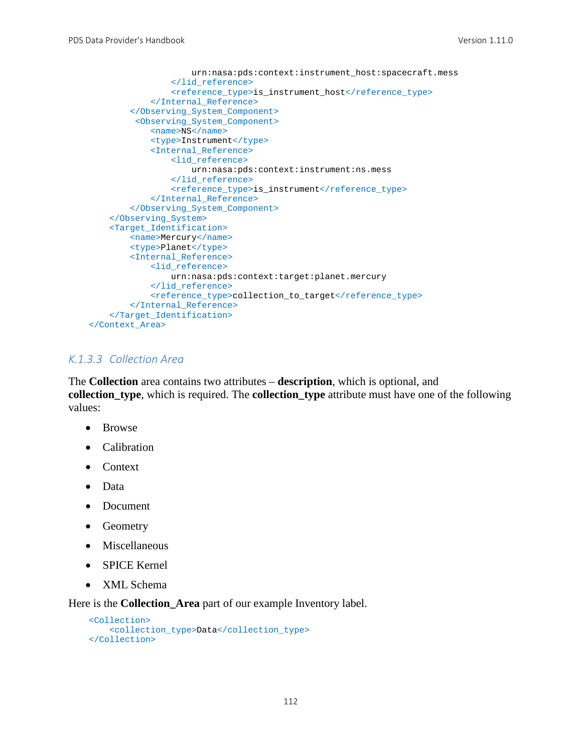```
                    urn:nasa:pds:context:instrument_host:spacecraft.mess
                </lid_reference>
                <reference_type>is_instrument_host</reference_type>
            </Internal_Reference>
        </Observing_System_Component>
         <Observing_System_Component>
            <name>NS</name>
            <type>Instrument</type>
            <Internal_Reference>
                <lid_reference>
                    urn:nasa:pds:context:instrument:ns.mess
                </lid_reference>
                <reference_type>is_instrument</reference_type>
            </Internal_Reference>
        </Observing_System_Component>
    </Observing_System>
    <Target_Identification>
        <name>Mercury</name>
        <type>Planet</type>
        <Internal_Reference>
            <lid_reference>
                urn:nasa:pds:context:target:planet.mercury
            </lid_reference>
            <reference_type>collection_to_target</reference_type>
        </Internal_Reference>
    </Target_Identification>
</Context_Area>
```

### *K.1.3.3 Collection Area*

The **Collection** area contains two attributes – **description**, which is optional, and **collection_type**, which is required. The **collection_type** attribute must have one of the following values:

- Browse
- Calibration
- Context
- Data
- Document
- Geometry
- Miscellaneous
- SPICE Kernel
- XML Schema

Here is the **Collection_Area** part of our example Inventory label.

```
<Collection>
    <collection_type>Data</collection_type>
</Collection>
```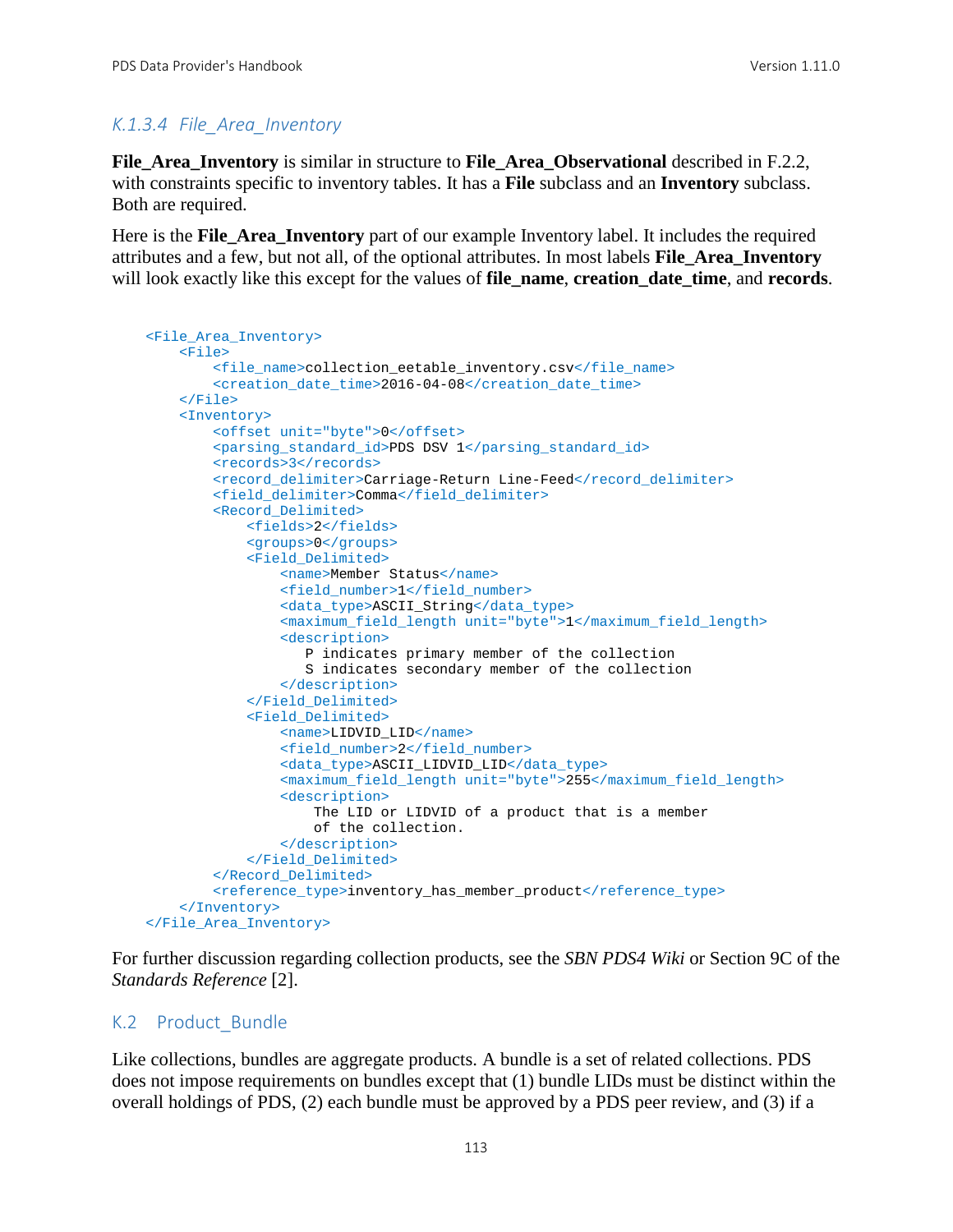#### K.1.3.4 File_Area_Inventory

**File_Area_Inventory** is similar in structure to **File_Area_Observational** described in F.2.2, with constraints specific to inventory tables. It has a **File** subclass and an **Inventory** subclass. Both are required.

Here is the **File_Area_Inventory** part of our example Inventory label. It includes the required attributes and a few, but not all, of the optional attributes. In most labels **File_Area_Inventory** will look exactly like this except for the values of **file_name**, **creation_date_time**, and **records**.

```
<File_Area_Inventory>
    <File>
        <file_name>collection_eetable_inventory.csv</file_name>
        <creation_date_time>2016-04-08</creation_date_time>
    </File>
    <Inventory>
        <offset unit="byte">0</offset>
        <parsing_standard_id>PDS DSV 1</parsing_standard_id>
        <records>3</records>
        <record_delimiter>Carriage-Return Line-Feed</record_delimiter>
        <field_delimiter>Comma</field_delimiter>
        <Record_Delimited>
            <fields>2</fields>
            <groups>0</groups>
            <Field_Delimited>
                <name>Member Status</name>
                <field_number>1</field_number>
                <data_type>ASCII_String</data_type>
                <maximum_field_length unit="byte">1</maximum_field_length>
                <description>
                   P indicates primary member of the collection
                   S indicates secondary member of the collection
                </description>
            </Field_Delimited>
            <Field_Delimited>
                <name>LIDVID_LID</name>
                <field_number>2</field_number>
                <data_type>ASCII_LIDVID_LID</data_type>
                <maximum_field_length unit="byte">255</maximum_field_length>
                <description>
                    The LID or LIDVID of a product that is a member
                    of the collection.
                </description>
            </Field_Delimited>
        </Record_Delimited>
        <reference_type>inventory_has_member_product</reference_type>
    </Inventory>
</File_Area_Inventory>
```

For further discussion regarding collection products, see the *SBN PDS4 Wiki* or Section 9C of the *Standards Reference* [2].

## K.2 Product_Bundle

Like collections, bundles are aggregate products. A bundle is a set of related collections. PDS does not impose requirements on bundles except that (1) bundle LIDs must be distinct within the overall holdings of PDS, (2) each bundle must be approved by a PDS peer review, and (3) if a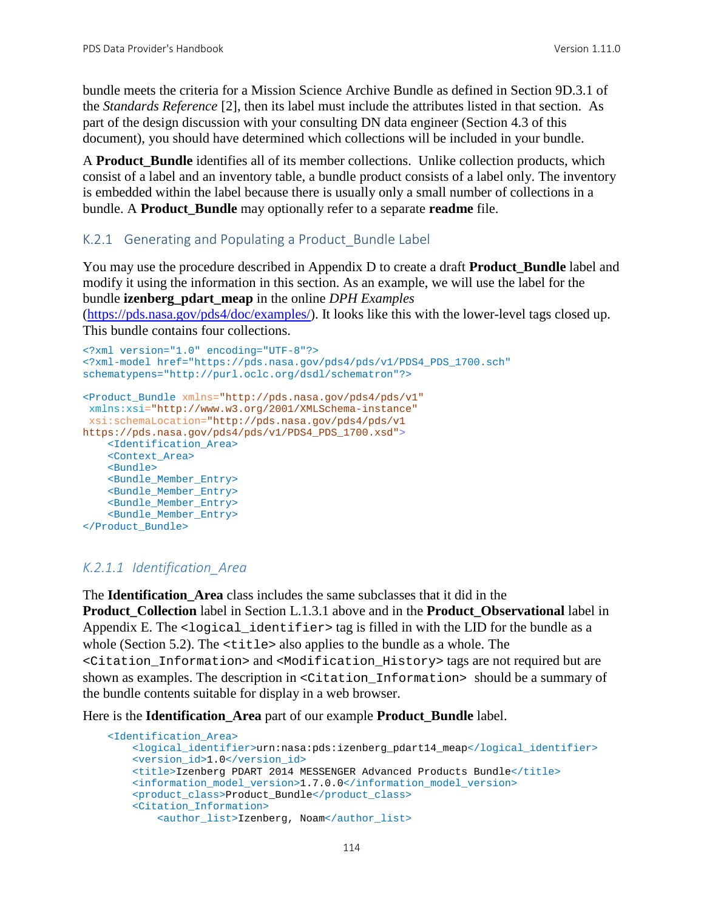bundle meets the criteria for a Mission Science Archive Bundle as defined in Section 9D.3.1 of the *Standards Reference* [2], then its label must include the attributes listed in that section. As part of the design discussion with your consulting DN data engineer (Section 4.3 of this document), you should have determined which collections will be included in your bundle.

A **Product_Bundle** identifies all of its member collections. Unlike collection products, which consist of a label and an inventory table, a bundle product consists of a label only. The inventory is embedded within the label because there is usually only a small number of collections in a bundle. A **Product_Bundle** may optionally refer to a separate **readme** file.

### K.2.1 Generating and Populating a Product_Bundle Label

You may use the procedure described in Appendix D to create a draft **Product_Bundle** label and modify it using the information in this section. As an example, we will use the label for the bundle **izenberg_pdart_meap** in the online *DPH Examples* (https://pds.nasa.gov/pds4/doc/examples/). It looks like this with the lower-level tags closed up. This bundle contains four collections.

```
<?xml version="1.0" encoding="UTF-8"?>
<?xml-model href="https://pds.nasa.gov/pds4/pds/v1/PDS4_PDS_1700.sch"
schematypens="http://purl.oclc.org/dsdl/schematron"?>

<Product_Bundle xmlns="http://pds.nasa.gov/pds4/pds/v1"
 xmlns:xsi="http://www.w3.org/2001/XMLSchema-instance"
 xsi:schemaLocation="http://pds.nasa.gov/pds4/pds/v1
https://pds.nasa.gov/pds4/pds/v1/PDS4_PDS_1700.xsd">
    <Identification_Area>
    <Context_Area>
    <Bundle>
    <Bundle_Member_Entry>
    <Bundle_Member_Entry>
    <Bundle_Member_Entry>
    <Bundle_Member_Entry>
</Product_Bundle>
```

#### *K.2.1.1 Identification_Area*

The **Identification_Area** class includes the same subclasses that it did in the **Product_Collection** label in Section L.1.3.1 above and in the **Product_Observational** label in Appendix E. The `<logical_identifier>` tag is filled in with the LID for the bundle as a whole (Section 5.2). The `<title>` also applies to the bundle as a whole. The `<Citation_Information>` and `<Modification_History>` tags are not required but are shown as examples. The description in `<Citation_Information>` should be a summary of the bundle contents suitable for display in a web browser.

Here is the **Identification_Area** part of our example **Product_Bundle** label.

```
    <Identification_Area>
        <logical_identifier>urn:nasa:pds:izenberg_pdart14_meap</logical_identifier>
        <version_id>1.0</version_id>
        <title>Izenberg PDART 2014 MESSENGER Advanced Products Bundle</title>
        <information_model_version>1.7.0.0</information_model_version>
        <product_class>Product_Bundle</product_class>
        <Citation_Information>
            <author_list>Izenberg, Noam</author_list>
```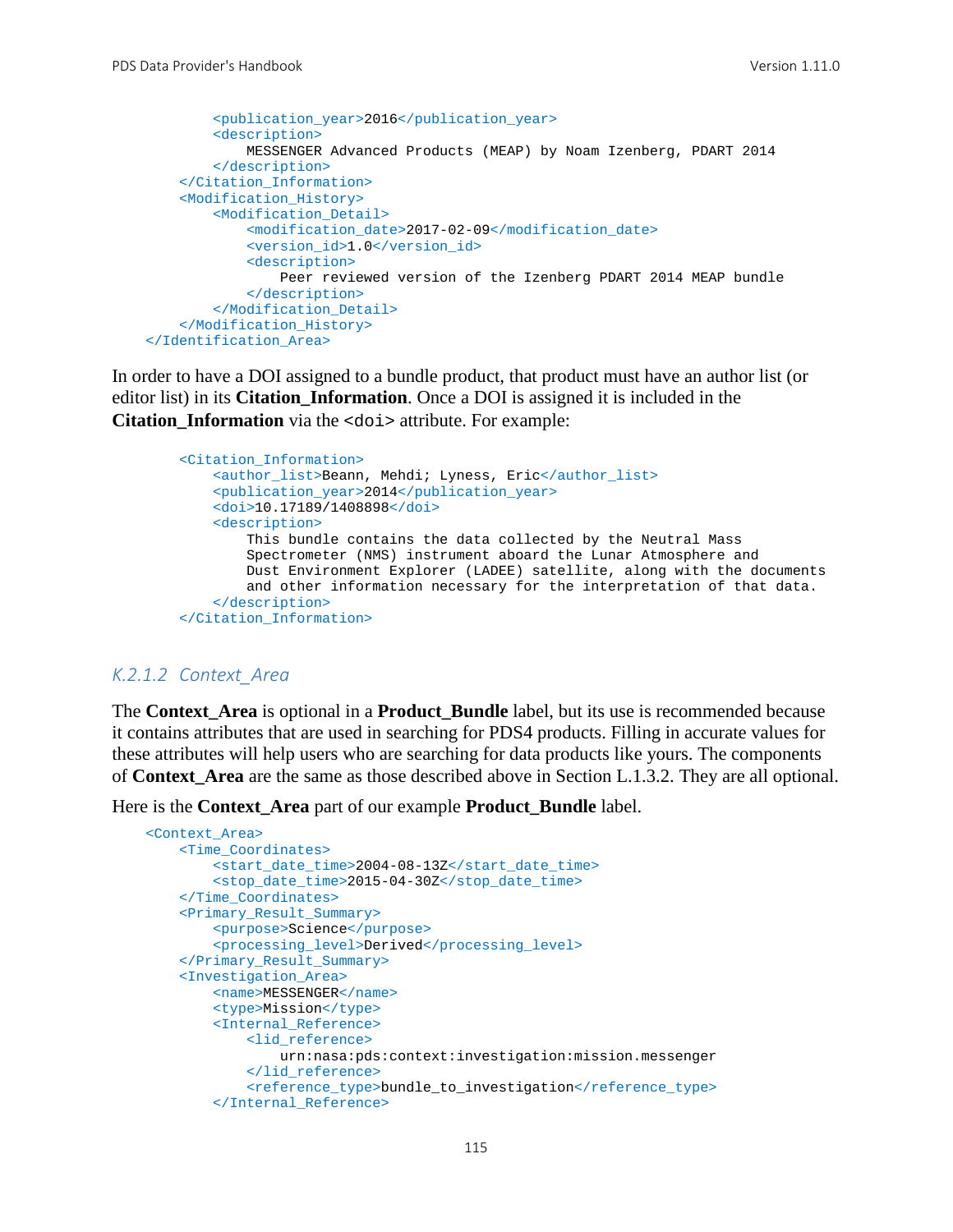```
        <publication_year>2016</publication_year>
        <description>
            MESSENGER Advanced Products (MEAP) by Noam Izenberg, PDART 2014
        </description>
    </Citation_Information>
    <Modification_History>
        <Modification_Detail>
            <modification_date>2017-02-09</modification_date>
            <version_id>1.0</version_id>
            <description>
                Peer reviewed version of the Izenberg PDART 2014 MEAP bundle
            </description>
        </Modification_Detail>
    </Modification_History>
</Identification_Area>
```

In order to have a DOI assigned to a bundle product, that product must have an author list (or editor list) in its **Citation_Information**. Once a DOI is assigned it is included in the **Citation_Information** via the `<doi>` attribute. For example:

```
    <Citation_Information>
        <author_list>Beann, Mehdi; Lyness, Eric</author_list>
        <publication_year>2014</publication_year>
        <doi>10.17189/1408898</doi>
        <description>
            This bundle contains the data collected by the Neutral Mass
            Spectrometer (NMS) instrument aboard the Lunar Atmosphere and
            Dust Environment Explorer (LADEE) satellite, along with the documents
            and other information necessary for the interpretation of that data.
        </description>
    </Citation_Information>
```

### K.2.1.2 Context_Area

The **Context_Area** is optional in a **Product_Bundle** label, but its use is recommended because it contains attributes that are used in searching for PDS4 products. Filling in accurate values for these attributes will help users who are searching for data products like yours. The components of **Context_Area** are the same as those described above in Section L.1.3.2. They are all optional.

Here is the **Context_Area** part of our example **Product_Bundle** label.

```
<Context_Area>
    <Time_Coordinates>
        <start_date_time>2004-08-13Z</start_date_time>
        <stop_date_time>2015-04-30Z</stop_date_time>
    </Time_Coordinates>
    <Primary_Result_Summary>
        <purpose>Science</purpose>
        <processing_level>Derived</processing_level>
    </Primary_Result_Summary>
    <Investigation_Area>
        <name>MESSENGER</name>
        <type>Mission</type>
        <Internal_Reference>
            <lid_reference>
                urn:nasa:pds:context:investigation:mission.messenger
            </lid_reference>
            <reference_type>bundle_to_investigation</reference_type>
        </Internal_Reference>
```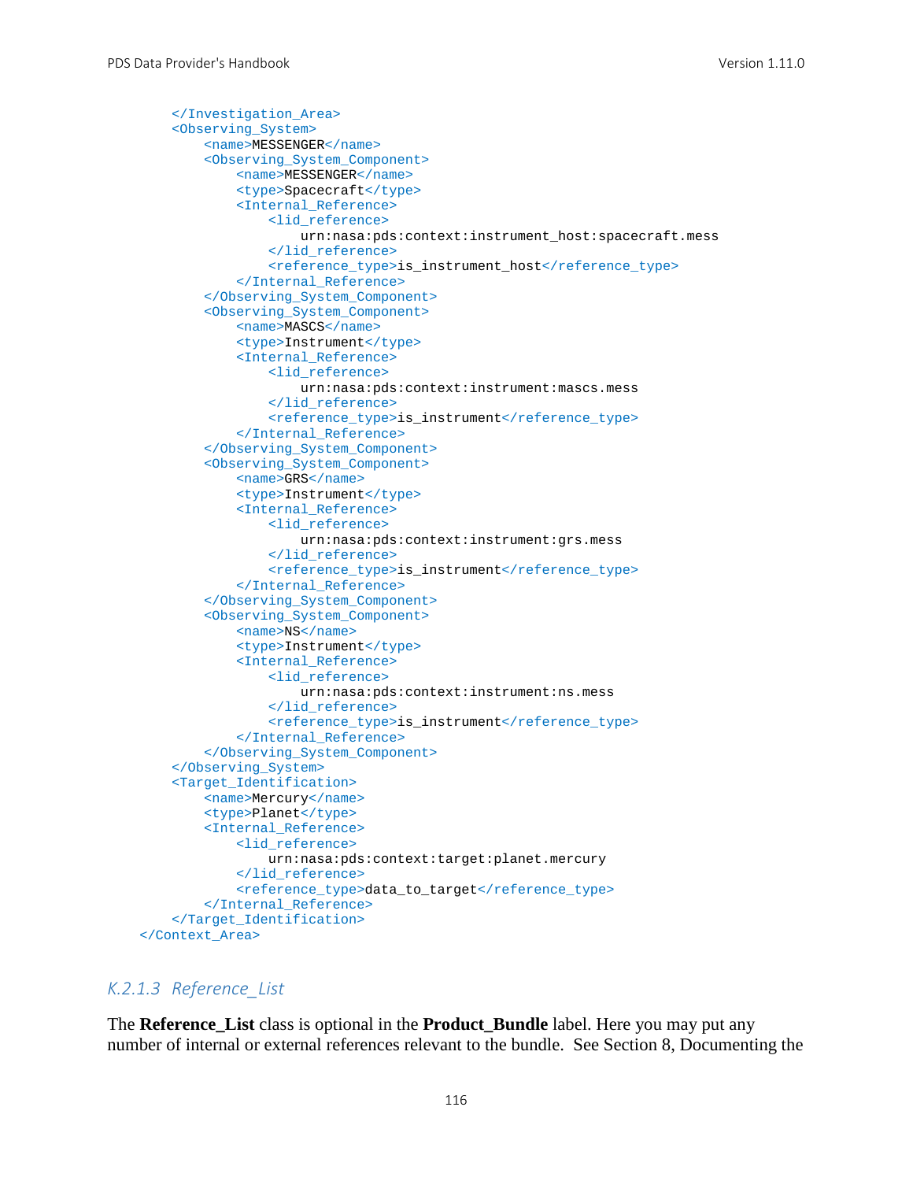```
        </Investigation_Area>
        <Observing_System>
            <name>MESSENGER</name>
            <Observing_System_Component>
                <name>MESSENGER</name>
                <type>Spacecraft</type>
                <Internal_Reference>
                    <lid_reference>
                        urn:nasa:pds:context:instrument_host:spacecraft.mess
                    </lid_reference>
                    <reference_type>is_instrument_host</reference_type>
                </Internal_Reference>
            </Observing_System_Component>
            <Observing_System_Component>
                <name>MASCS</name>
                <type>Instrument</type>
                <Internal_Reference>
                    <lid_reference>
                        urn:nasa:pds:context:instrument:mascs.mess
                    </lid_reference>
                    <reference_type>is_instrument</reference_type>
                </Internal_Reference>
            </Observing_System_Component>
            <Observing_System_Component>
                <name>GRS</name>
                <type>Instrument</type>
                <Internal_Reference>
                    <lid_reference>
                        urn:nasa:pds:context:instrument:grs.mess
                    </lid_reference>
                    <reference_type>is_instrument</reference_type>
                </Internal_Reference>
            </Observing_System_Component>
            <Observing_System_Component>
                <name>NS</name>
                <type>Instrument</type>
                <Internal_Reference>
                    <lid_reference>
                        urn:nasa:pds:context:instrument:ns.mess
                    </lid_reference>
                    <reference_type>is_instrument</reference_type>
                </Internal_Reference>
            </Observing_System_Component>
        </Observing_System>
        <Target_Identification>
            <name>Mercury</name>
            <type>Planet</type>
            <Internal_Reference>
                <lid_reference>
                    urn:nasa:pds:context:target:planet.mercury
                </lid_reference>
                <reference_type>data_to_target</reference_type>
            </Internal_Reference>
        </Target_Identification>
    </Context_Area>
```

### *K.2.1.3 Reference_List*

The **Reference_List** class is optional in the **Product_Bundle** label. Here you may put any number of internal or external references relevant to the bundle. See Section 8, Documenting the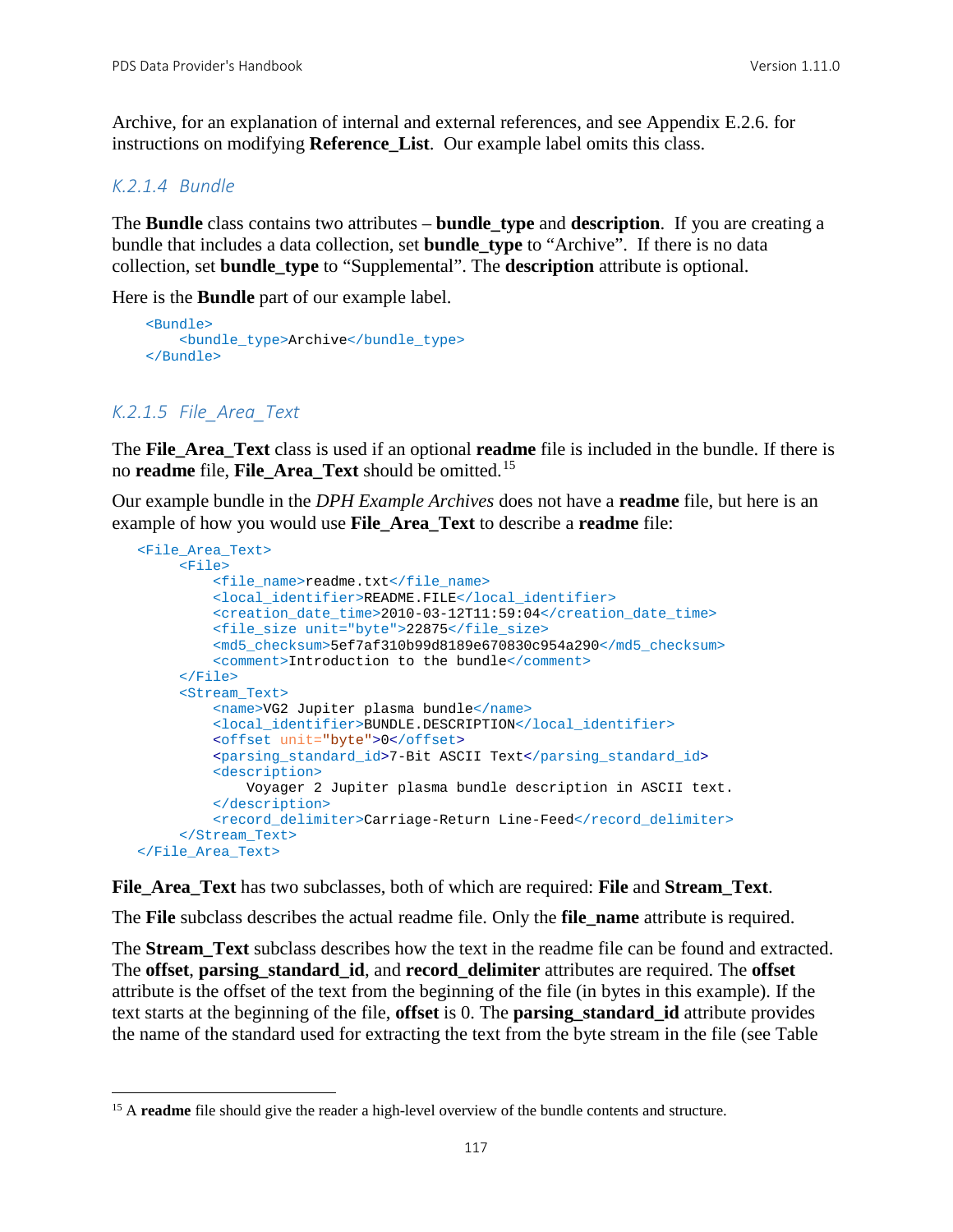Archive, for an explanation of internal and external references, and see Appendix E.2.6. for instructions on modifying **Reference_List**. Our example label omits this class.

### *K.2.1.4 Bundle*

The **Bundle** class contains two attributes – **bundle_type** and **description**. If you are creating a bundle that includes a data collection, set **bundle_type** to “Archive”. If there is no data collection, set **bundle_type** to “Supplemental”. The **description** attribute is optional.

Here is the **Bundle** part of our example label.

```
<Bundle>
    <bundle_type>Archive</bundle_type>
</Bundle>
```

### *K.2.1.5 File_Area_Text*

The **File_Area_Text** class is used if an optional **readme** file is included in the bundle. If there is no **readme** file, **File_Area_Text** should be omitted.[15]

Our example bundle in the *DPH Example Archives* does not have a **readme** file, but here is an example of how you would use **File_Area_Text** to describe a **readme** file:

```
<File_Area_Text>
     <File>
         <file_name>readme.txt</file_name>
         <local_identifier>README.FILE</local_identifier>
         <creation_date_time>2010-03-12T11:59:04</creation_date_time>
         <file_size unit="byte">22875</file_size>
         <md5_checksum>5ef7af310b99d8189e670830c954a290</md5_checksum>
         <comment>Introduction to the bundle</comment>
     </File>
     <Stream_Text>
         <name>VG2 Jupiter plasma bundle</name>
         <local_identifier>BUNDLE.DESCRIPTION</local_identifier>
         <offset unit="byte">0</offset>
         <parsing_standard_id>7-Bit ASCII Text</parsing_standard_id>
         <description>
             Voyager 2 Jupiter plasma bundle description in ASCII text.
         </description>
         <record_delimiter>Carriage-Return Line-Feed</record_delimiter>
     </Stream_Text>
</File_Area_Text>
```

**File_Area_Text** has two subclasses, both of which are required: **File** and **Stream_Text**.

The **File** subclass describes the actual readme file. Only the **file_name** attribute is required.

The **Stream_Text** subclass describes how the text in the readme file can be found and extracted. The **offset**, **parsing_standard_id**, and **record_delimiter** attributes are required. The **offset** attribute is the offset of the text from the beginning of the file (in bytes in this example). If the text starts at the beginning of the file, **offset** is 0. The **parsing_standard_id** attribute provides the name of the standard used for extracting the text from the byte stream in the file (see Table

[15] A **readme** file should give the reader a high-level overview of the bundle contents and structure.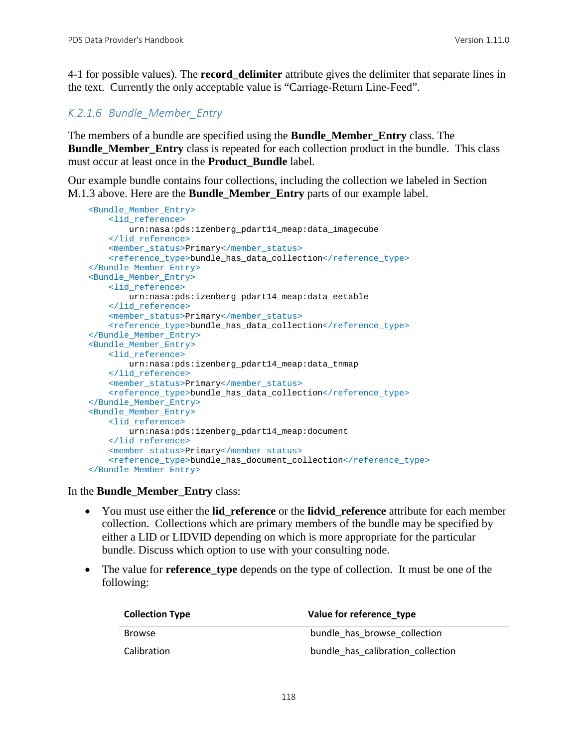4-1 for possible values). The **record_delimiter** attribute gives the delimiter that separate lines in the text. Currently the only acceptable value is “Carriage-Return Line-Feed”.

### *K.2.1.6 Bundle_Member_Entry*

The members of a bundle are specified using the **Bundle_Member_Entry** class. The **Bundle_Member_Entry** class is repeated for each collection product in the bundle. This class must occur at least once in the **Product_Bundle** label.

Our example bundle contains four collections, including the collection we labeled in Section M.1.3 above. Here are the **Bundle_Member_Entry** parts of our example label.

```
<Bundle_Member_Entry>
    <lid_reference>
        urn:nasa:pds:izenberg_pdart14_meap:data_imagecube
    </lid_reference>
    <member_status>Primary</member_status>
    <reference_type>bundle_has_data_collection</reference_type>
</Bundle_Member_Entry>
<Bundle_Member_Entry>
    <lid_reference>
        urn:nasa:pds:izenberg_pdart14_meap:data_eetable
    </lid_reference>
    <member_status>Primary</member_status>
    <reference_type>bundle_has_data_collection</reference_type>
</Bundle_Member_Entry>
<Bundle_Member_Entry>
    <lid_reference>
        urn:nasa:pds:izenberg_pdart14_meap:data_tnmap
    </lid_reference>
    <member_status>Primary</member_status>
    <reference_type>bundle_has_data_collection</reference_type>
</Bundle_Member_Entry>
<Bundle_Member_Entry>
    <lid_reference>
        urn:nasa:pds:izenberg_pdart14_meap:document
    </lid_reference>
    <member_status>Primary</member_status>
    <reference_type>bundle_has_document_collection</reference_type>
</Bundle_Member_Entry>
```

In the **Bundle_Member_Entry** class:

- You must use either the **lid_reference** or the **lidvid_reference** attribute for each member collection. Collections which are primary members of the bundle may be specified by either a LID or LIDVID depending on which is more appropriate for the particular bundle. Discuss which option to use with your consulting node.
- The value for **reference_type** depends on the type of collection. It must be one of the following:

| Collection Type | Value for reference_type |
|---|---|
| Browse | bundle_has_browse_collection |
| Calibration | bundle_has_calibration_collection |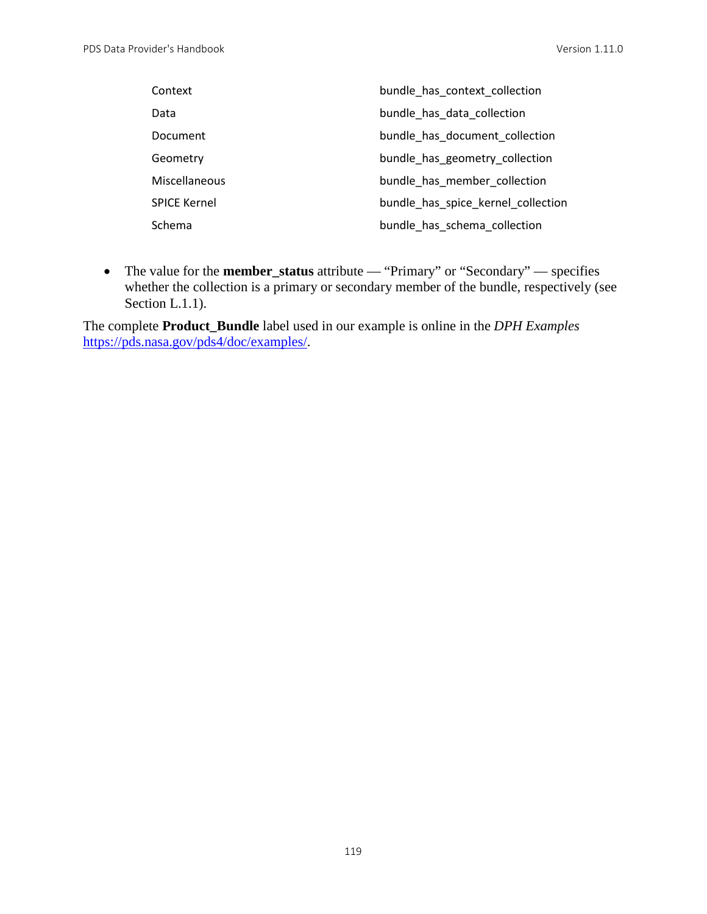| | |
|---|---|
| Context | bundle_has_context_collection |
| Data | bundle_has_data_collection |
| Document | bundle_has_document_collection |
| Geometry | bundle_has_geometry_collection |
| Miscellaneous | bundle_has_member_collection |
| SPICE Kernel | bundle_has_spice_kernel_collection |
| Schema | bundle_has_schema_collection |

- The value for the **member_status** attribute — “Primary” or “Secondary” — specifies whether the collection is a primary or secondary member of the bundle, respectively (see Section L.1.1).

The complete **Product_Bundle** label used in our example is online in the *DPH Examples* https://pds.nasa.gov/pds4/doc/examples/.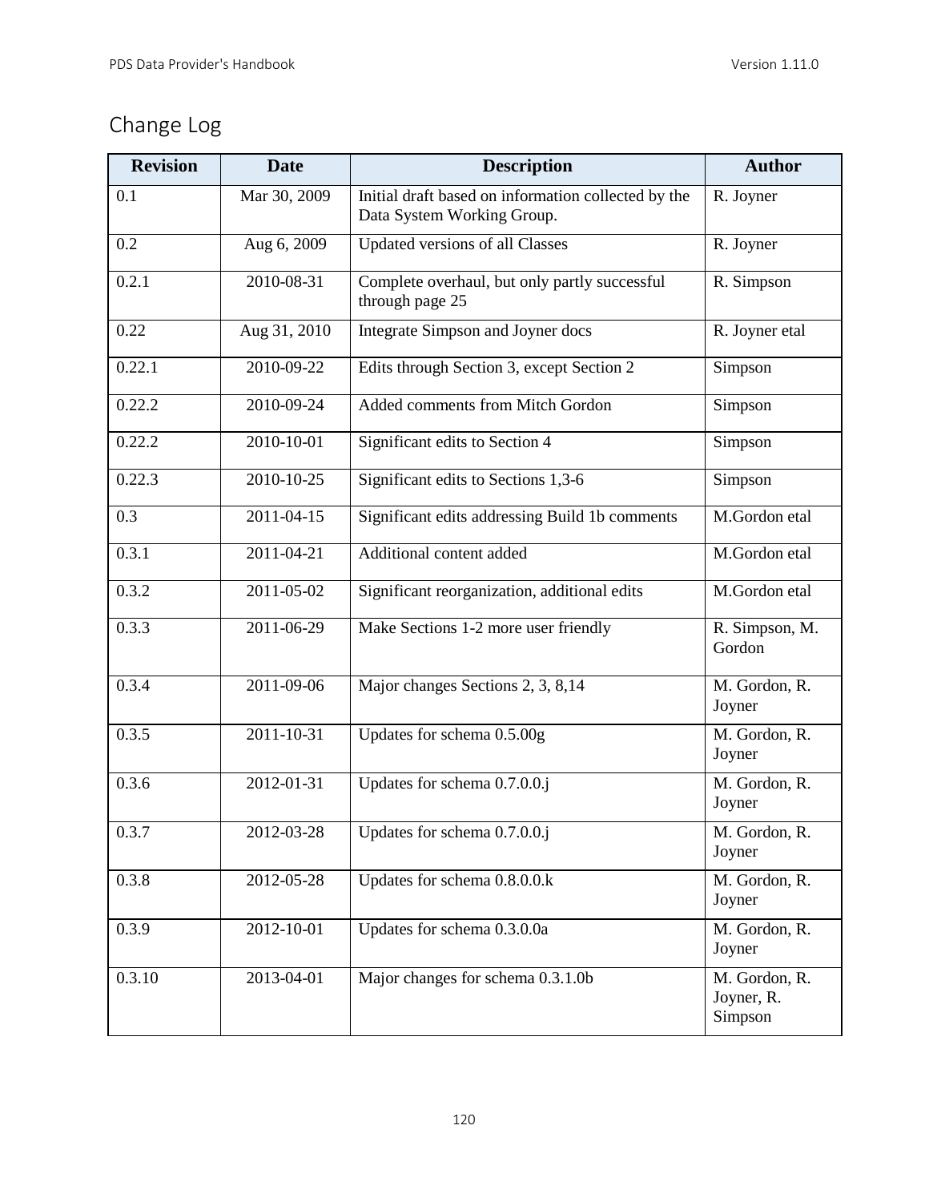## Change Log

| Revision | Date | Description | Author |
|---|---|---|---|
| 0.1 | Mar 30, 2009 | Initial draft based on information collected by the Data System Working Group. | R. Joyner |
| 0.2 | Aug 6, 2009 | Updated versions of all Classes | R. Joyner |
| 0.2.1 | 2010-08-31 | Complete overhaul, but only partly successful through page 25 | R. Simpson |
| 0.22 | Aug 31, 2010 | Integrate Simpson and Joyner docs | R. Joyner etal |
| 0.22.1 | 2010-09-22 | Edits through Section 3, except Section 2 | Simpson |
| 0.22.2 | 2010-09-24 | Added comments from Mitch Gordon | Simpson |
| 0.22.2 | 2010-10-01 | Significant edits to Section 4 | Simpson |
| 0.22.3 | 2010-10-25 | Significant edits to Sections 1,3-6 | Simpson |
| 0.3 | 2011-04-15 | Significant edits addressing Build 1b comments | M.Gordon etal |
| 0.3.1 | 2011-04-21 | Additional content added | M.Gordon etal |
| 0.3.2 | 2011-05-02 | Significant reorganization, additional edits | M.Gordon etal |
| 0.3.3 | 2011-06-29 | Make Sections 1-2 more user friendly | R. Simpson, M. Gordon |
| 0.3.4 | 2011-09-06 | Major changes Sections 2, 3, 8,14 | M. Gordon, R. Joyner |
| 0.3.5 | 2011-10-31 | Updates for schema 0.5.00g | M. Gordon, R. Joyner |
| 0.3.6 | 2012-01-31 | Updates for schema 0.7.0.0.j | M. Gordon, R. Joyner |
| 0.3.7 | 2012-03-28 | Updates for schema 0.7.0.0.j | M. Gordon, R. Joyner |
| 0.3.8 | 2012-05-28 | Updates for schema 0.8.0.0.k | M. Gordon, R. Joyner |
| 0.3.9 | 2012-10-01 | Updates for schema 0.3.0.0a | M. Gordon, R. Joyner |
| 0.3.10 | 2013-04-01 | Major changes for schema 0.3.1.0b | M. Gordon, R. Joyner, R. Simpson |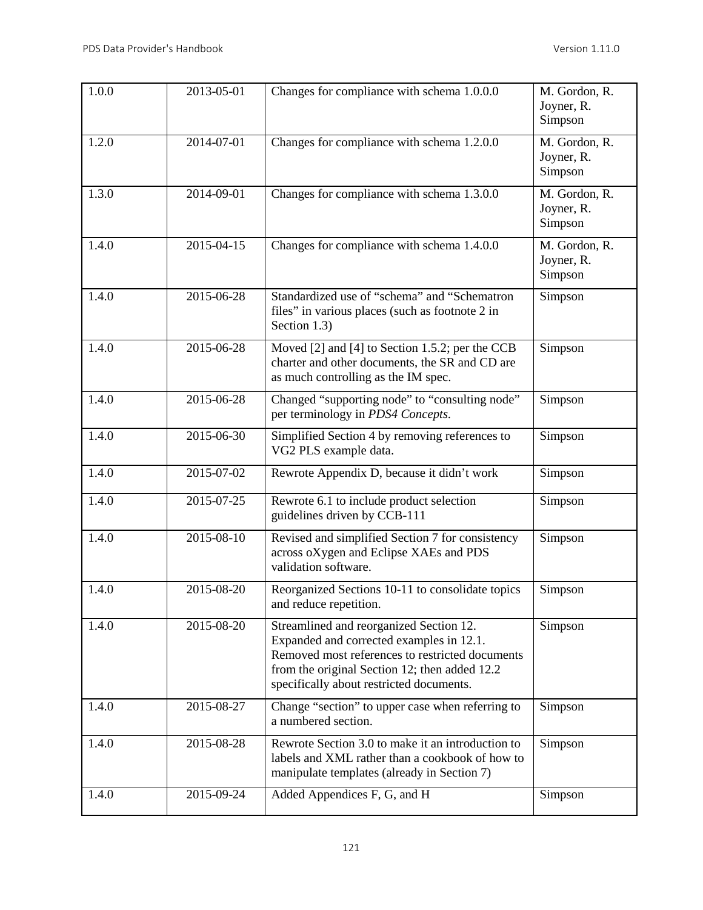| | | | |
|---|---|---|---|
| 1.0.0 | 2013-05-01 | Changes for compliance with schema 1.0.0.0 | M. Gordon, R. Joyner, R. Simpson |
| 1.2.0 | 2014-07-01 | Changes for compliance with schema 1.2.0.0 | M. Gordon, R. Joyner, R. Simpson |
| 1.3.0 | 2014-09-01 | Changes for compliance with schema 1.3.0.0 | M. Gordon, R. Joyner, R. Simpson |
| 1.4.0 | 2015-04-15 | Changes for compliance with schema 1.4.0.0 | M. Gordon, R. Joyner, R. Simpson |
| 1.4.0 | 2015-06-28 | Standardized use of “schema” and “Schematron files” in various places (such as footnote 2 in Section 1.3) | Simpson |
| 1.4.0 | 2015-06-28 | Moved [2] and [4] to Section 1.5.2; per the CCB charter and other documents, the SR and CD are as much controlling as the IM spec. | Simpson |
| 1.4.0 | 2015-06-28 | Changed “supporting node” to “consulting node” per terminology in *PDS4 Concepts.* | Simpson |
| 1.4.0 | 2015-06-30 | Simplified Section 4 by removing references to VG2 PLS example data. | Simpson |
| 1.4.0 | 2015-07-02 | Rewrote Appendix D, because it didn’t work | Simpson |
| 1.4.0 | 2015-07-25 | Rewrote 6.1 to include product selection guidelines driven by CCB-111 | Simpson |
| 1.4.0 | 2015-08-10 | Revised and simplified Section 7 for consistency across oXygen and Eclipse XAEs and PDS validation software. | Simpson |
| 1.4.0 | 2015-08-20 | Reorganized Sections 10-11 to consolidate topics and reduce repetition. | Simpson |
| 1.4.0 | 2015-08-20 | Streamlined and reorganized Section 12. Expanded and corrected examples in 12.1. Removed most references to restricted documents from the original Section 12; then added 12.2 specifically about restricted documents. | Simpson |
| 1.4.0 | 2015-08-27 | Change “section” to upper case when referring to a numbered section. | Simpson |
| 1.4.0 | 2015-08-28 | Rewrote Section 3.0 to make it an introduction to labels and XML rather than a cookbook of how to manipulate templates (already in Section 7) | Simpson |
| 1.4.0 | 2015-09-24 | Added Appendices F, G, and H | Simpson |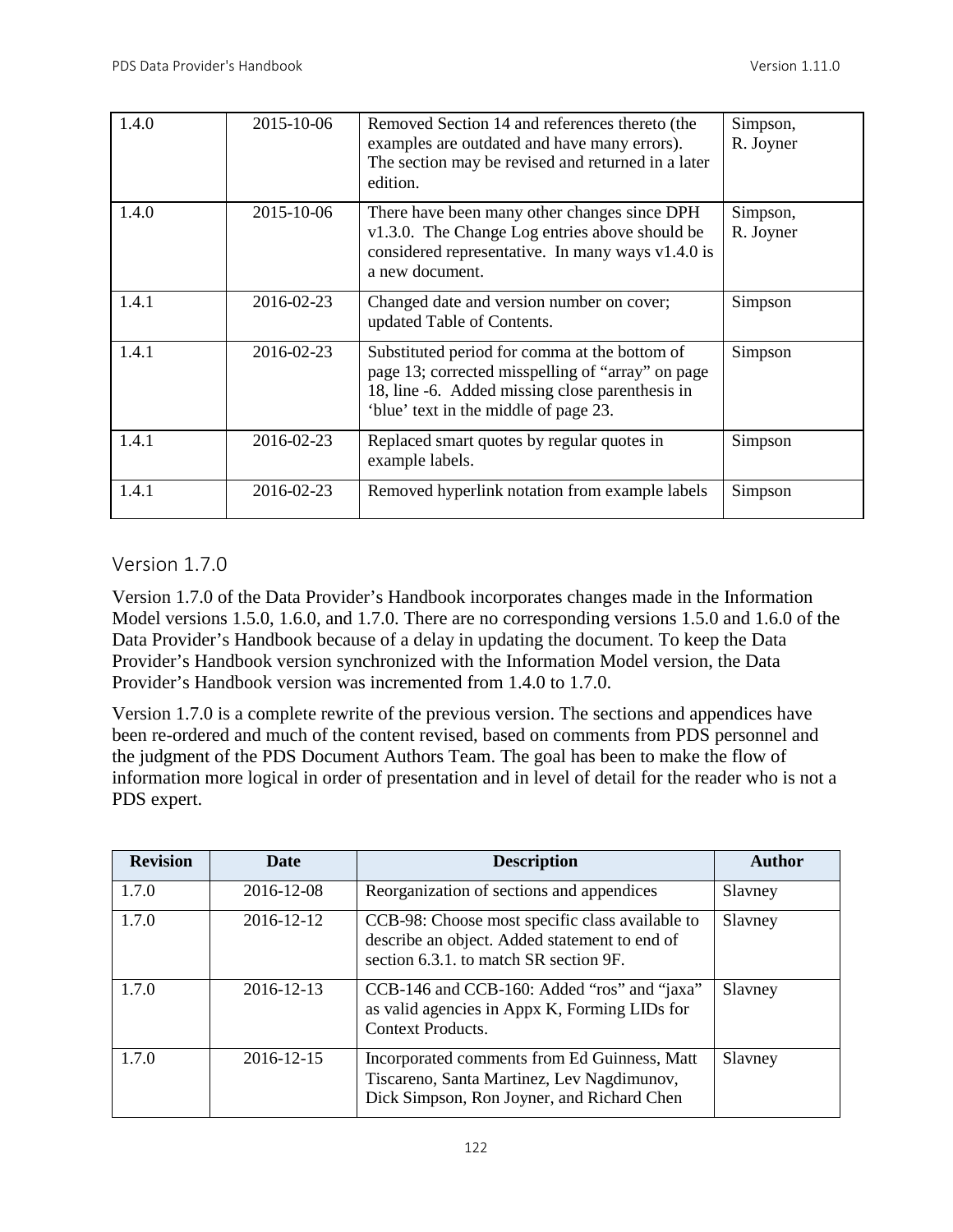| | | | |
|---|---|---|---|
| 1.4.0 | 2015-10-06 | Removed Section 14 and references thereto (the examples are outdated and have many errors). The section may be revised and returned in a later edition. | Simpson, R. Joyner |
| 1.4.0 | 2015-10-06 | There have been many other changes since DPH v1.3.0. The Change Log entries above should be considered representative. In many ways v1.4.0 is a new document. | Simpson, R. Joyner |
| 1.4.1 | 2016-02-23 | Changed date and version number on cover; updated Table of Contents. | Simpson |
| 1.4.1 | 2016-02-23 | Substituted period for comma at the bottom of page 13; corrected misspelling of "array" on page 18, line -6. Added missing close parenthesis in 'blue' text in the middle of page 23. | Simpson |
| 1.4.1 | 2016-02-23 | Replaced smart quotes by regular quotes in example labels. | Simpson |
| 1.4.1 | 2016-02-23 | Removed hyperlink notation from example labels | Simpson |

## Version 1.7.0

Version 1.7.0 of the Data Provider's Handbook incorporates changes made in the Information Model versions 1.5.0, 1.6.0, and 1.7.0. There are no corresponding versions 1.5.0 and 1.6.0 of the Data Provider's Handbook because of a delay in updating the document. To keep the Data Provider's Handbook version synchronized with the Information Model version, the Data Provider's Handbook version was incremented from 1.4.0 to 1.7.0.

Version 1.7.0 is a complete rewrite of the previous version. The sections and appendices have been re-ordered and much of the content revised, based on comments from PDS personnel and the judgment of the PDS Document Authors Team. The goal has been to make the flow of information more logical in order of presentation and in level of detail for the reader who is not a PDS expert.

| Revision | Date | Description | Author |
|---|---|---|---|
| 1.7.0 | 2016-12-08 | Reorganization of sections and appendices | Slavney |
| 1.7.0 | 2016-12-12 | CCB-98: Choose most specific class available to describe an object. Added statement to end of section 6.3.1. to match SR section 9F. | Slavney |
| 1.7.0 | 2016-12-13 | CCB-146 and CCB-160: Added "ros" and "jaxa" as valid agencies in Appx K, Forming LIDs for Context Products. | Slavney |
| 1.7.0 | 2016-12-15 | Incorporated comments from Ed Guinness, Matt Tiscareno, Santa Martinez, Lev Nagdimunov, Dick Simpson, Ron Joyner, and Richard Chen | Slavney |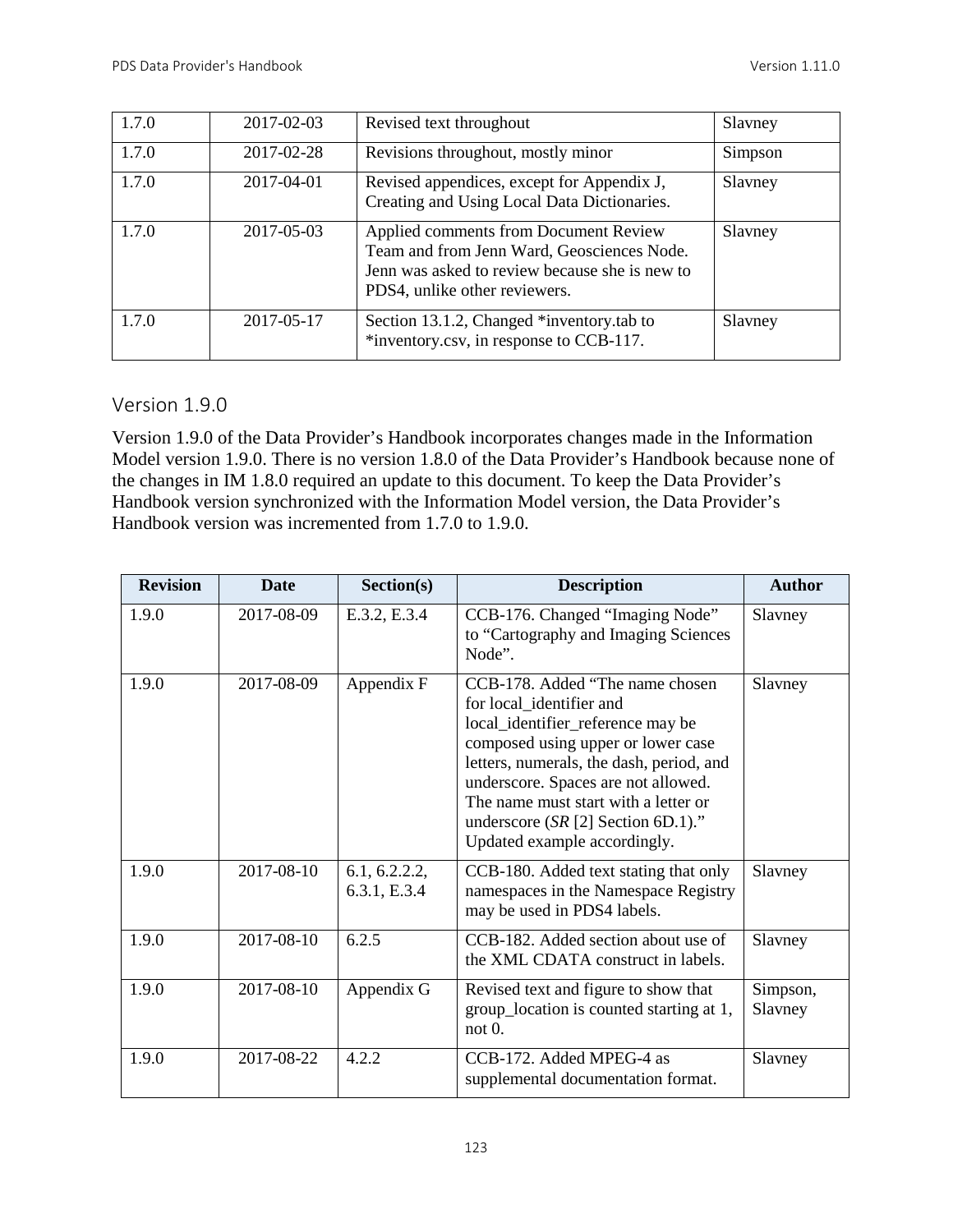| | | | |
|---|---|---|---|
| 1.7.0 | 2017-02-03 | Revised text throughout | Slavney |
| 1.7.0 | 2017-02-28 | Revisions throughout, mostly minor | Simpson |
| 1.7.0 | 2017-04-01 | Revised appendices, except for Appendix J, Creating and Using Local Data Dictionaries. | Slavney |
| 1.7.0 | 2017-05-03 | Applied comments from Document Review Team and from Jenn Ward, Geosciences Node. Jenn was asked to review because she is new to PDS4, unlike other reviewers. | Slavney |
| 1.7.0 | 2017-05-17 | Section 13.1.2, Changed *inventory.tab to *inventory.csv, in response to CCB-117. | Slavney |

## Version 1.9.0

Version 1.9.0 of the Data Provider's Handbook incorporates changes made in the Information Model version 1.9.0. There is no version 1.8.0 of the Data Provider's Handbook because none of the changes in IM 1.8.0 required an update to this document. To keep the Data Provider's Handbook version synchronized with the Information Model version, the Data Provider's Handbook version was incremented from 1.7.0 to 1.9.0.

| Revision | Date | Section(s) | Description | Author |
|---|---|---|---|---|
| 1.9.0 | 2017-08-09 | E.3.2, E.3.4 | CCB-176. Changed "Imaging Node" to "Cartography and Imaging Sciences Node". | Slavney |
| 1.9.0 | 2017-08-09 | Appendix F | CCB-178. Added "The name chosen for local_identifier and local_identifier_reference may be composed using upper or lower case letters, numerals, the dash, period, and underscore. Spaces are not allowed. The name must start with a letter or underscore (*SR* [2] Section 6D.1)." Updated example accordingly. | Slavney |
| 1.9.0 | 2017-08-10 | 6.1, 6.2.2.2, 6.3.1, E.3.4 | CCB-180. Added text stating that only namespaces in the Namespace Registry may be used in PDS4 labels. | Slavney |
| 1.9.0 | 2017-08-10 | 6.2.5 | CCB-182. Added section about use of the XML CDATA construct in labels. | Slavney |
| 1.9.0 | 2017-08-10 | Appendix G | Revised text and figure to show that group_location is counted starting at 1, not 0. | Simpson, Slavney |
| 1.9.0 | 2017-08-22 | 4.2.2 | CCB-172. Added MPEG-4 as supplemental documentation format. | Slavney |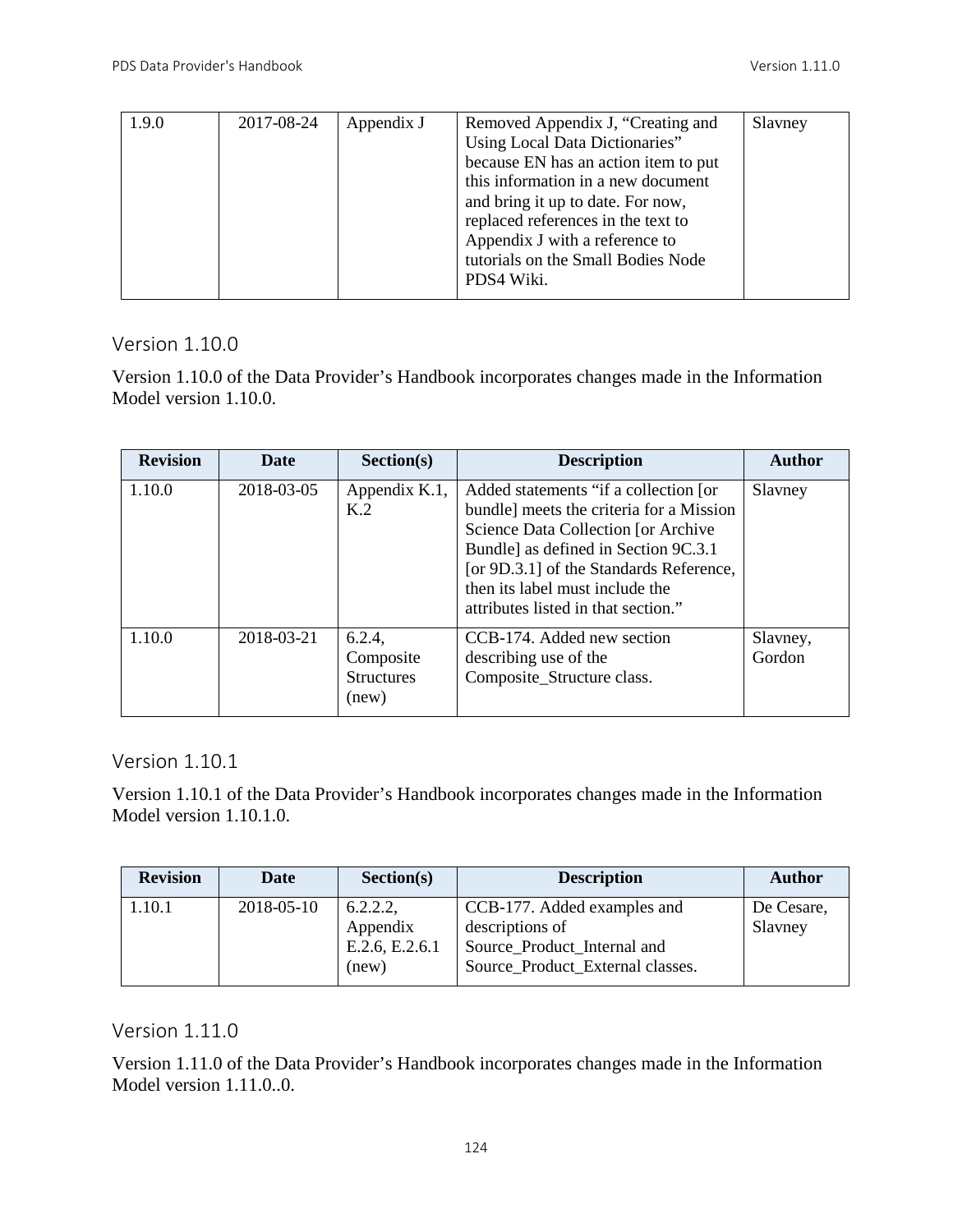| | | | | |
|---|---|---|---|---|
| 1.9.0 | 2017-08-24 | Appendix J | Removed Appendix J, “Creating and Using Local Data Dictionaries” because EN has an action item to put this information in a new document and bring it up to date. For now, replaced references in the text to Appendix J with a reference to tutorials on the Small Bodies Node PDS4 Wiki. | Slavney |

## Version 1.10.0

Version 1.10.0 of the Data Provider’s Handbook incorporates changes made in the Information Model version 1.10.0.

| Revision | Date | Section(s) | Description | Author |
|---|---|---|---|---|
| 1.10.0 | 2018-03-05 | Appendix K.1, K.2 | Added statements “if a collection [or bundle] meets the criteria for a Mission Science Data Collection [or Archive Bundle] as defined in Section 9C.3.1 [or 9D.3.1] of the Standards Reference, then its label must include the attributes listed in that section.” | Slavney |
| 1.10.0 | 2018-03-21 | 6.2.4, Composite Structures (new) | CCB-174. Added new section describing use of the Composite_Structure class. | Slavney, Gordon |

## Version 1.10.1

Version 1.10.1 of the Data Provider’s Handbook incorporates changes made in the Information Model version 1.10.1.0.

| Revision | Date | Section(s) | Description | Author |
|---|---|---|---|---|
| 1.10.1 | 2018-05-10 | 6.2.2.2, Appendix E.2.6, E.2.6.1 (new) | CCB-177. Added examples and descriptions of Source_Product_Internal and Source_Product_External classes. | De Cesare, Slavney |

## Version 1.11.0

Version 1.11.0 of the Data Provider’s Handbook incorporates changes made in the Information Model version 1.11.0..0.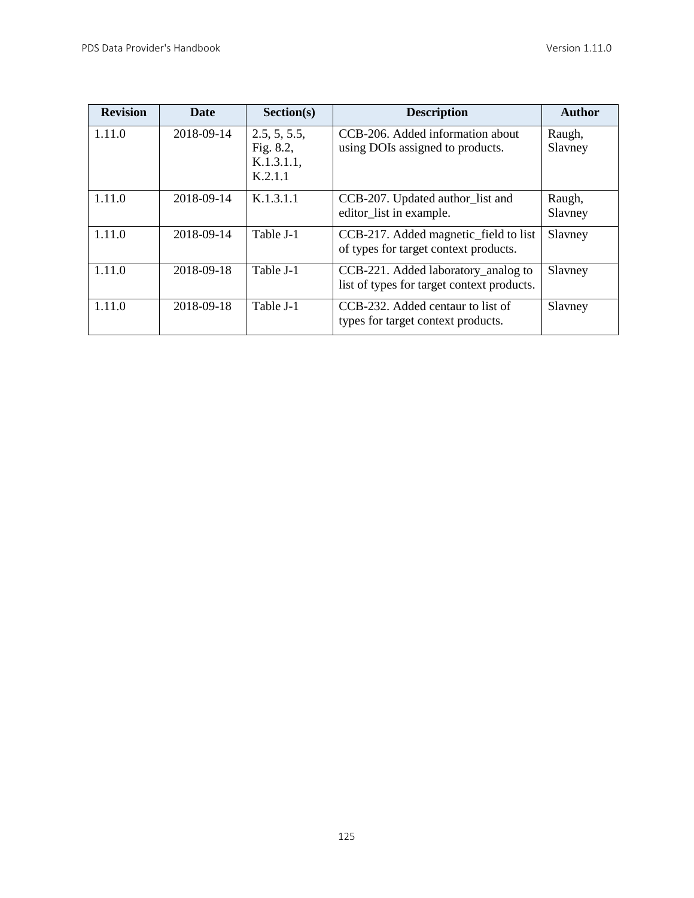| Revision | Date | Section(s) | Description | Author |
| --- | --- | --- | --- | --- |
| 1.11.0 | 2018-09-14 | 2.5, 5, 5.5, Fig. 8.2, K.1.3.1.1, K.2.1.1 | CCB-206. Added information about using DOIs assigned to products. | Raugh, Slavney |
| 1.11.0 | 2018-09-14 | K.1.3.1.1 | CCB-207. Updated author_list and editor_list in example. | Raugh, Slavney |
| 1.11.0 | 2018-09-14 | Table J-1 | CCB-217. Added magnetic_field to list of types for target context products. | Slavney |
| 1.11.0 | 2018-09-18 | Table J-1 | CCB-221. Added laboratory_analog to list of types for target context products. | Slavney |
| 1.11.0 | 2018-09-18 | Table J-1 | CCB-232. Added centaur to list of types for target context products. | Slavney |